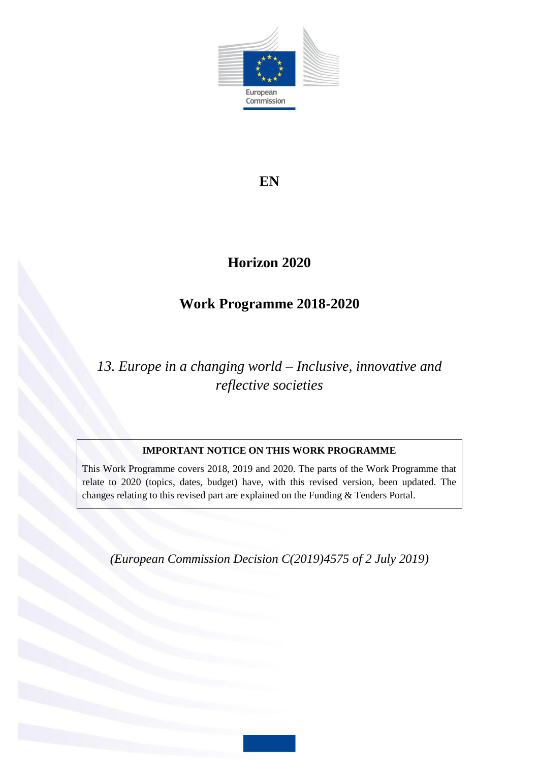European Commission

**EN**

# Horizon 2020

## Work Programme 2018-2020

*13. Europe in a changing world – Inclusive, innovative and reflective societies*

| **IMPORTANT NOTICE ON THIS WORK PROGRAMME** |
|---|
| This Work Programme covers 2018, 2019 and 2020. The parts of the Work Programme that relate to 2020 (topics, dates, budget) have, with this revised version, been updated. The changes relating to this revised part are explained on the Funding & Tenders Portal. |

*(European Commission Decision C(2019)4575 of 2 July 2019)*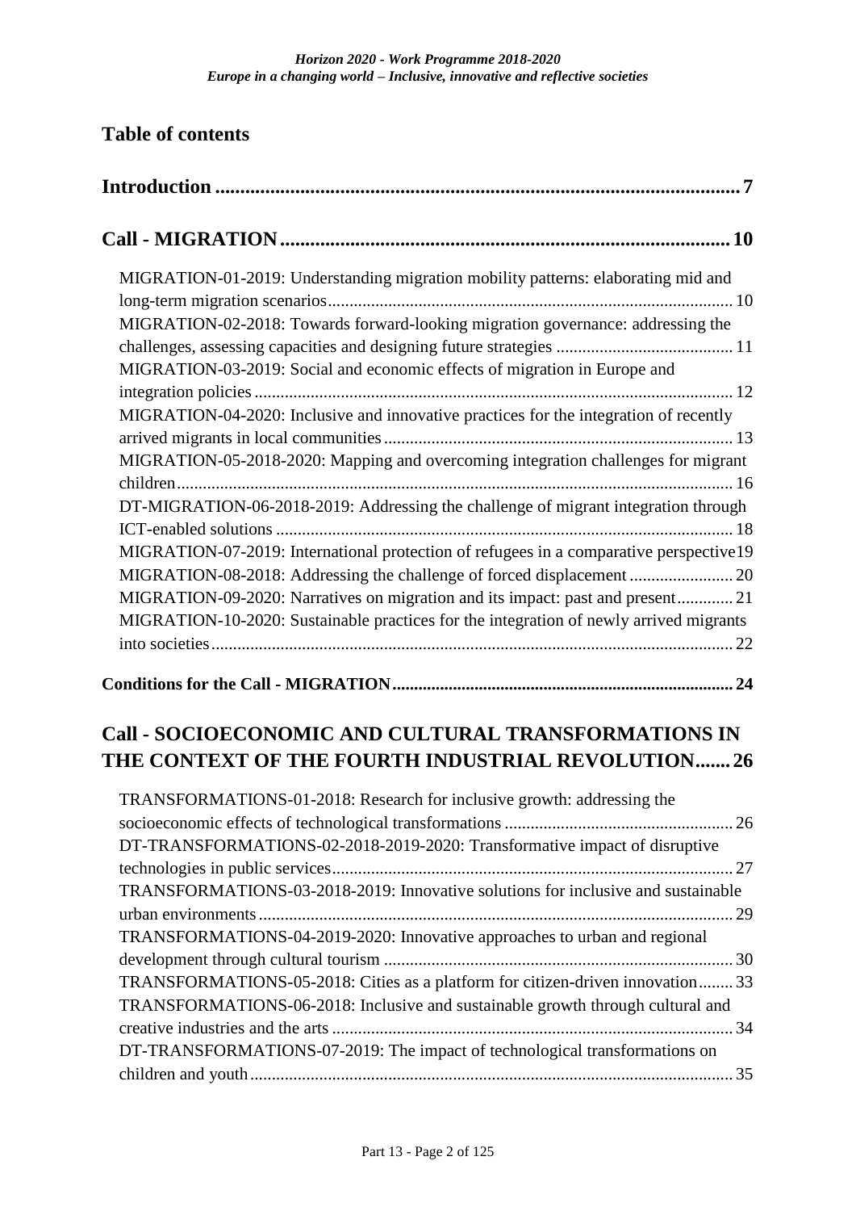## Table of contents

**Introduction ... 7**

**Call - MIGRATION ... 10**

- MIGRATION-01-2019: Understanding migration mobility patterns: elaborating mid and long-term migration scenarios ... 10
- MIGRATION-02-2018: Towards forward-looking migration governance: addressing the challenges, assessing capacities and designing future strategies ... 11
- MIGRATION-03-2019: Social and economic effects of migration in Europe and integration policies ... 12
- MIGRATION-04-2020: Inclusive and innovative practices for the integration of recently arrived migrants in local communities ... 13
- MIGRATION-05-2018-2020: Mapping and overcoming integration challenges for migrant children ... 16
- DT-MIGRATION-06-2018-2019: Addressing the challenge of migrant integration through ICT-enabled solutions ... 18
- MIGRATION-07-2019: International protection of refugees in a comparative perspective ... 19
- MIGRATION-08-2018: Addressing the challenge of forced displacement ... 20
- MIGRATION-09-2020: Narratives on migration and its impact: past and present ... 21
- MIGRATION-10-2020: Sustainable practices for the integration of newly arrived migrants into societies ... 22

**Conditions for the Call - MIGRATION ... 24**

**Call - SOCIOECONOMIC AND CULTURAL TRANSFORMATIONS IN THE CONTEXT OF THE FOURTH INDUSTRIAL REVOLUTION ... 26**

- TRANSFORMATIONS-01-2018: Research for inclusive growth: addressing the socioeconomic effects of technological transformations ... 26
- DT-TRANSFORMATIONS-02-2018-2019-2020: Transformative impact of disruptive technologies in public services ... 27
- TRANSFORMATIONS-03-2018-2019: Innovative solutions for inclusive and sustainable urban environments ... 29
- TRANSFORMATIONS-04-2019-2020: Innovative approaches to urban and regional development through cultural tourism ... 30
- TRANSFORMATIONS-05-2018: Cities as a platform for citizen-driven innovation ... 33
- TRANSFORMATIONS-06-2018: Inclusive and sustainable growth through cultural and creative industries and the arts ... 34
- DT-TRANSFORMATIONS-07-2019: The impact of technological transformations on children and youth ... 35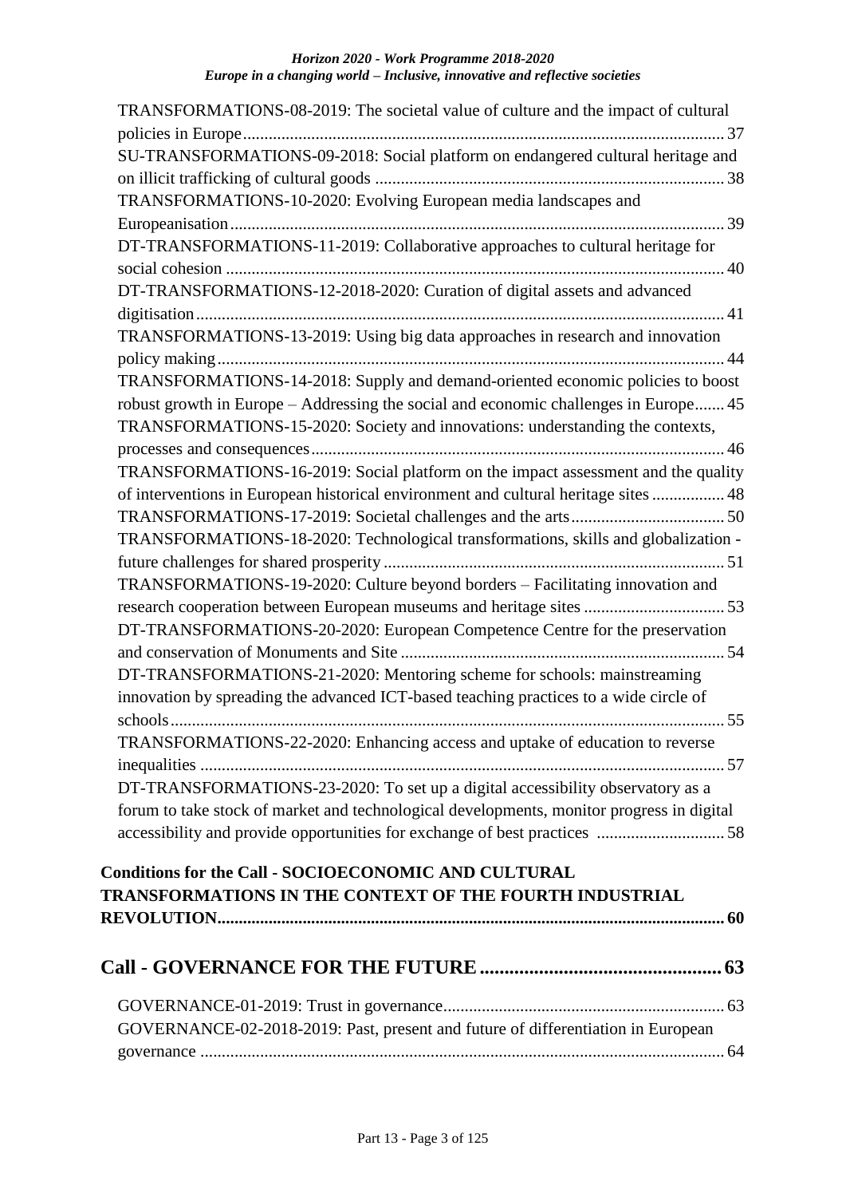TRANSFORMATIONS-08-2019: The societal value of culture and the impact of cultural policies in Europe....................................................................................................37

SU-TRANSFORMATIONS-09-2018: Social platform on endangered cultural heritage and on illicit trafficking of cultural goods ..................................................................................38

TRANSFORMATIONS-10-2020: Evolving European media landscapes and Europeanisation...............................................................................................................39

DT-TRANSFORMATIONS-11-2019: Collaborative approaches to cultural heritage for social cohesion ..............................................................................................................40

DT-TRANSFORMATIONS-12-2018-2020: Curation of digital assets and advanced digitisation...................................................................................................................41

TRANSFORMATIONS-13-2019: Using big data approaches in research and innovation policy making...............................................................................................................44

TRANSFORMATIONS-14-2018: Supply and demand-oriented economic policies to boost robust growth in Europe – Addressing the social and economic challenges in Europe.......45

TRANSFORMATIONS-15-2020: Society and innovations: understanding the contexts, processes and consequences.............................................................................................46

TRANSFORMATIONS-16-2019: Social platform on the impact assessment and the quality of interventions in European historical environment and cultural heritage sites .................48

TRANSFORMATIONS-17-2019: Societal challenges and the arts....................................50

TRANSFORMATIONS-18-2020: Technological transformations, skills and globalization - future challenges for shared prosperity ...............................................................................51

TRANSFORMATIONS-19-2020: Culture beyond borders – Facilitating innovation and research cooperation between European museums and heritage sites .................................53

DT-TRANSFORMATIONS-20-2020: European Competence Centre for the preservation and conservation of Monuments and Site ...........................................................................54

DT-TRANSFORMATIONS-21-2020: Mentoring scheme for schools: mainstreaming innovation by spreading the advanced ICT-based teaching practices to a wide circle of schools........................................................................................................................55

TRANSFORMATIONS-22-2020: Enhancing access and uptake of education to reverse inequalities ..................................................................................................................57

DT-TRANSFORMATIONS-23-2020: To set up a digital accessibility observatory as a forum to take stock of market and technological developments, monitor progress in digital accessibility and provide opportunities for exchange of best practices .............................58

**Conditions for the Call - SOCIOECONOMIC AND CULTURAL TRANSFORMATIONS IN THE CONTEXT OF THE FOURTH INDUSTRIAL REVOLUTION.....................................................................................................................60**

## Call - GOVERNANCE FOR THE FUTURE ................................................63

GOVERNANCE-01-2019: Trust in governance.................................................................63

GOVERNANCE-02-2018-2019: Past, present and future of differentiation in European governance .........................................................................................................................64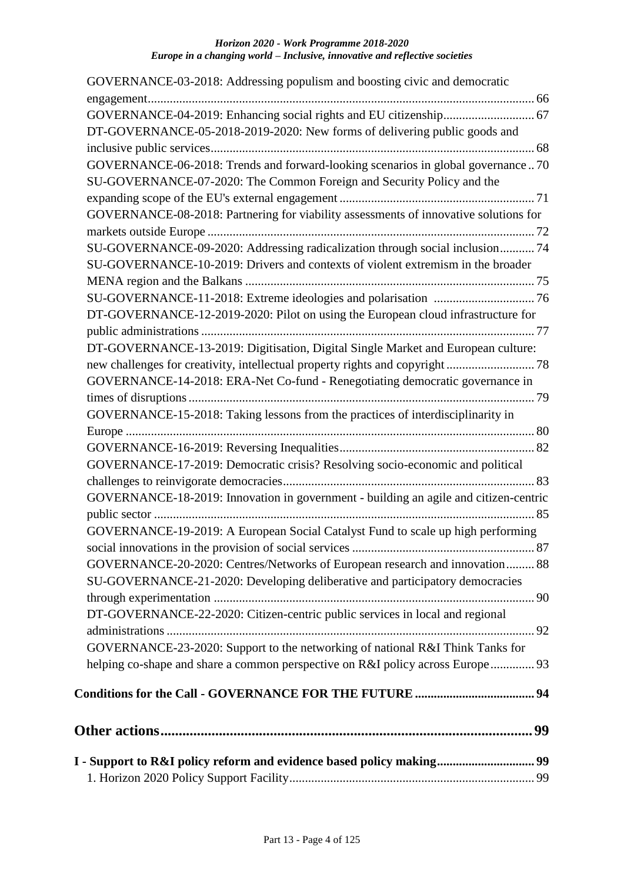GOVERNANCE-03-2018: Addressing populism and boosting civic and democratic engagement........................................................................................................................ 66

GOVERNANCE-04-2019: Enhancing social rights and EU citizenship............................ 67

DT-GOVERNANCE-05-2018-2019-2020: New forms of delivering public goods and inclusive public services...................................................................................................... 68

GOVERNANCE-06-2018: Trends and forward-looking scenarios in global governance .. 70

SU-GOVERNANCE-07-2020: The Common Foreign and Security Policy and the expanding scope of the EU's external engagement ............................................................. 71

GOVERNANCE-08-2018: Partnering for viability assessments of innovative solutions for markets outside Europe ....................................................................................................... 72

SU-GOVERNANCE-09-2020: Addressing radicalization through social inclusion........... 74

SU-GOVERNANCE-10-2019: Drivers and contexts of violent extremism in the broader MENA region and the Balkans ........................................................................................... 75

SU-GOVERNANCE-11-2018: Extreme ideologies and polarisation ................................ 76

DT-GOVERNANCE-12-2019-2020: Pilot on using the European cloud infrastructure for public administrations ......................................................................................................... 77

DT-GOVERNANCE-13-2019: Digitisation, Digital Single Market and European culture: new challenges for creativity, intellectual property rights and copyright ............................ 78

GOVERNANCE-14-2018: ERA-Net Co-fund - Renegotiating democratic governance in times of disruptions ............................................................................................................. 79

GOVERNANCE-15-2018: Taking lessons from the practices of interdisciplinarity in Europe ................................................................................................................................. 80

GOVERNANCE-16-2019: Reversing Inequalities............................................................. 82

GOVERNANCE-17-2019: Democratic crisis? Resolving socio-economic and political challenges to reinvigorate democracies................................................................................ 83

GOVERNANCE-18-2019: Innovation in government - building an agile and citizen-centric public sector ........................................................................................................................ 85

GOVERNANCE-19-2019: A European Social Catalyst Fund to scale up high performing social innovations in the provision of social services .......................................................... 87

GOVERNANCE-20-2020: Centres/Networks of European research and innovation......... 88

SU-GOVERNANCE-21-2020: Developing deliberative and participatory democracies through experimentation ...................................................................................................... 90

DT-GOVERNANCE-22-2020: Citizen-centric public services in local and regional administrations .................................................................................................................... 92

GOVERNANCE-23-2020: Support to the networking of national R&I Think Tanks for helping co-shape and share a common perspective on R&I policy across Europe .............. 93

**Conditions for the Call - GOVERNANCE FOR THE FUTURE ...................................... 94**

## Other actions...................................................................................................... 99

**I - Support to R&I policy reform and evidence based policy making............................... 99**

1. Horizon 2020 Policy Support Facility............................................................................. 99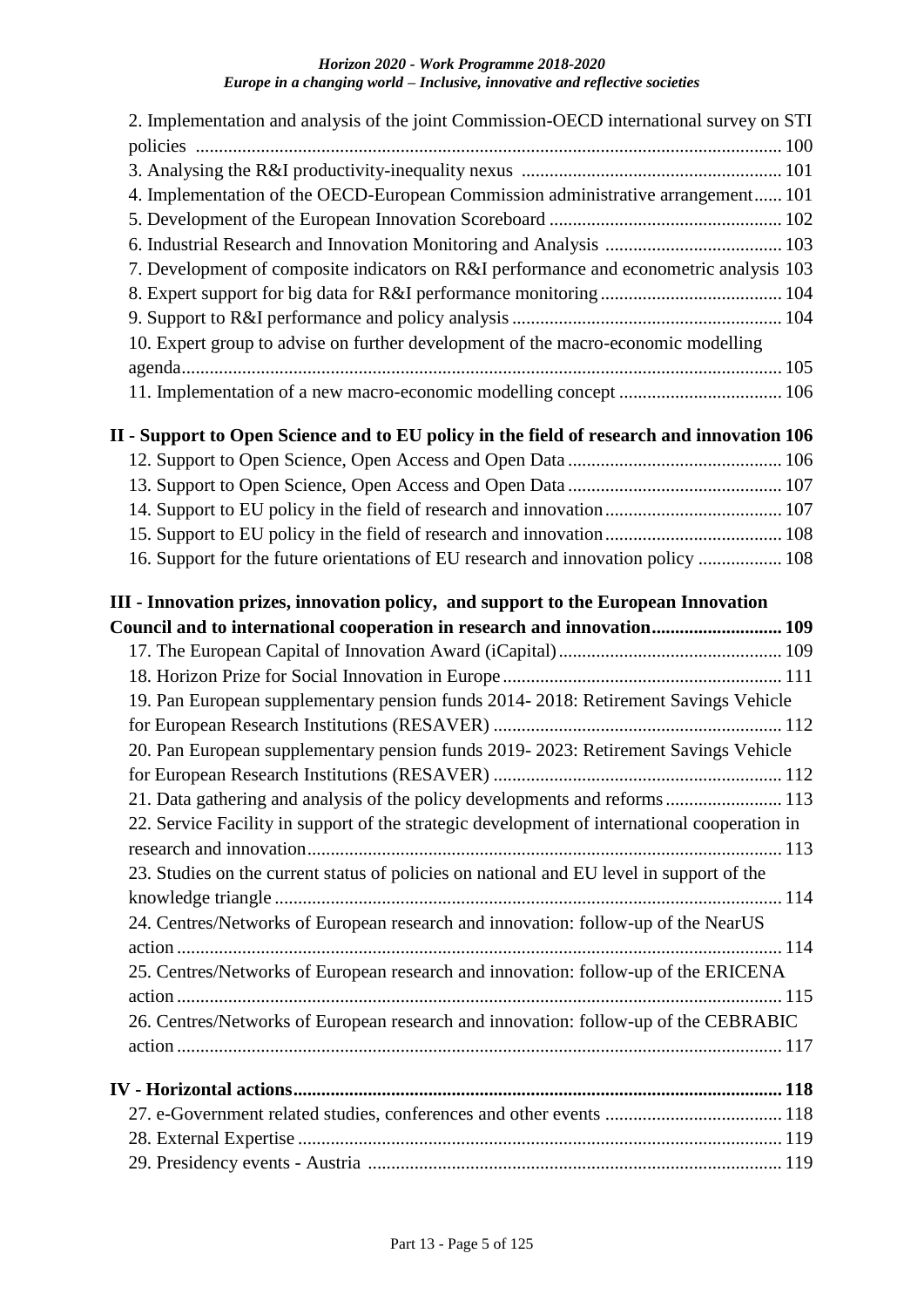2. Implementation and analysis of the joint Commission-OECD international survey on STI policies ............ 100
3. Analysing the R&I productivity-inequality nexus ............ 101
4. Implementation of the OECD-European Commission administrative arrangement ............ 101
5. Development of the European Innovation Scoreboard ............ 102
6. Industrial Research and Innovation Monitoring and Analysis ............ 103
7. Development of composite indicators on R&I performance and econometric analysis 103
8. Expert support for big data for R&I performance monitoring ............ 104
9. Support to R&I performance and policy analysis ............ 104
10. Expert group to advise on further development of the macro-economic modelling agenda ............ 105
11. Implementation of a new macro-economic modelling concept ............ 106

**II - Support to Open Science and to EU policy in the field of research and innovation 106**

12. Support to Open Science, Open Access and Open Data ............ 106
13. Support to Open Science, Open Access and Open Data ............ 107
14. Support to EU policy in the field of research and innovation ............ 107
15. Support to EU policy in the field of research and innovation ............ 108
16. Support for the future orientations of EU research and innovation policy ............ 108

**III - Innovation prizes, innovation policy, and support to the European Innovation Council and to international cooperation in research and innovation ............ 109**

17. The European Capital of Innovation Award (iCapital) ............ 109
18. Horizon Prize for Social Innovation in Europe ............ 111
19. Pan European supplementary pension funds 2014- 2018: Retirement Savings Vehicle for European Research Institutions (RESAVER) ............ 112
20. Pan European supplementary pension funds 2019- 2023: Retirement Savings Vehicle for European Research Institutions (RESAVER) ............ 112
21. Data gathering and analysis of the policy developments and reforms ............ 113
22. Service Facility in support of the strategic development of international cooperation in research and innovation ............ 113
23. Studies on the current status of policies on national and EU level in support of the knowledge triangle ............ 114
24. Centres/Networks of European research and innovation: follow-up of the NearUS action ............ 114
25. Centres/Networks of European research and innovation: follow-up of the ERICENA action ............ 115
26. Centres/Networks of European research and innovation: follow-up of the CEBRABIC action ............ 117

**IV - Horizontal actions ............ 118**

27. e-Government related studies, conferences and other events ............ 118
28. External Expertise ............ 119
29. Presidency events - Austria ............ 119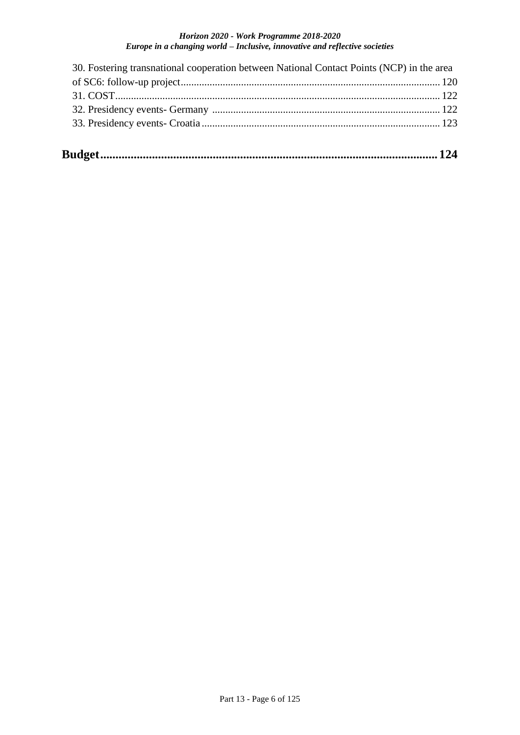30. Fostering transnational cooperation between National Contact Points (NCP) in the area of SC6: follow-up project ........ 120

31. COST ........ 122

32. Presidency events- Germany ........ 122

33. Presidency events- Croatia ........ 123

**Budget ........ 124**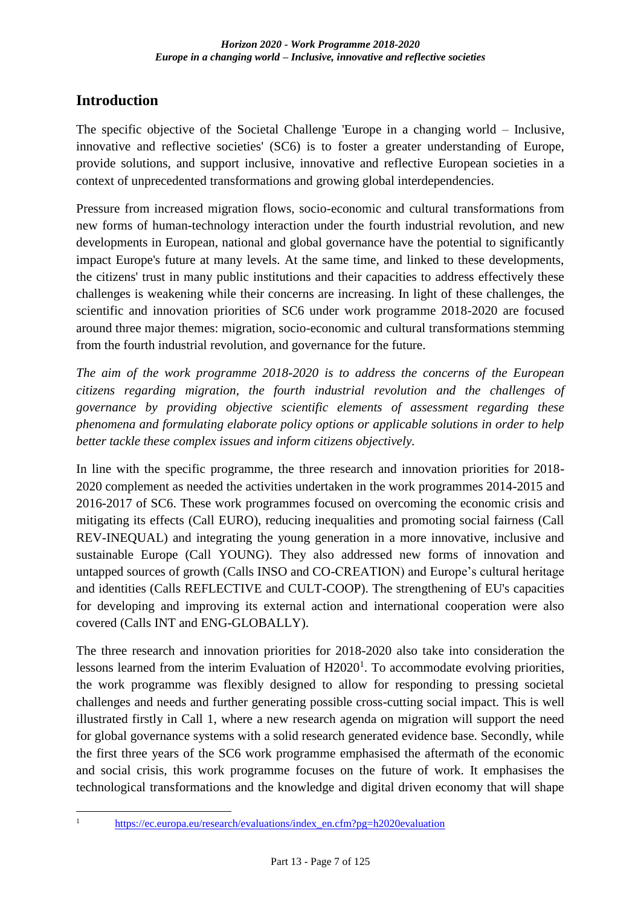## Introduction

The specific objective of the Societal Challenge 'Europe in a changing world – Inclusive, innovative and reflective societies' (SC6) is to foster a greater understanding of Europe, provide solutions, and support inclusive, innovative and reflective European societies in a context of unprecedented transformations and growing global interdependencies.

Pressure from increased migration flows, socio-economic and cultural transformations from new forms of human-technology interaction under the fourth industrial revolution, and new developments in European, national and global governance have the potential to significantly impact Europe's future at many levels. At the same time, and linked to these developments, the citizens' trust in many public institutions and their capacities to address effectively these challenges is weakening while their concerns are increasing. In light of these challenges, the scientific and innovation priorities of SC6 under work programme 2018-2020 are focused around three major themes: migration, socio-economic and cultural transformations stemming from the fourth industrial revolution, and governance for the future.

*The aim of the work programme 2018-2020 is to address the concerns of the European citizens regarding migration, the fourth industrial revolution and the challenges of governance by providing objective scientific elements of assessment regarding these phenomena and formulating elaborate policy options or applicable solutions in order to help better tackle these complex issues and inform citizens objectively.*

In line with the specific programme, the three research and innovation priorities for 2018-2020 complement as needed the activities undertaken in the work programmes 2014-2015 and 2016-2017 of SC6. These work programmes focused on overcoming the economic crisis and mitigating its effects (Call EURO), reducing inequalities and promoting social fairness (Call REV-INEQUAL) and integrating the young generation in a more innovative, inclusive and sustainable Europe (Call YOUNG). They also addressed new forms of innovation and untapped sources of growth (Calls INSO and CO-CREATION) and Europe's cultural heritage and identities (Calls REFLECTIVE and CULT-COOP). The strengthening of EU's capacities for developing and improving its external action and international cooperation were also covered (Calls INT and ENG-GLOBALLY).

The three research and innovation priorities for 2018-2020 also take into consideration the lessons learned from the interim Evaluation of H2020[1]. To accommodate evolving priorities, the work programme was flexibly designed to allow for responding to pressing societal challenges and needs and further generating possible cross-cutting social impact. This is well illustrated firstly in Call 1, where a new research agenda on migration will support the need for global governance systems with a solid research generated evidence base. Secondly, while the first three years of the SC6 work programme emphasised the aftermath of the economic and social crisis, this work programme focuses on the future of work. It emphasises the technological transformations and the knowledge and digital driven economy that will shape

[1] https://ec.europa.eu/research/evaluations/index_en.cfm?pg=h2020evaluation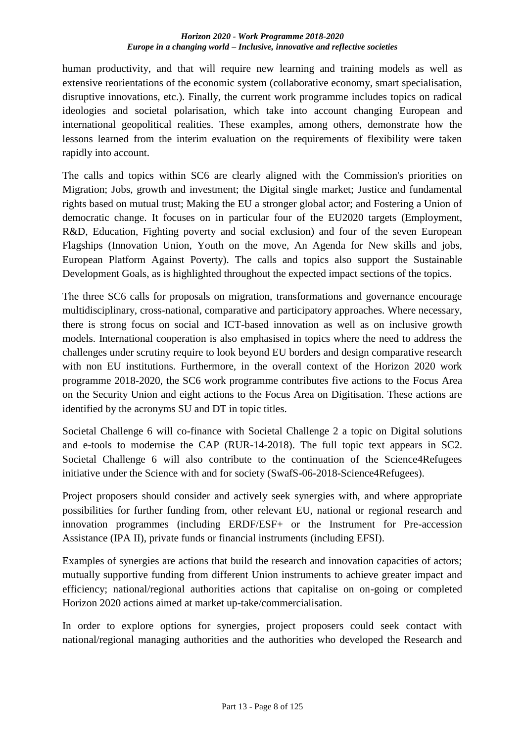human productivity, and that will require new learning and training models as well as extensive reorientations of the economic system (collaborative economy, smart specialisation, disruptive innovations, etc.). Finally, the current work programme includes topics on radical ideologies and societal polarisation, which take into account changing European and international geopolitical realities. These examples, among others, demonstrate how the lessons learned from the interim evaluation on the requirements of flexibility were taken rapidly into account.

The calls and topics within SC6 are clearly aligned with the Commission's priorities on Migration; Jobs, growth and investment; the Digital single market; Justice and fundamental rights based on mutual trust; Making the EU a stronger global actor; and Fostering a Union of democratic change. It focuses on in particular four of the EU2020 targets (Employment, R&D, Education, Fighting poverty and social exclusion) and four of the seven European Flagships (Innovation Union, Youth on the move, An Agenda for New skills and jobs, European Platform Against Poverty). The calls and topics also support the Sustainable Development Goals, as is highlighted throughout the expected impact sections of the topics.

The three SC6 calls for proposals on migration, transformations and governance encourage multidisciplinary, cross-national, comparative and participatory approaches. Where necessary, there is strong focus on social and ICT-based innovation as well as on inclusive growth models. International cooperation is also emphasised in topics where the need to address the challenges under scrutiny require to look beyond EU borders and design comparative research with non EU institutions. Furthermore, in the overall context of the Horizon 2020 work programme 2018-2020, the SC6 work programme contributes five actions to the Focus Area on the Security Union and eight actions to the Focus Area on Digitisation. These actions are identified by the acronyms SU and DT in topic titles.

Societal Challenge 6 will co-finance with Societal Challenge 2 a topic on Digital solutions and e-tools to modernise the CAP (RUR-14-2018). The full topic text appears in SC2. Societal Challenge 6 will also contribute to the continuation of the Science4Refugees initiative under the Science with and for society (SwafS-06-2018-Science4Refugees).

Project proposers should consider and actively seek synergies with, and where appropriate possibilities for further funding from, other relevant EU, national or regional research and innovation programmes (including ERDF/ESF+ or the Instrument for Pre-accession Assistance (IPA II), private funds or financial instruments (including EFSI).

Examples of synergies are actions that build the research and innovation capacities of actors; mutually supportive funding from different Union instruments to achieve greater impact and efficiency; national/regional authorities actions that capitalise on on-going or completed Horizon 2020 actions aimed at market up-take/commercialisation.

In order to explore options for synergies, project proposers could seek contact with national/regional managing authorities and the authorities who developed the Research and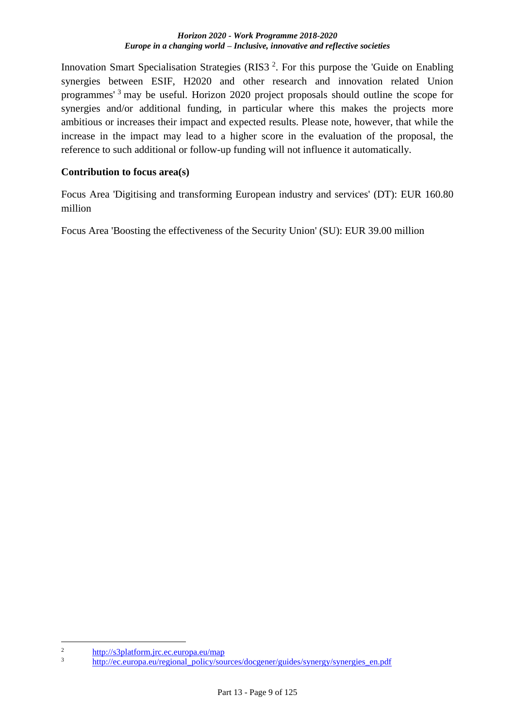Innovation Smart Specialisation Strategies (RIS3 [2]. For this purpose the 'Guide on Enabling synergies between ESIF, H2020 and other research and innovation related Union programmes' [3] may be useful. Horizon 2020 project proposals should outline the scope for synergies and/or additional funding, in particular where this makes the projects more ambitious or increases their impact and expected results. Please note, however, that while the increase in the impact may lead to a higher score in the evaluation of the proposal, the reference to such additional or follow-up funding will not influence it automatically.

**Contribution to focus area(s)**

Focus Area 'Digitising and transforming European industry and services' (DT): EUR 160.80 million

Focus Area 'Boosting the effectiveness of the Security Union' (SU): EUR 39.00 million

---

[2] http://s3platform.jrc.ec.europa.eu/map

[3] http://ec.europa.eu/regional_policy/sources/docgener/guides/synergy/synergies_en.pdf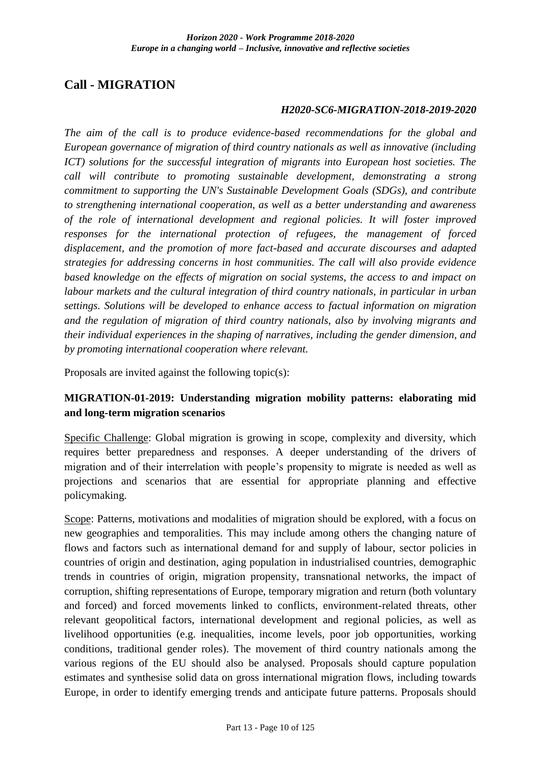## Call - MIGRATION

***H2020-SC6-MIGRATION-2018-2019-2020***

*The aim of the call is to produce evidence-based recommendations for the global and European governance of migration of third country nationals as well as innovative (including ICT) solutions for the successful integration of migrants into European host societies. The call will contribute to promoting sustainable development, demonstrating a strong commitment to supporting the UN's Sustainable Development Goals (SDGs), and contribute to strengthening international cooperation, as well as a better understanding and awareness of the role of international development and regional policies. It will foster improved responses for the international protection of refugees, the management of forced displacement, and the promotion of more fact-based and accurate discourses and adapted strategies for addressing concerns in host communities. The call will also provide evidence based knowledge on the effects of migration on social systems, the access to and impact on labour markets and the cultural integration of third country nationals, in particular in urban settings. Solutions will be developed to enhance access to factual information on migration and the regulation of migration of third country nationals, also by involving migrants and their individual experiences in the shaping of narratives, including the gender dimension, and by promoting international cooperation where relevant.*

Proposals are invited against the following topic(s):

### MIGRATION-01-2019: Understanding migration mobility patterns: elaborating mid and long-term migration scenarios

Specific Challenge: Global migration is growing in scope, complexity and diversity, which requires better preparedness and responses. A deeper understanding of the drivers of migration and of their interrelation with people's propensity to migrate is needed as well as projections and scenarios that are essential for appropriate planning and effective policymaking.

Scope: Patterns, motivations and modalities of migration should be explored, with a focus on new geographies and temporalities. This may include among others the changing nature of flows and factors such as international demand for and supply of labour, sector policies in countries of origin and destination, aging population in industrialised countries, demographic trends in countries of origin, migration propensity, transnational networks, the impact of corruption, shifting representations of Europe, temporary migration and return (both voluntary and forced) and forced movements linked to conflicts, environment-related threats, other relevant geopolitical factors, international development and regional policies, as well as livelihood opportunities (e.g. inequalities, income levels, poor job opportunities, working conditions, traditional gender roles). The movement of third country nationals among the various regions of the EU should also be analysed. Proposals should capture population estimates and synthesise solid data on gross international migration flows, including towards Europe, in order to identify emerging trends and anticipate future patterns. Proposals should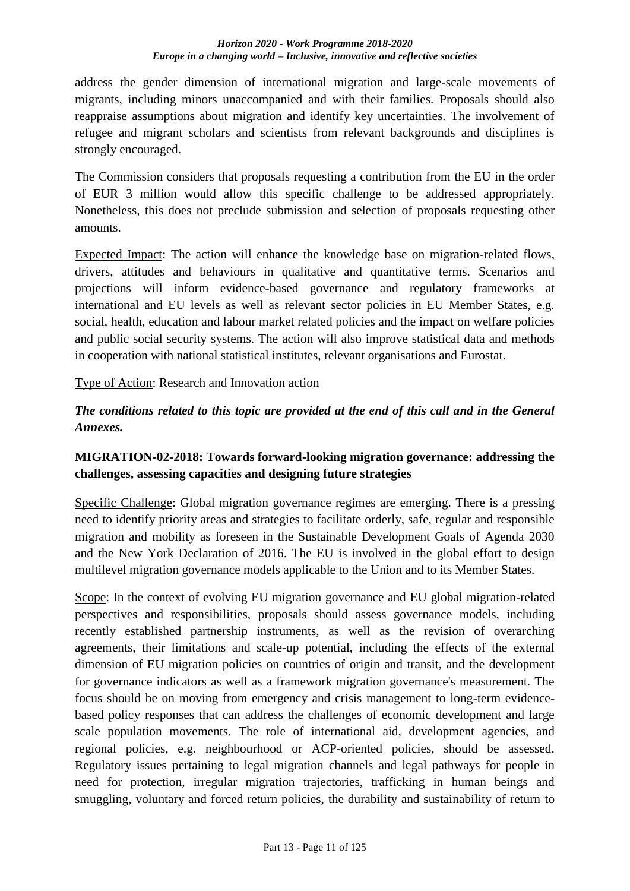address the gender dimension of international migration and large-scale movements of migrants, including minors unaccompanied and with their families. Proposals should also reappraise assumptions about migration and identify key uncertainties. The involvement of refugee and migrant scholars and scientists from relevant backgrounds and disciplines is strongly encouraged.

The Commission considers that proposals requesting a contribution from the EU in the order of EUR 3 million would allow this specific challenge to be addressed appropriately. Nonetheless, this does not preclude submission and selection of proposals requesting other amounts.

Expected Impact: The action will enhance the knowledge base on migration-related flows, drivers, attitudes and behaviours in qualitative and quantitative terms. Scenarios and projections will inform evidence-based governance and regulatory frameworks at international and EU levels as well as relevant sector policies in EU Member States, e.g. social, health, education and labour market related policies and the impact on welfare policies and public social security systems. The action will also improve statistical data and methods in cooperation with national statistical institutes, relevant organisations and Eurostat.

Type of Action: Research and Innovation action

***The conditions related to this topic are provided at the end of this call and in the General Annexes.***

### MIGRATION-02-2018: Towards forward-looking migration governance: addressing the challenges, assessing capacities and designing future strategies

Specific Challenge: Global migration governance regimes are emerging. There is a pressing need to identify priority areas and strategies to facilitate orderly, safe, regular and responsible migration and mobility as foreseen in the Sustainable Development Goals of Agenda 2030 and the New York Declaration of 2016. The EU is involved in the global effort to design multilevel migration governance models applicable to the Union and to its Member States.

Scope: In the context of evolving EU migration governance and EU global migration-related perspectives and responsibilities, proposals should assess governance models, including recently established partnership instruments, as well as the revision of overarching agreements, their limitations and scale-up potential, including the effects of the external dimension of EU migration policies on countries of origin and transit, and the development for governance indicators as well as a framework migration governance's measurement. The focus should be on moving from emergency and crisis management to long-term evidence-based policy responses that can address the challenges of economic development and large scale population movements. The role of international aid, development agencies, and regional policies, e.g. neighbourhood or ACP-oriented policies, should be assessed. Regulatory issues pertaining to legal migration channels and legal pathways for people in need for protection, irregular migration trajectories, trafficking in human beings and smuggling, voluntary and forced return policies, the durability and sustainability of return to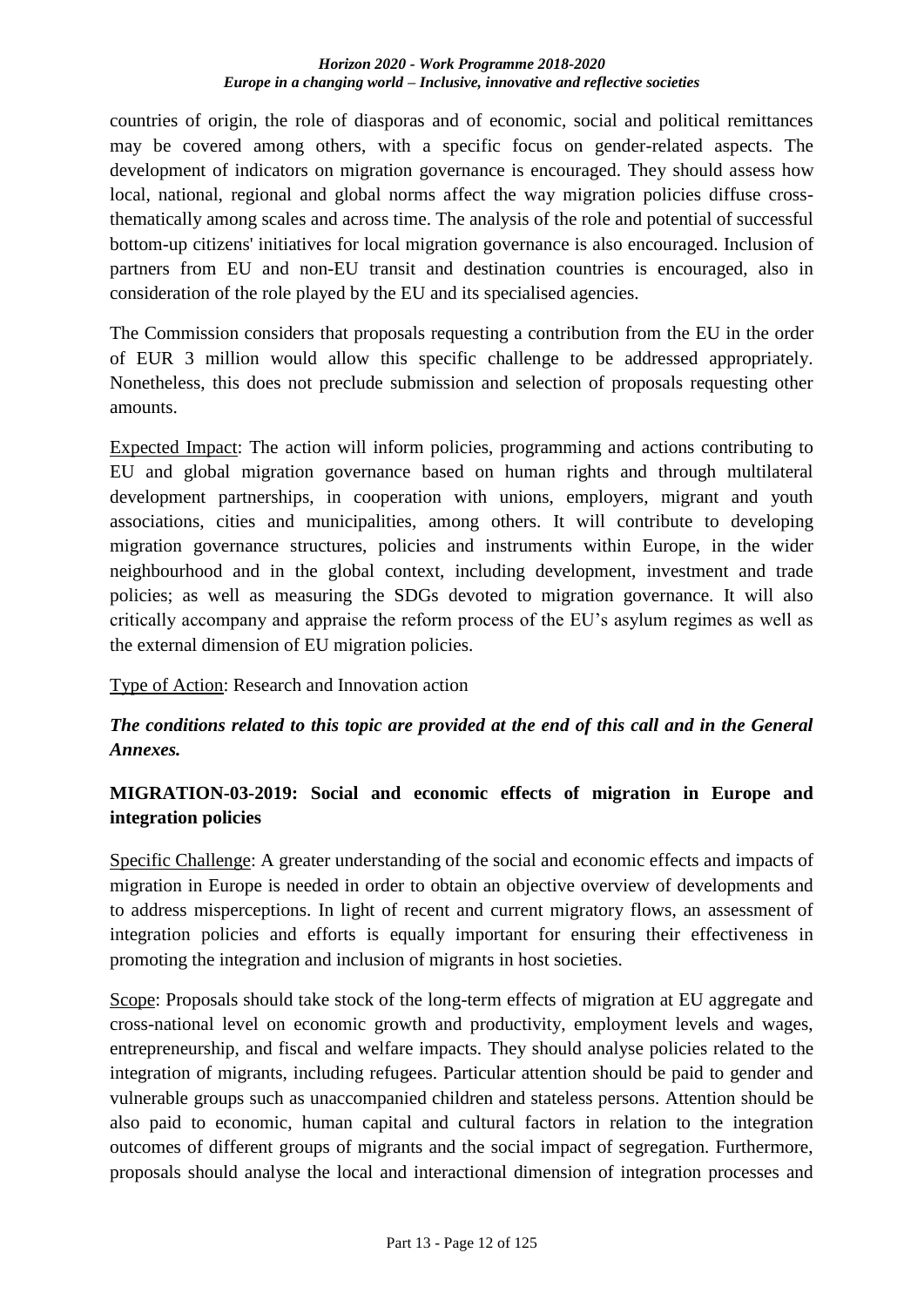countries of origin, the role of diasporas and of economic, social and political remittances may be covered among others, with a specific focus on gender-related aspects. The development of indicators on migration governance is encouraged. They should assess how local, national, regional and global norms affect the way migration policies diffuse cross-thematically among scales and across time. The analysis of the role and potential of successful bottom-up citizens' initiatives for local migration governance is also encouraged. Inclusion of partners from EU and non-EU transit and destination countries is encouraged, also in consideration of the role played by the EU and its specialised agencies.

The Commission considers that proposals requesting a contribution from the EU in the order of EUR 3 million would allow this specific challenge to be addressed appropriately. Nonetheless, this does not preclude submission and selection of proposals requesting other amounts.

Expected Impact: The action will inform policies, programming and actions contributing to EU and global migration governance based on human rights and through multilateral development partnerships, in cooperation with unions, employers, migrant and youth associations, cities and municipalities, among others. It will contribute to developing migration governance structures, policies and instruments within Europe, in the wider neighbourhood and in the global context, including development, investment and trade policies; as well as measuring the SDGs devoted to migration governance. It will also critically accompany and appraise the reform process of the EU's asylum regimes as well as the external dimension of EU migration policies.

Type of Action: Research and Innovation action

***The conditions related to this topic are provided at the end of this call and in the General Annexes.***

### MIGRATION-03-2019: Social and economic effects of migration in Europe and integration policies

Specific Challenge: A greater understanding of the social and economic effects and impacts of migration in Europe is needed in order to obtain an objective overview of developments and to address misperceptions. In light of recent and current migratory flows, an assessment of integration policies and efforts is equally important for ensuring their effectiveness in promoting the integration and inclusion of migrants in host societies.

Scope: Proposals should take stock of the long-term effects of migration at EU aggregate and cross-national level on economic growth and productivity, employment levels and wages, entrepreneurship, and fiscal and welfare impacts. They should analyse policies related to the integration of migrants, including refugees. Particular attention should be paid to gender and vulnerable groups such as unaccompanied children and stateless persons. Attention should be also paid to economic, human capital and cultural factors in relation to the integration outcomes of different groups of migrants and the social impact of segregation. Furthermore, proposals should analyse the local and interactional dimension of integration processes and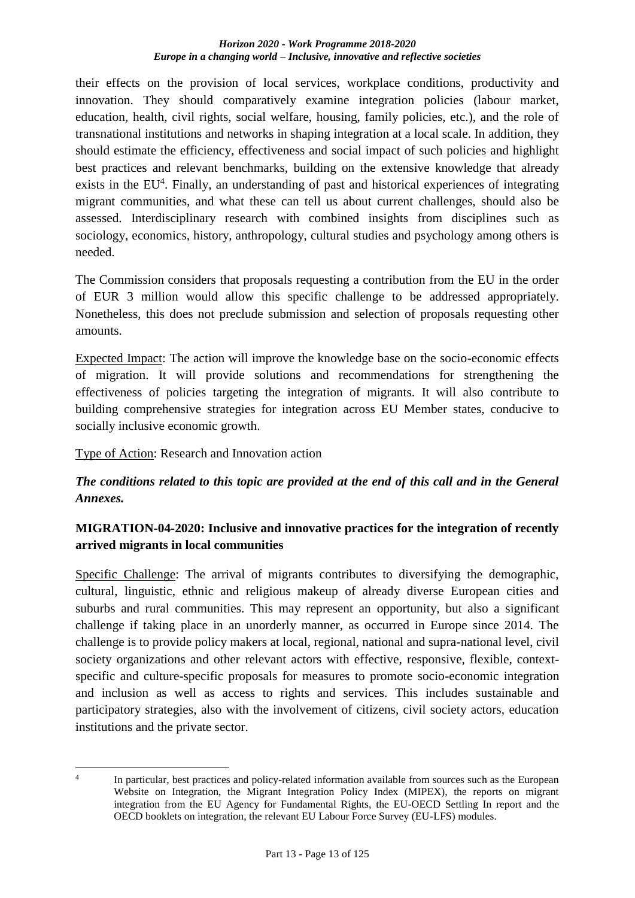their effects on the provision of local services, workplace conditions, productivity and innovation. They should comparatively examine integration policies (labour market, education, health, civil rights, social welfare, housing, family policies, etc.), and the role of transnational institutions and networks in shaping integration at a local scale. In addition, they should estimate the efficiency, effectiveness and social impact of such policies and highlight best practices and relevant benchmarks, building on the extensive knowledge that already exists in the EU[4]. Finally, an understanding of past and historical experiences of integrating migrant communities, and what these can tell us about current challenges, should also be assessed. Interdisciplinary research with combined insights from disciplines such as sociology, economics, history, anthropology, cultural studies and psychology among others is needed.

The Commission considers that proposals requesting a contribution from the EU in the order of EUR 3 million would allow this specific challenge to be addressed appropriately. Nonetheless, this does not preclude submission and selection of proposals requesting other amounts.

Expected Impact: The action will improve the knowledge base on the socio-economic effects of migration. It will provide solutions and recommendations for strengthening the effectiveness of policies targeting the integration of migrants. It will also contribute to building comprehensive strategies for integration across EU Member states, conducive to socially inclusive economic growth.

Type of Action: Research and Innovation action

***The conditions related to this topic are provided at the end of this call and in the General Annexes.***

### MIGRATION-04-2020: Inclusive and innovative practices for the integration of recently arrived migrants in local communities

Specific Challenge: The arrival of migrants contributes to diversifying the demographic, cultural, linguistic, ethnic and religious makeup of already diverse European cities and suburbs and rural communities. This may represent an opportunity, but also a significant challenge if taking place in an unorderly manner, as occurred in Europe since 2014. The challenge is to provide policy makers at local, regional, national and supra-national level, civil society organizations and other relevant actors with effective, responsive, flexible, context-specific and culture-specific proposals for measures to promote socio-economic integration and inclusion as well as access to rights and services. This includes sustainable and participatory strategies, also with the involvement of citizens, civil society actors, education institutions and the private sector.

---

[4] In particular, best practices and policy-related information available from sources such as the European Website on Integration, the Migrant Integration Policy Index (MIPEX), the reports on migrant integration from the EU Agency for Fundamental Rights, the EU-OECD Settling In report and the OECD booklets on integration, the relevant EU Labour Force Survey (EU-LFS) modules.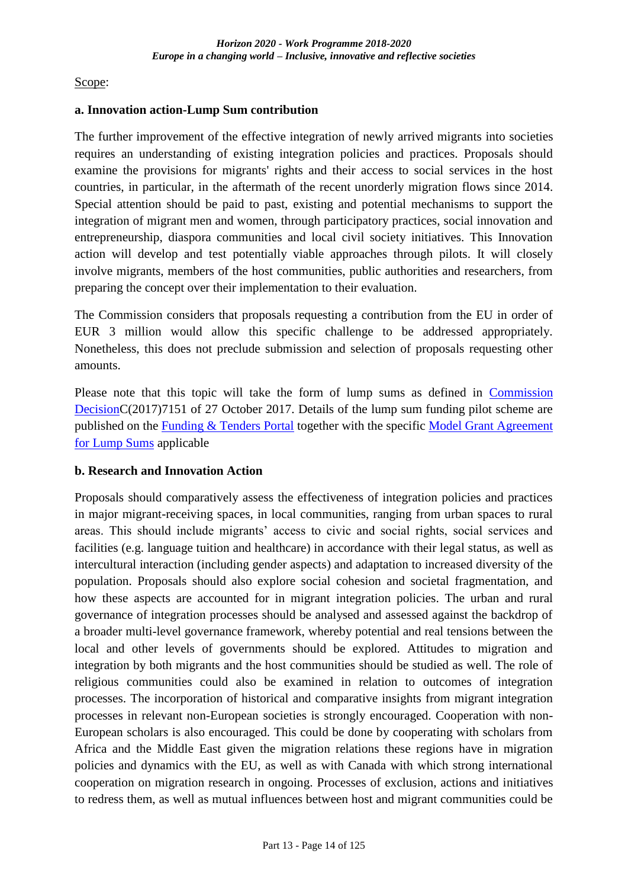Scope:

**a. Innovation action-Lump Sum contribution**

The further improvement of the effective integration of newly arrived migrants into societies requires an understanding of existing integration policies and practices. Proposals should examine the provisions for migrants' rights and their access to social services in the host countries, in particular, in the aftermath of the recent unorderly migration flows since 2014. Special attention should be paid to past, existing and potential mechanisms to support the integration of migrant men and women, through participatory practices, social innovation and entrepreneurship, diaspora communities and local civil society initiatives. This Innovation action will develop and test potentially viable approaches through pilots. It will closely involve migrants, members of the host communities, public authorities and researchers, from preparing the concept over their implementation to their evaluation.

The Commission considers that proposals requesting a contribution from the EU in order of EUR 3 million would allow this specific challenge to be addressed appropriately. Nonetheless, this does not preclude submission and selection of proposals requesting other amounts.

Please note that this topic will take the form of lump sums as defined in Commission DecisionC(2017)7151 of 27 October 2017. Details of the lump sum funding pilot scheme are published on the Funding & Tenders Portal together with the specific Model Grant Agreement for Lump Sums applicable

**b. Research and Innovation Action**

Proposals should comparatively assess the effectiveness of integration policies and practices in major migrant-receiving spaces, in local communities, ranging from urban spaces to rural areas. This should include migrants' access to civic and social rights, social services and facilities (e.g. language tuition and healthcare) in accordance with their legal status, as well as intercultural interaction (including gender aspects) and adaptation to increased diversity of the population. Proposals should also explore social cohesion and societal fragmentation, and how these aspects are accounted for in migrant integration policies. The urban and rural governance of integration processes should be analysed and assessed against the backdrop of a broader multi-level governance framework, whereby potential and real tensions between the local and other levels of governments should be explored. Attitudes to migration and integration by both migrants and the host communities should be studied as well. The role of religious communities could also be examined in relation to outcomes of integration processes. The incorporation of historical and comparative insights from migrant integration processes in relevant non-European societies is strongly encouraged. Cooperation with non-European scholars is also encouraged. This could be done by cooperating with scholars from Africa and the Middle East given the migration relations these regions have in migration policies and dynamics with the EU, as well as with Canada with which strong international cooperation on migration research in ongoing. Processes of exclusion, actions and initiatives to redress them, as well as mutual influences between host and migrant communities could be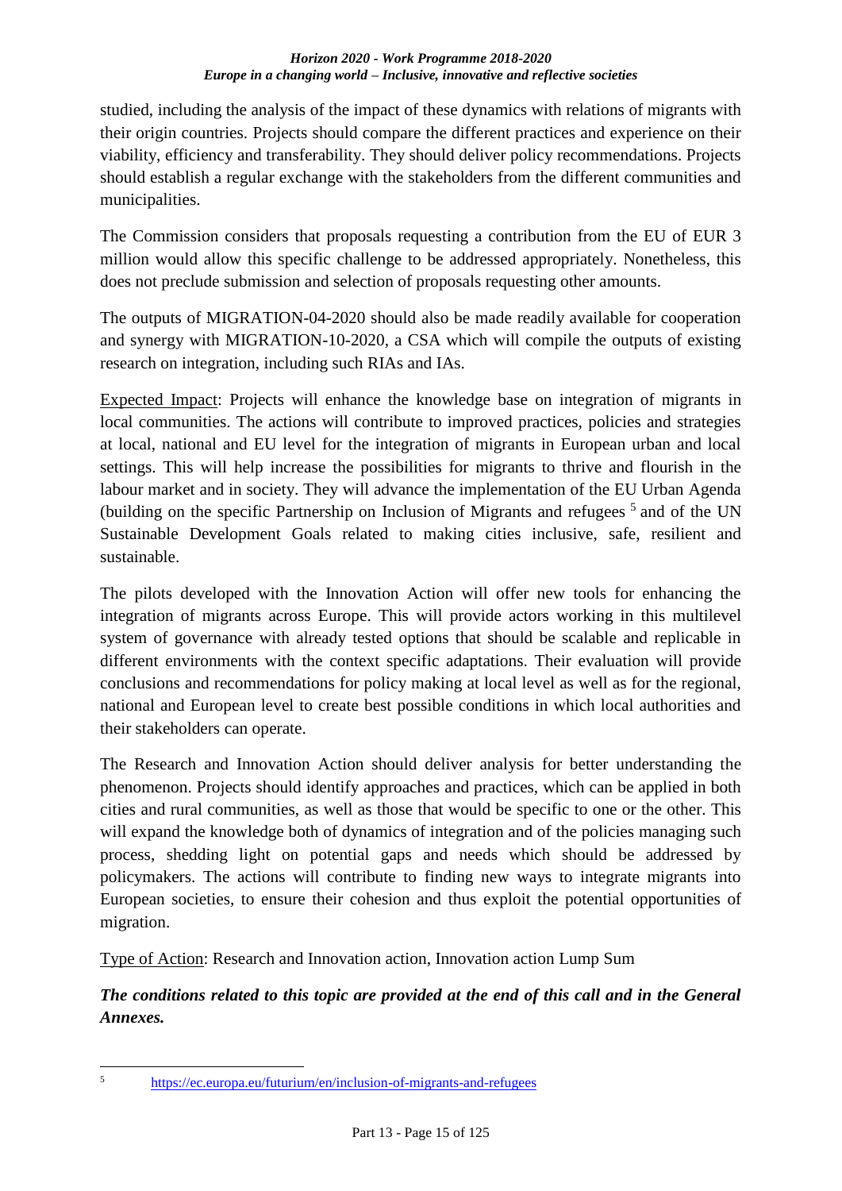studied, including the analysis of the impact of these dynamics with relations of migrants with their origin countries. Projects should compare the different practices and experience on their viability, efficiency and transferability. They should deliver policy recommendations. Projects should establish a regular exchange with the stakeholders from the different communities and municipalities.

The Commission considers that proposals requesting a contribution from the EU of EUR 3 million would allow this specific challenge to be addressed appropriately. Nonetheless, this does not preclude submission and selection of proposals requesting other amounts.

The outputs of MIGRATION-04-2020 should also be made readily available for cooperation and synergy with MIGRATION-10-2020, a CSA which will compile the outputs of existing research on integration, including such RIAs and IAs.

Expected Impact: Projects will enhance the knowledge base on integration of migrants in local communities. The actions will contribute to improved practices, policies and strategies at local, national and EU level for the integration of migrants in European urban and local settings. This will help increase the possibilities for migrants to thrive and flourish in the labour market and in society. They will advance the implementation of the EU Urban Agenda (building on the specific Partnership on Inclusion of Migrants and refugees [5] and of the UN Sustainable Development Goals related to making cities inclusive, safe, resilient and sustainable.

The pilots developed with the Innovation Action will offer new tools for enhancing the integration of migrants across Europe. This will provide actors working in this multilevel system of governance with already tested options that should be scalable and replicable in different environments with the context specific adaptations. Their evaluation will provide conclusions and recommendations for policy making at local level as well as for the regional, national and European level to create best possible conditions in which local authorities and their stakeholders can operate.

The Research and Innovation Action should deliver analysis for better understanding the phenomenon. Projects should identify approaches and practices, which can be applied in both cities and rural communities, as well as those that would be specific to one or the other. This will expand the knowledge both of dynamics of integration and of the policies managing such process, shedding light on potential gaps and needs which should be addressed by policymakers. The actions will contribute to finding new ways to integrate migrants into European societies, to ensure their cohesion and thus exploit the potential opportunities of migration.

Type of Action: Research and Innovation action, Innovation action Lump Sum

***The conditions related to this topic are provided at the end of this call and in the General Annexes.***

---

[5] https://ec.europa.eu/futurium/en/inclusion-of-migrants-and-refugees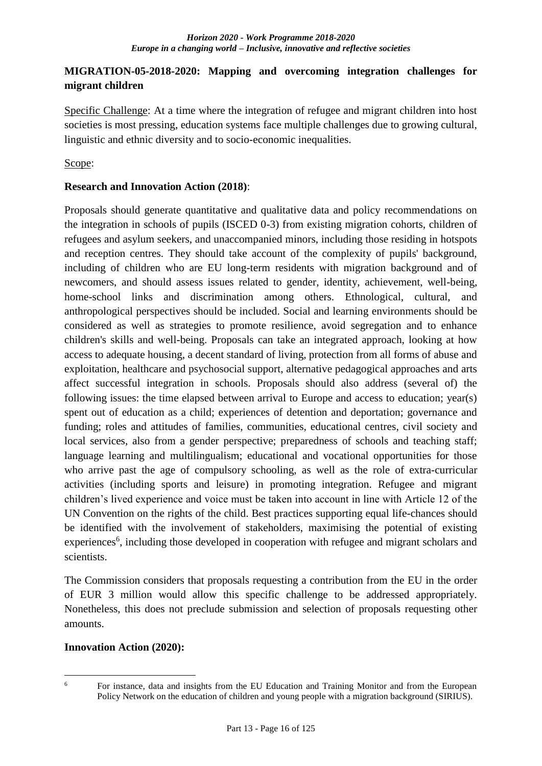## MIGRATION-05-2018-2020: Mapping and overcoming integration challenges for migrant children

Specific Challenge: At a time where the integration of refugee and migrant children into host societies is most pressing, education systems face multiple challenges due to growing cultural, linguistic and ethnic diversity and to socio-economic inequalities.

Scope:

**Research and Innovation Action (2018)**:

Proposals should generate quantitative and qualitative data and policy recommendations on the integration in schools of pupils (ISCED 0-3) from existing migration cohorts, children of refugees and asylum seekers, and unaccompanied minors, including those residing in hotspots and reception centres. They should take account of the complexity of pupils' background, including of children who are EU long-term residents with migration background and of newcomers, and should assess issues related to gender, identity, achievement, well-being, home-school links and discrimination among others. Ethnological, cultural, and anthropological perspectives should be included. Social and learning environments should be considered as well as strategies to promote resilience, avoid segregation and to enhance children's skills and well-being. Proposals can take an integrated approach, looking at how access to adequate housing, a decent standard of living, protection from all forms of abuse and exploitation, healthcare and psychosocial support, alternative pedagogical approaches and arts affect successful integration in schools. Proposals should also address (several of) the following issues: the time elapsed between arrival to Europe and access to education; year(s) spent out of education as a child; experiences of detention and deportation; governance and funding; roles and attitudes of families, communities, educational centres, civil society and local services, also from a gender perspective; preparedness of schools and teaching staff; language learning and multilingualism; educational and vocational opportunities for those who arrive past the age of compulsory schooling, as well as the role of extra-curricular activities (including sports and leisure) in promoting integration. Refugee and migrant children's lived experience and voice must be taken into account in line with Article 12 of the UN Convention on the rights of the child. Best practices supporting equal life-chances should be identified with the involvement of stakeholders, maximising the potential of existing experiences[6], including those developed in cooperation with refugee and migrant scholars and scientists.

The Commission considers that proposals requesting a contribution from the EU in the order of EUR 3 million would allow this specific challenge to be addressed appropriately. Nonetheless, this does not preclude submission and selection of proposals requesting other amounts.

**Innovation Action (2020):**

---

[6] For instance, data and insights from the EU Education and Training Monitor and from the European Policy Network on the education of children and young people with a migration background (SIRIUS).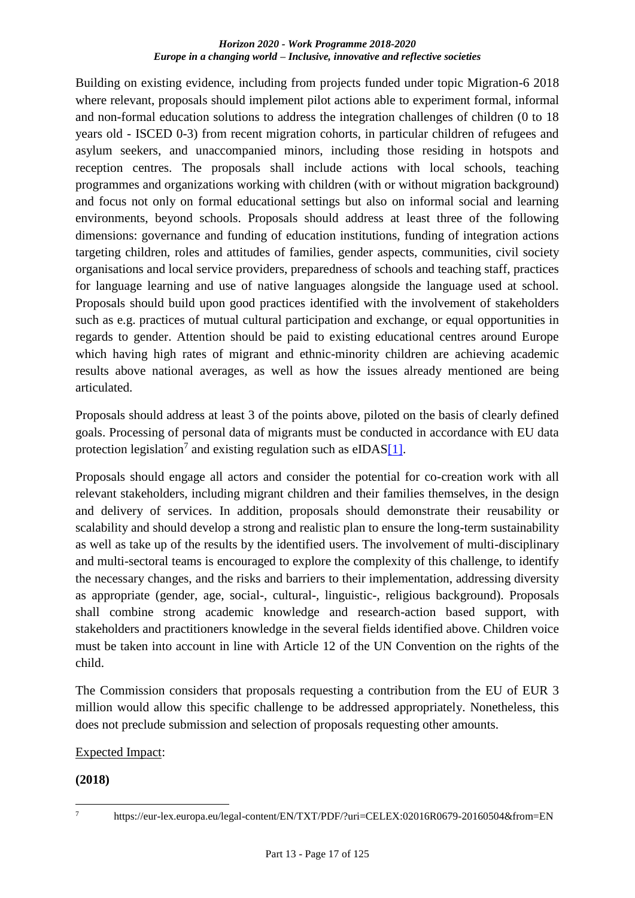Building on existing evidence, including from projects funded under topic Migration-6 2018 where relevant, proposals should implement pilot actions able to experiment formal, informal and non-formal education solutions to address the integration challenges of children (0 to 18 years old - ISCED 0-3) from recent migration cohorts, in particular children of refugees and asylum seekers, and unaccompanied minors, including those residing in hotspots and reception centres. The proposals shall include actions with local schools, teaching programmes and organizations working with children (with or without migration background) and focus not only on formal educational settings but also on informal social and learning environments, beyond schools. Proposals should address at least three of the following dimensions: governance and funding of education institutions, funding of integration actions targeting children, roles and attitudes of families, gender aspects, communities, civil society organisations and local service providers, preparedness of schools and teaching staff, practices for language learning and use of native languages alongside the language used at school. Proposals should build upon good practices identified with the involvement of stakeholders such as e.g. practices of mutual cultural participation and exchange, or equal opportunities in regards to gender. Attention should be paid to existing educational centres around Europe which having high rates of migrant and ethnic-minority children are achieving academic results above national averages, as well as how the issues already mentioned are being articulated.

Proposals should address at least 3 of the points above, piloted on the basis of clearly defined goals. Processing of personal data of migrants must be conducted in accordance with EU data protection legislation[7] and existing regulation such as eIDAS[1].

Proposals should engage all actors and consider the potential for co-creation work with all relevant stakeholders, including migrant children and their families themselves, in the design and delivery of services. In addition, proposals should demonstrate their reusability or scalability and should develop a strong and realistic plan to ensure the long-term sustainability as well as take up of the results by the identified users. The involvement of multi-disciplinary and multi-sectoral teams is encouraged to explore the complexity of this challenge, to identify the necessary changes, and the risks and barriers to their implementation, addressing diversity as appropriate (gender, age, social-, cultural-, linguistic-, religious background). Proposals shall combine strong academic knowledge and research-action based support, with stakeholders and practitioners knowledge in the several fields identified above. Children voice must be taken into account in line with Article 12 of the UN Convention on the rights of the child.

The Commission considers that proposals requesting a contribution from the EU of EUR 3 million would allow this specific challenge to be addressed appropriately. Nonetheless, this does not preclude submission and selection of proposals requesting other amounts.

Expected Impact:

**(2018)**

---

[7] https://eur-lex.europa.eu/legal-content/EN/TXT/PDF/?uri=CELEX:02016R0679-20160504&from=EN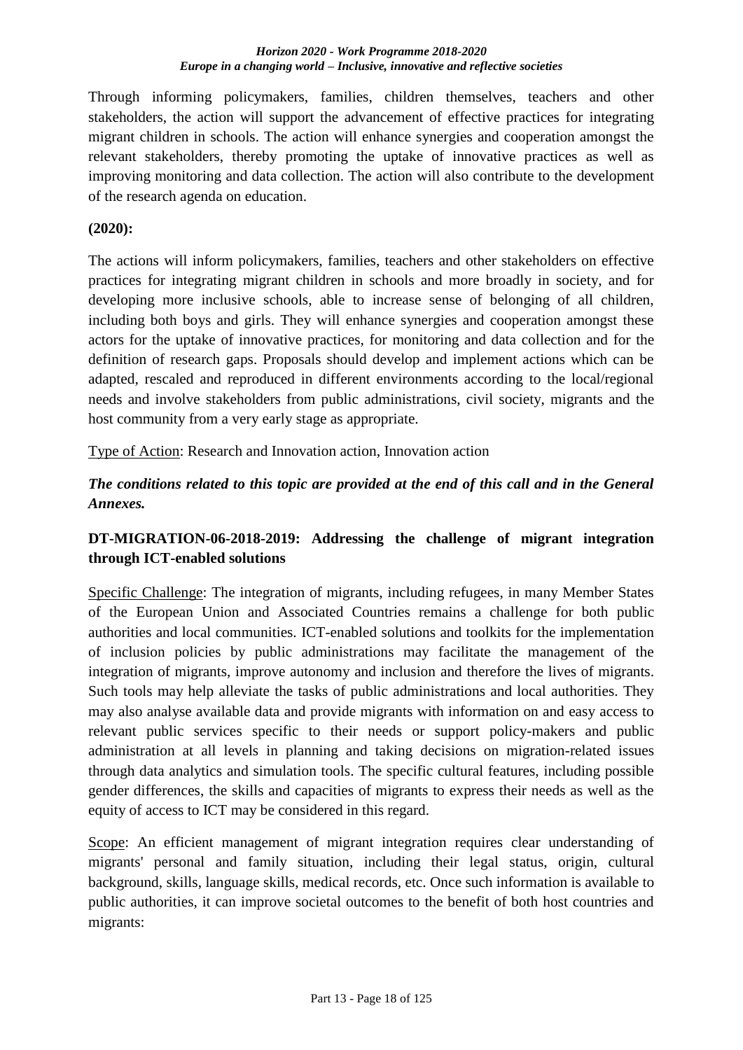Through informing policymakers, families, children themselves, teachers and other stakeholders, the action will support the advancement of effective practices for integrating migrant children in schools. The action will enhance synergies and cooperation amongst the relevant stakeholders, thereby promoting the uptake of innovative practices as well as improving monitoring and data collection. The action will also contribute to the development of the research agenda on education.

**(2020):**

The actions will inform policymakers, families, teachers and other stakeholders on effective practices for integrating migrant children in schools and more broadly in society, and for developing more inclusive schools, able to increase sense of belonging of all children, including both boys and girls. They will enhance synergies and cooperation amongst these actors for the uptake of innovative practices, for monitoring and data collection and for the definition of research gaps. Proposals should develop and implement actions which can be adapted, rescaled and reproduced in different environments according to the local/regional needs and involve stakeholders from public administrations, civil society, migrants and the host community from a very early stage as appropriate.

Type of Action: Research and Innovation action, Innovation action

***The conditions related to this topic are provided at the end of this call and in the General Annexes.***

### DT-MIGRATION-06-2018-2019: Addressing the challenge of migrant integration through ICT-enabled solutions

Specific Challenge: The integration of migrants, including refugees, in many Member States of the European Union and Associated Countries remains a challenge for both public authorities and local communities. ICT-enabled solutions and toolkits for the implementation of inclusion policies by public administrations may facilitate the management of the integration of migrants, improve autonomy and inclusion and therefore the lives of migrants. Such tools may help alleviate the tasks of public administrations and local authorities. They may also analyse available data and provide migrants with information on and easy access to relevant public services specific to their needs or support policy-makers and public administration at all levels in planning and taking decisions on migration-related issues through data analytics and simulation tools. The specific cultural features, including possible gender differences, the skills and capacities of migrants to express their needs as well as the equity of access to ICT may be considered in this regard.

Scope: An efficient management of migrant integration requires clear understanding of migrants' personal and family situation, including their legal status, origin, cultural background, skills, language skills, medical records, etc. Once such information is available to public authorities, it can improve societal outcomes to the benefit of both host countries and migrants: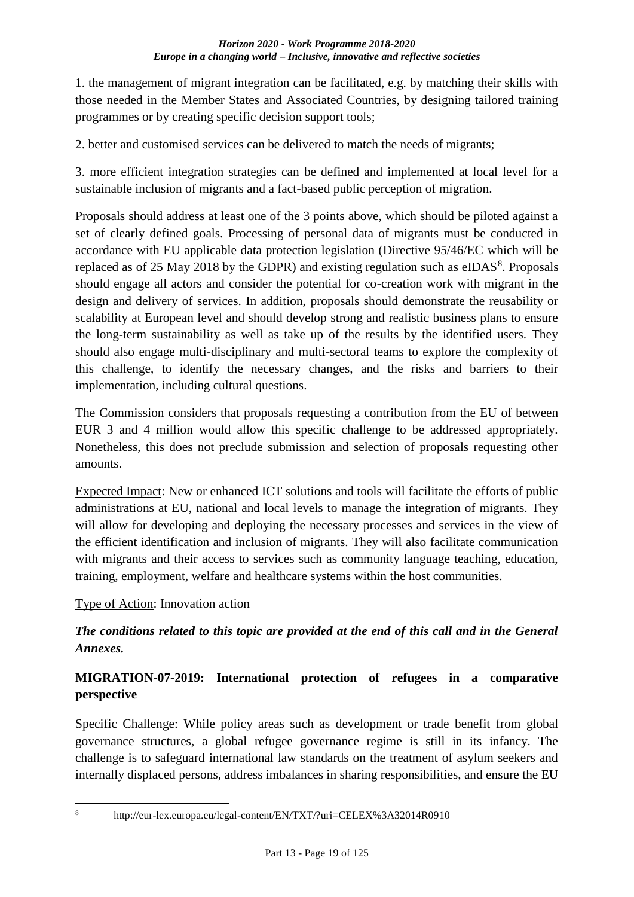1. the management of migrant integration can be facilitated, e.g. by matching their skills with those needed in the Member States and Associated Countries, by designing tailored training programmes or by creating specific decision support tools;

2. better and customised services can be delivered to match the needs of migrants;

3. more efficient integration strategies can be defined and implemented at local level for a sustainable inclusion of migrants and a fact-based public perception of migration.

Proposals should address at least one of the 3 points above, which should be piloted against a set of clearly defined goals. Processing of personal data of migrants must be conducted in accordance with EU applicable data protection legislation (Directive 95/46/EC which will be replaced as of 25 May 2018 by the GDPR) and existing regulation such as eIDAS[8]. Proposals should engage all actors and consider the potential for co-creation work with migrant in the design and delivery of services. In addition, proposals should demonstrate the reusability or scalability at European level and should develop strong and realistic business plans to ensure the long-term sustainability as well as take up of the results by the identified users. They should also engage multi-disciplinary and multi-sectoral teams to explore the complexity of this challenge, to identify the necessary changes, and the risks and barriers to their implementation, including cultural questions.

The Commission considers that proposals requesting a contribution from the EU of between EUR 3 and 4 million would allow this specific challenge to be addressed appropriately. Nonetheless, this does not preclude submission and selection of proposals requesting other amounts.

Expected Impact: New or enhanced ICT solutions and tools will facilitate the efforts of public administrations at EU, national and local levels to manage the integration of migrants. They will allow for developing and deploying the necessary processes and services in the view of the efficient identification and inclusion of migrants. They will also facilitate communication with migrants and their access to services such as community language teaching, education, training, employment, welfare and healthcare systems within the host communities.

Type of Action: Innovation action

***The conditions related to this topic are provided at the end of this call and in the General Annexes.***

**MIGRATION-07-2019: International protection of refugees in a comparative perspective**

Specific Challenge: While policy areas such as development or trade benefit from global governance structures, a global refugee governance regime is still in its infancy. The challenge is to safeguard international law standards on the treatment of asylum seekers and internally displaced persons, address imbalances in sharing responsibilities, and ensure the EU

---

[8] http://eur-lex.europa.eu/legal-content/EN/TXT/?uri=CELEX%3A32014R0910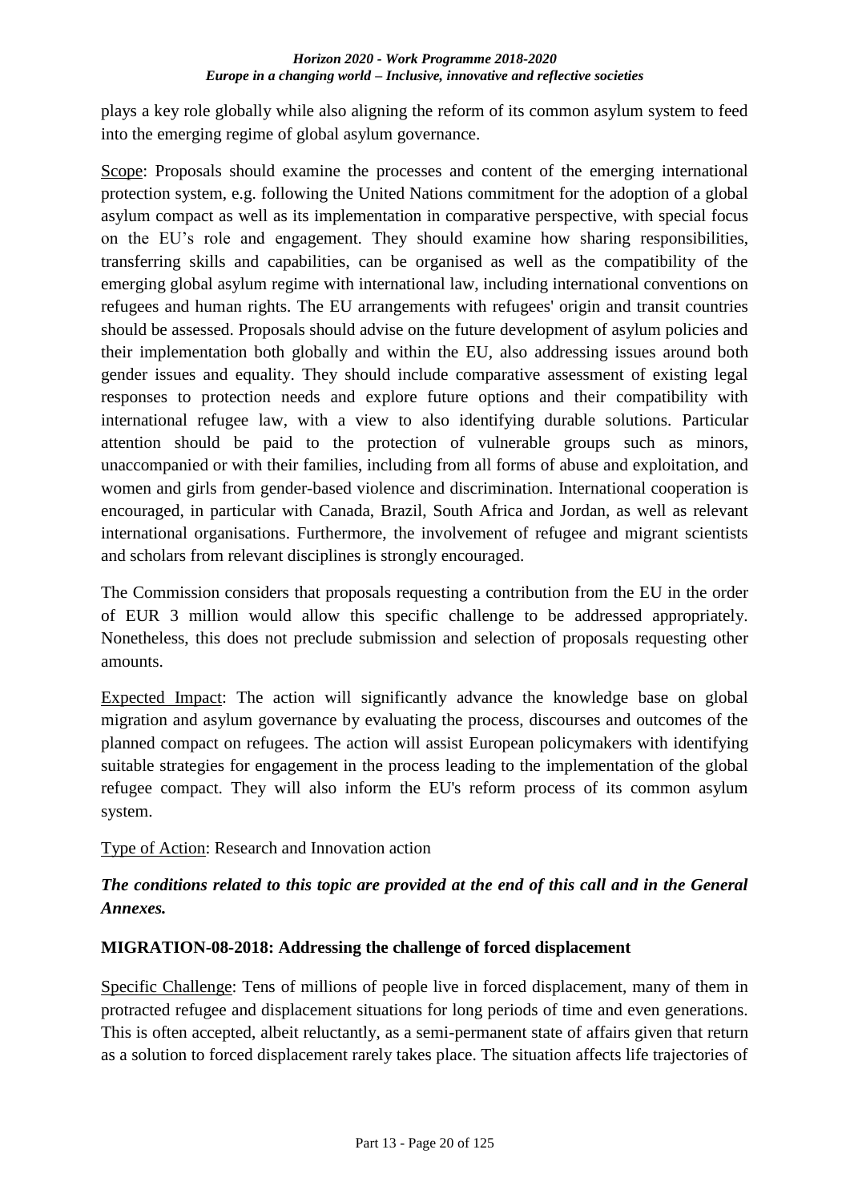plays a key role globally while also aligning the reform of its common asylum system to feed into the emerging regime of global asylum governance.

Scope: Proposals should examine the processes and content of the emerging international protection system, e.g. following the United Nations commitment for the adoption of a global asylum compact as well as its implementation in comparative perspective, with special focus on the EU's role and engagement. They should examine how sharing responsibilities, transferring skills and capabilities, can be organised as well as the compatibility of the emerging global asylum regime with international law, including international conventions on refugees and human rights. The EU arrangements with refugees' origin and transit countries should be assessed. Proposals should advise on the future development of asylum policies and their implementation both globally and within the EU, also addressing issues around both gender issues and equality. They should include comparative assessment of existing legal responses to protection needs and explore future options and their compatibility with international refugee law, with a view to also identifying durable solutions. Particular attention should be paid to the protection of vulnerable groups such as minors, unaccompanied or with their families, including from all forms of abuse and exploitation, and women and girls from gender-based violence and discrimination. International cooperation is encouraged, in particular with Canada, Brazil, South Africa and Jordan, as well as relevant international organisations. Furthermore, the involvement of refugee and migrant scientists and scholars from relevant disciplines is strongly encouraged.

The Commission considers that proposals requesting a contribution from the EU in the order of EUR 3 million would allow this specific challenge to be addressed appropriately. Nonetheless, this does not preclude submission and selection of proposals requesting other amounts.

Expected Impact: The action will significantly advance the knowledge base on global migration and asylum governance by evaluating the process, discourses and outcomes of the planned compact on refugees. The action will assist European policymakers with identifying suitable strategies for engagement in the process leading to the implementation of the global refugee compact. They will also inform the EU's reform process of its common asylum system.

Type of Action: Research and Innovation action

***The conditions related to this topic are provided at the end of this call and in the General Annexes.***

### MIGRATION-08-2018: Addressing the challenge of forced displacement

Specific Challenge: Tens of millions of people live in forced displacement, many of them in protracted refugee and displacement situations for long periods of time and even generations. This is often accepted, albeit reluctantly, as a semi-permanent state of affairs given that return as a solution to forced displacement rarely takes place. The situation affects life trajectories of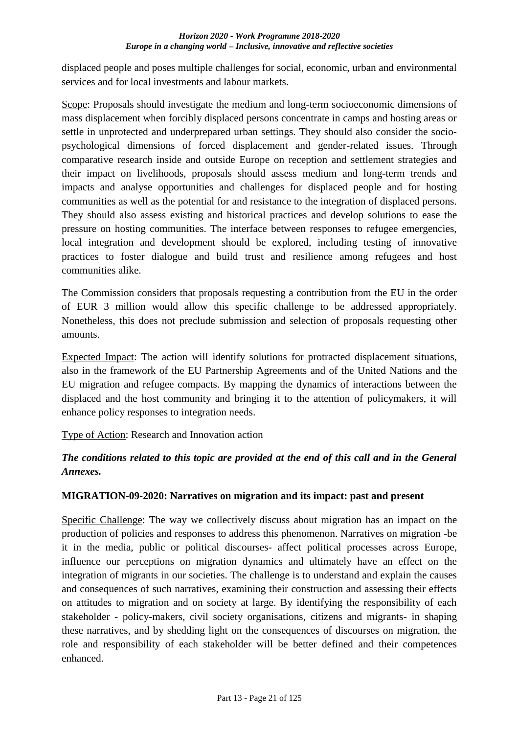displaced people and poses multiple challenges for social, economic, urban and environmental services and for local investments and labour markets.

Scope: Proposals should investigate the medium and long-term socioeconomic dimensions of mass displacement when forcibly displaced persons concentrate in camps and hosting areas or settle in unprotected and underprepared urban settings. They should also consider the socio-psychological dimensions of forced displacement and gender-related issues. Through comparative research inside and outside Europe on reception and settlement strategies and their impact on livelihoods, proposals should assess medium and long-term trends and impacts and analyse opportunities and challenges for displaced people and for hosting communities as well as the potential for and resistance to the integration of displaced persons. They should also assess existing and historical practices and develop solutions to ease the pressure on hosting communities. The interface between responses to refugee emergencies, local integration and development should be explored, including testing of innovative practices to foster dialogue and build trust and resilience among refugees and host communities alike.

The Commission considers that proposals requesting a contribution from the EU in the order of EUR 3 million would allow this specific challenge to be addressed appropriately. Nonetheless, this does not preclude submission and selection of proposals requesting other amounts.

Expected Impact: The action will identify solutions for protracted displacement situations, also in the framework of the EU Partnership Agreements and of the United Nations and the EU migration and refugee compacts. By mapping the dynamics of interactions between the displaced and the host community and bringing it to the attention of policymakers, it will enhance policy responses to integration needs.

Type of Action: Research and Innovation action

***The conditions related to this topic are provided at the end of this call and in the General Annexes.***

**MIGRATION-09-2020: Narratives on migration and its impact: past and present**

Specific Challenge: The way we collectively discuss about migration has an impact on the production of policies and responses to address this phenomenon. Narratives on migration -be it in the media, public or political discourses- affect political processes across Europe, influence our perceptions on migration dynamics and ultimately have an effect on the integration of migrants in our societies. The challenge is to understand and explain the causes and consequences of such narratives, examining their construction and assessing their effects on attitudes to migration and on society at large. By identifying the responsibility of each stakeholder - policy-makers, civil society organisations, citizens and migrants- in shaping these narratives, and by shedding light on the consequences of discourses on migration, the role and responsibility of each stakeholder will be better defined and their competences enhanced.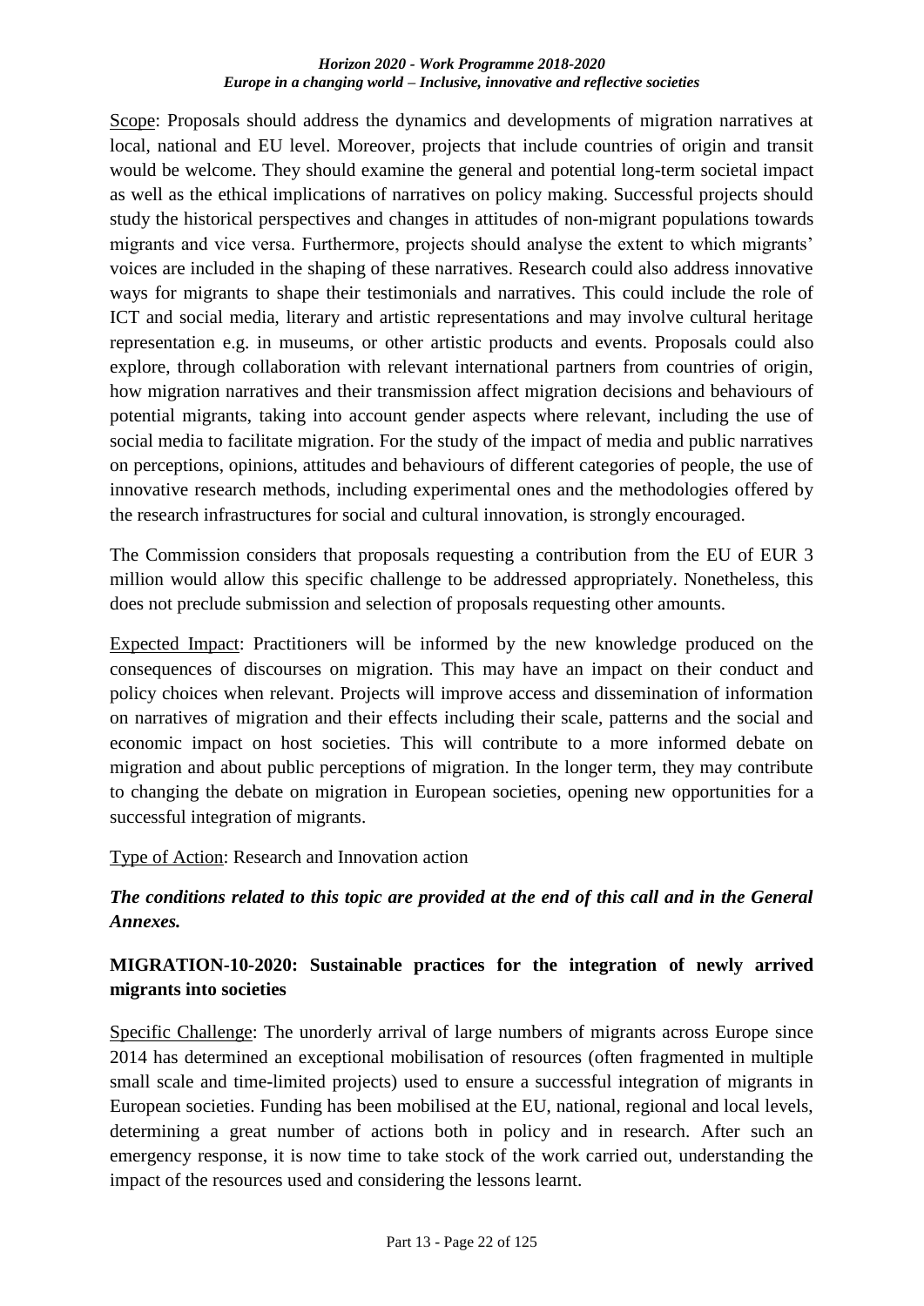Scope: Proposals should address the dynamics and developments of migration narratives at local, national and EU level. Moreover, projects that include countries of origin and transit would be welcome. They should examine the general and potential long-term societal impact as well as the ethical implications of narratives on policy making. Successful projects should study the historical perspectives and changes in attitudes of non-migrant populations towards migrants and vice versa. Furthermore, projects should analyse the extent to which migrants' voices are included in the shaping of these narratives. Research could also address innovative ways for migrants to shape their testimonials and narratives. This could include the role of ICT and social media, literary and artistic representations and may involve cultural heritage representation e.g. in museums, or other artistic products and events. Proposals could also explore, through collaboration with relevant international partners from countries of origin, how migration narratives and their transmission affect migration decisions and behaviours of potential migrants, taking into account gender aspects where relevant, including the use of social media to facilitate migration. For the study of the impact of media and public narratives on perceptions, opinions, attitudes and behaviours of different categories of people, the use of innovative research methods, including experimental ones and the methodologies offered by the research infrastructures for social and cultural innovation, is strongly encouraged.

The Commission considers that proposals requesting a contribution from the EU of EUR 3 million would allow this specific challenge to be addressed appropriately. Nonetheless, this does not preclude submission and selection of proposals requesting other amounts.

Expected Impact: Practitioners will be informed by the new knowledge produced on the consequences of discourses on migration. This may have an impact on their conduct and policy choices when relevant. Projects will improve access and dissemination of information on narratives of migration and their effects including their scale, patterns and the social and economic impact on host societies. This will contribute to a more informed debate on migration and about public perceptions of migration. In the longer term, they may contribute to changing the debate on migration in European societies, opening new opportunities for a successful integration of migrants.

Type of Action: Research and Innovation action

***The conditions related to this topic are provided at the end of this call and in the General Annexes.***

### MIGRATION-10-2020: Sustainable practices for the integration of newly arrived migrants into societies

Specific Challenge: The unorderly arrival of large numbers of migrants across Europe since 2014 has determined an exceptional mobilisation of resources (often fragmented in multiple small scale and time-limited projects) used to ensure a successful integration of migrants in European societies. Funding has been mobilised at the EU, national, regional and local levels, determining a great number of actions both in policy and in research. After such an emergency response, it is now time to take stock of the work carried out, understanding the impact of the resources used and considering the lessons learnt.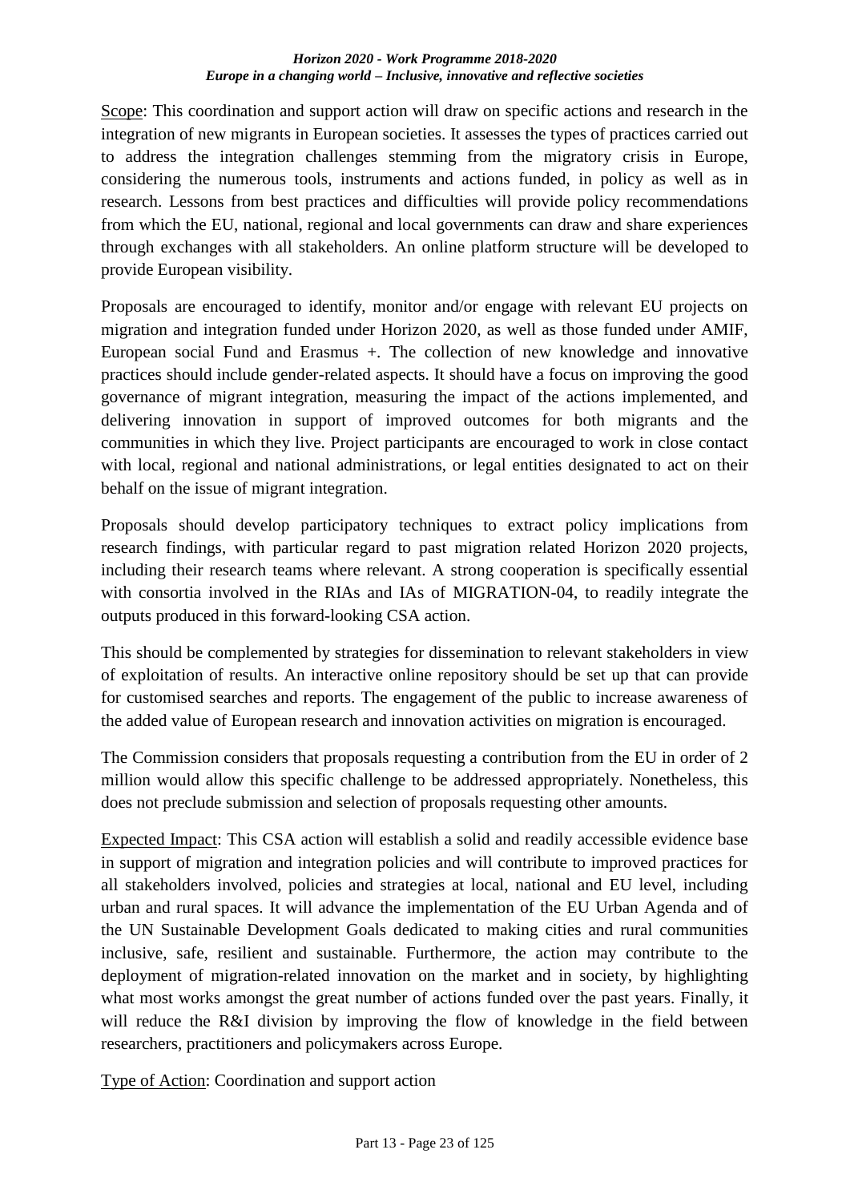Scope: This coordination and support action will draw on specific actions and research in the integration of new migrants in European societies. It assesses the types of practices carried out to address the integration challenges stemming from the migratory crisis in Europe, considering the numerous tools, instruments and actions funded, in policy as well as in research. Lessons from best practices and difficulties will provide policy recommendations from which the EU, national, regional and local governments can draw and share experiences through exchanges with all stakeholders. An online platform structure will be developed to provide European visibility.

Proposals are encouraged to identify, monitor and/or engage with relevant EU projects on migration and integration funded under Horizon 2020, as well as those funded under AMIF, European social Fund and Erasmus +. The collection of new knowledge and innovative practices should include gender-related aspects. It should have a focus on improving the good governance of migrant integration, measuring the impact of the actions implemented, and delivering innovation in support of improved outcomes for both migrants and the communities in which they live. Project participants are encouraged to work in close contact with local, regional and national administrations, or legal entities designated to act on their behalf on the issue of migrant integration.

Proposals should develop participatory techniques to extract policy implications from research findings, with particular regard to past migration related Horizon 2020 projects, including their research teams where relevant. A strong cooperation is specifically essential with consortia involved in the RIAs and IAs of MIGRATION-04, to readily integrate the outputs produced in this forward-looking CSA action.

This should be complemented by strategies for dissemination to relevant stakeholders in view of exploitation of results. An interactive online repository should be set up that can provide for customised searches and reports. The engagement of the public to increase awareness of the added value of European research and innovation activities on migration is encouraged.

The Commission considers that proposals requesting a contribution from the EU in order of 2 million would allow this specific challenge to be addressed appropriately. Nonetheless, this does not preclude submission and selection of proposals requesting other amounts.

Expected Impact: This CSA action will establish a solid and readily accessible evidence base in support of migration and integration policies and will contribute to improved practices for all stakeholders involved, policies and strategies at local, national and EU level, including urban and rural spaces. It will advance the implementation of the EU Urban Agenda and of the UN Sustainable Development Goals dedicated to making cities and rural communities inclusive, safe, resilient and sustainable. Furthermore, the action may contribute to the deployment of migration-related innovation on the market and in society, by highlighting what most works amongst the great number of actions funded over the past years. Finally, it will reduce the R&I division by improving the flow of knowledge in the field between researchers, practitioners and policymakers across Europe.

Type of Action: Coordination and support action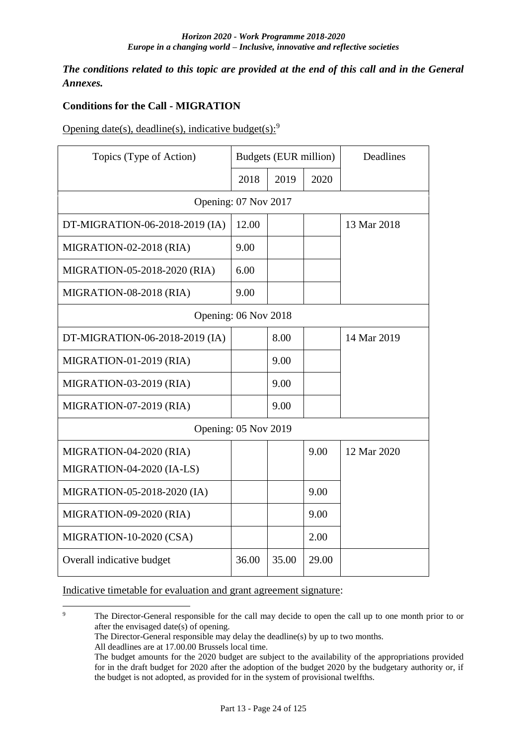*The conditions related to this topic are provided at the end of this call and in the General Annexes.*

**Conditions for the Call - MIGRATION**

Opening date(s), deadline(s), indicative budget(s):[9]

| Topics (Type of Action) | Budgets (EUR million) | | | Deadlines |
|---|---|---|---|---|
| | 2018 | 2019 | 2020 | |
| Opening: 07 Nov 2017 | | | | |
| DT-MIGRATION-06-2018-2019 (IA) | 12.00 | | | 13 Mar 2018 |
| MIGRATION-02-2018 (RIA) | 9.00 | | | |
| MIGRATION-05-2018-2020 (RIA) | 6.00 | | | |
| MIGRATION-08-2018 (RIA) | 9.00 | | | |
| Opening: 06 Nov 2018 | | | | |
| DT-MIGRATION-06-2018-2019 (IA) | | 8.00 | | 14 Mar 2019 |
| MIGRATION-01-2019 (RIA) | | 9.00 | | |
| MIGRATION-03-2019 (RIA) | | 9.00 | | |
| MIGRATION-07-2019 (RIA) | | 9.00 | | |
| Opening: 05 Nov 2019 | | | | |
| MIGRATION-04-2020 (RIA) MIGRATION-04-2020 (IA-LS) | | | 9.00 | 12 Mar 2020 |
| MIGRATION-05-2018-2020 (IA) | | | 9.00 | |
| MIGRATION-09-2020 (RIA) | | | 9.00 | |
| MIGRATION-10-2020 (CSA) | | | 2.00 | |
| Overall indicative budget | 36.00 | 35.00 | 29.00 | |

Indicative timetable for evaluation and grant agreement signature:

[9] The Director-General responsible for the call may decide to open the call up to one month prior to or after the envisaged date(s) of opening.
The Director-General responsible may delay the deadline(s) by up to two months.
All deadlines are at 17.00.00 Brussels local time.
The budget amounts for the 2020 budget are subject to the availability of the appropriations provided for in the draft budget for 2020 after the adoption of the budget 2020 by the budgetary authority or, if the budget is not adopted, as provided for in the system of provisional twelfths.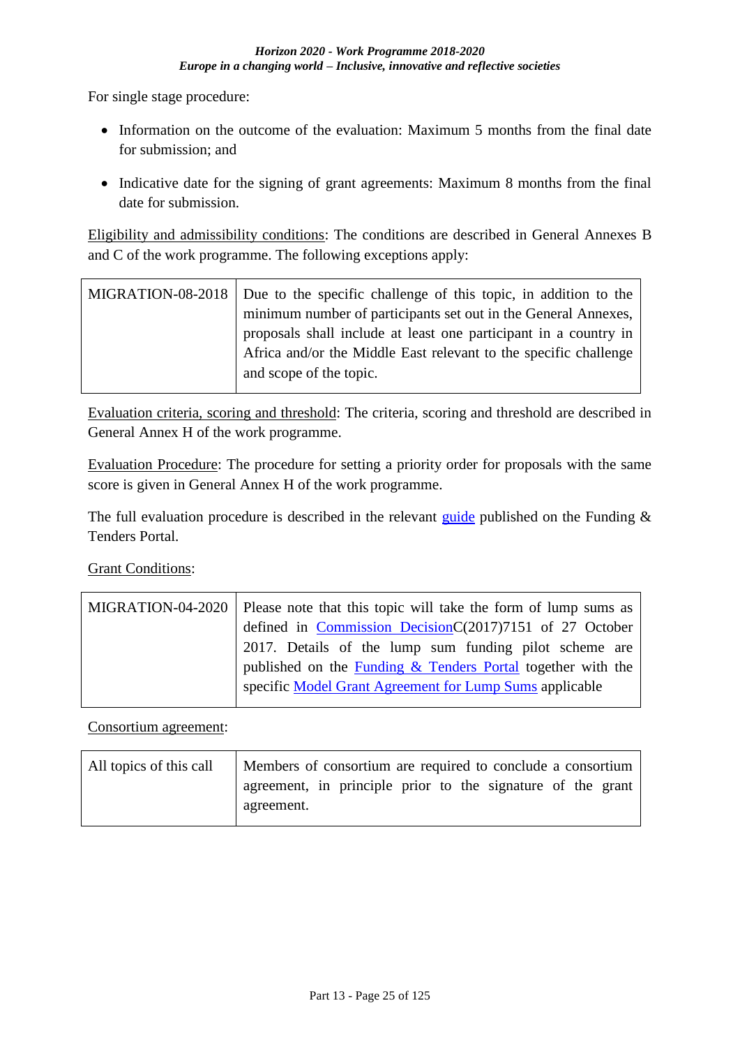For single stage procedure:

- Information on the outcome of the evaluation: Maximum 5 months from the final date for submission; and
- Indicative date for the signing of grant agreements: Maximum 8 months from the final date for submission.

Eligibility and admissibility conditions: The conditions are described in General Annexes B and C of the work programme. The following exceptions apply:

| MIGRATION-08-2018 | Due to the specific challenge of this topic, in addition to the minimum number of participants set out in the General Annexes, proposals shall include at least one participant in a country in Africa and/or the Middle East relevant to the specific challenge and scope of the topic. |
|---|---|

Evaluation criteria, scoring and threshold: The criteria, scoring and threshold are described in General Annex H of the work programme.

Evaluation Procedure: The procedure for setting a priority order for proposals with the same score is given in General Annex H of the work programme.

The full evaluation procedure is described in the relevant guide published on the Funding & Tenders Portal.

Grant Conditions:

| MIGRATION-04-2020 | Please note that this topic will take the form of lump sums as defined in Commission DecisionC(2017)7151 of 27 October 2017. Details of the lump sum funding pilot scheme are published on the Funding & Tenders Portal together with the specific Model Grant Agreement for Lump Sums applicable |
|---|---|

Consortium agreement:

| All topics of this call | Members of consortium are required to conclude a consortium agreement, in principle prior to the signature of the grant agreement. |
|---|---|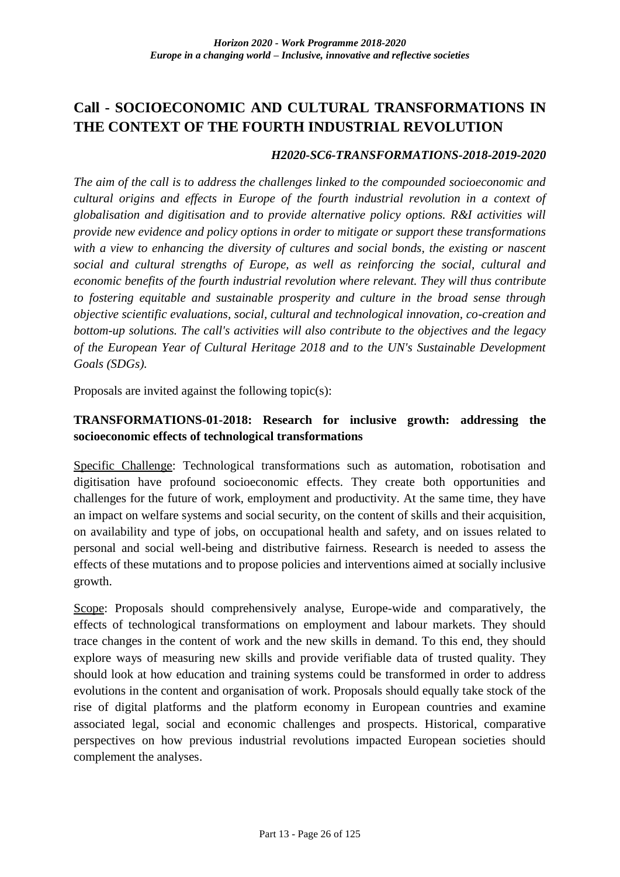## Call - SOCIOECONOMIC AND CULTURAL TRANSFORMATIONS IN THE CONTEXT OF THE FOURTH INDUSTRIAL REVOLUTION

***H2020-SC6-TRANSFORMATIONS-2018-2019-2020***

*The aim of the call is to address the challenges linked to the compounded socioeconomic and cultural origins and effects in Europe of the fourth industrial revolution in a context of globalisation and digitisation and to provide alternative policy options. R&I activities will provide new evidence and policy options in order to mitigate or support these transformations with a view to enhancing the diversity of cultures and social bonds, the existing or nascent social and cultural strengths of Europe, as well as reinforcing the social, cultural and economic benefits of the fourth industrial revolution where relevant. They will thus contribute to fostering equitable and sustainable prosperity and culture in the broad sense through objective scientific evaluations, social, cultural and technological innovation, co-creation and bottom-up solutions. The call's activities will also contribute to the objectives and the legacy of the European Year of Cultural Heritage 2018 and to the UN's Sustainable Development Goals (SDGs).*

Proposals are invited against the following topic(s):

### TRANSFORMATIONS-01-2018: Research for inclusive growth: addressing the socioeconomic effects of technological transformations

Specific Challenge: Technological transformations such as automation, robotisation and digitisation have profound socioeconomic effects. They create both opportunities and challenges for the future of work, employment and productivity. At the same time, they have an impact on welfare systems and social security, on the content of skills and their acquisition, on availability and type of jobs, on occupational health and safety, and on issues related to personal and social well-being and distributive fairness. Research is needed to assess the effects of these mutations and to propose policies and interventions aimed at socially inclusive growth.

Scope: Proposals should comprehensively analyse, Europe-wide and comparatively, the effects of technological transformations on employment and labour markets. They should trace changes in the content of work and the new skills in demand. To this end, they should explore ways of measuring new skills and provide verifiable data of trusted quality. They should look at how education and training systems could be transformed in order to address evolutions in the content and organisation of work. Proposals should equally take stock of the rise of digital platforms and the platform economy in European countries and examine associated legal, social and economic challenges and prospects. Historical, comparative perspectives on how previous industrial revolutions impacted European societies should complement the analyses.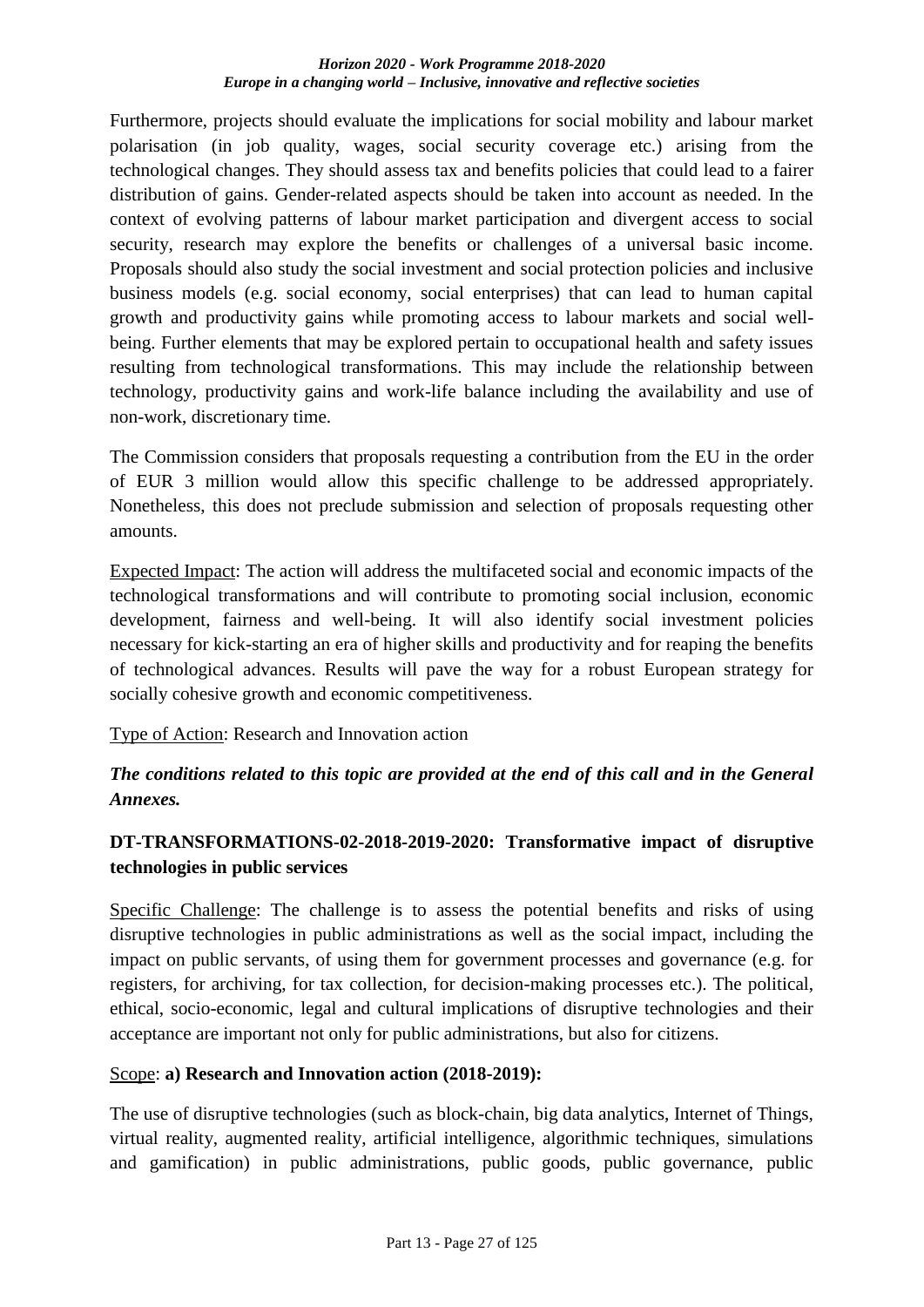Furthermore, projects should evaluate the implications for social mobility and labour market polarisation (in job quality, wages, social security coverage etc.) arising from the technological changes. They should assess tax and benefits policies that could lead to a fairer distribution of gains. Gender-related aspects should be taken into account as needed. In the context of evolving patterns of labour market participation and divergent access to social security, research may explore the benefits or challenges of a universal basic income. Proposals should also study the social investment and social protection policies and inclusive business models (e.g. social economy, social enterprises) that can lead to human capital growth and productivity gains while promoting access to labour markets and social well-being. Further elements that may be explored pertain to occupational health and safety issues resulting from technological transformations. This may include the relationship between technology, productivity gains and work-life balance including the availability and use of non-work, discretionary time.

The Commission considers that proposals requesting a contribution from the EU in the order of EUR 3 million would allow this specific challenge to be addressed appropriately. Nonetheless, this does not preclude submission and selection of proposals requesting other amounts.

Expected Impact: The action will address the multifaceted social and economic impacts of the technological transformations and will contribute to promoting social inclusion, economic development, fairness and well-being. It will also identify social investment policies necessary for kick-starting an era of higher skills and productivity and for reaping the benefits of technological advances. Results will pave the way for a robust European strategy for socially cohesive growth and economic competitiveness.

Type of Action: Research and Innovation action

***The conditions related to this topic are provided at the end of this call and in the General Annexes.***

### DT-TRANSFORMATIONS-02-2018-2019-2020: Transformative impact of disruptive technologies in public services

Specific Challenge: The challenge is to assess the potential benefits and risks of using disruptive technologies in public administrations as well as the social impact, including the impact on public servants, of using them for government processes and governance (e.g. for registers, for archiving, for tax collection, for decision-making processes etc.). The political, ethical, socio-economic, legal and cultural implications of disruptive technologies and their acceptance are important not only for public administrations, but also for citizens.

Scope: **a) Research and Innovation action (2018-2019):**

The use of disruptive technologies (such as block-chain, big data analytics, Internet of Things, virtual reality, augmented reality, artificial intelligence, algorithmic techniques, simulations and gamification) in public administrations, public goods, public governance, public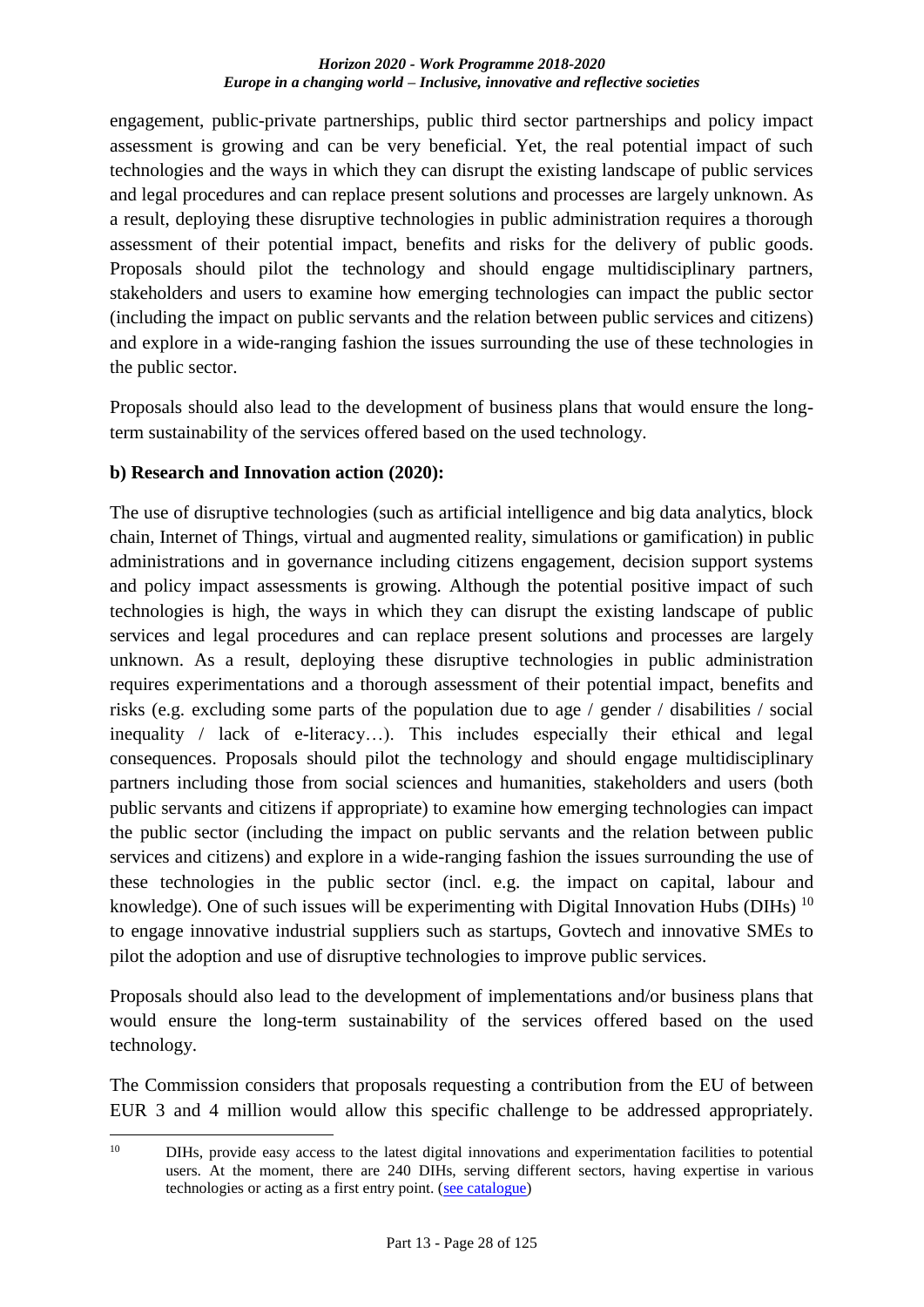engagement, public-private partnerships, public third sector partnerships and policy impact assessment is growing and can be very beneficial. Yet, the real potential impact of such technologies and the ways in which they can disrupt the existing landscape of public services and legal procedures and can replace present solutions and processes are largely unknown. As a result, deploying these disruptive technologies in public administration requires a thorough assessment of their potential impact, benefits and risks for the delivery of public goods. Proposals should pilot the technology and should engage multidisciplinary partners, stakeholders and users to examine how emerging technologies can impact the public sector (including the impact on public servants and the relation between public services and citizens) and explore in a wide-ranging fashion the issues surrounding the use of these technologies in the public sector.

Proposals should also lead to the development of business plans that would ensure the long-term sustainability of the services offered based on the used technology.

**b) Research and Innovation action (2020):**

The use of disruptive technologies (such as artificial intelligence and big data analytics, block chain, Internet of Things, virtual and augmented reality, simulations or gamification) in public administrations and in governance including citizens engagement, decision support systems and policy impact assessments is growing. Although the potential positive impact of such technologies is high, the ways in which they can disrupt the existing landscape of public services and legal procedures and can replace present solutions and processes are largely unknown. As a result, deploying these disruptive technologies in public administration requires experimentations and a thorough assessment of their potential impact, benefits and risks (e.g. excluding some parts of the population due to age / gender / disabilities / social inequality / lack of e-literacy…). This includes especially their ethical and legal consequences. Proposals should pilot the technology and should engage multidisciplinary partners including those from social sciences and humanities, stakeholders and users (both public servants and citizens if appropriate) to examine how emerging technologies can impact the public sector (including the impact on public servants and the relation between public services and citizens) and explore in a wide-ranging fashion the issues surrounding the use of these technologies in the public sector (incl. e.g. the impact on capital, labour and knowledge). One of such issues will be experimenting with Digital Innovation Hubs (DIHs) [10] to engage innovative industrial suppliers such as startups, Govtech and innovative SMEs to pilot the adoption and use of disruptive technologies to improve public services.

Proposals should also lead to the development of implementations and/or business plans that would ensure the long-term sustainability of the services offered based on the used technology.

The Commission considers that proposals requesting a contribution from the EU of between EUR 3 and 4 million would allow this specific challenge to be addressed appropriately.

---

[10] DIHs, provide easy access to the latest digital innovations and experimentation facilities to potential users. At the moment, there are 240 DIHs, serving different sectors, having expertise in various technologies or acting as a first entry point. (see catalogue)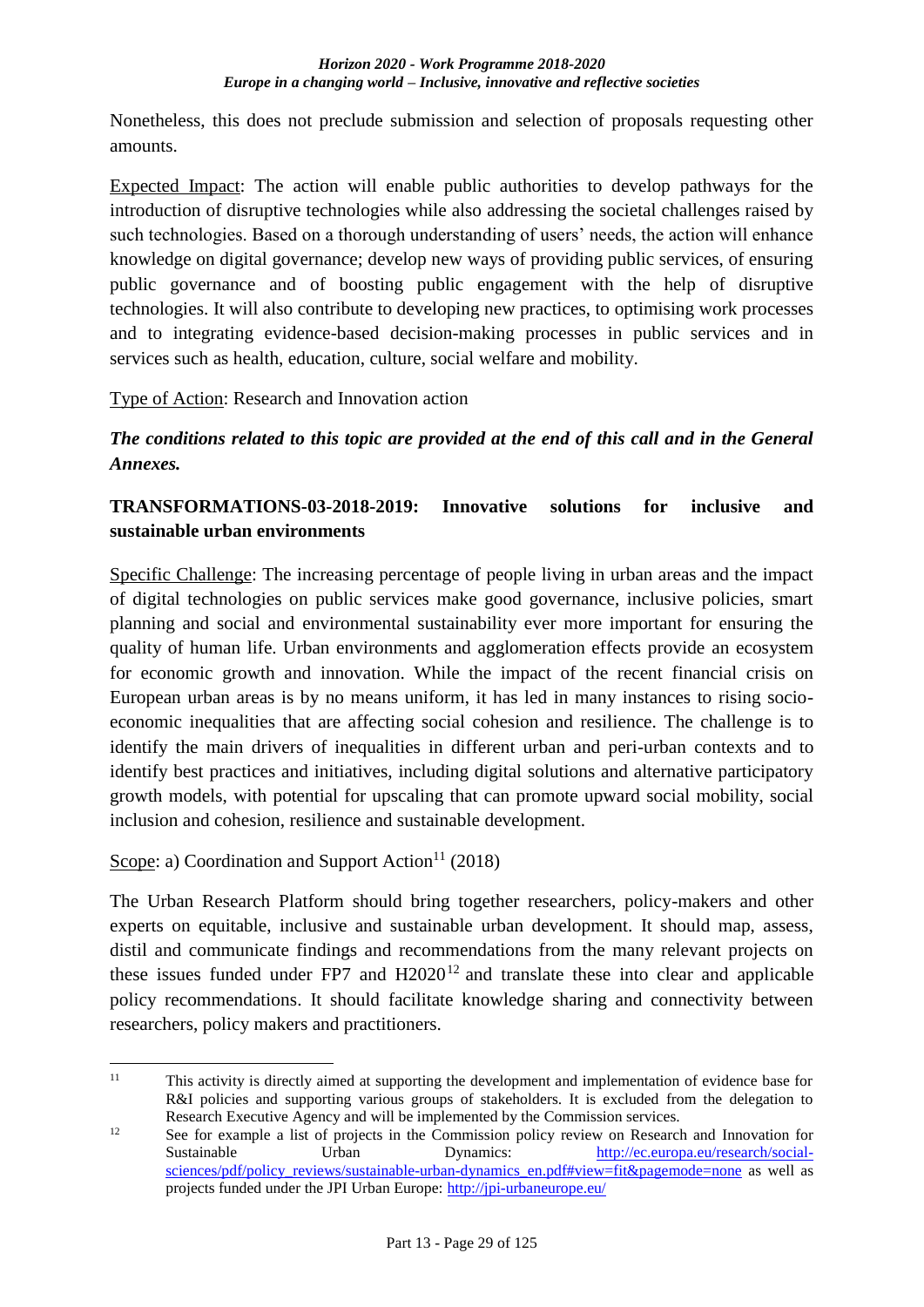Nonetheless, this does not preclude submission and selection of proposals requesting other amounts.

Expected Impact: The action will enable public authorities to develop pathways for the introduction of disruptive technologies while also addressing the societal challenges raised by such technologies. Based on a thorough understanding of users' needs, the action will enhance knowledge on digital governance; develop new ways of providing public services, of ensuring public governance and of boosting public engagement with the help of disruptive technologies. It will also contribute to developing new practices, to optimising work processes and to integrating evidence-based decision-making processes in public services and in services such as health, education, culture, social welfare and mobility.

Type of Action: Research and Innovation action

***The conditions related to this topic are provided at the end of this call and in the General Annexes.***

**TRANSFORMATIONS-03-2018-2019: Innovative solutions for inclusive and sustainable urban environments**

Specific Challenge: The increasing percentage of people living in urban areas and the impact of digital technologies on public services make good governance, inclusive policies, smart planning and social and environmental sustainability ever more important for ensuring the quality of human life. Urban environments and agglomeration effects provide an ecosystem for economic growth and innovation. While the impact of the recent financial crisis on European urban areas is by no means uniform, it has led in many instances to rising socio-economic inequalities that are affecting social cohesion and resilience. The challenge is to identify the main drivers of inequalities in different urban and peri-urban contexts and to identify best practices and initiatives, including digital solutions and alternative participatory growth models, with potential for upscaling that can promote upward social mobility, social inclusion and cohesion, resilience and sustainable development.

Scope: a) Coordination and Support Action[11] (2018)

The Urban Research Platform should bring together researchers, policy-makers and other experts on equitable, inclusive and sustainable urban development. It should map, assess, distil and communicate findings and recommendations from the many relevant projects on these issues funded under FP7 and H2020[12] and translate these into clear and applicable policy recommendations. It should facilitate knowledge sharing and connectivity between researchers, policy makers and practitioners.

---

[11] This activity is directly aimed at supporting the development and implementation of evidence base for R&I policies and supporting various groups of stakeholders. It is excluded from the delegation to Research Executive Agency and will be implemented by the Commission services.

[12] See for example a list of projects in the Commission policy review on Research and Innovation for Sustainable Urban Dynamics: http://ec.europa.eu/research/social-sciences/pdf/policy_reviews/sustainable-urban-dynamics_en.pdf#view=fit&pagemode=none as well as projects funded under the JPI Urban Europe: http://jpi-urbaneurope.eu/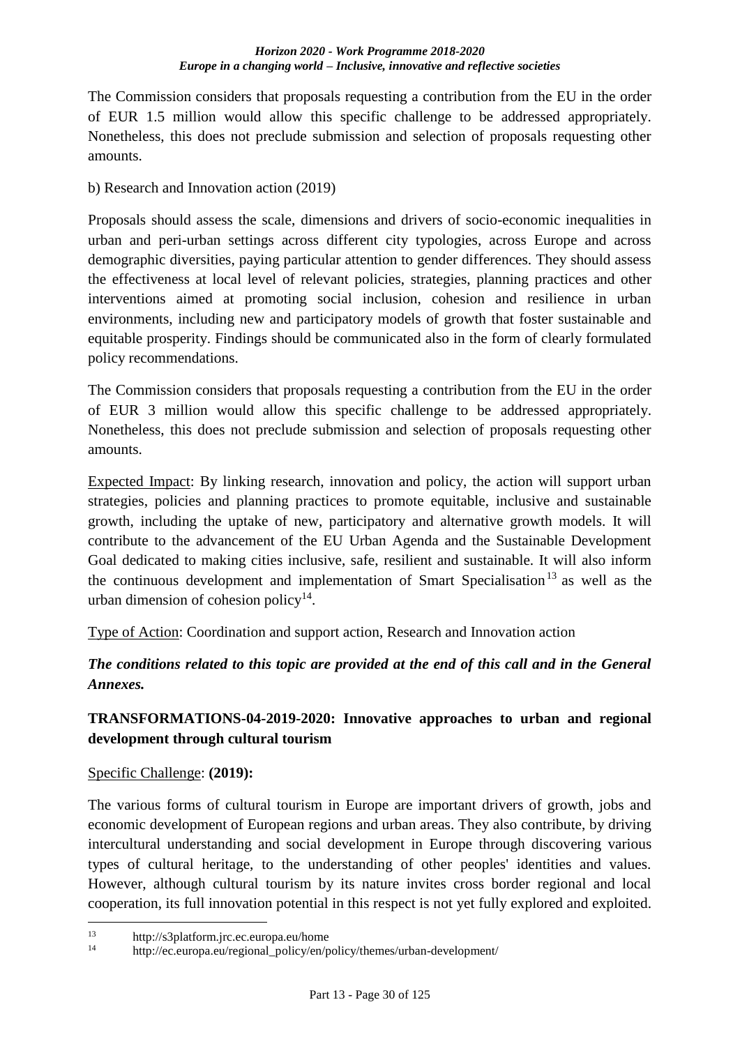The Commission considers that proposals requesting a contribution from the EU in the order of EUR 1.5 million would allow this specific challenge to be addressed appropriately. Nonetheless, this does not preclude submission and selection of proposals requesting other amounts.

b) Research and Innovation action (2019)

Proposals should assess the scale, dimensions and drivers of socio-economic inequalities in urban and peri-urban settings across different city typologies, across Europe and across demographic diversities, paying particular attention to gender differences. They should assess the effectiveness at local level of relevant policies, strategies, planning practices and other interventions aimed at promoting social inclusion, cohesion and resilience in urban environments, including new and participatory models of growth that foster sustainable and equitable prosperity. Findings should be communicated also in the form of clearly formulated policy recommendations.

The Commission considers that proposals requesting a contribution from the EU in the order of EUR 3 million would allow this specific challenge to be addressed appropriately. Nonetheless, this does not preclude submission and selection of proposals requesting other amounts.

Expected Impact: By linking research, innovation and policy, the action will support urban strategies, policies and planning practices to promote equitable, inclusive and sustainable growth, including the uptake of new, participatory and alternative growth models. It will contribute to the advancement of the EU Urban Agenda and the Sustainable Development Goal dedicated to making cities inclusive, safe, resilient and sustainable. It will also inform the continuous development and implementation of Smart Specialisation[13] as well as the urban dimension of cohesion policy[14].

Type of Action: Coordination and support action, Research and Innovation action

***The conditions related to this topic are provided at the end of this call and in the General Annexes.***

### TRANSFORMATIONS-04-2019-2020: Innovative approaches to urban and regional development through cultural tourism

Specific Challenge: **(2019):**

The various forms of cultural tourism in Europe are important drivers of growth, jobs and economic development of European regions and urban areas. They also contribute, by driving intercultural understanding and social development in Europe through discovering various types of cultural heritage, to the understanding of other peoples' identities and values. However, although cultural tourism by its nature invites cross border regional and local cooperation, its full innovation potential in this respect is not yet fully explored and exploited.

---

[13] http://s3platform.jrc.ec.europa.eu/home

[14] http://ec.europa.eu/regional_policy/en/policy/themes/urban-development/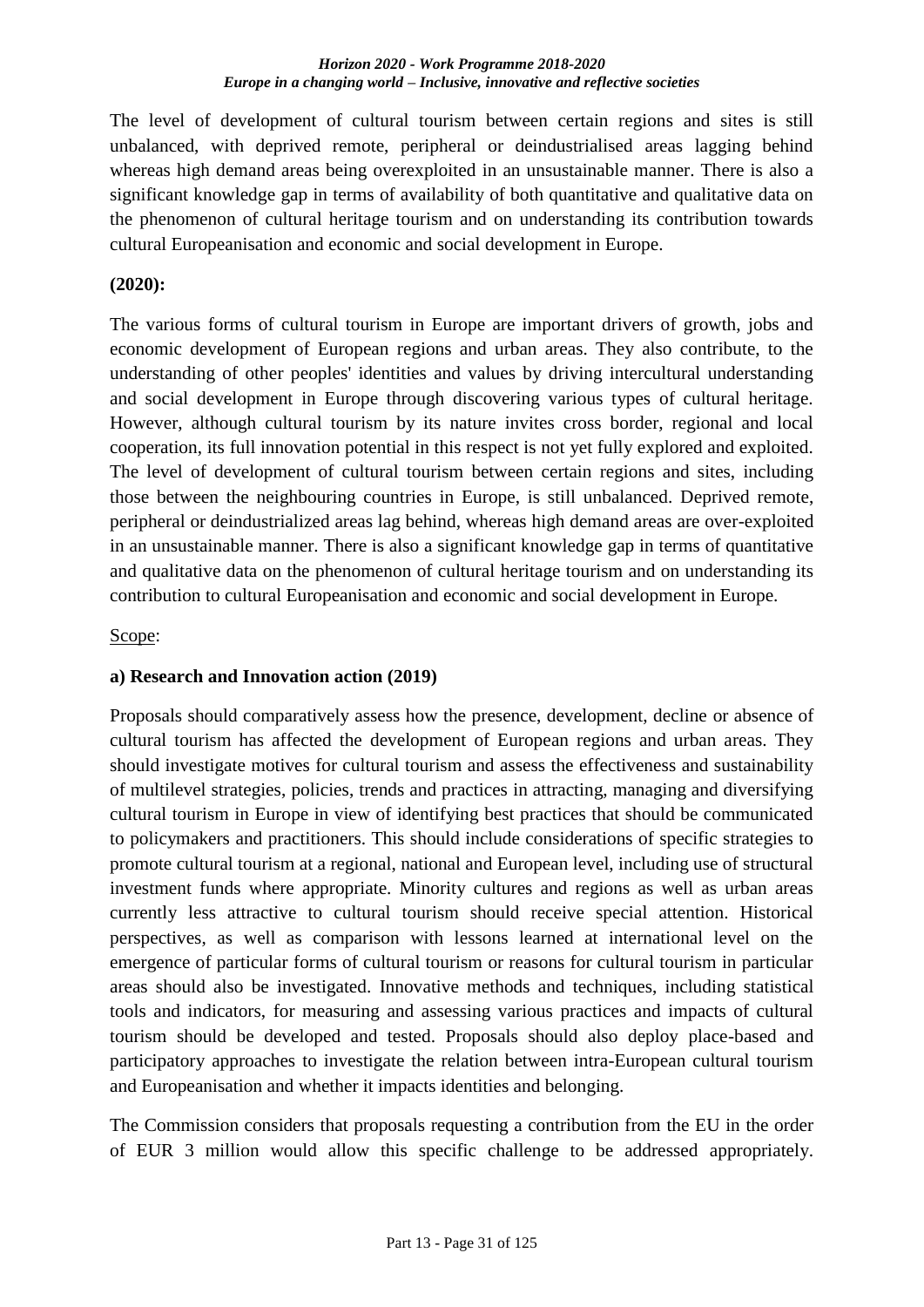The level of development of cultural tourism between certain regions and sites is still unbalanced, with deprived remote, peripheral or deindustrialised areas lagging behind whereas high demand areas being overexploited in an unsustainable manner. There is also a significant knowledge gap in terms of availability of both quantitative and qualitative data on the phenomenon of cultural heritage tourism and on understanding its contribution towards cultural Europeanisation and economic and social development in Europe.

**(2020):**

The various forms of cultural tourism in Europe are important drivers of growth, jobs and economic development of European regions and urban areas. They also contribute, to the understanding of other peoples' identities and values by driving intercultural understanding and social development in Europe through discovering various types of cultural heritage. However, although cultural tourism by its nature invites cross border, regional and local cooperation, its full innovation potential in this respect is not yet fully explored and exploited. The level of development of cultural tourism between certain regions and sites, including those between the neighbouring countries in Europe, is still unbalanced. Deprived remote, peripheral or deindustrialized areas lag behind, whereas high demand areas are over-exploited in an unsustainable manner. There is also a significant knowledge gap in terms of quantitative and qualitative data on the phenomenon of cultural heritage tourism and on understanding its contribution to cultural Europeanisation and economic and social development in Europe.

Scope:

**a) Research and Innovation action (2019)**

Proposals should comparatively assess how the presence, development, decline or absence of cultural tourism has affected the development of European regions and urban areas. They should investigate motives for cultural tourism and assess the effectiveness and sustainability of multilevel strategies, policies, trends and practices in attracting, managing and diversifying cultural tourism in Europe in view of identifying best practices that should be communicated to policymakers and practitioners. This should include considerations of specific strategies to promote cultural tourism at a regional, national and European level, including use of structural investment funds where appropriate. Minority cultures and regions as well as urban areas currently less attractive to cultural tourism should receive special attention. Historical perspectives, as well as comparison with lessons learned at international level on the emergence of particular forms of cultural tourism or reasons for cultural tourism in particular areas should also be investigated. Innovative methods and techniques, including statistical tools and indicators, for measuring and assessing various practices and impacts of cultural tourism should be developed and tested. Proposals should also deploy place-based and participatory approaches to investigate the relation between intra-European cultural tourism and Europeanisation and whether it impacts identities and belonging.

The Commission considers that proposals requesting a contribution from the EU in the order of EUR 3 million would allow this specific challenge to be addressed appropriately.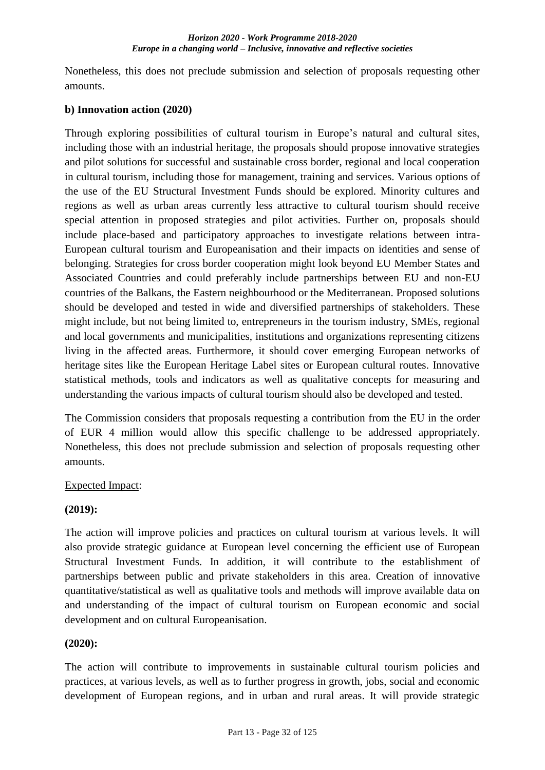Nonetheless, this does not preclude submission and selection of proposals requesting other amounts.

**b) Innovation action (2020)**

Through exploring possibilities of cultural tourism in Europe's natural and cultural sites, including those with an industrial heritage, the proposals should propose innovative strategies and pilot solutions for successful and sustainable cross border, regional and local cooperation in cultural tourism, including those for management, training and services. Various options of the use of the EU Structural Investment Funds should be explored. Minority cultures and regions as well as urban areas currently less attractive to cultural tourism should receive special attention in proposed strategies and pilot activities. Further on, proposals should include place-based and participatory approaches to investigate relations between intra-European cultural tourism and Europeanisation and their impacts on identities and sense of belonging. Strategies for cross border cooperation might look beyond EU Member States and Associated Countries and could preferably include partnerships between EU and non-EU countries of the Balkans, the Eastern neighbourhood or the Mediterranean. Proposed solutions should be developed and tested in wide and diversified partnerships of stakeholders. These might include, but not being limited to, entrepreneurs in the tourism industry, SMEs, regional and local governments and municipalities, institutions and organizations representing citizens living in the affected areas. Furthermore, it should cover emerging European networks of heritage sites like the European Heritage Label sites or European cultural routes. Innovative statistical methods, tools and indicators as well as qualitative concepts for measuring and understanding the various impacts of cultural tourism should also be developed and tested.

The Commission considers that proposals requesting a contribution from the EU in the order of EUR 4 million would allow this specific challenge to be addressed appropriately. Nonetheless, this does not preclude submission and selection of proposals requesting other amounts.

Expected Impact:

**(2019):**

The action will improve policies and practices on cultural tourism at various levels. It will also provide strategic guidance at European level concerning the efficient use of European Structural Investment Funds. In addition, it will contribute to the establishment of partnerships between public and private stakeholders in this area. Creation of innovative quantitative/statistical as well as qualitative tools and methods will improve available data on and understanding of the impact of cultural tourism on European economic and social development and on cultural Europeanisation.

**(2020):**

The action will contribute to improvements in sustainable cultural tourism policies and practices, at various levels, as well as to further progress in growth, jobs, social and economic development of European regions, and in urban and rural areas. It will provide strategic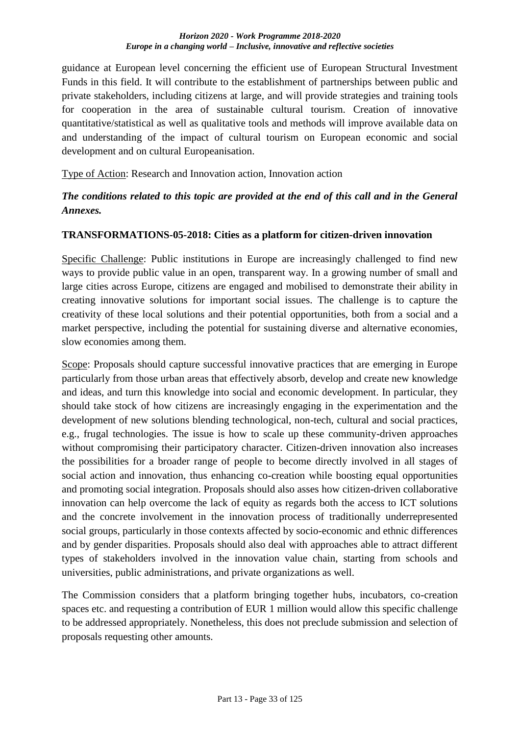guidance at European level concerning the efficient use of European Structural Investment Funds in this field. It will contribute to the establishment of partnerships between public and private stakeholders, including citizens at large, and will provide strategies and training tools for cooperation in the area of sustainable cultural tourism. Creation of innovative quantitative/statistical as well as qualitative tools and methods will improve available data on and understanding of the impact of cultural tourism on European economic and social development and on cultural Europeanisation.

Type of Action: Research and Innovation action, Innovation action

***The conditions related to this topic are provided at the end of this call and in the General Annexes.***

**TRANSFORMATIONS-05-2018: Cities as a platform for citizen-driven innovation**

Specific Challenge: Public institutions in Europe are increasingly challenged to find new ways to provide public value in an open, transparent way. In a growing number of small and large cities across Europe, citizens are engaged and mobilised to demonstrate their ability in creating innovative solutions for important social issues. The challenge is to capture the creativity of these local solutions and their potential opportunities, both from a social and a market perspective, including the potential for sustaining diverse and alternative economies, slow economies among them.

Scope: Proposals should capture successful innovative practices that are emerging in Europe particularly from those urban areas that effectively absorb, develop and create new knowledge and ideas, and turn this knowledge into social and economic development. In particular, they should take stock of how citizens are increasingly engaging in the experimentation and the development of new solutions blending technological, non-tech, cultural and social practices, e.g., frugal technologies. The issue is how to scale up these community-driven approaches without compromising their participatory character. Citizen-driven innovation also increases the possibilities for a broader range of people to become directly involved in all stages of social action and innovation, thus enhancing co-creation while boosting equal opportunities and promoting social integration. Proposals should also asses how citizen-driven collaborative innovation can help overcome the lack of equity as regards both the access to ICT solutions and the concrete involvement in the innovation process of traditionally underrepresented social groups, particularly in those contexts affected by socio-economic and ethnic differences and by gender disparities. Proposals should also deal with approaches able to attract different types of stakeholders involved in the innovation value chain, starting from schools and universities, public administrations, and private organizations as well.

The Commission considers that a platform bringing together hubs, incubators, co-creation spaces etc. and requesting a contribution of EUR 1 million would allow this specific challenge to be addressed appropriately. Nonetheless, this does not preclude submission and selection of proposals requesting other amounts.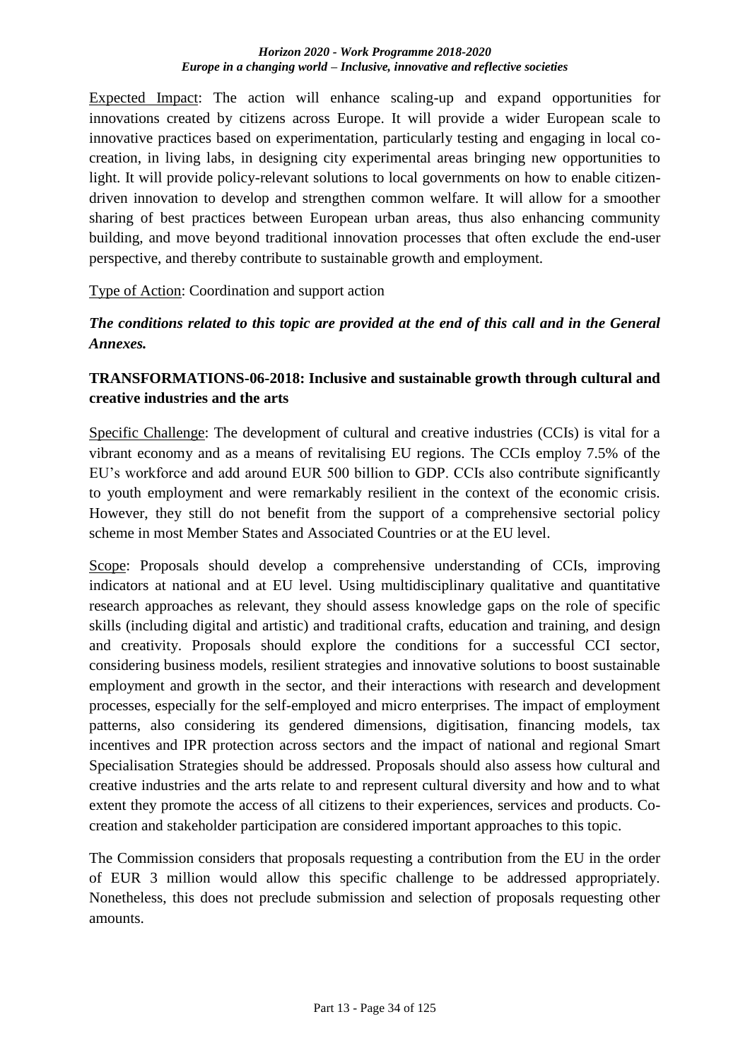Expected Impact: The action will enhance scaling-up and expand opportunities for innovations created by citizens across Europe. It will provide a wider European scale to innovative practices based on experimentation, particularly testing and engaging in local co-creation, in living labs, in designing city experimental areas bringing new opportunities to light. It will provide policy-relevant solutions to local governments on how to enable citizen-driven innovation to develop and strengthen common welfare. It will allow for a smoother sharing of best practices between European urban areas, thus also enhancing community building, and move beyond traditional innovation processes that often exclude the end-user perspective, and thereby contribute to sustainable growth and employment.

Type of Action: Coordination and support action

***The conditions related to this topic are provided at the end of this call and in the General Annexes.***

**TRANSFORMATIONS-06-2018: Inclusive and sustainable growth through cultural and creative industries and the arts**

Specific Challenge: The development of cultural and creative industries (CCIs) is vital for a vibrant economy and as a means of revitalising EU regions. The CCIs employ 7.5% of the EU's workforce and add around EUR 500 billion to GDP. CCIs also contribute significantly to youth employment and were remarkably resilient in the context of the economic crisis. However, they still do not benefit from the support of a comprehensive sectorial policy scheme in most Member States and Associated Countries or at the EU level.

Scope: Proposals should develop a comprehensive understanding of CCIs, improving indicators at national and at EU level. Using multidisciplinary qualitative and quantitative research approaches as relevant, they should assess knowledge gaps on the role of specific skills (including digital and artistic) and traditional crafts, education and training, and design and creativity. Proposals should explore the conditions for a successful CCI sector, considering business models, resilient strategies and innovative solutions to boost sustainable employment and growth in the sector, and their interactions with research and development processes, especially for the self-employed and micro enterprises. The impact of employment patterns, also considering its gendered dimensions, digitisation, financing models, tax incentives and IPR protection across sectors and the impact of national and regional Smart Specialisation Strategies should be addressed. Proposals should also assess how cultural and creative industries and the arts relate to and represent cultural diversity and how and to what extent they promote the access of all citizens to their experiences, services and products. Co-creation and stakeholder participation are considered important approaches to this topic.

The Commission considers that proposals requesting a contribution from the EU in the order of EUR 3 million would allow this specific challenge to be addressed appropriately. Nonetheless, this does not preclude submission and selection of proposals requesting other amounts.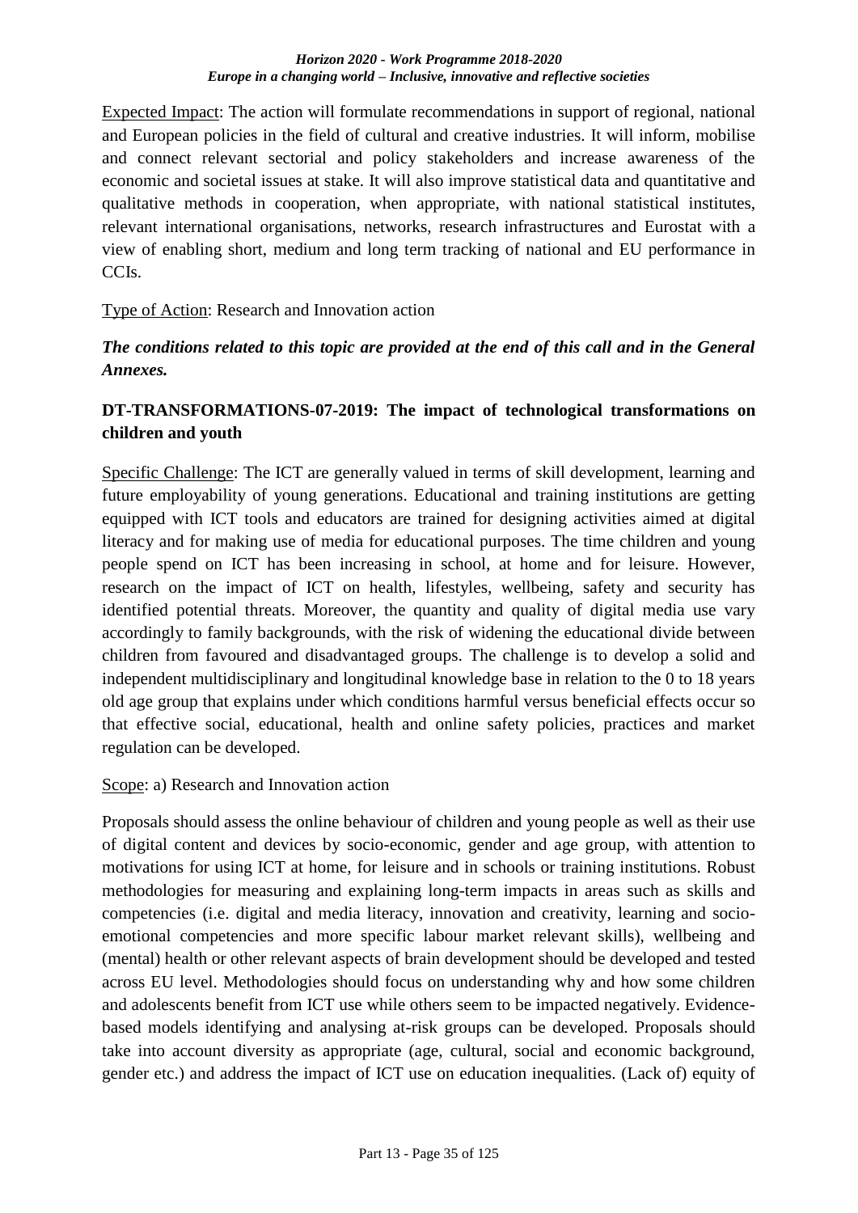Expected Impact: The action will formulate recommendations in support of regional, national and European policies in the field of cultural and creative industries. It will inform, mobilise and connect relevant sectorial and policy stakeholders and increase awareness of the economic and societal issues at stake. It will also improve statistical data and quantitative and qualitative methods in cooperation, when appropriate, with national statistical institutes, relevant international organisations, networks, research infrastructures and Eurostat with a view of enabling short, medium and long term tracking of national and EU performance in CCIs.

Type of Action: Research and Innovation action

***The conditions related to this topic are provided at the end of this call and in the General Annexes.***

**DT-TRANSFORMATIONS-07-2019: The impact of technological transformations on children and youth**

Specific Challenge: The ICT are generally valued in terms of skill development, learning and future employability of young generations. Educational and training institutions are getting equipped with ICT tools and educators are trained for designing activities aimed at digital literacy and for making use of media for educational purposes. The time children and young people spend on ICT has been increasing in school, at home and for leisure. However, research on the impact of ICT on health, lifestyles, wellbeing, safety and security has identified potential threats. Moreover, the quantity and quality of digital media use vary accordingly to family backgrounds, with the risk of widening the educational divide between children from favoured and disadvantaged groups. The challenge is to develop a solid and independent multidisciplinary and longitudinal knowledge base in relation to the 0 to 18 years old age group that explains under which conditions harmful versus beneficial effects occur so that effective social, educational, health and online safety policies, practices and market regulation can be developed.

Scope: a) Research and Innovation action

Proposals should assess the online behaviour of children and young people as well as their use of digital content and devices by socio-economic, gender and age group, with attention to motivations for using ICT at home, for leisure and in schools or training institutions. Robust methodologies for measuring and explaining long-term impacts in areas such as skills and competencies (i.e. digital and media literacy, innovation and creativity, learning and socio-emotional competencies and more specific labour market relevant skills), wellbeing and (mental) health or other relevant aspects of brain development should be developed and tested across EU level. Methodologies should focus on understanding why and how some children and adolescents benefit from ICT use while others seem to be impacted negatively. Evidence-based models identifying and analysing at-risk groups can be developed. Proposals should take into account diversity as appropriate (age, cultural, social and economic background, gender etc.) and address the impact of ICT use on education inequalities. (Lack of) equity of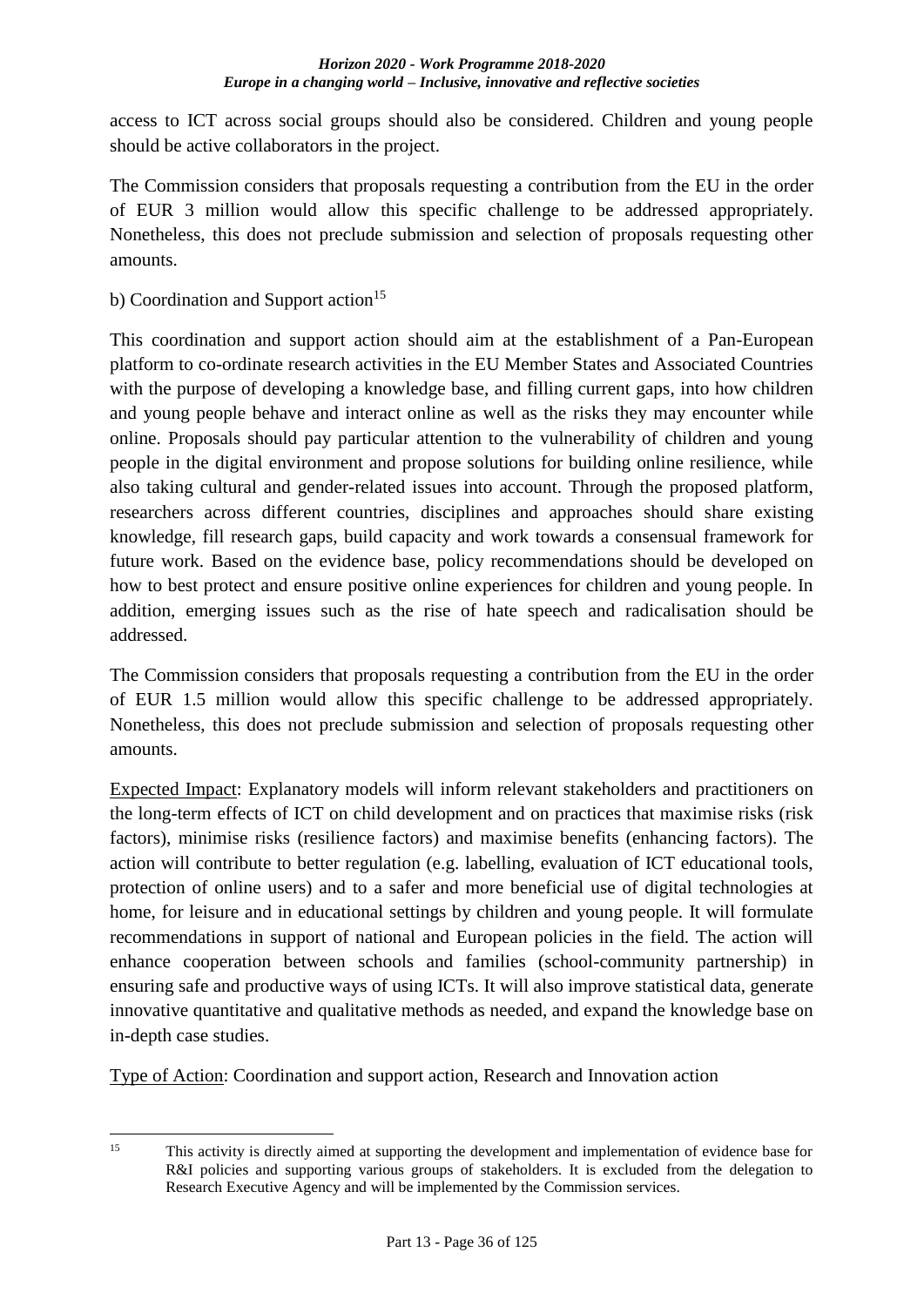access to ICT across social groups should also be considered. Children and young people should be active collaborators in the project.

The Commission considers that proposals requesting a contribution from the EU in the order of EUR 3 million would allow this specific challenge to be addressed appropriately. Nonetheless, this does not preclude submission and selection of proposals requesting other amounts.

b) Coordination and Support action[15]

This coordination and support action should aim at the establishment of a Pan-European platform to co-ordinate research activities in the EU Member States and Associated Countries with the purpose of developing a knowledge base, and filling current gaps, into how children and young people behave and interact online as well as the risks they may encounter while online. Proposals should pay particular attention to the vulnerability of children and young people in the digital environment and propose solutions for building online resilience, while also taking cultural and gender-related issues into account. Through the proposed platform, researchers across different countries, disciplines and approaches should share existing knowledge, fill research gaps, build capacity and work towards a consensual framework for future work. Based on the evidence base, policy recommendations should be developed on how to best protect and ensure positive online experiences for children and young people. In addition, emerging issues such as the rise of hate speech and radicalisation should be addressed.

The Commission considers that proposals requesting a contribution from the EU in the order of EUR 1.5 million would allow this specific challenge to be addressed appropriately. Nonetheless, this does not preclude submission and selection of proposals requesting other amounts.

<u>Expected Impact</u>: Explanatory models will inform relevant stakeholders and practitioners on the long-term effects of ICT on child development and on practices that maximise risks (risk factors), minimise risks (resilience factors) and maximise benefits (enhancing factors). The action will contribute to better regulation (e.g. labelling, evaluation of ICT educational tools, protection of online users) and to a safer and more beneficial use of digital technologies at home, for leisure and in educational settings by children and young people. It will formulate recommendations in support of national and European policies in the field. The action will enhance cooperation between schools and families (school-community partnership) in ensuring safe and productive ways of using ICTs. It will also improve statistical data, generate innovative quantitative and qualitative methods as needed, and expand the knowledge base on in-depth case studies.

<u>Type of Action</u>: Coordination and support action, Research and Innovation action

---

[15] This activity is directly aimed at supporting the development and implementation of evidence base for R&I policies and supporting various groups of stakeholders. It is excluded from the delegation to Research Executive Agency and will be implemented by the Commission services.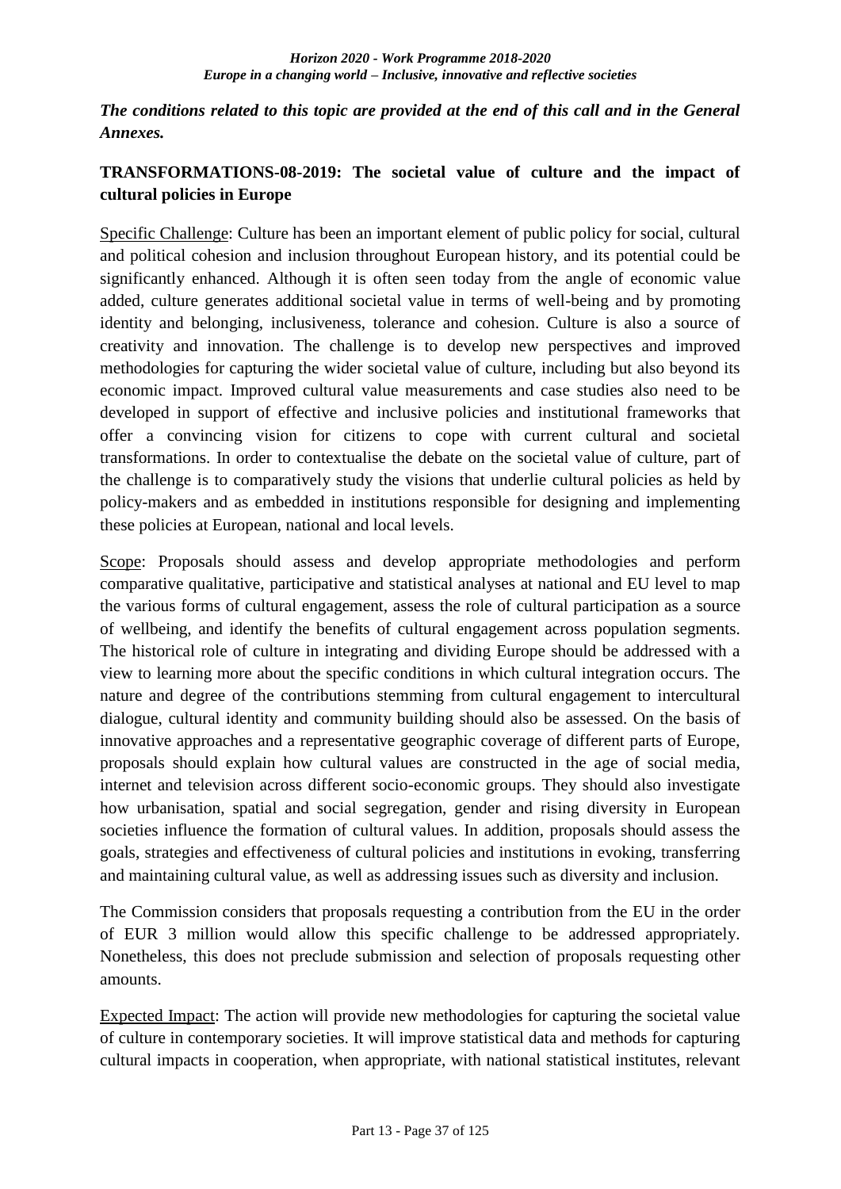***The conditions related to this topic are provided at the end of this call and in the General Annexes.***

**TRANSFORMATIONS-08-2019: The societal value of culture and the impact of cultural policies in Europe**

Specific Challenge: Culture has been an important element of public policy for social, cultural and political cohesion and inclusion throughout European history, and its potential could be significantly enhanced. Although it is often seen today from the angle of economic value added, culture generates additional societal value in terms of well-being and by promoting identity and belonging, inclusiveness, tolerance and cohesion. Culture is also a source of creativity and innovation. The challenge is to develop new perspectives and improved methodologies for capturing the wider societal value of culture, including but also beyond its economic impact. Improved cultural value measurements and case studies also need to be developed in support of effective and inclusive policies and institutional frameworks that offer a convincing vision for citizens to cope with current cultural and societal transformations. In order to contextualise the debate on the societal value of culture, part of the challenge is to comparatively study the visions that underlie cultural policies as held by policy-makers and as embedded in institutions responsible for designing and implementing these policies at European, national and local levels.

Scope: Proposals should assess and develop appropriate methodologies and perform comparative qualitative, participative and statistical analyses at national and EU level to map the various forms of cultural engagement, assess the role of cultural participation as a source of wellbeing, and identify the benefits of cultural engagement across population segments. The historical role of culture in integrating and dividing Europe should be addressed with a view to learning more about the specific conditions in which cultural integration occurs. The nature and degree of the contributions stemming from cultural engagement to intercultural dialogue, cultural identity and community building should also be assessed. On the basis of innovative approaches and a representative geographic coverage of different parts of Europe, proposals should explain how cultural values are constructed in the age of social media, internet and television across different socio-economic groups. They should also investigate how urbanisation, spatial and social segregation, gender and rising diversity in European societies influence the formation of cultural values. In addition, proposals should assess the goals, strategies and effectiveness of cultural policies and institutions in evoking, transferring and maintaining cultural value, as well as addressing issues such as diversity and inclusion.

The Commission considers that proposals requesting a contribution from the EU in the order of EUR 3 million would allow this specific challenge to be addressed appropriately. Nonetheless, this does not preclude submission and selection of proposals requesting other amounts.

Expected Impact: The action will provide new methodologies for capturing the societal value of culture in contemporary societies. It will improve statistical data and methods for capturing cultural impacts in cooperation, when appropriate, with national statistical institutes, relevant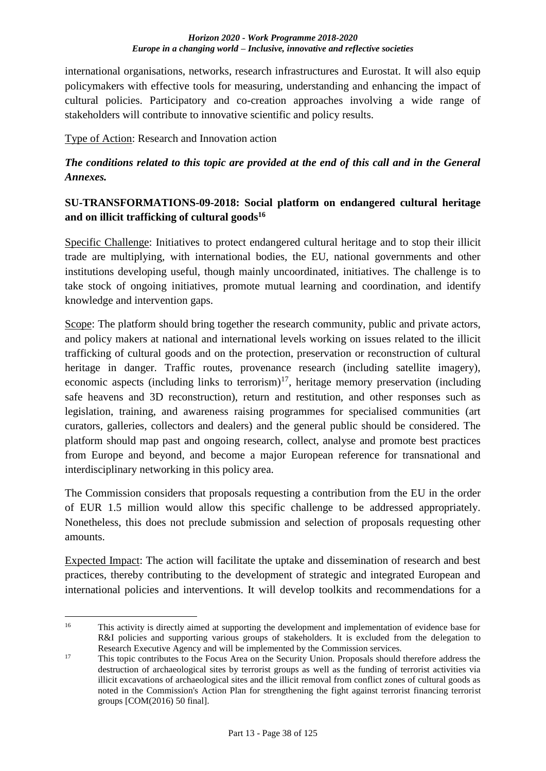international organisations, networks, research infrastructures and Eurostat. It will also equip policymakers with effective tools for measuring, understanding and enhancing the impact of cultural policies. Participatory and co-creation approaches involving a wide range of stakeholders will contribute to innovative scientific and policy results.

Type of Action: Research and Innovation action

***The conditions related to this topic are provided at the end of this call and in the General Annexes.***

**SU-TRANSFORMATIONS-09-2018: Social platform on endangered cultural heritage and on illicit trafficking of cultural goods**[16]

Specific Challenge: Initiatives to protect endangered cultural heritage and to stop their illicit trade are multiplying, with international bodies, the EU, national governments and other institutions developing useful, though mainly uncoordinated, initiatives. The challenge is to take stock of ongoing initiatives, promote mutual learning and coordination, and identify knowledge and intervention gaps.

Scope: The platform should bring together the research community, public and private actors, and policy makers at national and international levels working on issues related to the illicit trafficking of cultural goods and on the protection, preservation or reconstruction of cultural heritage in danger. Traffic routes, provenance research (including satellite imagery), economic aspects (including links to terrorism)[17], heritage memory preservation (including safe heavens and 3D reconstruction), return and restitution, and other responses such as legislation, training, and awareness raising programmes for specialised communities (art curators, galleries, collectors and dealers) and the general public should be considered. The platform should map past and ongoing research, collect, analyse and promote best practices from Europe and beyond, and become a major European reference for transnational and interdisciplinary networking in this policy area.

The Commission considers that proposals requesting a contribution from the EU in the order of EUR 1.5 million would allow this specific challenge to be addressed appropriately. Nonetheless, this does not preclude submission and selection of proposals requesting other amounts.

Expected Impact: The action will facilitate the uptake and dissemination of research and best practices, thereby contributing to the development of strategic and integrated European and international policies and interventions. It will develop toolkits and recommendations for a

---

[16] This activity is directly aimed at supporting the development and implementation of evidence base for R&I policies and supporting various groups of stakeholders. It is excluded from the delegation to Research Executive Agency and will be implemented by the Commission services.

[17] This topic contributes to the Focus Area on the Security Union. Proposals should therefore address the destruction of archaeological sites by terrorist groups as well as the funding of terrorist activities via illicit excavations of archaeological sites and the illicit removal from conflict zones of cultural goods as noted in the Commission's Action Plan for strengthening the fight against terrorist financing terrorist groups [COM(2016) 50 final].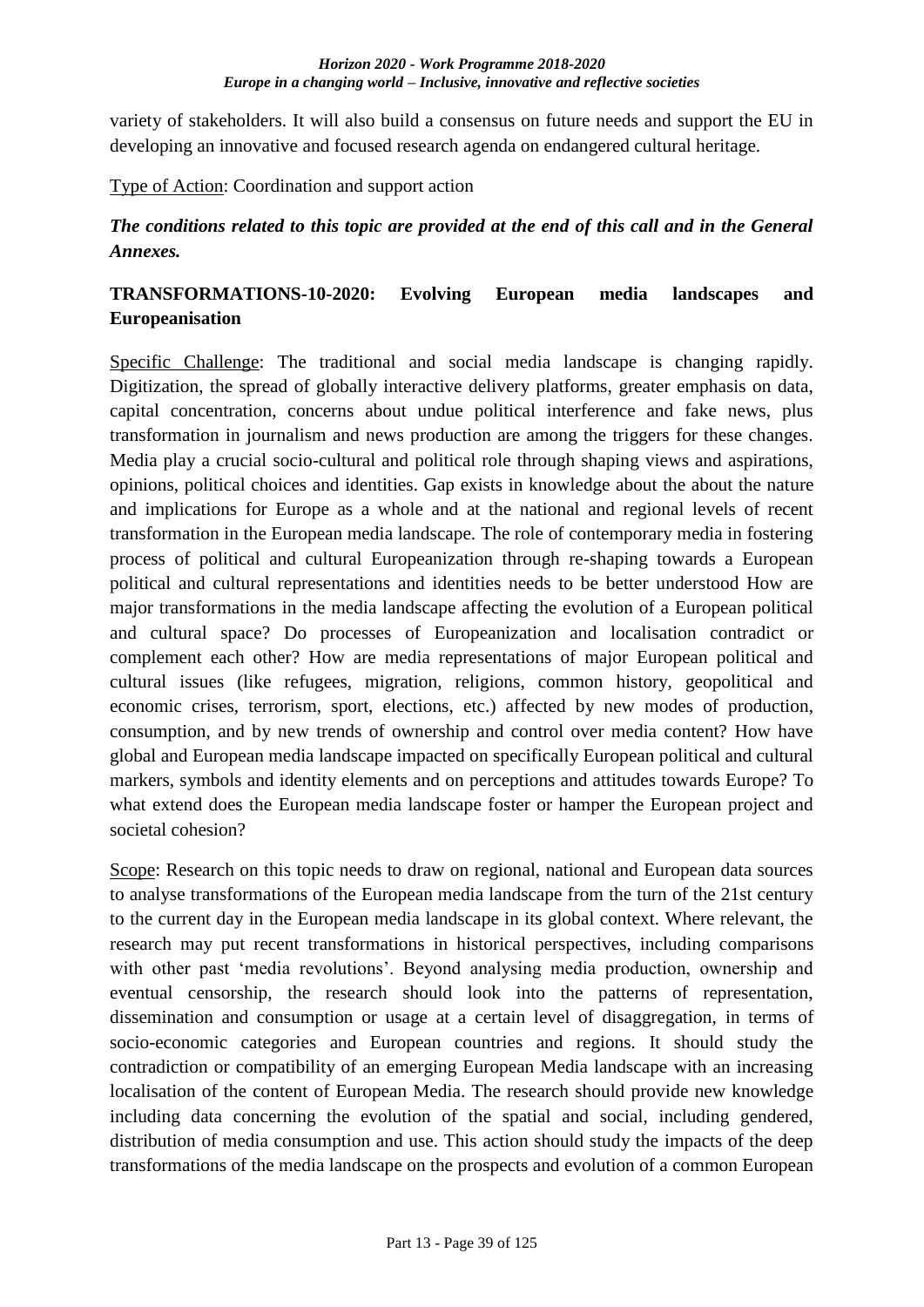variety of stakeholders. It will also build a consensus on future needs and support the EU in developing an innovative and focused research agenda on endangered cultural heritage.

Type of Action: Coordination and support action

***The conditions related to this topic are provided at the end of this call and in the General Annexes.***

### TRANSFORMATIONS-10-2020: Evolving European media landscapes and Europeanisation

Specific Challenge: The traditional and social media landscape is changing rapidly. Digitization, the spread of globally interactive delivery platforms, greater emphasis on data, capital concentration, concerns about undue political interference and fake news, plus transformation in journalism and news production are among the triggers for these changes. Media play a crucial socio-cultural and political role through shaping views and aspirations, opinions, political choices and identities. Gap exists in knowledge about the about the nature and implications for Europe as a whole and at the national and regional levels of recent transformation in the European media landscape. The role of contemporary media in fostering process of political and cultural Europeanization through re-shaping towards a European political and cultural representations and identities needs to be better understood How are major transformations in the media landscape affecting the evolution of a European political and cultural space? Do processes of Europeanization and localisation contradict or complement each other? How are media representations of major European political and cultural issues (like refugees, migration, religions, common history, geopolitical and economic crises, terrorism, sport, elections, etc.) affected by new modes of production, consumption, and by new trends of ownership and control over media content? How have global and European media landscape impacted on specifically European political and cultural markers, symbols and identity elements and on perceptions and attitudes towards Europe? To what extend does the European media landscape foster or hamper the European project and societal cohesion?

Scope: Research on this topic needs to draw on regional, national and European data sources to analyse transformations of the European media landscape from the turn of the 21st century to the current day in the European media landscape in its global context. Where relevant, the research may put recent transformations in historical perspectives, including comparisons with other past 'media revolutions'. Beyond analysing media production, ownership and eventual censorship, the research should look into the patterns of representation, dissemination and consumption or usage at a certain level of disaggregation, in terms of socio-economic categories and European countries and regions. It should study the contradiction or compatibility of an emerging European Media landscape with an increasing localisation of the content of European Media. The research should provide new knowledge including data concerning the evolution of the spatial and social, including gendered, distribution of media consumption and use. This action should study the impacts of the deep transformations of the media landscape on the prospects and evolution of a common European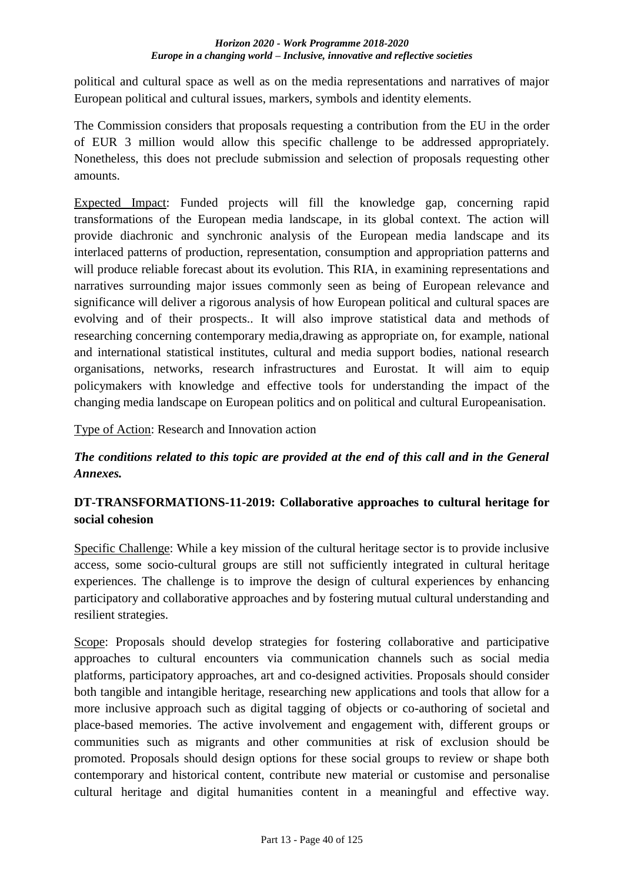political and cultural space as well as on the media representations and narratives of major European political and cultural issues, markers, symbols and identity elements.

The Commission considers that proposals requesting a contribution from the EU in the order of EUR 3 million would allow this specific challenge to be addressed appropriately. Nonetheless, this does not preclude submission and selection of proposals requesting other amounts.

Expected Impact: Funded projects will fill the knowledge gap, concerning rapid transformations of the European media landscape, in its global context. The action will provide diachronic and synchronic analysis of the European media landscape and its interlaced patterns of production, representation, consumption and appropriation patterns and will produce reliable forecast about its evolution. This RIA, in examining representations and narratives surrounding major issues commonly seen as being of European relevance and significance will deliver a rigorous analysis of how European political and cultural spaces are evolving and of their prospects.. It will also improve statistical data and methods of researching concerning contemporary media,drawing as appropriate on, for example, national and international statistical institutes, cultural and media support bodies, national research organisations, networks, research infrastructures and Eurostat. It will aim to equip policymakers with knowledge and effective tools for understanding the impact of the changing media landscape on European politics and on political and cultural Europeanisation.

Type of Action: Research and Innovation action

***The conditions related to this topic are provided at the end of this call and in the General Annexes.***

### DT-TRANSFORMATIONS-11-2019: Collaborative approaches to cultural heritage for social cohesion

Specific Challenge: While a key mission of the cultural heritage sector is to provide inclusive access, some socio-cultural groups are still not sufficiently integrated in cultural heritage experiences. The challenge is to improve the design of cultural experiences by enhancing participatory and collaborative approaches and by fostering mutual cultural understanding and resilient strategies.

Scope: Proposals should develop strategies for fostering collaborative and participative approaches to cultural encounters via communication channels such as social media platforms, participatory approaches, art and co-designed activities. Proposals should consider both tangible and intangible heritage, researching new applications and tools that allow for a more inclusive approach such as digital tagging of objects or co-authoring of societal and place-based memories. The active involvement and engagement with, different groups or communities such as migrants and other communities at risk of exclusion should be promoted. Proposals should design options for these social groups to review or shape both contemporary and historical content, contribute new material or customise and personalise cultural heritage and digital humanities content in a meaningful and effective way.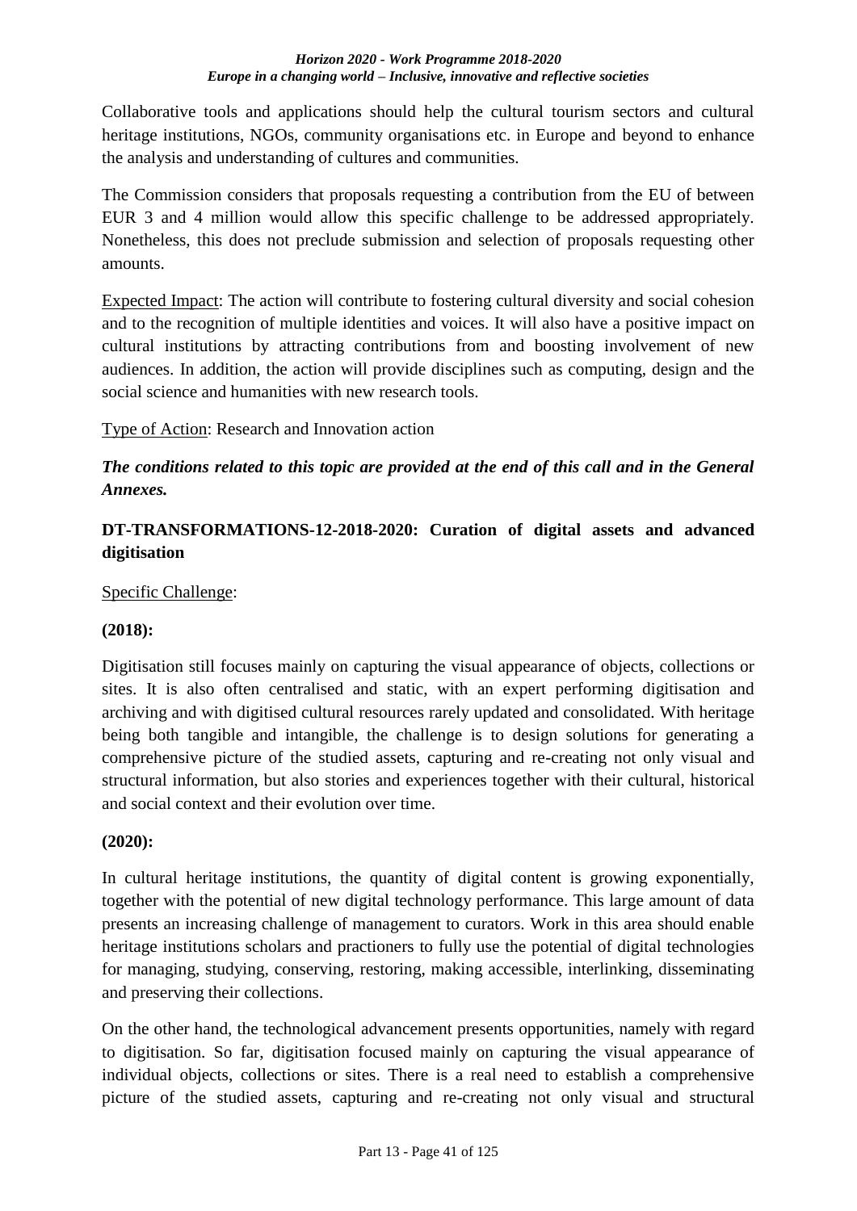Collaborative tools and applications should help the cultural tourism sectors and cultural heritage institutions, NGOs, community organisations etc. in Europe and beyond to enhance the analysis and understanding of cultures and communities.

The Commission considers that proposals requesting a contribution from the EU of between EUR 3 and 4 million would allow this specific challenge to be addressed appropriately. Nonetheless, this does not preclude submission and selection of proposals requesting other amounts.

Expected Impact: The action will contribute to fostering cultural diversity and social cohesion and to the recognition of multiple identities and voices. It will also have a positive impact on cultural institutions by attracting contributions from and boosting involvement of new audiences. In addition, the action will provide disciplines such as computing, design and the social science and humanities with new research tools.

Type of Action: Research and Innovation action

***The conditions related to this topic are provided at the end of this call and in the General Annexes.***

**DT-TRANSFORMATIONS-12-2018-2020: Curation of digital assets and advanced digitisation**

Specific Challenge:

**(2018):**

Digitisation still focuses mainly on capturing the visual appearance of objects, collections or sites. It is also often centralised and static, with an expert performing digitisation and archiving and with digitised cultural resources rarely updated and consolidated. With heritage being both tangible and intangible, the challenge is to design solutions for generating a comprehensive picture of the studied assets, capturing and re-creating not only visual and structural information, but also stories and experiences together with their cultural, historical and social context and their evolution over time.

**(2020):**

In cultural heritage institutions, the quantity of digital content is growing exponentially, together with the potential of new digital technology performance. This large amount of data presents an increasing challenge of management to curators. Work in this area should enable heritage institutions scholars and practioners to fully use the potential of digital technologies for managing, studying, conserving, restoring, making accessible, interlinking, disseminating and preserving their collections.

On the other hand, the technological advancement presents opportunities, namely with regard to digitisation. So far, digitisation focused mainly on capturing the visual appearance of individual objects, collections or sites. There is a real need to establish a comprehensive picture of the studied assets, capturing and re-creating not only visual and structural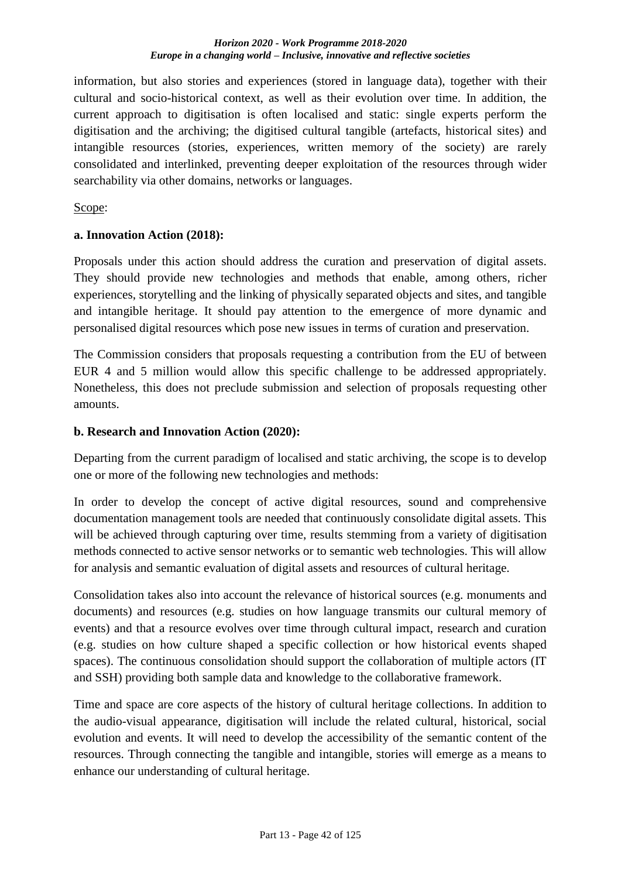information, but also stories and experiences (stored in language data), together with their cultural and socio-historical context, as well as their evolution over time. In addition, the current approach to digitisation is often localised and static: single experts perform the digitisation and the archiving; the digitised cultural tangible (artefacts, historical sites) and intangible resources (stories, experiences, written memory of the society) are rarely consolidated and interlinked, preventing deeper exploitation of the resources through wider searchability via other domains, networks or languages.

Scope:

**a. Innovation Action (2018):**

Proposals under this action should address the curation and preservation of digital assets. They should provide new technologies and methods that enable, among others, richer experiences, storytelling and the linking of physically separated objects and sites, and tangible and intangible heritage. It should pay attention to the emergence of more dynamic and personalised digital resources which pose new issues in terms of curation and preservation.

The Commission considers that proposals requesting a contribution from the EU of between EUR 4 and 5 million would allow this specific challenge to be addressed appropriately. Nonetheless, this does not preclude submission and selection of proposals requesting other amounts.

**b. Research and Innovation Action (2020):**

Departing from the current paradigm of localised and static archiving, the scope is to develop one or more of the following new technologies and methods:

In order to develop the concept of active digital resources, sound and comprehensive documentation management tools are needed that continuously consolidate digital assets. This will be achieved through capturing over time, results stemming from a variety of digitisation methods connected to active sensor networks or to semantic web technologies. This will allow for analysis and semantic evaluation of digital assets and resources of cultural heritage.

Consolidation takes also into account the relevance of historical sources (e.g. monuments and documents) and resources (e.g. studies on how language transmits our cultural memory of events) and that a resource evolves over time through cultural impact, research and curation (e.g. studies on how culture shaped a specific collection or how historical events shaped spaces). The continuous consolidation should support the collaboration of multiple actors (IT and SSH) providing both sample data and knowledge to the collaborative framework.

Time and space are core aspects of the history of cultural heritage collections. In addition to the audio-visual appearance, digitisation will include the related cultural, historical, social evolution and events. It will need to develop the accessibility of the semantic content of the resources. Through connecting the tangible and intangible, stories will emerge as a means to enhance our understanding of cultural heritage.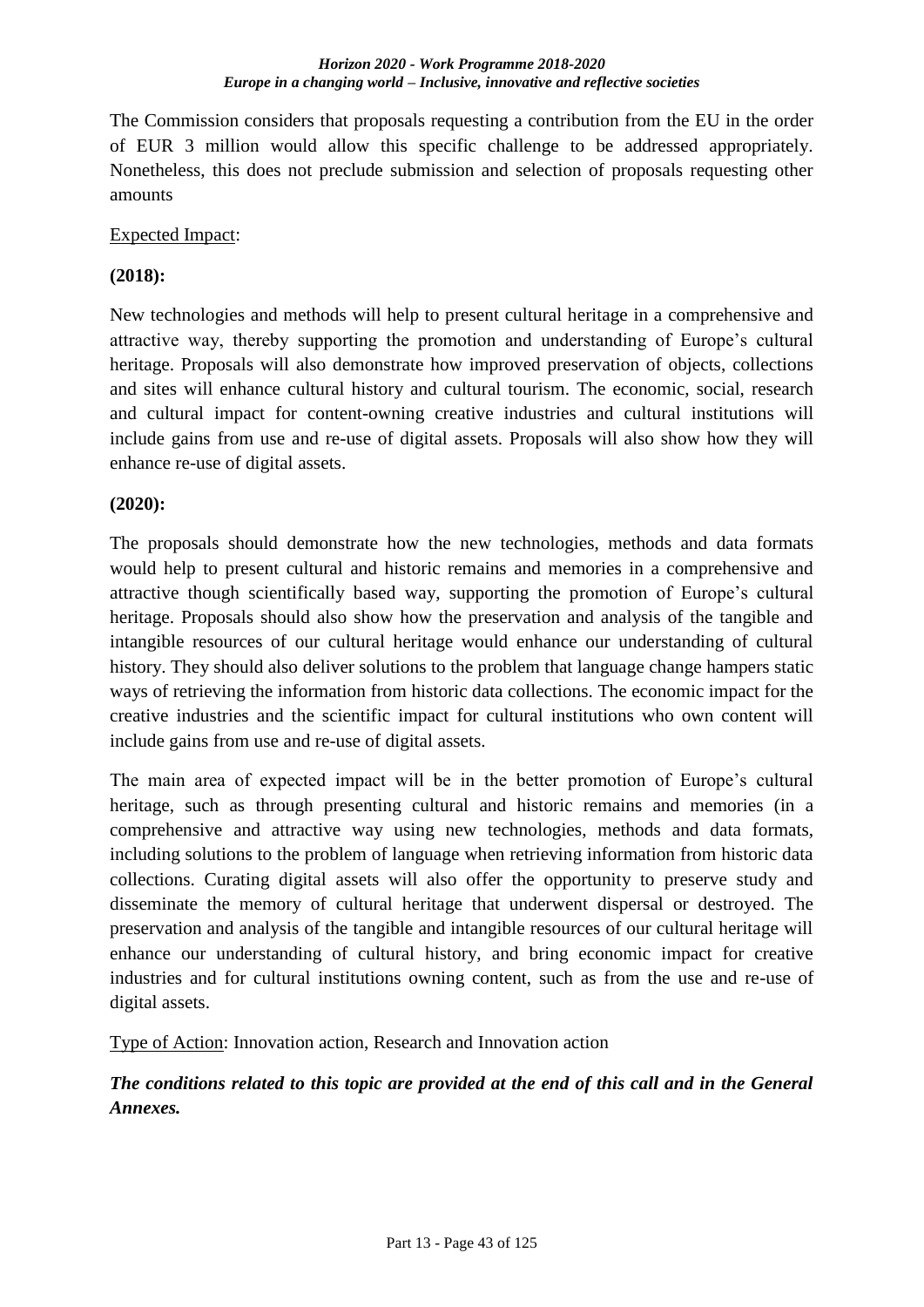The Commission considers that proposals requesting a contribution from the EU in the order of EUR 3 million would allow this specific challenge to be addressed appropriately. Nonetheless, this does not preclude submission and selection of proposals requesting other amounts

Expected Impact:

**(2018):**

New technologies and methods will help to present cultural heritage in a comprehensive and attractive way, thereby supporting the promotion and understanding of Europe's cultural heritage. Proposals will also demonstrate how improved preservation of objects, collections and sites will enhance cultural history and cultural tourism. The economic, social, research and cultural impact for content-owning creative industries and cultural institutions will include gains from use and re-use of digital assets. Proposals will also show how they will enhance re-use of digital assets.

**(2020):**

The proposals should demonstrate how the new technologies, methods and data formats would help to present cultural and historic remains and memories in a comprehensive and attractive though scientifically based way, supporting the promotion of Europe's cultural heritage. Proposals should also show how the preservation and analysis of the tangible and intangible resources of our cultural heritage would enhance our understanding of cultural history. They should also deliver solutions to the problem that language change hampers static ways of retrieving the information from historic data collections. The economic impact for the creative industries and the scientific impact for cultural institutions who own content will include gains from use and re-use of digital assets.

The main area of expected impact will be in the better promotion of Europe's cultural heritage, such as through presenting cultural and historic remains and memories (in a comprehensive and attractive way using new technologies, methods and data formats, including solutions to the problem of language when retrieving information from historic data collections. Curating digital assets will also offer the opportunity to preserve study and disseminate the memory of cultural heritage that underwent dispersal or destroyed. The preservation and analysis of the tangible and intangible resources of our cultural heritage will enhance our understanding of cultural history, and bring economic impact for creative industries and for cultural institutions owning content, such as from the use and re-use of digital assets.

Type of Action: Innovation action, Research and Innovation action

***The conditions related to this topic are provided at the end of this call and in the General Annexes.***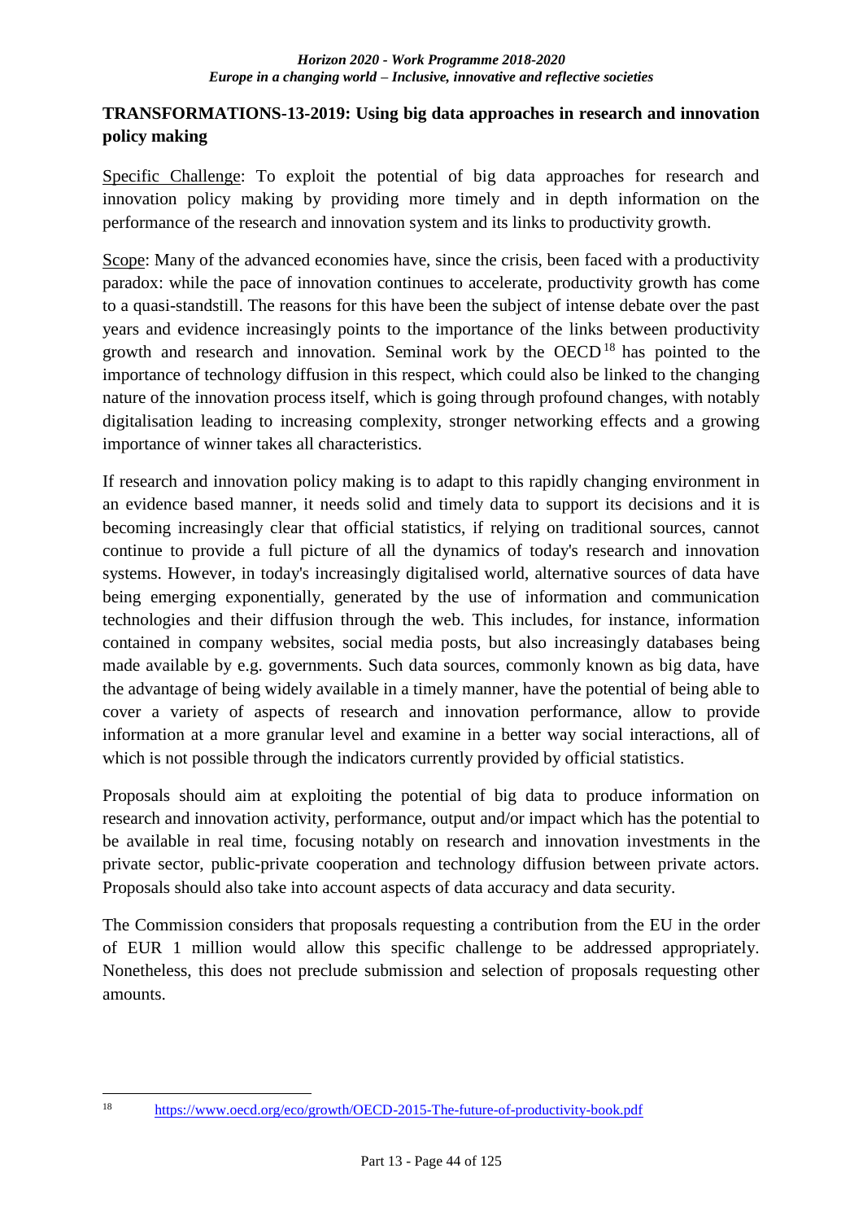**TRANSFORMATIONS-13-2019: Using big data approaches in research and innovation policy making**

Specific Challenge: To exploit the potential of big data approaches for research and innovation policy making by providing more timely and in depth information on the performance of the research and innovation system and its links to productivity growth.

Scope: Many of the advanced economies have, since the crisis, been faced with a productivity paradox: while the pace of innovation continues to accelerate, productivity growth has come to a quasi-standstill. The reasons for this have been the subject of intense debate over the past years and evidence increasingly points to the importance of the links between productivity growth and research and innovation. Seminal work by the OECD[18] has pointed to the importance of technology diffusion in this respect, which could also be linked to the changing nature of the innovation process itself, which is going through profound changes, with notably digitalisation leading to increasing complexity, stronger networking effects and a growing importance of winner takes all characteristics.

If research and innovation policy making is to adapt to this rapidly changing environment in an evidence based manner, it needs solid and timely data to support its decisions and it is becoming increasingly clear that official statistics, if relying on traditional sources, cannot continue to provide a full picture of all the dynamics of today's research and innovation systems. However, in today's increasingly digitalised world, alternative sources of data have being emerging exponentially, generated by the use of information and communication technologies and their diffusion through the web. This includes, for instance, information contained in company websites, social media posts, but also increasingly databases being made available by e.g. governments. Such data sources, commonly known as big data, have the advantage of being widely available in a timely manner, have the potential of being able to cover a variety of aspects of research and innovation performance, allow to provide information at a more granular level and examine in a better way social interactions, all of which is not possible through the indicators currently provided by official statistics.

Proposals should aim at exploiting the potential of big data to produce information on research and innovation activity, performance, output and/or impact which has the potential to be available in real time, focusing notably on research and innovation investments in the private sector, public-private cooperation and technology diffusion between private actors. Proposals should also take into account aspects of data accuracy and data security.

The Commission considers that proposals requesting a contribution from the EU in the order of EUR 1 million would allow this specific challenge to be addressed appropriately. Nonetheless, this does not preclude submission and selection of proposals requesting other amounts.

---

[18] https://www.oecd.org/eco/growth/OECD-2015-The-future-of-productivity-book.pdf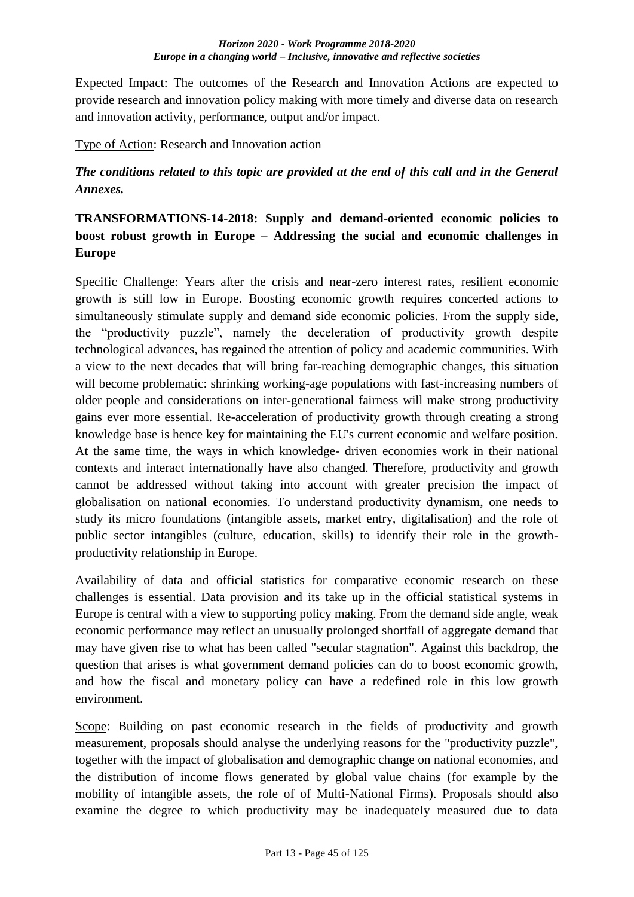Expected Impact: The outcomes of the Research and Innovation Actions are expected to provide research and innovation policy making with more timely and diverse data on research and innovation activity, performance, output and/or impact.

Type of Action: Research and Innovation action

***The conditions related to this topic are provided at the end of this call and in the General Annexes.***

**TRANSFORMATIONS-14-2018: Supply and demand-oriented economic policies to boost robust growth in Europe – Addressing the social and economic challenges in Europe**

Specific Challenge: Years after the crisis and near-zero interest rates, resilient economic growth is still low in Europe. Boosting economic growth requires concerted actions to simultaneously stimulate supply and demand side economic policies. From the supply side, the "productivity puzzle", namely the deceleration of productivity growth despite technological advances, has regained the attention of policy and academic communities. With a view to the next decades that will bring far-reaching demographic changes, this situation will become problematic: shrinking working-age populations with fast-increasing numbers of older people and considerations on inter-generational fairness will make strong productivity gains ever more essential. Re-acceleration of productivity growth through creating a strong knowledge base is hence key for maintaining the EU's current economic and welfare position. At the same time, the ways in which knowledge- driven economies work in their national contexts and interact internationally have also changed. Therefore, productivity and growth cannot be addressed without taking into account with greater precision the impact of globalisation on national economies. To understand productivity dynamism, one needs to study its micro foundations (intangible assets, market entry, digitalisation) and the role of public sector intangibles (culture, education, skills) to identify their role in the growth-productivity relationship in Europe.

Availability of data and official statistics for comparative economic research on these challenges is essential. Data provision and its take up in the official statistical systems in Europe is central with a view to supporting policy making. From the demand side angle, weak economic performance may reflect an unusually prolonged shortfall of aggregate demand that may have given rise to what has been called "secular stagnation". Against this backdrop, the question that arises is what government demand policies can do to boost economic growth, and how the fiscal and monetary policy can have a redefined role in this low growth environment.

Scope: Building on past economic research in the fields of productivity and growth measurement, proposals should analyse the underlying reasons for the "productivity puzzle", together with the impact of globalisation and demographic change on national economies, and the distribution of income flows generated by global value chains (for example by the mobility of intangible assets, the role of of Multi-National Firms). Proposals should also examine the degree to which productivity may be inadequately measured due to data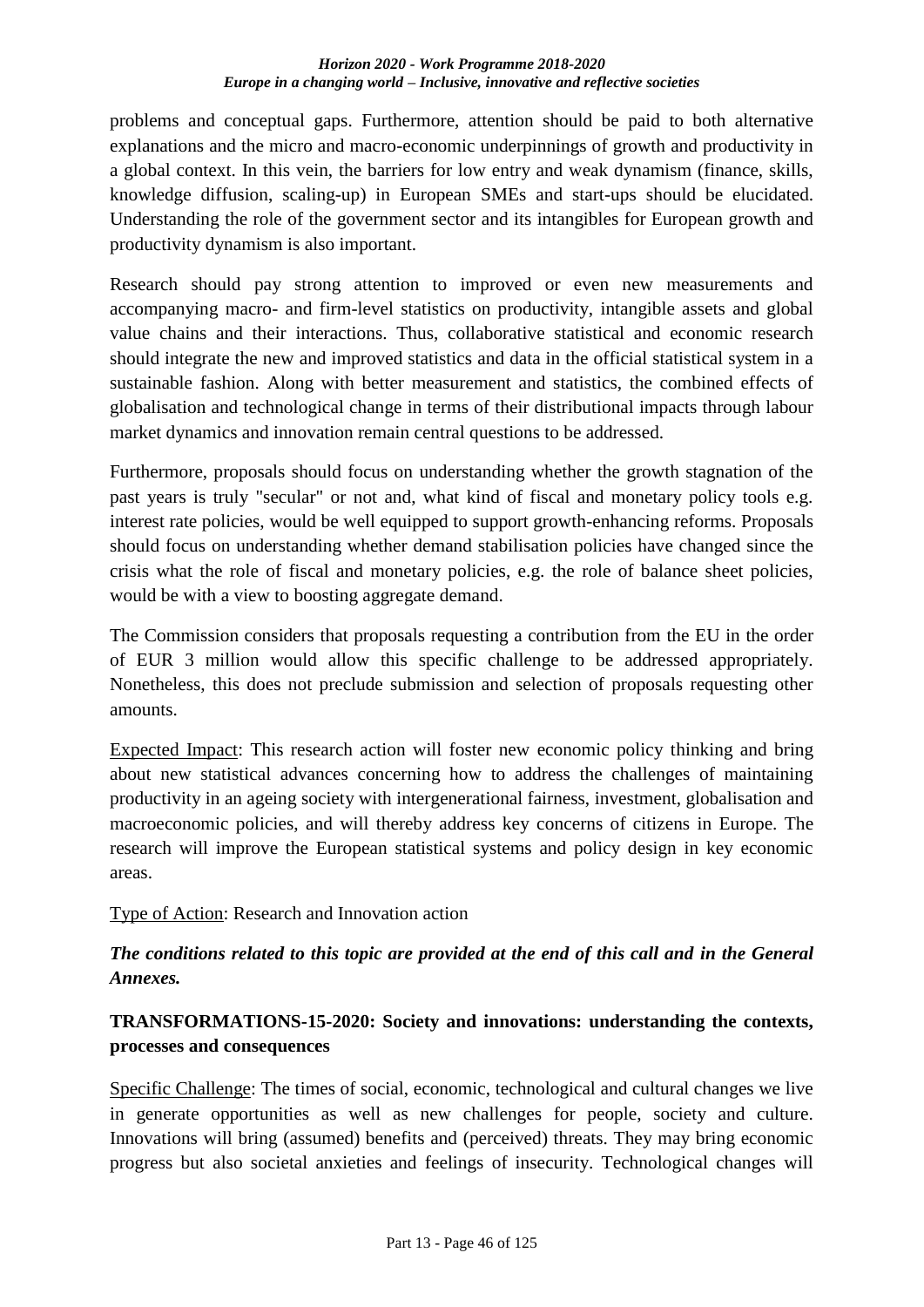problems and conceptual gaps. Furthermore, attention should be paid to both alternative explanations and the micro and macro-economic underpinnings of growth and productivity in a global context. In this vein, the barriers for low entry and weak dynamism (finance, skills, knowledge diffusion, scaling-up) in European SMEs and start-ups should be elucidated. Understanding the role of the government sector and its intangibles for European growth and productivity dynamism is also important.

Research should pay strong attention to improved or even new measurements and accompanying macro- and firm-level statistics on productivity, intangible assets and global value chains and their interactions. Thus, collaborative statistical and economic research should integrate the new and improved statistics and data in the official statistical system in a sustainable fashion. Along with better measurement and statistics, the combined effects of globalisation and technological change in terms of their distributional impacts through labour market dynamics and innovation remain central questions to be addressed.

Furthermore, proposals should focus on understanding whether the growth stagnation of the past years is truly "secular" or not and, what kind of fiscal and monetary policy tools e.g. interest rate policies, would be well equipped to support growth-enhancing reforms. Proposals should focus on understanding whether demand stabilisation policies have changed since the crisis what the role of fiscal and monetary policies, e.g. the role of balance sheet policies, would be with a view to boosting aggregate demand.

The Commission considers that proposals requesting a contribution from the EU in the order of EUR 3 million would allow this specific challenge to be addressed appropriately. Nonetheless, this does not preclude submission and selection of proposals requesting other amounts.

Expected Impact: This research action will foster new economic policy thinking and bring about new statistical advances concerning how to address the challenges of maintaining productivity in an ageing society with intergenerational fairness, investment, globalisation and macroeconomic policies, and will thereby address key concerns of citizens in Europe. The research will improve the European statistical systems and policy design in key economic areas.

Type of Action: Research and Innovation action

***The conditions related to this topic are provided at the end of this call and in the General Annexes.***

### TRANSFORMATIONS-15-2020: Society and innovations: understanding the contexts, processes and consequences

Specific Challenge: The times of social, economic, technological and cultural changes we live in generate opportunities as well as new challenges for people, society and culture. Innovations will bring (assumed) benefits and (perceived) threats. They may bring economic progress but also societal anxieties and feelings of insecurity. Technological changes will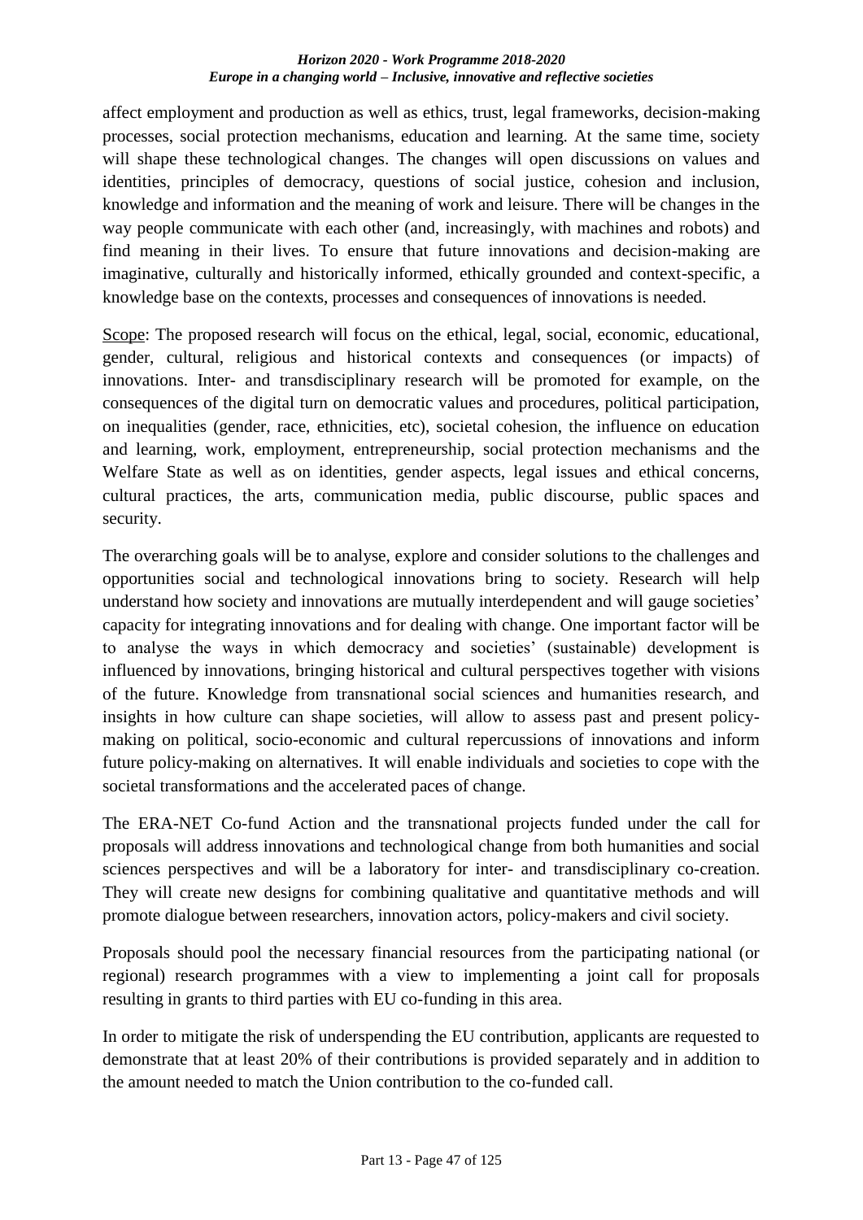affect employment and production as well as ethics, trust, legal frameworks, decision-making processes, social protection mechanisms, education and learning. At the same time, society will shape these technological changes. The changes will open discussions on values and identities, principles of democracy, questions of social justice, cohesion and inclusion, knowledge and information and the meaning of work and leisure. There will be changes in the way people communicate with each other (and, increasingly, with machines and robots) and find meaning in their lives. To ensure that future innovations and decision-making are imaginative, culturally and historically informed, ethically grounded and context-specific, a knowledge base on the contexts, processes and consequences of innovations is needed.

Scope: The proposed research will focus on the ethical, legal, social, economic, educational, gender, cultural, religious and historical contexts and consequences (or impacts) of innovations. Inter- and transdisciplinary research will be promoted for example, on the consequences of the digital turn on democratic values and procedures, political participation, on inequalities (gender, race, ethnicities, etc), societal cohesion, the influence on education and learning, work, employment, entrepreneurship, social protection mechanisms and the Welfare State as well as on identities, gender aspects, legal issues and ethical concerns, cultural practices, the arts, communication media, public discourse, public spaces and security.

The overarching goals will be to analyse, explore and consider solutions to the challenges and opportunities social and technological innovations bring to society. Research will help understand how society and innovations are mutually interdependent and will gauge societies' capacity for integrating innovations and for dealing with change. One important factor will be to analyse the ways in which democracy and societies' (sustainable) development is influenced by innovations, bringing historical and cultural perspectives together with visions of the future. Knowledge from transnational social sciences and humanities research, and insights in how culture can shape societies, will allow to assess past and present policy-making on political, socio-economic and cultural repercussions of innovations and inform future policy-making on alternatives. It will enable individuals and societies to cope with the societal transformations and the accelerated paces of change.

The ERA-NET Co-fund Action and the transnational projects funded under the call for proposals will address innovations and technological change from both humanities and social sciences perspectives and will be a laboratory for inter- and transdisciplinary co-creation. They will create new designs for combining qualitative and quantitative methods and will promote dialogue between researchers, innovation actors, policy-makers and civil society.

Proposals should pool the necessary financial resources from the participating national (or regional) research programmes with a view to implementing a joint call for proposals resulting in grants to third parties with EU co-funding in this area.

In order to mitigate the risk of underspending the EU contribution, applicants are requested to demonstrate that at least 20% of their contributions is provided separately and in addition to the amount needed to match the Union contribution to the co-funded call.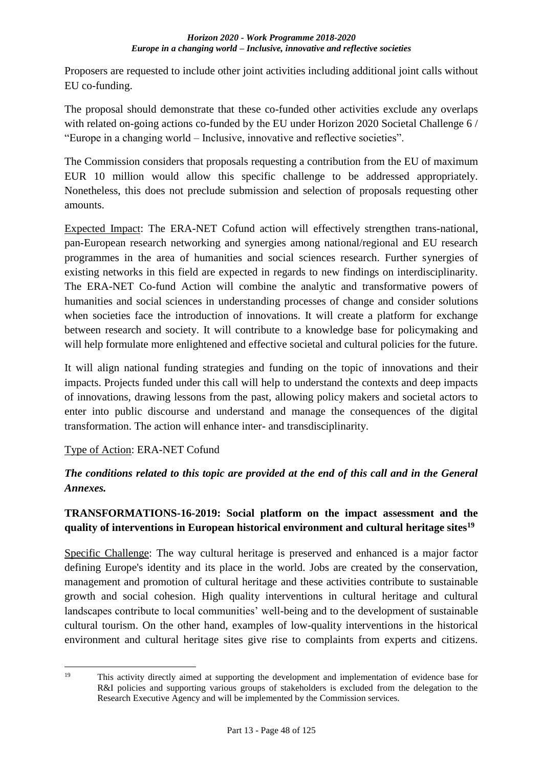Proposers are requested to include other joint activities including additional joint calls without EU co-funding.

The proposal should demonstrate that these co-funded other activities exclude any overlaps with related on-going actions co-funded by the EU under Horizon 2020 Societal Challenge 6 / "Europe in a changing world – Inclusive, innovative and reflective societies".

The Commission considers that proposals requesting a contribution from the EU of maximum EUR 10 million would allow this specific challenge to be addressed appropriately. Nonetheless, this does not preclude submission and selection of proposals requesting other amounts.

Expected Impact: The ERA-NET Cofund action will effectively strengthen trans-national, pan-European research networking and synergies among national/regional and EU research programmes in the area of humanities and social sciences research. Further synergies of existing networks in this field are expected in regards to new findings on interdisciplinarity. The ERA-NET Co-fund Action will combine the analytic and transformative powers of humanities and social sciences in understanding processes of change and consider solutions when societies face the introduction of innovations. It will create a platform for exchange between research and society. It will contribute to a knowledge base for policymaking and will help formulate more enlightened and effective societal and cultural policies for the future.

It will align national funding strategies and funding on the topic of innovations and their impacts. Projects funded under this call will help to understand the contexts and deep impacts of innovations, drawing lessons from the past, allowing policy makers and societal actors to enter into public discourse and understand and manage the consequences of the digital transformation. The action will enhance inter- and transdisciplinarity.

Type of Action: ERA-NET Cofund

***The conditions related to this topic are provided at the end of this call and in the General Annexes.***

### TRANSFORMATIONS-16-2019: Social platform on the impact assessment and the quality of interventions in European historical environment and cultural heritage sites[19]

Specific Challenge: The way cultural heritage is preserved and enhanced is a major factor defining Europe's identity and its place in the world. Jobs are created by the conservation, management and promotion of cultural heritage and these activities contribute to sustainable growth and social cohesion. High quality interventions in cultural heritage and cultural landscapes contribute to local communities' well-being and to the development of sustainable cultural tourism. On the other hand, examples of low-quality interventions in the historical environment and cultural heritage sites give rise to complaints from experts and citizens.

[19] This activity directly aimed at supporting the development and implementation of evidence base for R&I policies and supporting various groups of stakeholders is excluded from the delegation to the Research Executive Agency and will be implemented by the Commission services.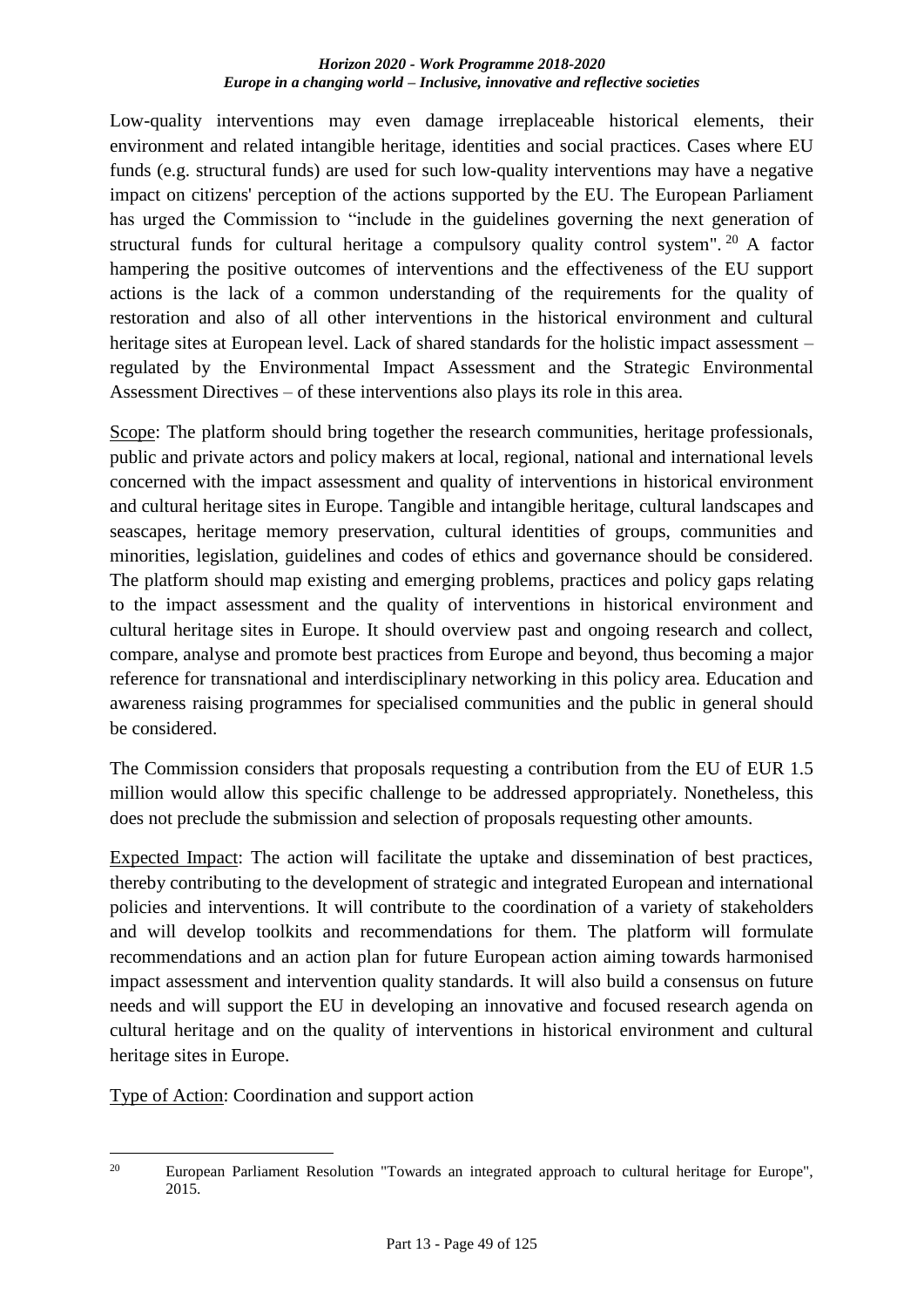Low-quality interventions may even damage irreplaceable historical elements, their environment and related intangible heritage, identities and social practices. Cases where EU funds (e.g. structural funds) are used for such low-quality interventions may have a negative impact on citizens' perception of the actions supported by the EU. The European Parliament has urged the Commission to "include in the guidelines governing the next generation of structural funds for cultural heritage a compulsory quality control system".[20] A factor hampering the positive outcomes of interventions and the effectiveness of the EU support actions is the lack of a common understanding of the requirements for the quality of restoration and also of all other interventions in the historical environment and cultural heritage sites at European level. Lack of shared standards for the holistic impact assessment – regulated by the Environmental Impact Assessment and the Strategic Environmental Assessment Directives – of these interventions also plays its role in this area.

Scope: The platform should bring together the research communities, heritage professionals, public and private actors and policy makers at local, regional, national and international levels concerned with the impact assessment and quality of interventions in historical environment and cultural heritage sites in Europe. Tangible and intangible heritage, cultural landscapes and seascapes, heritage memory preservation, cultural identities of groups, communities and minorities, legislation, guidelines and codes of ethics and governance should be considered. The platform should map existing and emerging problems, practices and policy gaps relating to the impact assessment and the quality of interventions in historical environment and cultural heritage sites in Europe. It should overview past and ongoing research and collect, compare, analyse and promote best practices from Europe and beyond, thus becoming a major reference for transnational and interdisciplinary networking in this policy area. Education and awareness raising programmes for specialised communities and the public in general should be considered.

The Commission considers that proposals requesting a contribution from the EU of EUR 1.5 million would allow this specific challenge to be addressed appropriately. Nonetheless, this does not preclude the submission and selection of proposals requesting other amounts.

Expected Impact: The action will facilitate the uptake and dissemination of best practices, thereby contributing to the development of strategic and integrated European and international policies and interventions. It will contribute to the coordination of a variety of stakeholders and will develop toolkits and recommendations for them. The platform will formulate recommendations and an action plan for future European action aiming towards harmonised impact assessment and intervention quality standards. It will also build a consensus on future needs and will support the EU in developing an innovative and focused research agenda on cultural heritage and on the quality of interventions in historical environment and cultural heritage sites in Europe.

Type of Action: Coordination and support action

---

[20] European Parliament Resolution "Towards an integrated approach to cultural heritage for Europe", 2015.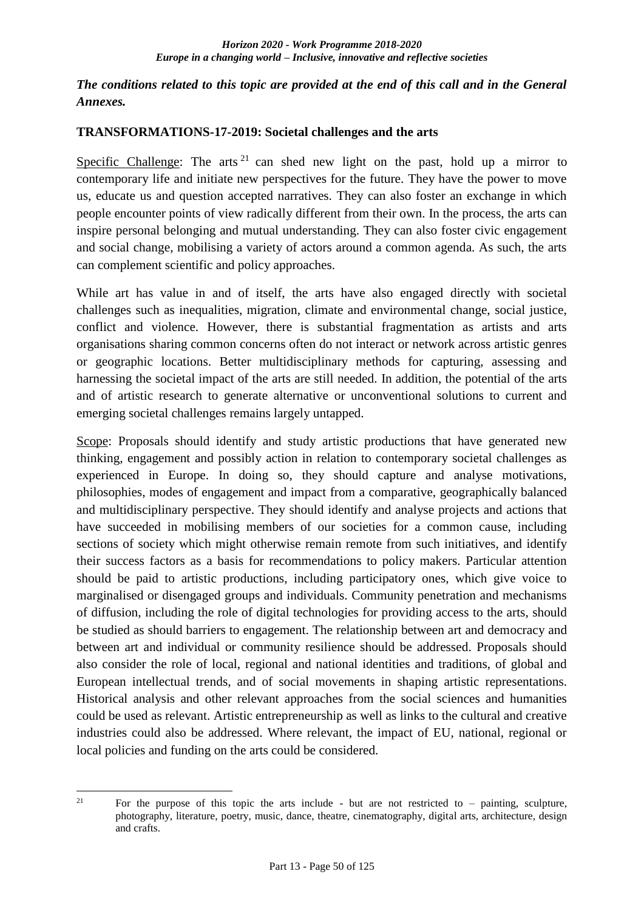*The conditions related to this topic are provided at the end of this call and in the General Annexes.*

**TRANSFORMATIONS-17-2019: Societal challenges and the arts**

Specific Challenge: The arts[21] can shed new light on the past, hold up a mirror to contemporary life and initiate new perspectives for the future. They have the power to move us, educate us and question accepted narratives. They can also foster an exchange in which people encounter points of view radically different from their own. In the process, the arts can inspire personal belonging and mutual understanding. They can also foster civic engagement and social change, mobilising a variety of actors around a common agenda. As such, the arts can complement scientific and policy approaches.

While art has value in and of itself, the arts have also engaged directly with societal challenges such as inequalities, migration, climate and environmental change, social justice, conflict and violence. However, there is substantial fragmentation as artists and arts organisations sharing common concerns often do not interact or network across artistic genres or geographic locations. Better multidisciplinary methods for capturing, assessing and harnessing the societal impact of the arts are still needed. In addition, the potential of the arts and of artistic research to generate alternative or unconventional solutions to current and emerging societal challenges remains largely untapped.

Scope: Proposals should identify and study artistic productions that have generated new thinking, engagement and possibly action in relation to contemporary societal challenges as experienced in Europe. In doing so, they should capture and analyse motivations, philosophies, modes of engagement and impact from a comparative, geographically balanced and multidisciplinary perspective. They should identify and analyse projects and actions that have succeeded in mobilising members of our societies for a common cause, including sections of society which might otherwise remain remote from such initiatives, and identify their success factors as a basis for recommendations to policy makers. Particular attention should be paid to artistic productions, including participatory ones, which give voice to marginalised or disengaged groups and individuals. Community penetration and mechanisms of diffusion, including the role of digital technologies for providing access to the arts, should be studied as should barriers to engagement. The relationship between art and democracy and between art and individual or community resilience should be addressed. Proposals should also consider the role of local, regional and national identities and traditions, of global and European intellectual trends, and of social movements in shaping artistic representations. Historical analysis and other relevant approaches from the social sciences and humanities could be used as relevant. Artistic entrepreneurship as well as links to the cultural and creative industries could also be addressed. Where relevant, the impact of EU, national, regional or local policies and funding on the arts could be considered.

---

[21] For the purpose of this topic the arts include - but are not restricted to – painting, sculpture, photography, literature, poetry, music, dance, theatre, cinematography, digital arts, architecture, design and crafts.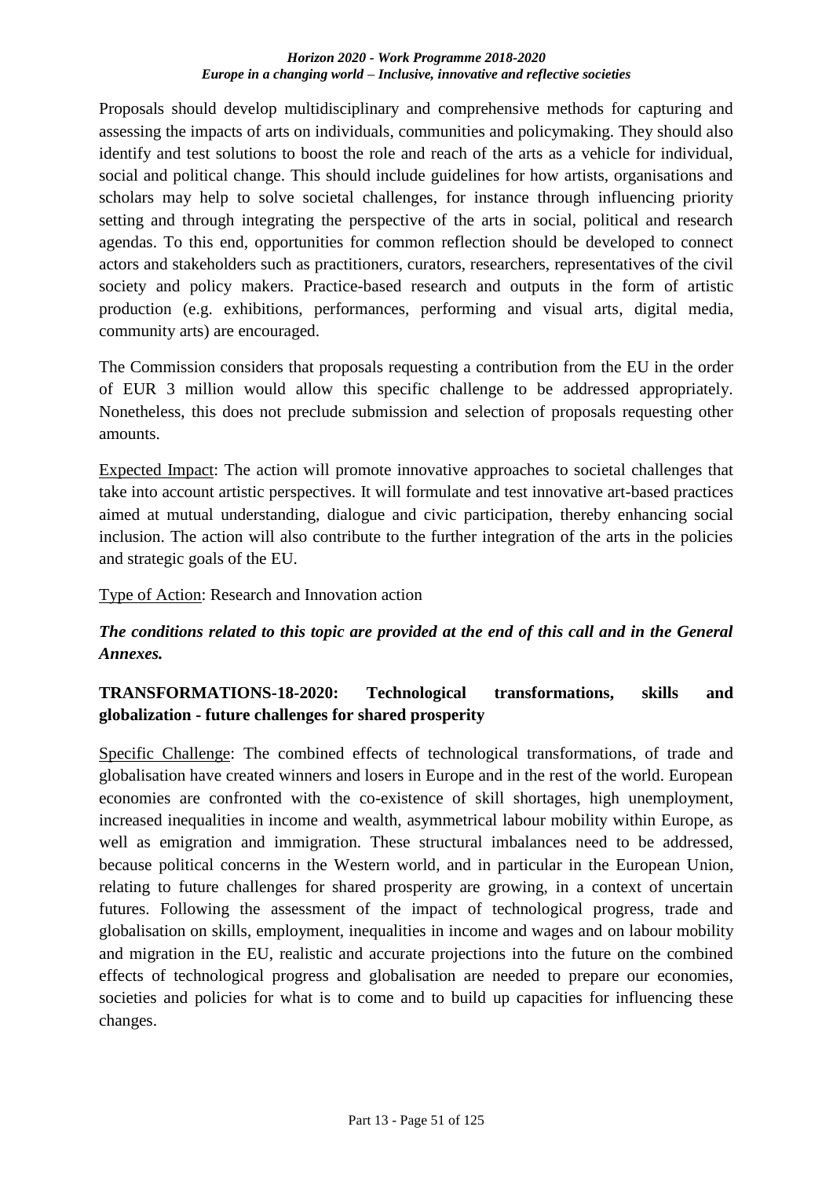Proposals should develop multidisciplinary and comprehensive methods for capturing and assessing the impacts of arts on individuals, communities and policymaking. They should also identify and test solutions to boost the role and reach of the arts as a vehicle for individual, social and political change. This should include guidelines for how artists, organisations and scholars may help to solve societal challenges, for instance through influencing priority setting and through integrating the perspective of the arts in social, political and research agendas. To this end, opportunities for common reflection should be developed to connect actors and stakeholders such as practitioners, curators, researchers, representatives of the civil society and policy makers. Practice-based research and outputs in the form of artistic production (e.g. exhibitions, performances, performing and visual arts, digital media, community arts) are encouraged.

The Commission considers that proposals requesting a contribution from the EU in the order of EUR 3 million would allow this specific challenge to be addressed appropriately. Nonetheless, this does not preclude submission and selection of proposals requesting other amounts.

Expected Impact: The action will promote innovative approaches to societal challenges that take into account artistic perspectives. It will formulate and test innovative art-based practices aimed at mutual understanding, dialogue and civic participation, thereby enhancing social inclusion. The action will also contribute to the further integration of the arts in the policies and strategic goals of the EU.

Type of Action: Research and Innovation action

***The conditions related to this topic are provided at the end of this call and in the General Annexes.***

### TRANSFORMATIONS-18-2020: Technological transformations, skills and globalization - future challenges for shared prosperity

Specific Challenge: The combined effects of technological transformations, of trade and globalisation have created winners and losers in Europe and in the rest of the world. European economies are confronted with the co-existence of skill shortages, high unemployment, increased inequalities in income and wealth, asymmetrical labour mobility within Europe, as well as emigration and immigration. These structural imbalances need to be addressed, because political concerns in the Western world, and in particular in the European Union, relating to future challenges for shared prosperity are growing, in a context of uncertain futures. Following the assessment of the impact of technological progress, trade and globalisation on skills, employment, inequalities in income and wages and on labour mobility and migration in the EU, realistic and accurate projections into the future on the combined effects of technological progress and globalisation are needed to prepare our economies, societies and policies for what is to come and to build up capacities for influencing these changes.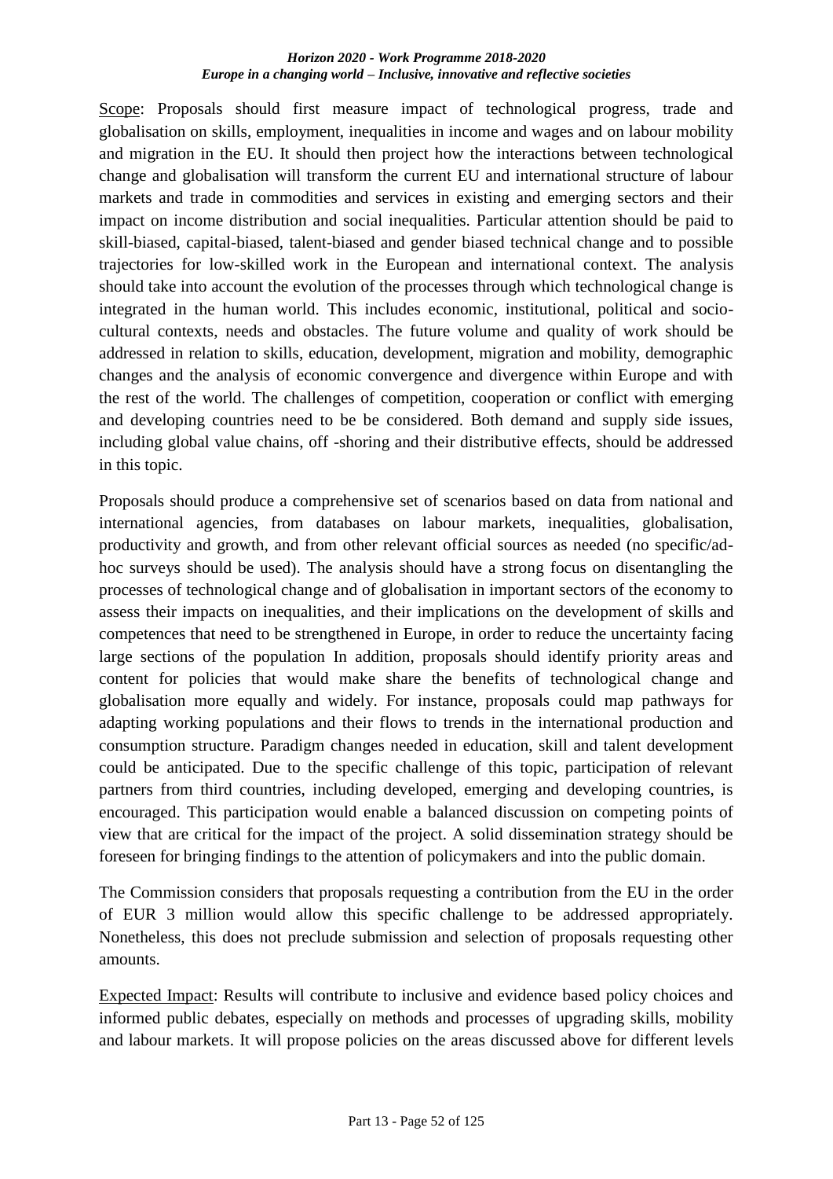<u>Scope</u>: Proposals should first measure impact of technological progress, trade and globalisation on skills, employment, inequalities in income and wages and on labour mobility and migration in the EU. It should then project how the interactions between technological change and globalisation will transform the current EU and international structure of labour markets and trade in commodities and services in existing and emerging sectors and their impact on income distribution and social inequalities. Particular attention should be paid to skill-biased, capital-biased, talent-biased and gender biased technical change and to possible trajectories for low-skilled work in the European and international context. The analysis should take into account the evolution of the processes through which technological change is integrated in the human world. This includes economic, institutional, political and socio-cultural contexts, needs and obstacles. The future volume and quality of work should be addressed in relation to skills, education, development, migration and mobility, demographic changes and the analysis of economic convergence and divergence within Europe and with the rest of the world. The challenges of competition, cooperation or conflict with emerging and developing countries need to be be considered. Both demand and supply side issues, including global value chains, off -shoring and their distributive effects, should be addressed in this topic.

Proposals should produce a comprehensive set of scenarios based on data from national and international agencies, from databases on labour markets, inequalities, globalisation, productivity and growth, and from other relevant official sources as needed (no specific/ad-hoc surveys should be used). The analysis should have a strong focus on disentangling the processes of technological change and of globalisation in important sectors of the economy to assess their impacts on inequalities, and their implications on the development of skills and competences that need to be strengthened in Europe, in order to reduce the uncertainty facing large sections of the population In addition, proposals should identify priority areas and content for policies that would make share the benefits of technological change and globalisation more equally and widely. For instance, proposals could map pathways for adapting working populations and their flows to trends in the international production and consumption structure. Paradigm changes needed in education, skill and talent development could be anticipated. Due to the specific challenge of this topic, participation of relevant partners from third countries, including developed, emerging and developing countries, is encouraged. This participation would enable a balanced discussion on competing points of view that are critical for the impact of the project. A solid dissemination strategy should be foreseen for bringing findings to the attention of policymakers and into the public domain.

The Commission considers that proposals requesting a contribution from the EU in the order of EUR 3 million would allow this specific challenge to be addressed appropriately. Nonetheless, this does not preclude submission and selection of proposals requesting other amounts.

<u>Expected Impact</u>: Results will contribute to inclusive and evidence based policy choices and informed public debates, especially on methods and processes of upgrading skills, mobility and labour markets. It will propose policies on the areas discussed above for different levels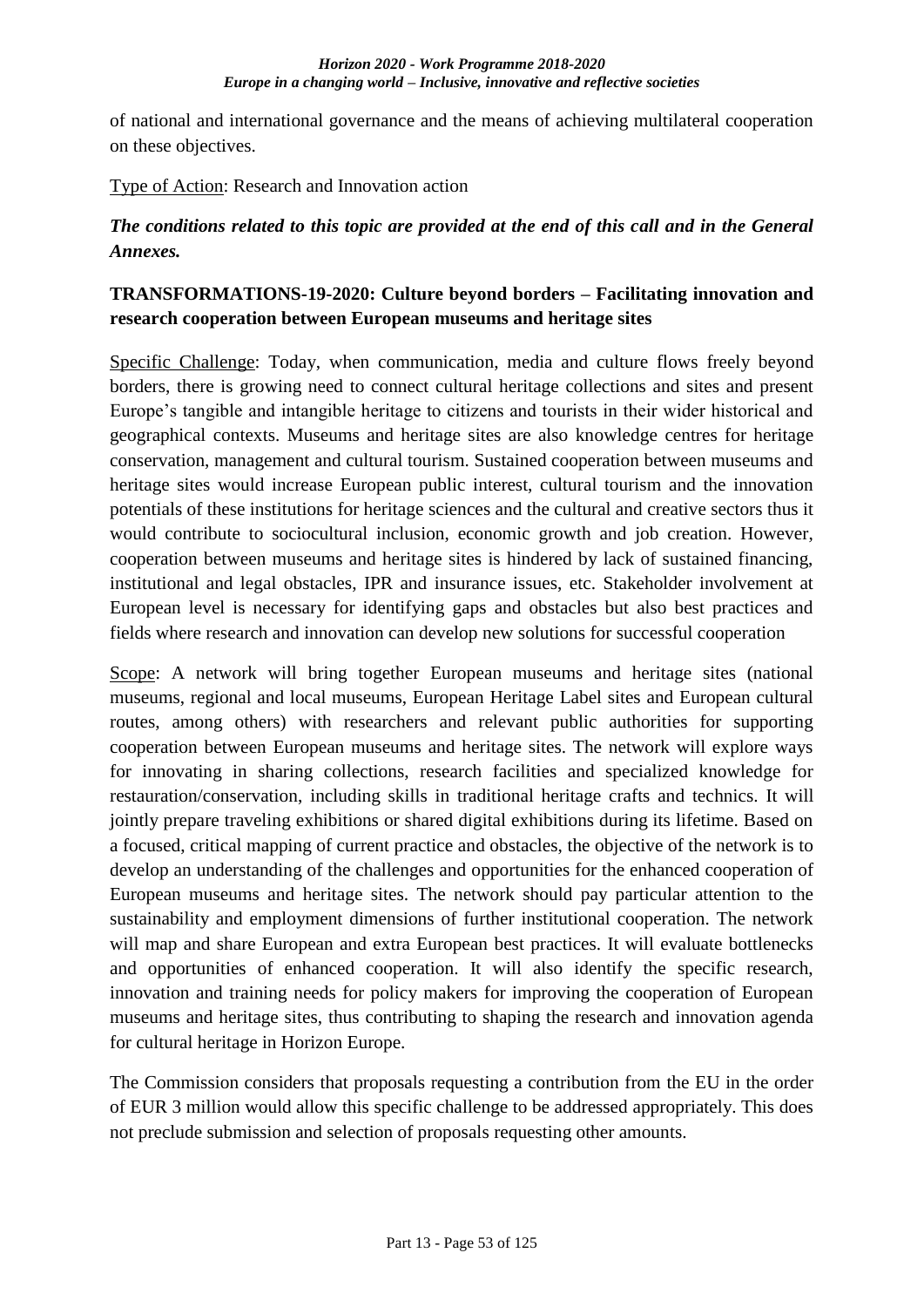of national and international governance and the means of achieving multilateral cooperation on these objectives.

Type of Action: Research and Innovation action

***The conditions related to this topic are provided at the end of this call and in the General Annexes.***

**TRANSFORMATIONS-19-2020: Culture beyond borders – Facilitating innovation and research cooperation between European museums and heritage sites**

Specific Challenge: Today, when communication, media and culture flows freely beyond borders, there is growing need to connect cultural heritage collections and sites and present Europe's tangible and intangible heritage to citizens and tourists in their wider historical and geographical contexts. Museums and heritage sites are also knowledge centres for heritage conservation, management and cultural tourism. Sustained cooperation between museums and heritage sites would increase European public interest, cultural tourism and the innovation potentials of these institutions for heritage sciences and the cultural and creative sectors thus it would contribute to sociocultural inclusion, economic growth and job creation. However, cooperation between museums and heritage sites is hindered by lack of sustained financing, institutional and legal obstacles, IPR and insurance issues, etc. Stakeholder involvement at European level is necessary for identifying gaps and obstacles but also best practices and fields where research and innovation can develop new solutions for successful cooperation

Scope: A network will bring together European museums and heritage sites (national museums, regional and local museums, European Heritage Label sites and European cultural routes, among others) with researchers and relevant public authorities for supporting cooperation between European museums and heritage sites. The network will explore ways for innovating in sharing collections, research facilities and specialized knowledge for restauration/conservation, including skills in traditional heritage crafts and technics. It will jointly prepare traveling exhibitions or shared digital exhibitions during its lifetime. Based on a focused, critical mapping of current practice and obstacles, the objective of the network is to develop an understanding of the challenges and opportunities for the enhanced cooperation of European museums and heritage sites. The network should pay particular attention to the sustainability and employment dimensions of further institutional cooperation. The network will map and share European and extra European best practices. It will evaluate bottlenecks and opportunities of enhanced cooperation. It will also identify the specific research, innovation and training needs for policy makers for improving the cooperation of European museums and heritage sites, thus contributing to shaping the research and innovation agenda for cultural heritage in Horizon Europe.

The Commission considers that proposals requesting a contribution from the EU in the order of EUR 3 million would allow this specific challenge to be addressed appropriately. This does not preclude submission and selection of proposals requesting other amounts.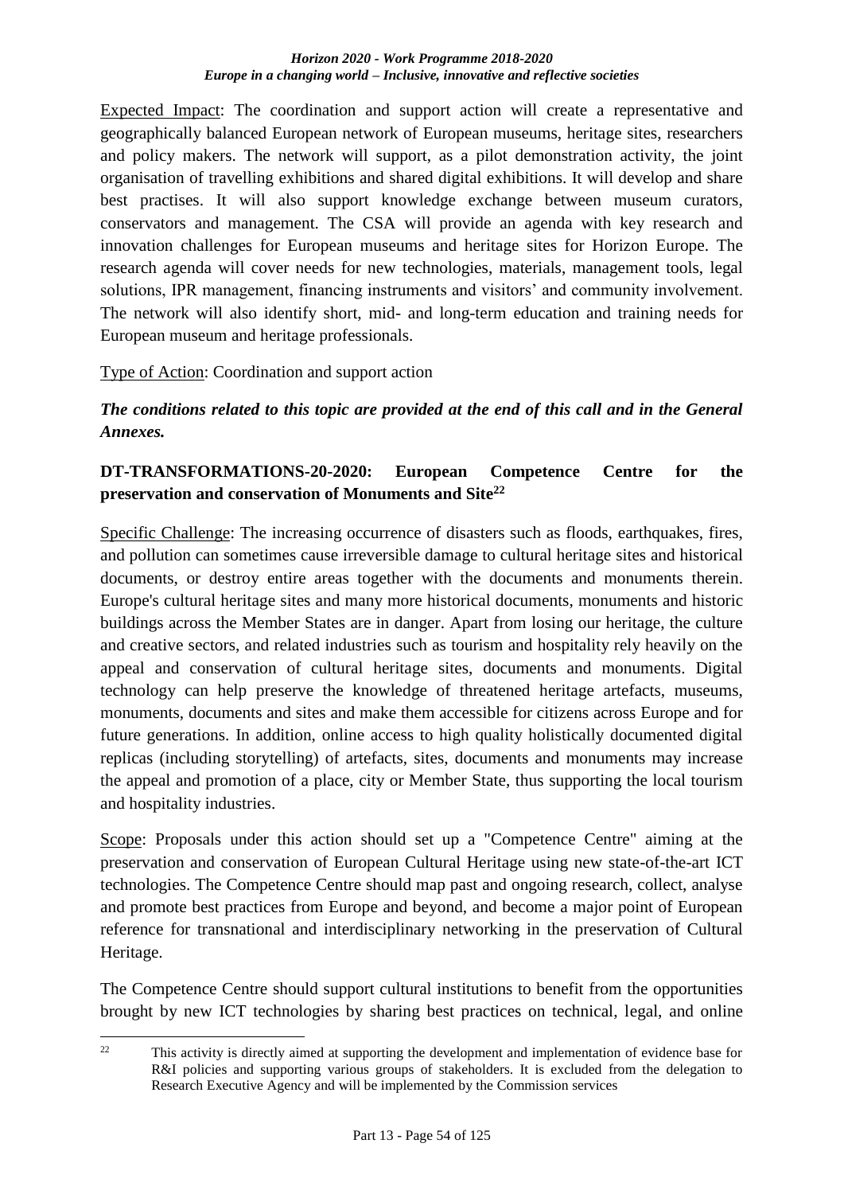Expected Impact: The coordination and support action will create a representative and geographically balanced European network of European museums, heritage sites, researchers and policy makers. The network will support, as a pilot demonstration activity, the joint organisation of travelling exhibitions and shared digital exhibitions. It will develop and share best practises. It will also support knowledge exchange between museum curators, conservators and management. The CSA will provide an agenda with key research and innovation challenges for European museums and heritage sites for Horizon Europe. The research agenda will cover needs for new technologies, materials, management tools, legal solutions, IPR management, financing instruments and visitors' and community involvement. The network will also identify short, mid- and long-term education and training needs for European museum and heritage professionals.

Type of Action: Coordination and support action

***The conditions related to this topic are provided at the end of this call and in the General Annexes.***

**DT-TRANSFORMATIONS-20-2020: European Competence Centre for the preservation and conservation of Monuments and Site[22]**

Specific Challenge: The increasing occurrence of disasters such as floods, earthquakes, fires, and pollution can sometimes cause irreversible damage to cultural heritage sites and historical documents, or destroy entire areas together with the documents and monuments therein. Europe's cultural heritage sites and many more historical documents, monuments and historic buildings across the Member States are in danger. Apart from losing our heritage, the culture and creative sectors, and related industries such as tourism and hospitality rely heavily on the appeal and conservation of cultural heritage sites, documents and monuments. Digital technology can help preserve the knowledge of threatened heritage artefacts, museums, monuments, documents and sites and make them accessible for citizens across Europe and for future generations. In addition, online access to high quality holistically documented digital replicas (including storytelling) of artefacts, sites, documents and monuments may increase the appeal and promotion of a place, city or Member State, thus supporting the local tourism and hospitality industries.

Scope: Proposals under this action should set up a "Competence Centre" aiming at the preservation and conservation of European Cultural Heritage using new state-of-the-art ICT technologies. The Competence Centre should map past and ongoing research, collect, analyse and promote best practices from Europe and beyond, and become a major point of European reference for transnational and interdisciplinary networking in the preservation of Cultural Heritage.

The Competence Centre should support cultural institutions to benefit from the opportunities brought by new ICT technologies by sharing best practices on technical, legal, and online

[22] This activity is directly aimed at supporting the development and implementation of evidence base for R&I policies and supporting various groups of stakeholders. It is excluded from the delegation to Research Executive Agency and will be implemented by the Commission services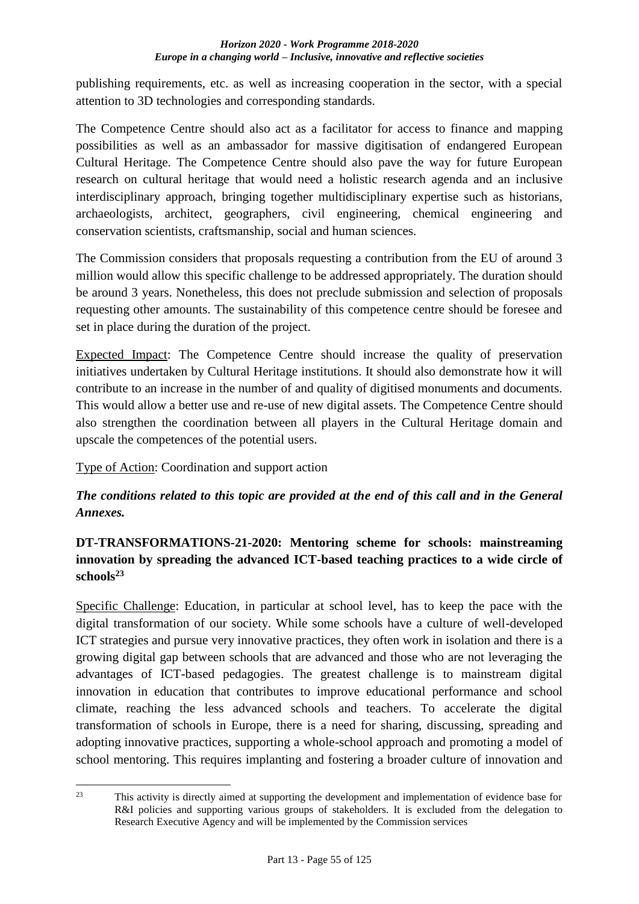publishing requirements, etc. as well as increasing cooperation in the sector, with a special attention to 3D technologies and corresponding standards.

The Competence Centre should also act as a facilitator for access to finance and mapping possibilities as well as an ambassador for massive digitisation of endangered European Cultural Heritage. The Competence Centre should also pave the way for future European research on cultural heritage that would need a holistic research agenda and an inclusive interdisciplinary approach, bringing together multidisciplinary expertise such as historians, archaeologists, architect, geographers, civil engineering, chemical engineering and conservation scientists, craftsmanship, social and human sciences.

The Commission considers that proposals requesting a contribution from the EU of around 3 million would allow this specific challenge to be addressed appropriately. The duration should be around 3 years. Nonetheless, this does not preclude submission and selection of proposals requesting other amounts. The sustainability of this competence centre should be foresee and set in place during the duration of the project.

Expected Impact: The Competence Centre should increase the quality of preservation initiatives undertaken by Cultural Heritage institutions. It should also demonstrate how it will contribute to an increase in the number of and quality of digitised monuments and documents. This would allow a better use and re-use of new digital assets. The Competence Centre should also strengthen the coordination between all players in the Cultural Heritage domain and upscale the competences of the potential users.

Type of Action: Coordination and support action

***The conditions related to this topic are provided at the end of this call and in the General Annexes.***

**DT-TRANSFORMATIONS-21-2020: Mentoring scheme for schools: mainstreaming innovation by spreading the advanced ICT-based teaching practices to a wide circle of schools[23]**

Specific Challenge: Education, in particular at school level, has to keep the pace with the digital transformation of our society. While some schools have a culture of well-developed ICT strategies and pursue very innovative practices, they often work in isolation and there is a growing digital gap between schools that are advanced and those who are not leveraging the advantages of ICT-based pedagogies. The greatest challenge is to mainstream digital innovation in education that contributes to improve educational performance and school climate, reaching the less advanced schools and teachers. To accelerate the digital transformation of schools in Europe, there is a need for sharing, discussing, spreading and adopting innovative practices, supporting a whole-school approach and promoting a model of school mentoring. This requires implanting and fostering a broader culture of innovation and

[23] This activity is directly aimed at supporting the development and implementation of evidence base for R&I policies and supporting various groups of stakeholders. It is excluded from the delegation to Research Executive Agency and will be implemented by the Commission services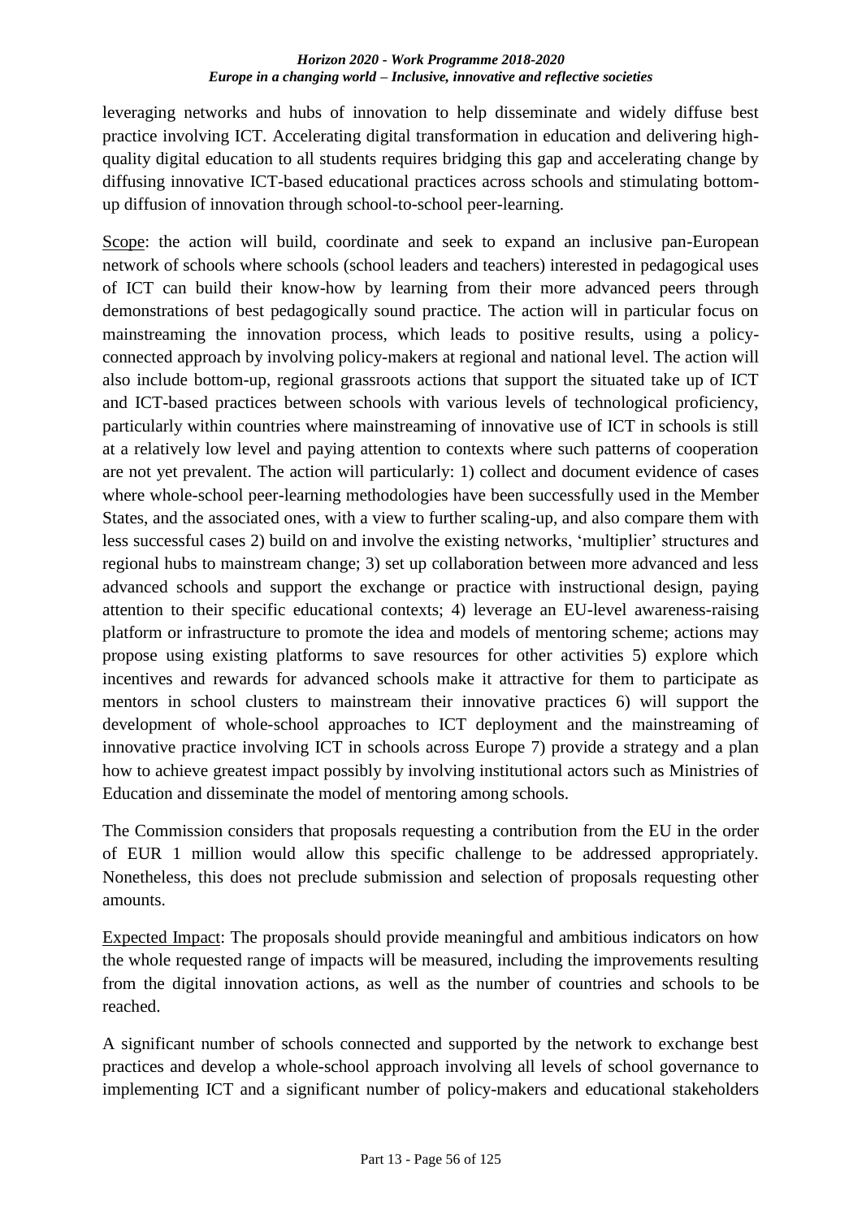leveraging networks and hubs of innovation to help disseminate and widely diffuse best practice involving ICT. Accelerating digital transformation in education and delivering high-quality digital education to all students requires bridging this gap and accelerating change by diffusing innovative ICT-based educational practices across schools and stimulating bottom-up diffusion of innovation through school-to-school peer-learning.

Scope: the action will build, coordinate and seek to expand an inclusive pan-European network of schools where schools (school leaders and teachers) interested in pedagogical uses of ICT can build their know-how by learning from their more advanced peers through demonstrations of best pedagogically sound practice. The action will in particular focus on mainstreaming the innovation process, which leads to positive results, using a policy-connected approach by involving policy-makers at regional and national level. The action will also include bottom-up, regional grassroots actions that support the situated take up of ICT and ICT-based practices between schools with various levels of technological proficiency, particularly within countries where mainstreaming of innovative use of ICT in schools is still at a relatively low level and paying attention to contexts where such patterns of cooperation are not yet prevalent. The action will particularly: 1) collect and document evidence of cases where whole-school peer-learning methodologies have been successfully used in the Member States, and the associated ones, with a view to further scaling-up, and also compare them with less successful cases 2) build on and involve the existing networks, 'multiplier' structures and regional hubs to mainstream change; 3) set up collaboration between more advanced and less advanced schools and support the exchange or practice with instructional design, paying attention to their specific educational contexts; 4) leverage an EU-level awareness-raising platform or infrastructure to promote the idea and models of mentoring scheme; actions may propose using existing platforms to save resources for other activities 5) explore which incentives and rewards for advanced schools make it attractive for them to participate as mentors in school clusters to mainstream their innovative practices 6) will support the development of whole-school approaches to ICT deployment and the mainstreaming of innovative practice involving ICT in schools across Europe 7) provide a strategy and a plan how to achieve greatest impact possibly by involving institutional actors such as Ministries of Education and disseminate the model of mentoring among schools.

The Commission considers that proposals requesting a contribution from the EU in the order of EUR 1 million would allow this specific challenge to be addressed appropriately. Nonetheless, this does not preclude submission and selection of proposals requesting other amounts.

Expected Impact: The proposals should provide meaningful and ambitious indicators on how the whole requested range of impacts will be measured, including the improvements resulting from the digital innovation actions, as well as the number of countries and schools to be reached.

A significant number of schools connected and supported by the network to exchange best practices and develop a whole-school approach involving all levels of school governance to implementing ICT and a significant number of policy-makers and educational stakeholders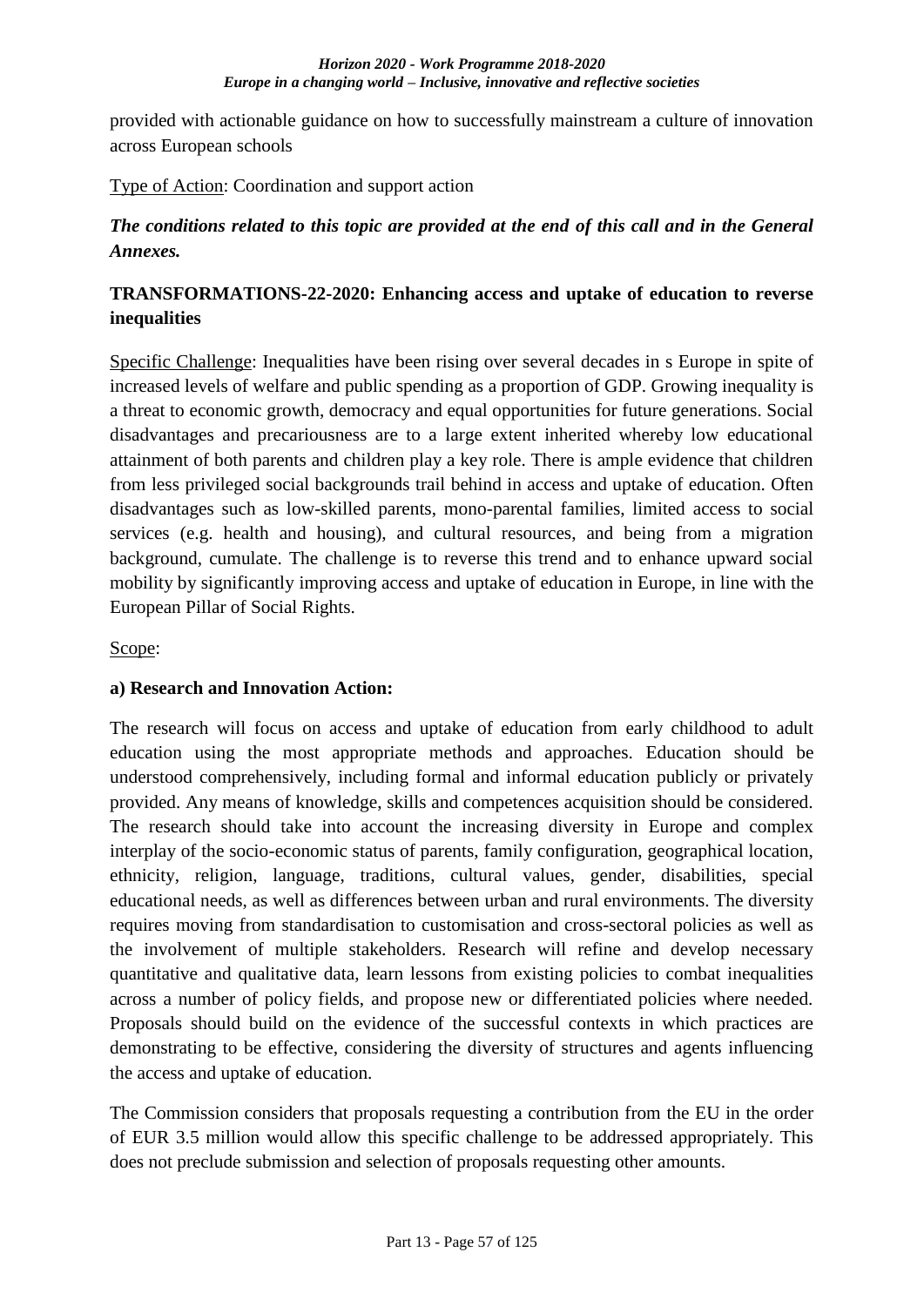provided with actionable guidance on how to successfully mainstream a culture of innovation across European schools

Type of Action: Coordination and support action

***The conditions related to this topic are provided at the end of this call and in the General Annexes.***

**TRANSFORMATIONS-22-2020: Enhancing access and uptake of education to reverse inequalities**

Specific Challenge: Inequalities have been rising over several decades in s Europe in spite of increased levels of welfare and public spending as a proportion of GDP. Growing inequality is a threat to economic growth, democracy and equal opportunities for future generations. Social disadvantages and precariousness are to a large extent inherited whereby low educational attainment of both parents and children play a key role. There is ample evidence that children from less privileged social backgrounds trail behind in access and uptake of education. Often disadvantages such as low-skilled parents, mono-parental families, limited access to social services (e.g. health and housing), and cultural resources, and being from a migration background, cumulate. The challenge is to reverse this trend and to enhance upward social mobility by significantly improving access and uptake of education in Europe, in line with the European Pillar of Social Rights.

Scope:

**a) Research and Innovation Action:**

The research will focus on access and uptake of education from early childhood to adult education using the most appropriate methods and approaches. Education should be understood comprehensively, including formal and informal education publicly or privately provided. Any means of knowledge, skills and competences acquisition should be considered. The research should take into account the increasing diversity in Europe and complex interplay of the socio-economic status of parents, family configuration, geographical location, ethnicity, religion, language, traditions, cultural values, gender, disabilities, special educational needs, as well as differences between urban and rural environments. The diversity requires moving from standardisation to customisation and cross-sectoral policies as well as the involvement of multiple stakeholders. Research will refine and develop necessary quantitative and qualitative data, learn lessons from existing policies to combat inequalities across a number of policy fields, and propose new or differentiated policies where needed. Proposals should build on the evidence of the successful contexts in which practices are demonstrating to be effective, considering the diversity of structures and agents influencing the access and uptake of education.

The Commission considers that proposals requesting a contribution from the EU in the order of EUR 3.5 million would allow this specific challenge to be addressed appropriately. This does not preclude submission and selection of proposals requesting other amounts.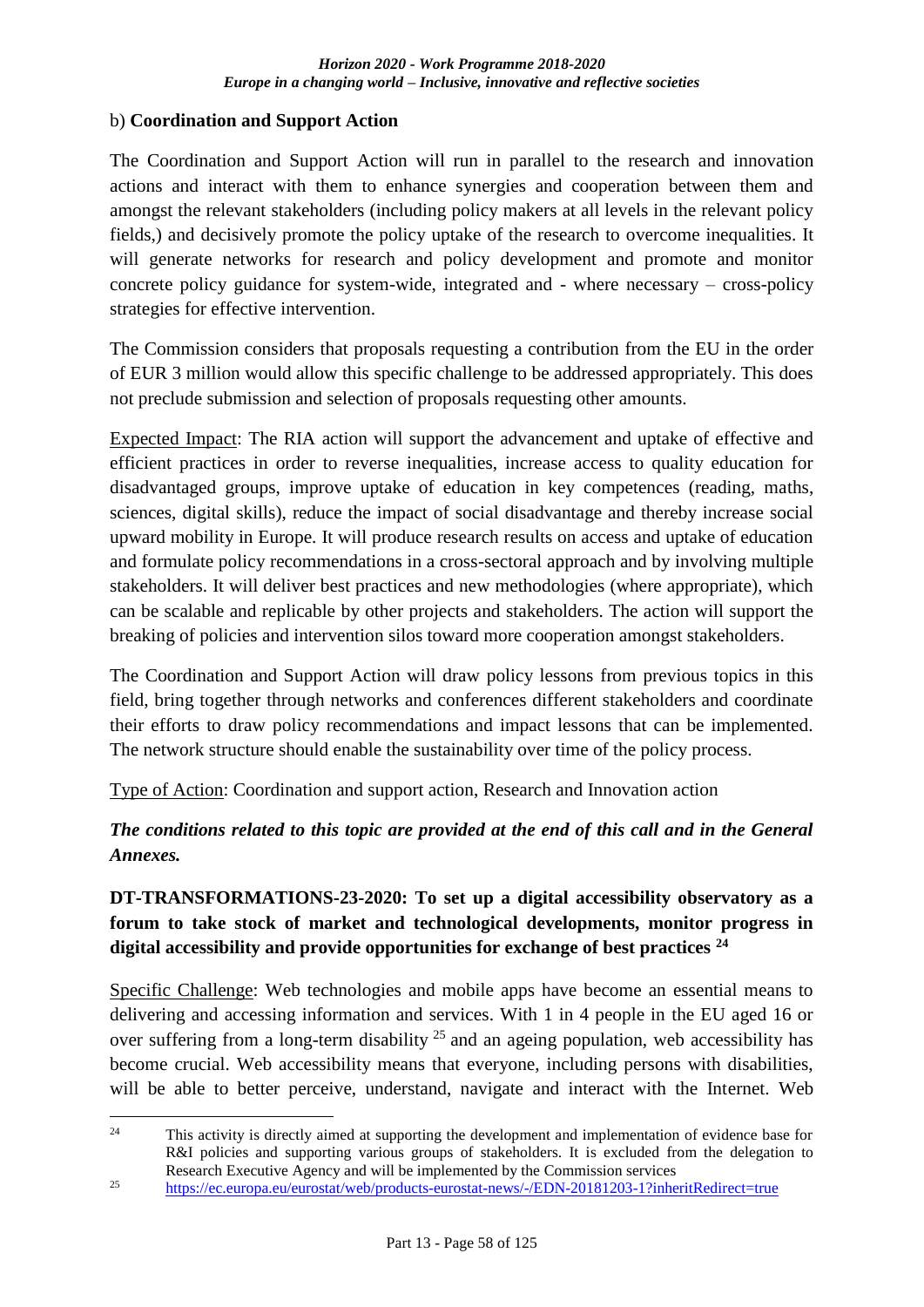b) **Coordination and Support Action**

The Coordination and Support Action will run in parallel to the research and innovation actions and interact with them to enhance synergies and cooperation between them and amongst the relevant stakeholders (including policy makers at all levels in the relevant policy fields,) and decisively promote the policy uptake of the research to overcome inequalities. It will generate networks for research and policy development and promote and monitor concrete policy guidance for system-wide, integrated and - where necessary – cross-policy strategies for effective intervention.

The Commission considers that proposals requesting a contribution from the EU in the order of EUR 3 million would allow this specific challenge to be addressed appropriately. This does not preclude submission and selection of proposals requesting other amounts.

Expected Impact: The RIA action will support the advancement and uptake of effective and efficient practices in order to reverse inequalities, increase access to quality education for disadvantaged groups, improve uptake of education in key competences (reading, maths, sciences, digital skills), reduce the impact of social disadvantage and thereby increase social upward mobility in Europe. It will produce research results on access and uptake of education and formulate policy recommendations in a cross-sectoral approach and by involving multiple stakeholders. It will deliver best practices and new methodologies (where appropriate), which can be scalable and replicable by other projects and stakeholders. The action will support the breaking of policies and intervention silos toward more cooperation amongst stakeholders.

The Coordination and Support Action will draw policy lessons from previous topics in this field, bring together through networks and conferences different stakeholders and coordinate their efforts to draw policy recommendations and impact lessons that can be implemented. The network structure should enable the sustainability over time of the policy process.

Type of Action: Coordination and support action, Research and Innovation action

***The conditions related to this topic are provided at the end of this call and in the General Annexes.***

### DT-TRANSFORMATIONS-23-2020: To set up a digital accessibility observatory as a forum to take stock of market and technological developments, monitor progress in digital accessibility and provide opportunities for exchange of best practices [24]

Specific Challenge: Web technologies and mobile apps have become an essential means to delivering and accessing information and services. With 1 in 4 people in the EU aged 16 or over suffering from a long-term disability [25] and an ageing population, web accessibility has become crucial. Web accessibility means that everyone, including persons with disabilities, will be able to better perceive, understand, navigate and interact with the Internet. Web

---

[24] This activity is directly aimed at supporting the development and implementation of evidence base for R&I policies and supporting various groups of stakeholders. It is excluded from the delegation to Research Executive Agency and will be implemented by the Commission services

[25] https://ec.europa.eu/eurostat/web/products-eurostat-news/-/EDN-20181203-1?inheritRedirect=true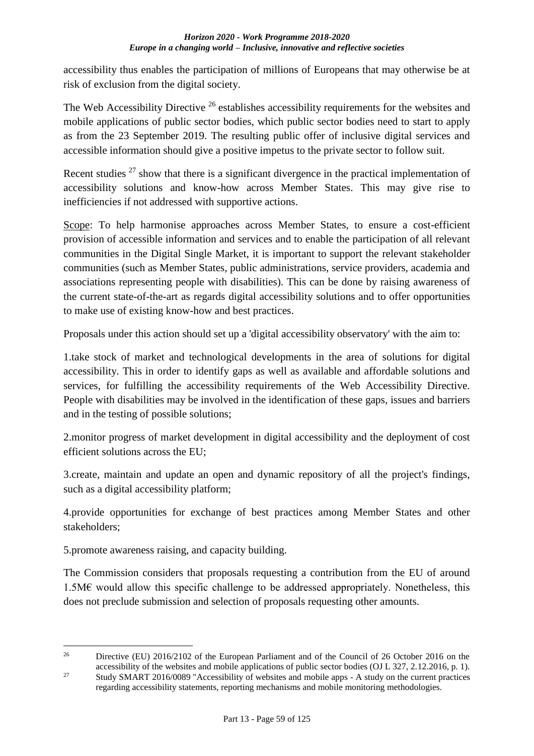accessibility thus enables the participation of millions of Europeans that may otherwise be at risk of exclusion from the digital society.

The Web Accessibility Directive [26] establishes accessibility requirements for the websites and mobile applications of public sector bodies, which public sector bodies need to start to apply as from the 23 September 2019. The resulting public offer of inclusive digital services and accessible information should give a positive impetus to the private sector to follow suit.

Recent studies [27] show that there is a significant divergence in the practical implementation of accessibility solutions and know-how across Member States. This may give rise to inefficiencies if not addressed with supportive actions.

Scope: To help harmonise approaches across Member States, to ensure a cost-efficient provision of accessible information and services and to enable the participation of all relevant communities in the Digital Single Market, it is important to support the relevant stakeholder communities (such as Member States, public administrations, service providers, academia and associations representing people with disabilities). This can be done by raising awareness of the current state-of-the-art as regards digital accessibility solutions and to offer opportunities to make use of existing know-how and best practices.

Proposals under this action should set up a 'digital accessibility observatory' with the aim to:

1.take stock of market and technological developments in the area of solutions for digital accessibility. This in order to identify gaps as well as available and affordable solutions and services, for fulfilling the accessibility requirements of the Web Accessibility Directive. People with disabilities may be involved in the identification of these gaps, issues and barriers and in the testing of possible solutions;

2.monitor progress of market development in digital accessibility and the deployment of cost efficient solutions across the EU;

3.create, maintain and update an open and dynamic repository of all the project's findings, such as a digital accessibility platform;

4.provide opportunities for exchange of best practices among Member States and other stakeholders;

5.promote awareness raising, and capacity building.

The Commission considers that proposals requesting a contribution from the EU of around 1.5M€ would allow this specific challenge to be addressed appropriately. Nonetheless, this does not preclude submission and selection of proposals requesting other amounts.

---

[26] Directive (EU) 2016/2102 of the European Parliament and of the Council of 26 October 2016 on the accessibility of the websites and mobile applications of public sector bodies (OJ L 327, 2.12.2016, p. 1).

[27] Study SMART 2016/0089 "Accessibility of websites and mobile apps - A study on the current practices regarding accessibility statements, reporting mechanisms and mobile monitoring methodologies.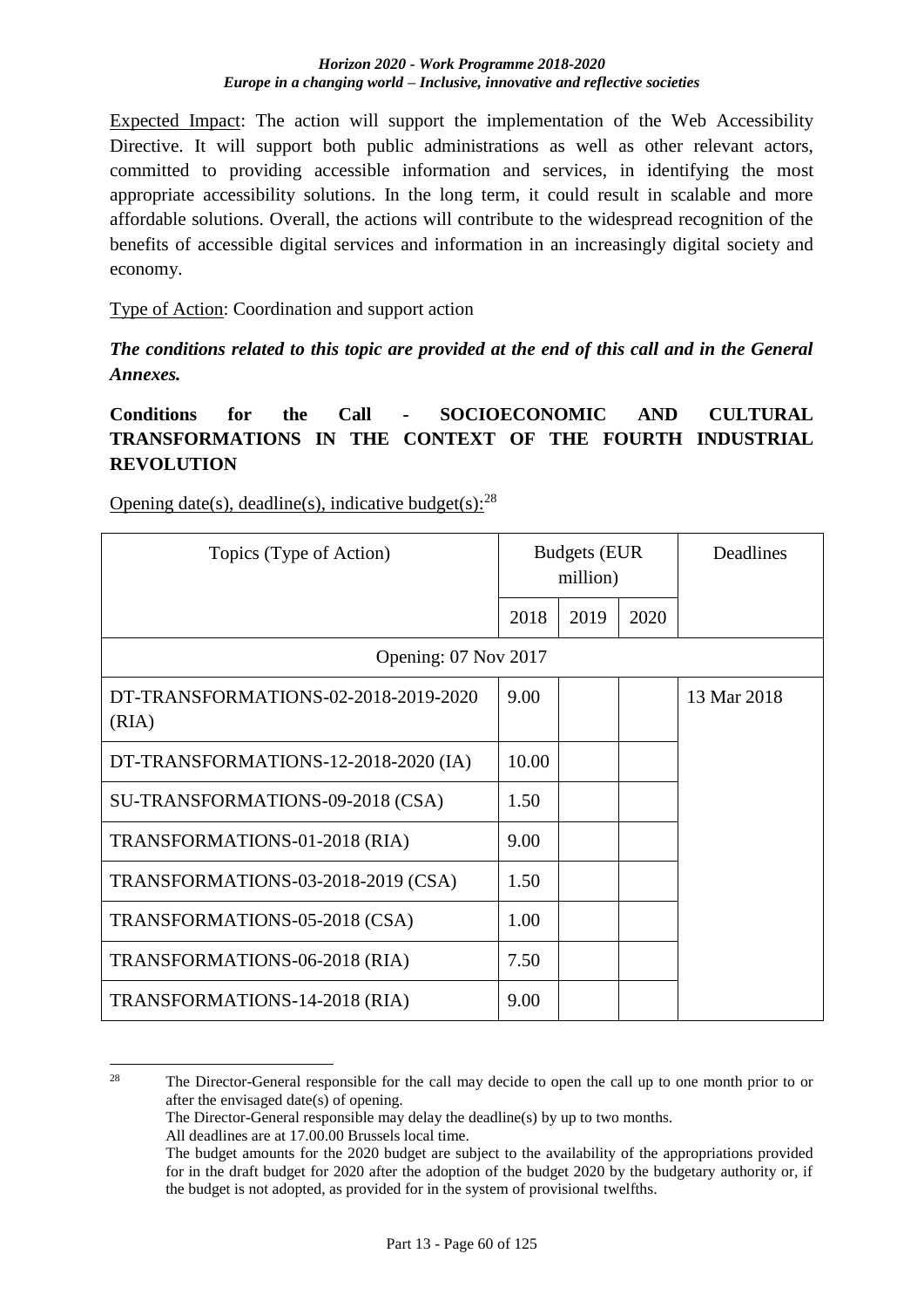Expected Impact: The action will support the implementation of the Web Accessibility Directive. It will support both public administrations as well as other relevant actors, committed to providing accessible information and services, in identifying the most appropriate accessibility solutions. In the long term, it could result in scalable and more affordable solutions. Overall, the actions will contribute to the widespread recognition of the benefits of accessible digital services and information in an increasingly digital society and economy.

Type of Action: Coordination and support action

***The conditions related to this topic are provided at the end of this call and in the General Annexes.***

**Conditions for the Call - SOCIOECONOMIC AND CULTURAL TRANSFORMATIONS IN THE CONTEXT OF THE FOURTH INDUSTRIAL REVOLUTION**

Opening date(s), deadline(s), indicative budget(s):[28]

| Topics (Type of Action) | Budgets (EUR million) | | | Deadlines |
|---|---|---|---|---|
| | 2018 | 2019 | 2020 | |
| Opening: 07 Nov 2017 | | | | |
| DT-TRANSFORMATIONS-02-2018-2019-2020 (RIA) | 9.00 | | | 13 Mar 2018 |
| DT-TRANSFORMATIONS-12-2018-2020 (IA) | 10.00 | | | |
| SU-TRANSFORMATIONS-09-2018 (CSA) | 1.50 | | | |
| TRANSFORMATIONS-01-2018 (RIA) | 9.00 | | | |
| TRANSFORMATIONS-03-2018-2019 (CSA) | 1.50 | | | |
| TRANSFORMATIONS-05-2018 (CSA) | 1.00 | | | |
| TRANSFORMATIONS-06-2018 (RIA) | 7.50 | | | |
| TRANSFORMATIONS-14-2018 (RIA) | 9.00 | | | |

[28] The Director-General responsible for the call may decide to open the call up to one month prior to or after the envisaged date(s) of opening.
The Director-General responsible may delay the deadline(s) by up to two months.
All deadlines are at 17.00.00 Brussels local time.
The budget amounts for the 2020 budget are subject to the availability of the appropriations provided for in the draft budget for 2020 after the adoption of the budget 2020 by the budgetary authority or, if the budget is not adopted, as provided for in the system of provisional twelfths.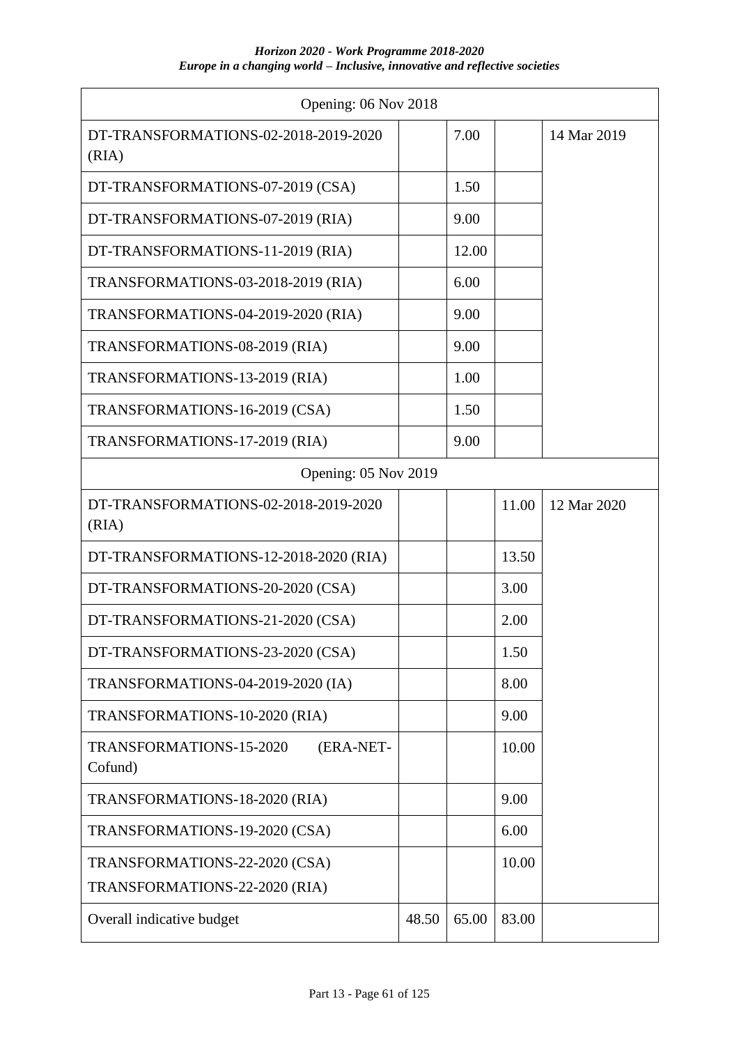| | | | | |
|---|---|---|---|---|
| Opening: 06 Nov 2018 | | | | |
| DT-TRANSFORMATIONS-02-2018-2019-2020 (RIA) | | 7.00 | | 14 Mar 2019 |
| DT-TRANSFORMATIONS-07-2019 (CSA) | | 1.50 | | |
| DT-TRANSFORMATIONS-07-2019 (RIA) | | 9.00 | | |
| DT-TRANSFORMATIONS-11-2019 (RIA) | | 12.00 | | |
| TRANSFORMATIONS-03-2018-2019 (RIA) | | 6.00 | | |
| TRANSFORMATIONS-04-2019-2020 (RIA) | | 9.00 | | |
| TRANSFORMATIONS-08-2019 (RIA) | | 9.00 | | |
| TRANSFORMATIONS-13-2019 (RIA) | | 1.00 | | |
| TRANSFORMATIONS-16-2019 (CSA) | | 1.50 | | |
| TRANSFORMATIONS-17-2019 (RIA) | | 9.00 | | |
| Opening: 05 Nov 2019 | | | | |
| DT-TRANSFORMATIONS-02-2018-2019-2020 (RIA) | | | 11.00 | 12 Mar 2020 |
| DT-TRANSFORMATIONS-12-2018-2020 (RIA) | | | 13.50 | |
| DT-TRANSFORMATIONS-20-2020 (CSA) | | | 3.00 | |
| DT-TRANSFORMATIONS-21-2020 (CSA) | | | 2.00 | |
| DT-TRANSFORMATIONS-23-2020 (CSA) | | | 1.50 | |
| TRANSFORMATIONS-04-2019-2020 (IA) | | | 8.00 | |
| TRANSFORMATIONS-10-2020 (RIA) | | | 9.00 | |
| TRANSFORMATIONS-15-2020 (ERA-NET-Cofund) | | | 10.00 | |
| TRANSFORMATIONS-18-2020 (RIA) | | | 9.00 | |
| TRANSFORMATIONS-19-2020 (CSA) | | | 6.00 | |
| TRANSFORMATIONS-22-2020 (CSA)<br>TRANSFORMATIONS-22-2020 (RIA) | | | 10.00 | |
| Overall indicative budget | 48.50 | 65.00 | 83.00 | |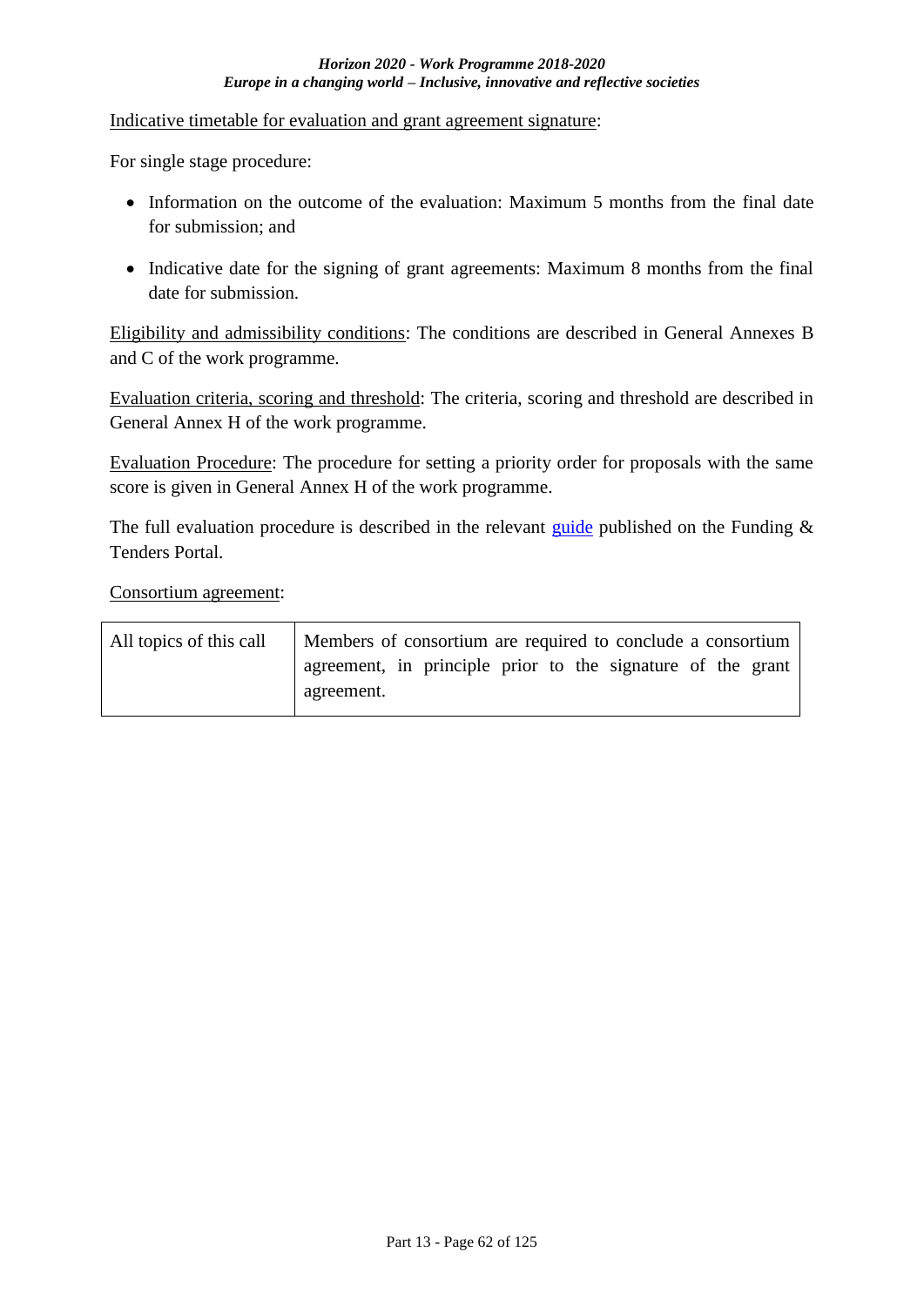Indicative timetable for evaluation and grant agreement signature:

For single stage procedure:

- Information on the outcome of the evaluation: Maximum 5 months from the final date for submission; and
- Indicative date for the signing of grant agreements: Maximum 8 months from the final date for submission.

Eligibility and admissibility conditions: The conditions are described in General Annexes B and C of the work programme.

Evaluation criteria, scoring and threshold: The criteria, scoring and threshold are described in General Annex H of the work programme.

Evaluation Procedure: The procedure for setting a priority order for proposals with the same score is given in General Annex H of the work programme.

The full evaluation procedure is described in the relevant guide published on the Funding & Tenders Portal.

Consortium agreement:

| All topics of this call | Members of consortium are required to conclude a consortium agreement, in principle prior to the signature of the grant agreement. |
|---|---|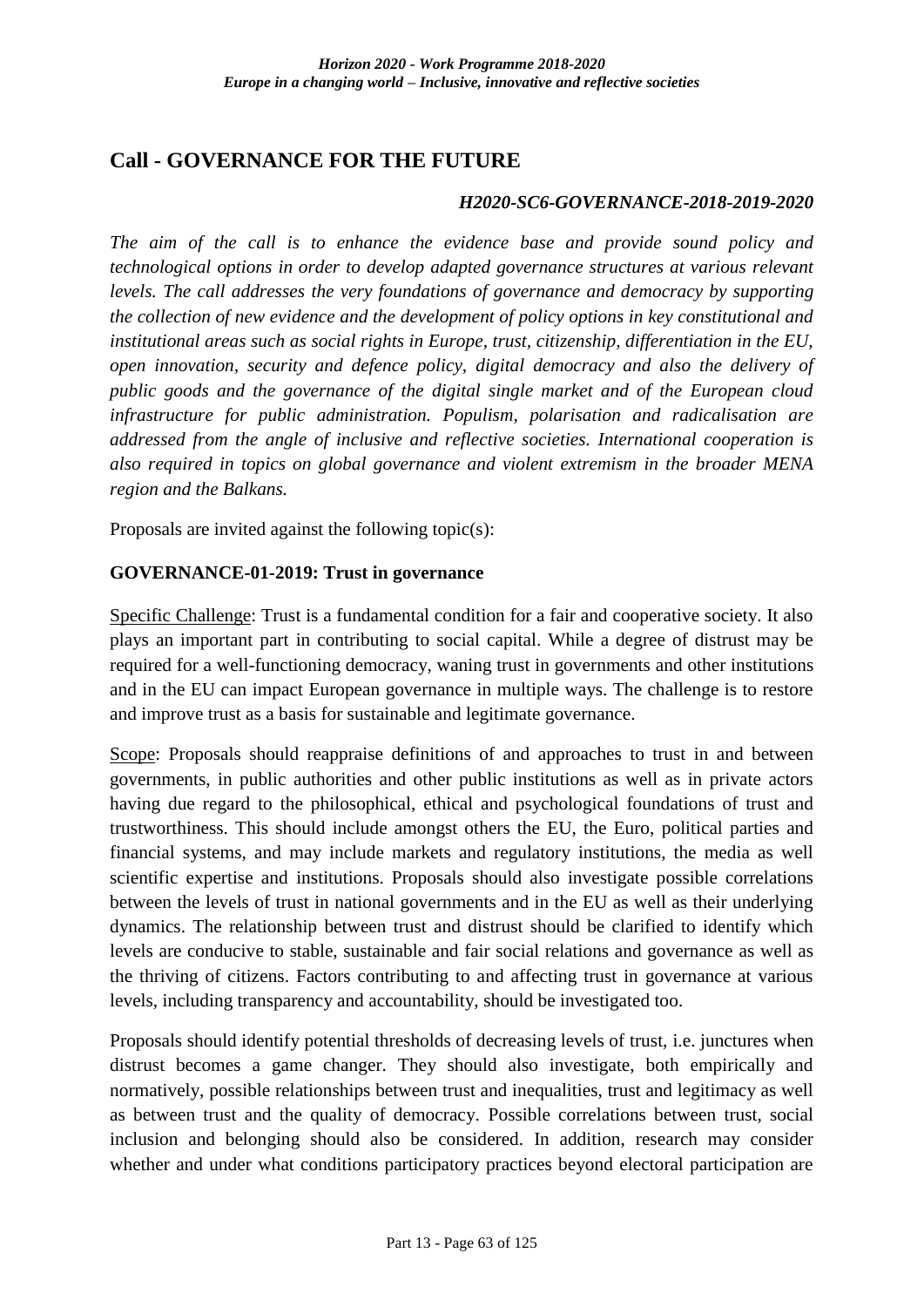## Call - GOVERNANCE FOR THE FUTURE

***H2020-SC6-GOVERNANCE-2018-2019-2020***

*The aim of the call is to enhance the evidence base and provide sound policy and technological options in order to develop adapted governance structures at various relevant levels. The call addresses the very foundations of governance and democracy by supporting the collection of new evidence and the development of policy options in key constitutional and institutional areas such as social rights in Europe, trust, citizenship, differentiation in the EU, open innovation, security and defence policy, digital democracy and also the delivery of public goods and the governance of the digital single market and of the European cloud infrastructure for public administration. Populism, polarisation and radicalisation are addressed from the angle of inclusive and reflective societies. International cooperation is also required in topics on global governance and violent extremism in the broader MENA region and the Balkans.*

Proposals are invited against the following topic(s):

### GOVERNANCE-01-2019: Trust in governance

Specific Challenge: Trust is a fundamental condition for a fair and cooperative society. It also plays an important part in contributing to social capital. While a degree of distrust may be required for a well-functioning democracy, waning trust in governments and other institutions and in the EU can impact European governance in multiple ways. The challenge is to restore and improve trust as a basis for sustainable and legitimate governance.

Scope: Proposals should reappraise definitions of and approaches to trust in and between governments, in public authorities and other public institutions as well as in private actors having due regard to the philosophical, ethical and psychological foundations of trust and trustworthiness. This should include amongst others the EU, the Euro, political parties and financial systems, and may include markets and regulatory institutions, the media as well scientific expertise and institutions. Proposals should also investigate possible correlations between the levels of trust in national governments and in the EU as well as their underlying dynamics. The relationship between trust and distrust should be clarified to identify which levels are conducive to stable, sustainable and fair social relations and governance as well as the thriving of citizens. Factors contributing to and affecting trust in governance at various levels, including transparency and accountability, should be investigated too.

Proposals should identify potential thresholds of decreasing levels of trust, i.e. junctures when distrust becomes a game changer. They should also investigate, both empirically and normatively, possible relationships between trust and inequalities, trust and legitimacy as well as between trust and the quality of democracy. Possible correlations between trust, social inclusion and belonging should also be considered. In addition, research may consider whether and under what conditions participatory practices beyond electoral participation are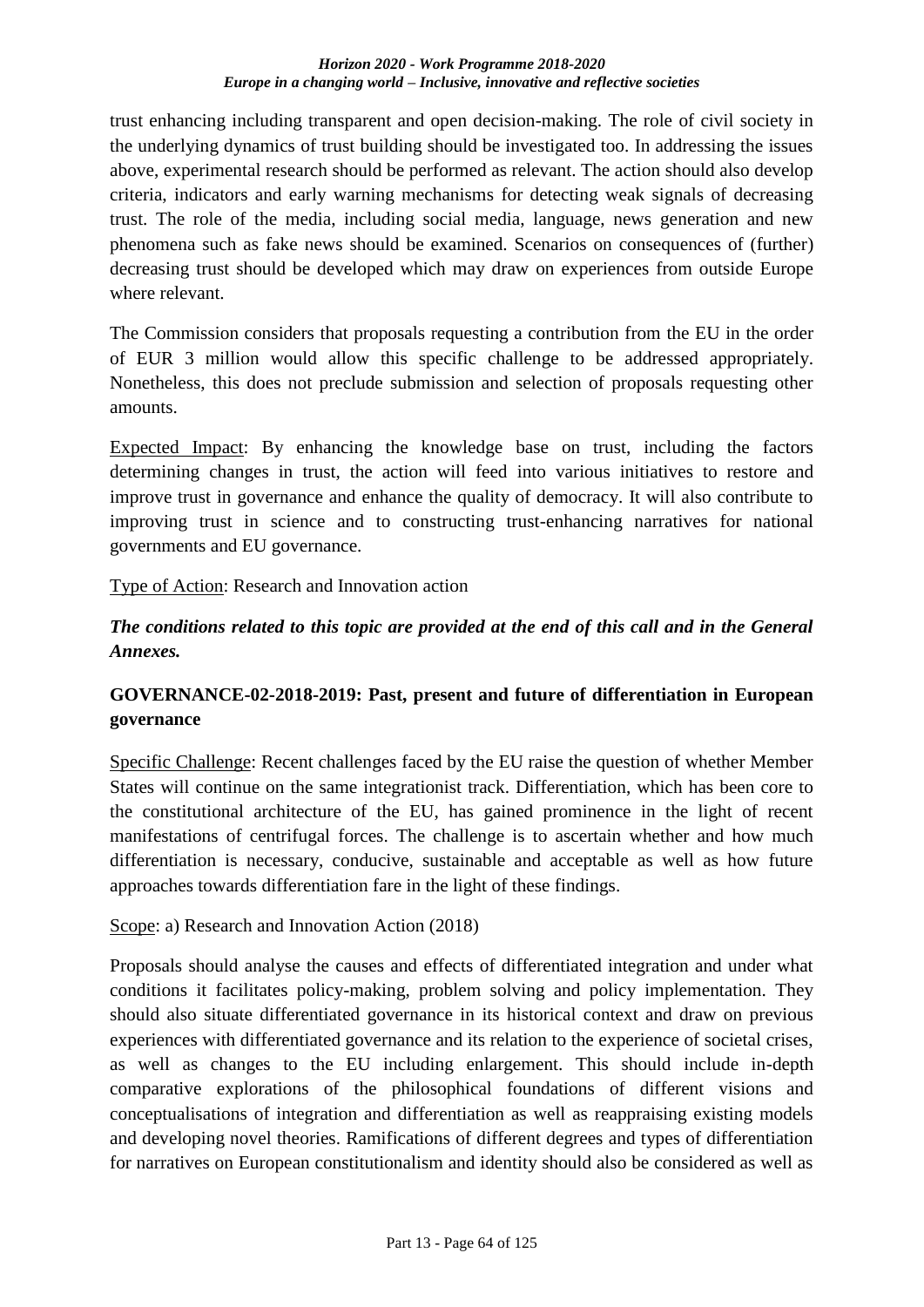trust enhancing including transparent and open decision-making. The role of civil society in the underlying dynamics of trust building should be investigated too. In addressing the issues above, experimental research should be performed as relevant. The action should also develop criteria, indicators and early warning mechanisms for detecting weak signals of decreasing trust. The role of the media, including social media, language, news generation and new phenomena such as fake news should be examined. Scenarios on consequences of (further) decreasing trust should be developed which may draw on experiences from outside Europe where relevant.

The Commission considers that proposals requesting a contribution from the EU in the order of EUR 3 million would allow this specific challenge to be addressed appropriately. Nonetheless, this does not preclude submission and selection of proposals requesting other amounts.

Expected Impact: By enhancing the knowledge base on trust, including the factors determining changes in trust, the action will feed into various initiatives to restore and improve trust in governance and enhance the quality of democracy. It will also contribute to improving trust in science and to constructing trust-enhancing narratives for national governments and EU governance.

Type of Action: Research and Innovation action

***The conditions related to this topic are provided at the end of this call and in the General Annexes.***

## GOVERNANCE-02-2018-2019: Past, present and future of differentiation in European governance

Specific Challenge: Recent challenges faced by the EU raise the question of whether Member States will continue on the same integrationist track. Differentiation, which has been core to the constitutional architecture of the EU, has gained prominence in the light of recent manifestations of centrifugal forces. The challenge is to ascertain whether and how much differentiation is necessary, conducive, sustainable and acceptable as well as how future approaches towards differentiation fare in the light of these findings.

Scope: a) Research and Innovation Action (2018)

Proposals should analyse the causes and effects of differentiated integration and under what conditions it facilitates policy-making, problem solving and policy implementation. They should also situate differentiated governance in its historical context and draw on previous experiences with differentiated governance and its relation to the experience of societal crises, as well as changes to the EU including enlargement. This should include in-depth comparative explorations of the philosophical foundations of different visions and conceptualisations of integration and differentiation as well as reappraising existing models and developing novel theories. Ramifications of different degrees and types of differentiation for narratives on European constitutionalism and identity should also be considered as well as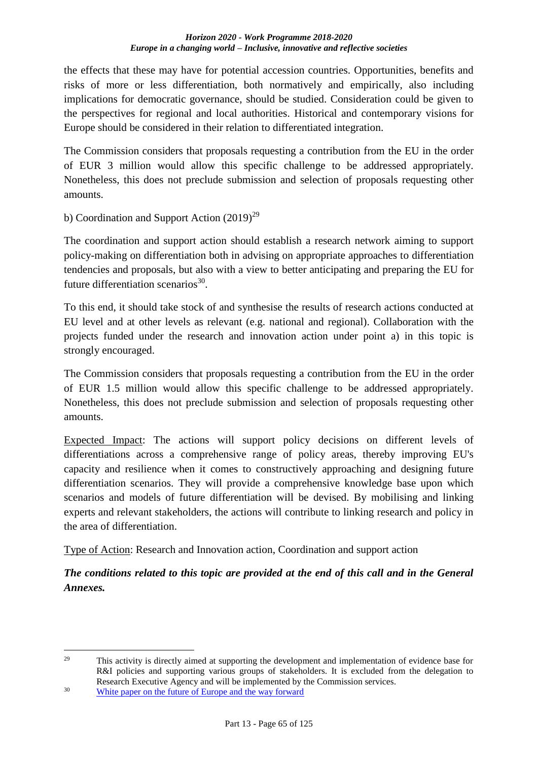the effects that these may have for potential accession countries. Opportunities, benefits and risks of more or less differentiation, both normatively and empirically, also including implications for democratic governance, should be studied. Consideration could be given to the perspectives for regional and local authorities. Historical and contemporary visions for Europe should be considered in their relation to differentiated integration.

The Commission considers that proposals requesting a contribution from the EU in the order of EUR 3 million would allow this specific challenge to be addressed appropriately. Nonetheless, this does not preclude submission and selection of proposals requesting other amounts.

b) Coordination and Support Action (2019)[29]

The coordination and support action should establish a research network aiming to support policy-making on differentiation both in advising on appropriate approaches to differentiation tendencies and proposals, but also with a view to better anticipating and preparing the EU for future differentiation scenarios[30].

To this end, it should take stock of and synthesise the results of research actions conducted at EU level and at other levels as relevant (e.g. national and regional). Collaboration with the projects funded under the research and innovation action under point a) in this topic is strongly encouraged.

The Commission considers that proposals requesting a contribution from the EU in the order of EUR 1.5 million would allow this specific challenge to be addressed appropriately. Nonetheless, this does not preclude submission and selection of proposals requesting other amounts.

Expected Impact: The actions will support policy decisions on different levels of differentiations across a comprehensive range of policy areas, thereby improving EU's capacity and resilience when it comes to constructively approaching and designing future differentiation scenarios. They will provide a comprehensive knowledge base upon which scenarios and models of future differentiation will be devised. By mobilising and linking experts and relevant stakeholders, the actions will contribute to linking research and policy in the area of differentiation.

Type of Action: Research and Innovation action, Coordination and support action

***The conditions related to this topic are provided at the end of this call and in the General Annexes.***

---

[29] This activity is directly aimed at supporting the development and implementation of evidence base for R&I policies and supporting various groups of stakeholders. It is excluded from the delegation to Research Executive Agency and will be implemented by the Commission services.

[30] White paper on the future of Europe and the way forward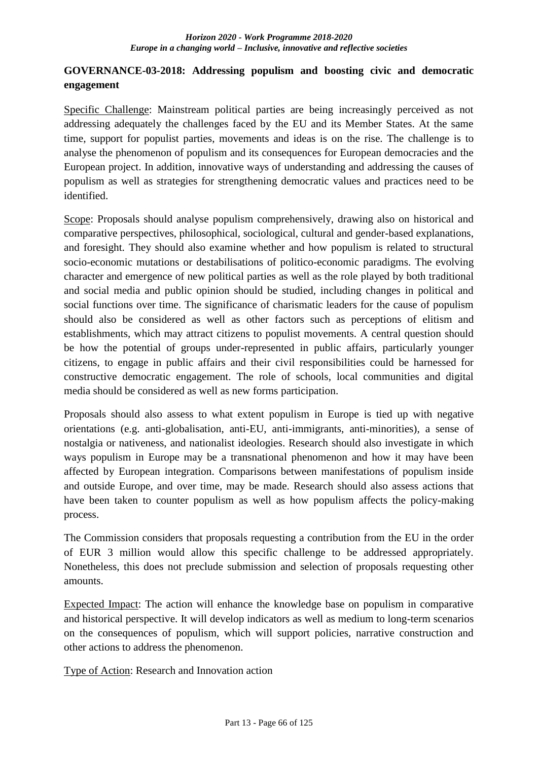**GOVERNANCE-03-2018: Addressing populism and boosting civic and democratic engagement**

Specific Challenge: Mainstream political parties are being increasingly perceived as not addressing adequately the challenges faced by the EU and its Member States. At the same time, support for populist parties, movements and ideas is on the rise. The challenge is to analyse the phenomenon of populism and its consequences for European democracies and the European project. In addition, innovative ways of understanding and addressing the causes of populism as well as strategies for strengthening democratic values and practices need to be identified.

Scope: Proposals should analyse populism comprehensively, drawing also on historical and comparative perspectives, philosophical, sociological, cultural and gender-based explanations, and foresight. They should also examine whether and how populism is related to structural socio-economic mutations or destabilisations of politico-economic paradigms. The evolving character and emergence of new political parties as well as the role played by both traditional and social media and public opinion should be studied, including changes in political and social functions over time. The significance of charismatic leaders for the cause of populism should also be considered as well as other factors such as perceptions of elitism and establishments, which may attract citizens to populist movements. A central question should be how the potential of groups under-represented in public affairs, particularly younger citizens, to engage in public affairs and their civil responsibilities could be harnessed for constructive democratic engagement. The role of schools, local communities and digital media should be considered as well as new forms participation.

Proposals should also assess to what extent populism in Europe is tied up with negative orientations (e.g. anti-globalisation, anti-EU, anti-immigrants, anti-minorities), a sense of nostalgia or nativeness, and nationalist ideologies. Research should also investigate in which ways populism in Europe may be a transnational phenomenon and how it may have been affected by European integration. Comparisons between manifestations of populism inside and outside Europe, and over time, may be made. Research should also assess actions that have been taken to counter populism as well as how populism affects the policy-making process.

The Commission considers that proposals requesting a contribution from the EU in the order of EUR 3 million would allow this specific challenge to be addressed appropriately. Nonetheless, this does not preclude submission and selection of proposals requesting other amounts.

Expected Impact: The action will enhance the knowledge base on populism in comparative and historical perspective. It will develop indicators as well as medium to long-term scenarios on the consequences of populism, which will support policies, narrative construction and other actions to address the phenomenon.

Type of Action: Research and Innovation action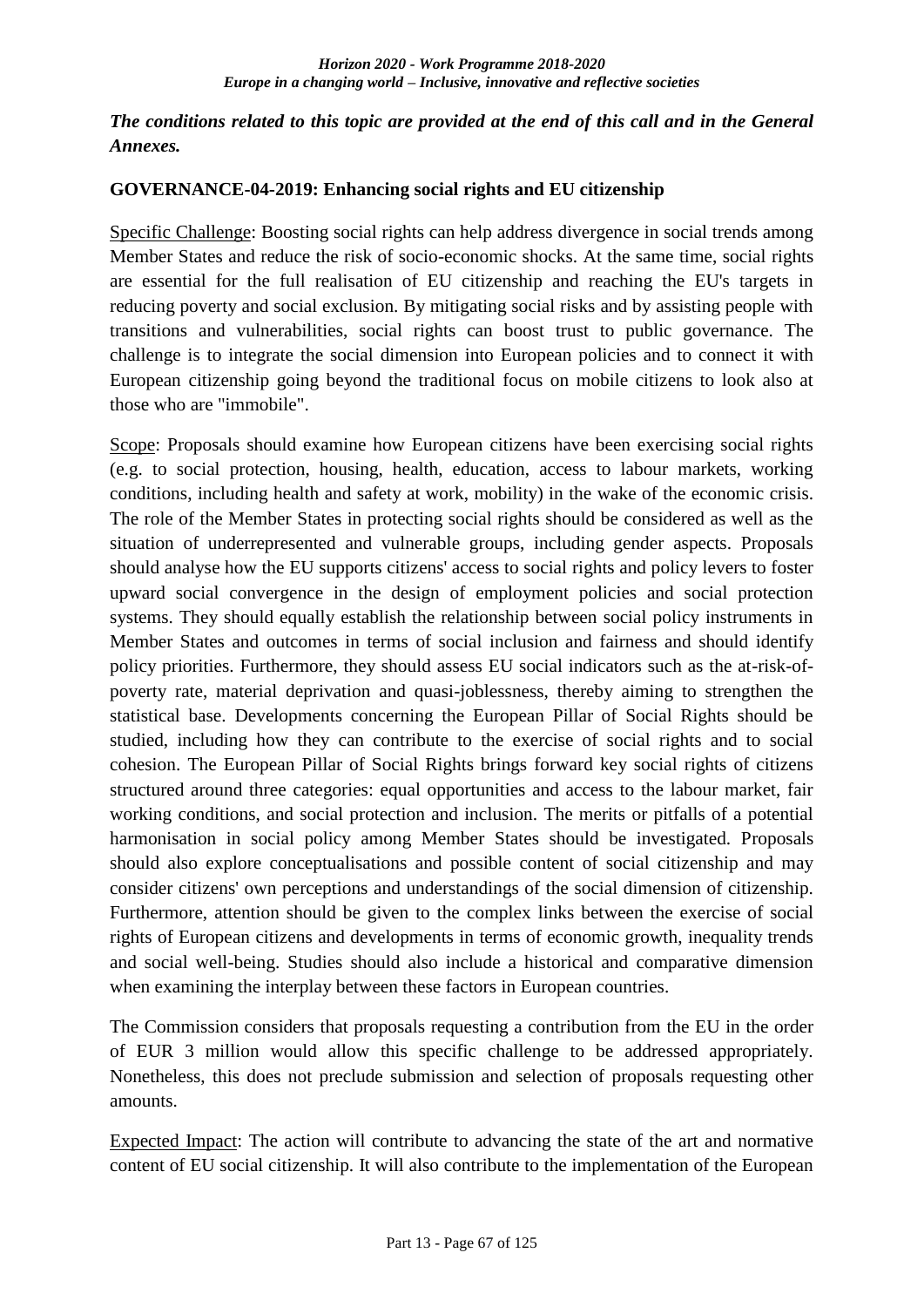*The conditions related to this topic are provided at the end of this call and in the General Annexes.*

**GOVERNANCE-04-2019: Enhancing social rights and EU citizenship**

Specific Challenge: Boosting social rights can help address divergence in social trends among Member States and reduce the risk of socio-economic shocks. At the same time, social rights are essential for the full realisation of EU citizenship and reaching the EU's targets in reducing poverty and social exclusion. By mitigating social risks and by assisting people with transitions and vulnerabilities, social rights can boost trust to public governance. The challenge is to integrate the social dimension into European policies and to connect it with European citizenship going beyond the traditional focus on mobile citizens to look also at those who are "immobile".

Scope: Proposals should examine how European citizens have been exercising social rights (e.g. to social protection, housing, health, education, access to labour markets, working conditions, including health and safety at work, mobility) in the wake of the economic crisis. The role of the Member States in protecting social rights should be considered as well as the situation of underrepresented and vulnerable groups, including gender aspects. Proposals should analyse how the EU supports citizens' access to social rights and policy levers to foster upward social convergence in the design of employment policies and social protection systems. They should equally establish the relationship between social policy instruments in Member States and outcomes in terms of social inclusion and fairness and should identify policy priorities. Furthermore, they should assess EU social indicators such as the at-risk-of-poverty rate, material deprivation and quasi-joblessness, thereby aiming to strengthen the statistical base. Developments concerning the European Pillar of Social Rights should be studied, including how they can contribute to the exercise of social rights and to social cohesion. The European Pillar of Social Rights brings forward key social rights of citizens structured around three categories: equal opportunities and access to the labour market, fair working conditions, and social protection and inclusion. The merits or pitfalls of a potential harmonisation in social policy among Member States should be investigated. Proposals should also explore conceptualisations and possible content of social citizenship and may consider citizens' own perceptions and understandings of the social dimension of citizenship. Furthermore, attention should be given to the complex links between the exercise of social rights of European citizens and developments in terms of economic growth, inequality trends and social well-being. Studies should also include a historical and comparative dimension when examining the interplay between these factors in European countries.

The Commission considers that proposals requesting a contribution from the EU in the order of EUR 3 million would allow this specific challenge to be addressed appropriately. Nonetheless, this does not preclude submission and selection of proposals requesting other amounts.

Expected Impact: The action will contribute to advancing the state of the art and normative content of EU social citizenship. It will also contribute to the implementation of the European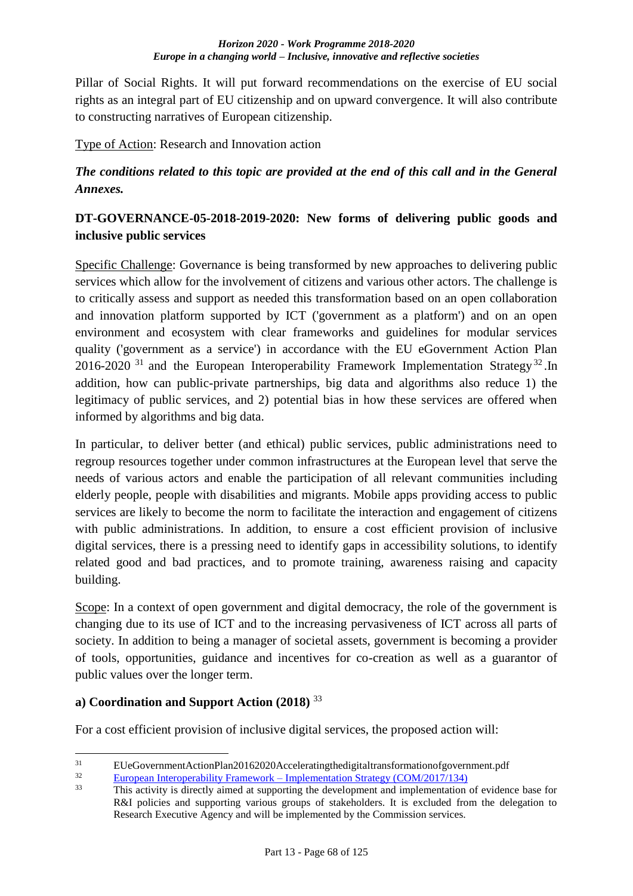Pillar of Social Rights. It will put forward recommendations on the exercise of EU social rights as an integral part of EU citizenship and on upward convergence. It will also contribute to constructing narratives of European citizenship.

Type of Action: Research and Innovation action

***The conditions related to this topic are provided at the end of this call and in the General Annexes.***

**DT-GOVERNANCE-05-2018-2019-2020: New forms of delivering public goods and inclusive public services**

Specific Challenge: Governance is being transformed by new approaches to delivering public services which allow for the involvement of citizens and various other actors. The challenge is to critically assess and support as needed this transformation based on an open collaboration and innovation platform supported by ICT ('government as a platform') and on an open environment and ecosystem with clear frameworks and guidelines for modular services quality ('government as a service') in accordance with the EU eGovernment Action Plan 2016-2020 [31] and the European Interoperability Framework Implementation Strategy [32].In addition, how can public-private partnerships, big data and algorithms also reduce 1) the legitimacy of public services, and 2) potential bias in how these services are offered when informed by algorithms and big data.

In particular, to deliver better (and ethical) public services, public administrations need to regroup resources together under common infrastructures at the European level that serve the needs of various actors and enable the participation of all relevant communities including elderly people, people with disabilities and migrants. Mobile apps providing access to public services are likely to become the norm to facilitate the interaction and engagement of citizens with public administrations. In addition, to ensure a cost efficient provision of inclusive digital services, there is a pressing need to identify gaps in accessibility solutions, to identify related good and bad practices, and to promote training, awareness raising and capacity building.

Scope: In a context of open government and digital democracy, the role of the government is changing due to its use of ICT and to the increasing pervasiveness of ICT across all parts of society. In addition to being a manager of societal assets, government is becoming a provider of tools, opportunities, guidance and incentives for co-creation as well as a guarantor of public values over the longer term.

**a) Coordination and Support Action (2018)** [33]

For a cost efficient provision of inclusive digital services, the proposed action will:

---

[31] EUeGovernmentActionPlan20162020Acceleratingthedigitaltransformationofgovernment.pdf

[32] European Interoperability Framework – Implementation Strategy (COM/2017/134)

[33] This activity is directly aimed at supporting the development and implementation of evidence base for R&I policies and supporting various groups of stakeholders. It is excluded from the delegation to Research Executive Agency and will be implemented by the Commission services.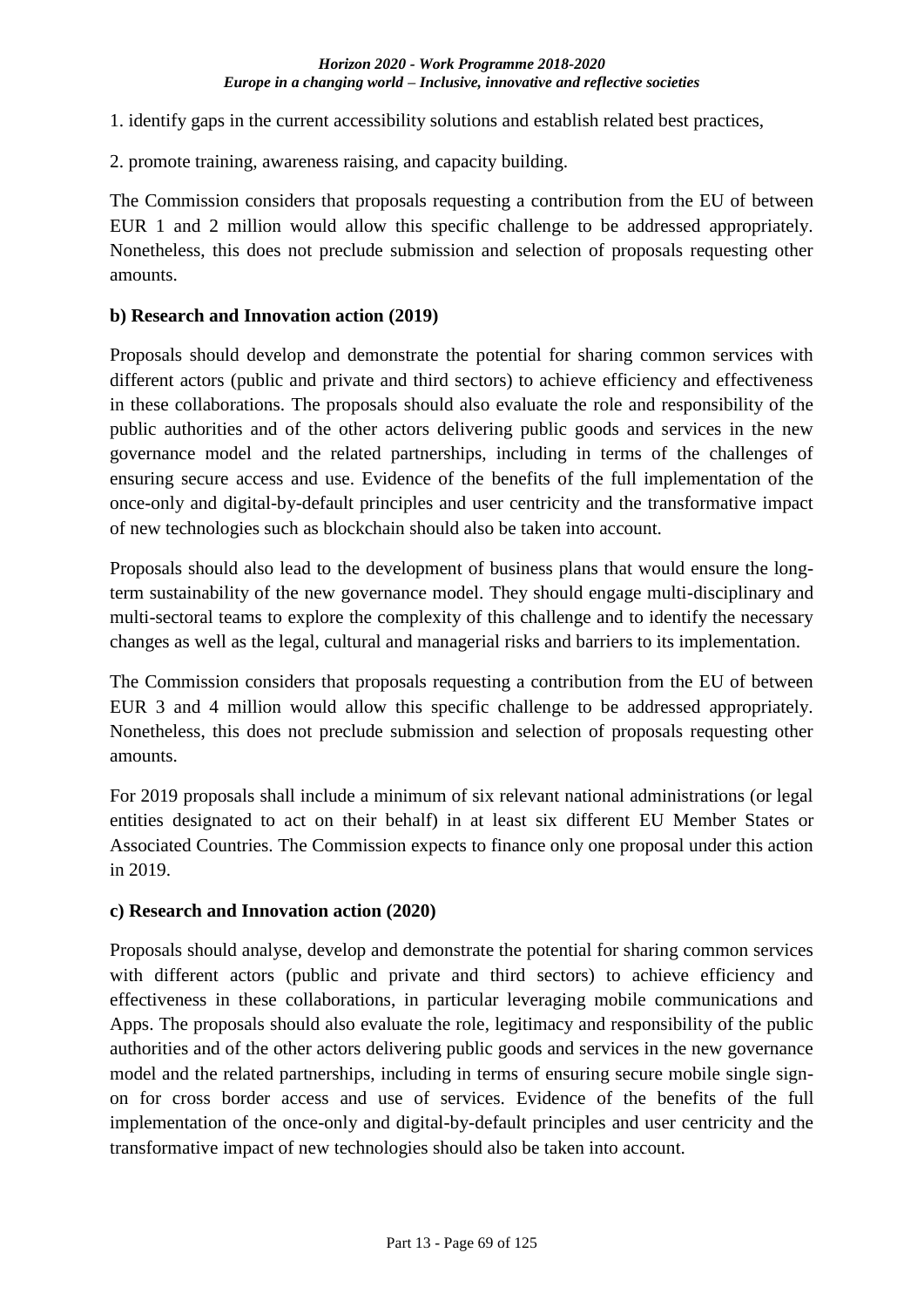1. identify gaps in the current accessibility solutions and establish related best practices,

2. promote training, awareness raising, and capacity building.

The Commission considers that proposals requesting a contribution from the EU of between EUR 1 and 2 million would allow this specific challenge to be addressed appropriately. Nonetheless, this does not preclude submission and selection of proposals requesting other amounts.

**b) Research and Innovation action (2019)**

Proposals should develop and demonstrate the potential for sharing common services with different actors (public and private and third sectors) to achieve efficiency and effectiveness in these collaborations. The proposals should also evaluate the role and responsibility of the public authorities and of the other actors delivering public goods and services in the new governance model and the related partnerships, including in terms of the challenges of ensuring secure access and use. Evidence of the benefits of the full implementation of the once-only and digital-by-default principles and user centricity and the transformative impact of new technologies such as blockchain should also be taken into account.

Proposals should also lead to the development of business plans that would ensure the long-term sustainability of the new governance model. They should engage multi-disciplinary and multi-sectoral teams to explore the complexity of this challenge and to identify the necessary changes as well as the legal, cultural and managerial risks and barriers to its implementation.

The Commission considers that proposals requesting a contribution from the EU of between EUR 3 and 4 million would allow this specific challenge to be addressed appropriately. Nonetheless, this does not preclude submission and selection of proposals requesting other amounts.

For 2019 proposals shall include a minimum of six relevant national administrations (or legal entities designated to act on their behalf) in at least six different EU Member States or Associated Countries. The Commission expects to finance only one proposal under this action in 2019.

**c) Research and Innovation action (2020)**

Proposals should analyse, develop and demonstrate the potential for sharing common services with different actors (public and private and third sectors) to achieve efficiency and effectiveness in these collaborations, in particular leveraging mobile communications and Apps. The proposals should also evaluate the role, legitimacy and responsibility of the public authorities and of the other actors delivering public goods and services in the new governance model and the related partnerships, including in terms of ensuring secure mobile single sign-on for cross border access and use of services. Evidence of the benefits of the full implementation of the once-only and digital-by-default principles and user centricity and the transformative impact of new technologies should also be taken into account.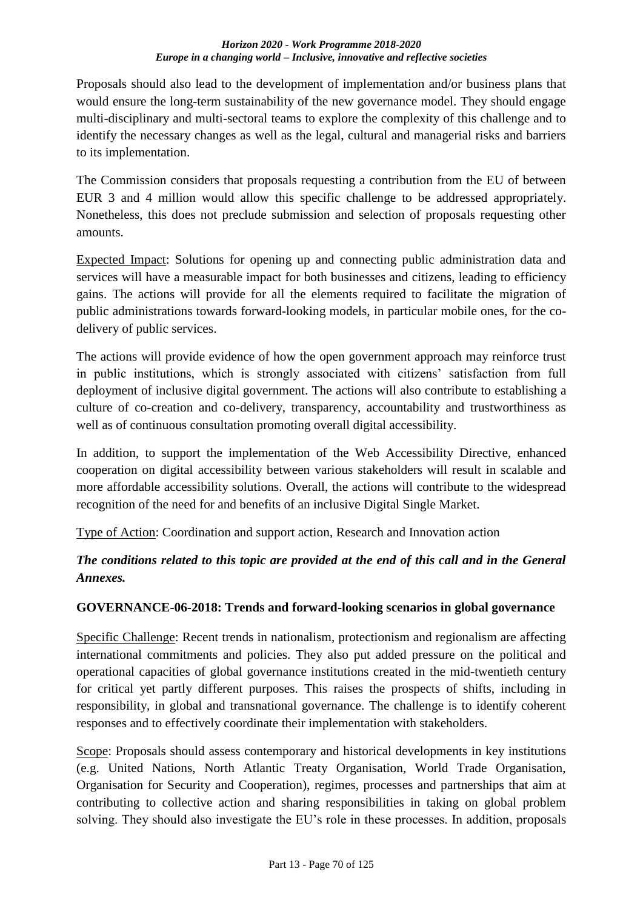Proposals should also lead to the development of implementation and/or business plans that would ensure the long-term sustainability of the new governance model. They should engage multi-disciplinary and multi-sectoral teams to explore the complexity of this challenge and to identify the necessary changes as well as the legal, cultural and managerial risks and barriers to its implementation.

The Commission considers that proposals requesting a contribution from the EU of between EUR 3 and 4 million would allow this specific challenge to be addressed appropriately. Nonetheless, this does not preclude submission and selection of proposals requesting other amounts.

Expected Impact: Solutions for opening up and connecting public administration data and services will have a measurable impact for both businesses and citizens, leading to efficiency gains. The actions will provide for all the elements required to facilitate the migration of public administrations towards forward-looking models, in particular mobile ones, for the co-delivery of public services.

The actions will provide evidence of how the open government approach may reinforce trust in public institutions, which is strongly associated with citizens' satisfaction from full deployment of inclusive digital government. The actions will also contribute to establishing a culture of co-creation and co-delivery, transparency, accountability and trustworthiness as well as of continuous consultation promoting overall digital accessibility.

In addition, to support the implementation of the Web Accessibility Directive, enhanced cooperation on digital accessibility between various stakeholders will result in scalable and more affordable accessibility solutions. Overall, the actions will contribute to the widespread recognition of the need for and benefits of an inclusive Digital Single Market.

Type of Action: Coordination and support action, Research and Innovation action

***The conditions related to this topic are provided at the end of this call and in the General Annexes.***

### GOVERNANCE-06-2018: Trends and forward-looking scenarios in global governance

Specific Challenge: Recent trends in nationalism, protectionism and regionalism are affecting international commitments and policies. They also put added pressure on the political and operational capacities of global governance institutions created in the mid-twentieth century for critical yet partly different purposes. This raises the prospects of shifts, including in responsibility, in global and transnational governance. The challenge is to identify coherent responses and to effectively coordinate their implementation with stakeholders.

Scope: Proposals should assess contemporary and historical developments in key institutions (e.g. United Nations, North Atlantic Treaty Organisation, World Trade Organisation, Organisation for Security and Cooperation), regimes, processes and partnerships that aim at contributing to collective action and sharing responsibilities in taking on global problem solving. They should also investigate the EU's role in these processes. In addition, proposals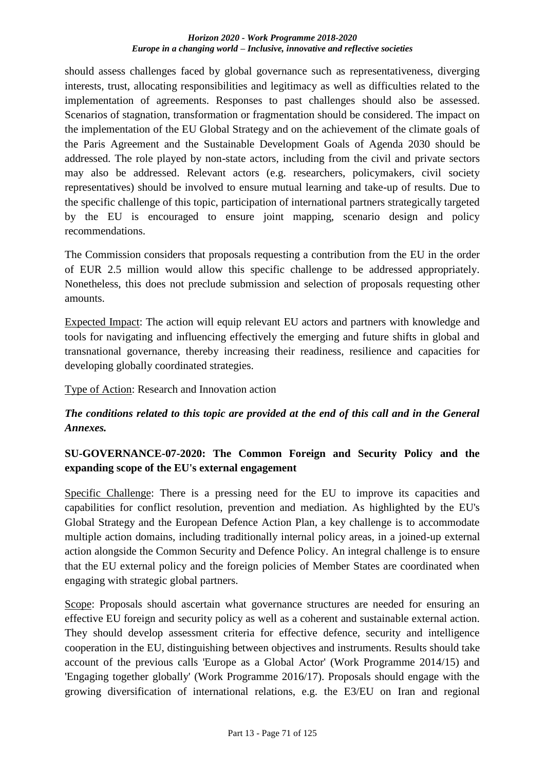should assess challenges faced by global governance such as representativeness, diverging interests, trust, allocating responsibilities and legitimacy as well as difficulties related to the implementation of agreements. Responses to past challenges should also be assessed. Scenarios of stagnation, transformation or fragmentation should be considered. The impact on the implementation of the EU Global Strategy and on the achievement of the climate goals of the Paris Agreement and the Sustainable Development Goals of Agenda 2030 should be addressed. The role played by non-state actors, including from the civil and private sectors may also be addressed. Relevant actors (e.g. researchers, policymakers, civil society representatives) should be involved to ensure mutual learning and take-up of results. Due to the specific challenge of this topic, participation of international partners strategically targeted by the EU is encouraged to ensure joint mapping, scenario design and policy recommendations.

The Commission considers that proposals requesting a contribution from the EU in the order of EUR 2.5 million would allow this specific challenge to be addressed appropriately. Nonetheless, this does not preclude submission and selection of proposals requesting other amounts.

Expected Impact: The action will equip relevant EU actors and partners with knowledge and tools for navigating and influencing effectively the emerging and future shifts in global and transnational governance, thereby increasing their readiness, resilience and capacities for developing globally coordinated strategies.

Type of Action: Research and Innovation action

***The conditions related to this topic are provided at the end of this call and in the General Annexes.***

### SU-GOVERNANCE-07-2020: The Common Foreign and Security Policy and the expanding scope of the EU's external engagement

Specific Challenge: There is a pressing need for the EU to improve its capacities and capabilities for conflict resolution, prevention and mediation. As highlighted by the EU's Global Strategy and the European Defence Action Plan, a key challenge is to accommodate multiple action domains, including traditionally internal policy areas, in a joined-up external action alongside the Common Security and Defence Policy. An integral challenge is to ensure that the EU external policy and the foreign policies of Member States are coordinated when engaging with strategic global partners.

Scope: Proposals should ascertain what governance structures are needed for ensuring an effective EU foreign and security policy as well as a coherent and sustainable external action. They should develop assessment criteria for effective defence, security and intelligence cooperation in the EU, distinguishing between objectives and instruments. Results should take account of the previous calls 'Europe as a Global Actor' (Work Programme 2014/15) and 'Engaging together globally' (Work Programme 2016/17). Proposals should engage with the growing diversification of international relations, e.g. the E3/EU on Iran and regional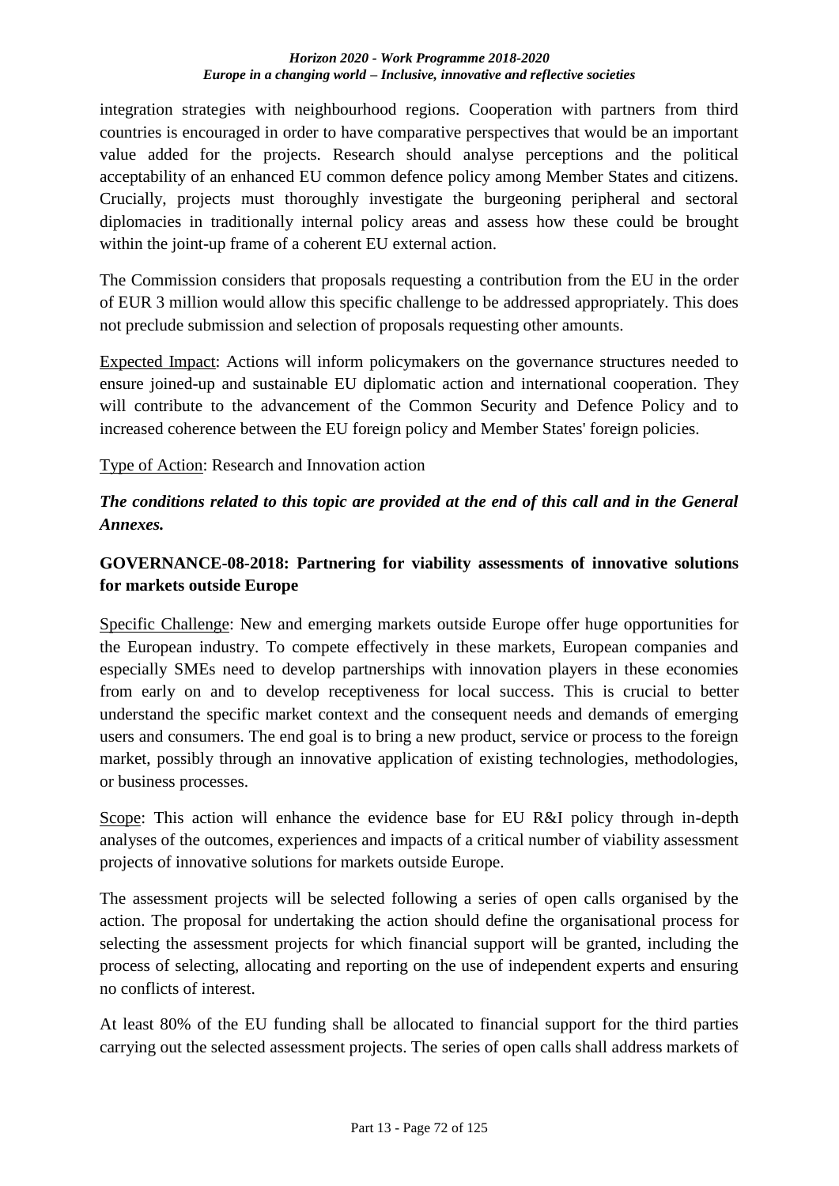integration strategies with neighbourhood regions. Cooperation with partners from third countries is encouraged in order to have comparative perspectives that would be an important value added for the projects. Research should analyse perceptions and the political acceptability of an enhanced EU common defence policy among Member States and citizens. Crucially, projects must thoroughly investigate the burgeoning peripheral and sectoral diplomacies in traditionally internal policy areas and assess how these could be brought within the joint-up frame of a coherent EU external action.

The Commission considers that proposals requesting a contribution from the EU in the order of EUR 3 million would allow this specific challenge to be addressed appropriately. This does not preclude submission and selection of proposals requesting other amounts.

Expected Impact: Actions will inform policymakers on the governance structures needed to ensure joined-up and sustainable EU diplomatic action and international cooperation. They will contribute to the advancement of the Common Security and Defence Policy and to increased coherence between the EU foreign policy and Member States' foreign policies.

Type of Action: Research and Innovation action

***The conditions related to this topic are provided at the end of this call and in the General Annexes.***

### GOVERNANCE-08-2018: Partnering for viability assessments of innovative solutions for markets outside Europe

Specific Challenge: New and emerging markets outside Europe offer huge opportunities for the European industry. To compete effectively in these markets, European companies and especially SMEs need to develop partnerships with innovation players in these economies from early on and to develop receptiveness for local success. This is crucial to better understand the specific market context and the consequent needs and demands of emerging users and consumers. The end goal is to bring a new product, service or process to the foreign market, possibly through an innovative application of existing technologies, methodologies, or business processes.

Scope: This action will enhance the evidence base for EU R&I policy through in-depth analyses of the outcomes, experiences and impacts of a critical number of viability assessment projects of innovative solutions for markets outside Europe.

The assessment projects will be selected following a series of open calls organised by the action. The proposal for undertaking the action should define the organisational process for selecting the assessment projects for which financial support will be granted, including the process of selecting, allocating and reporting on the use of independent experts and ensuring no conflicts of interest.

At least 80% of the EU funding shall be allocated to financial support for the third parties carrying out the selected assessment projects. The series of open calls shall address markets of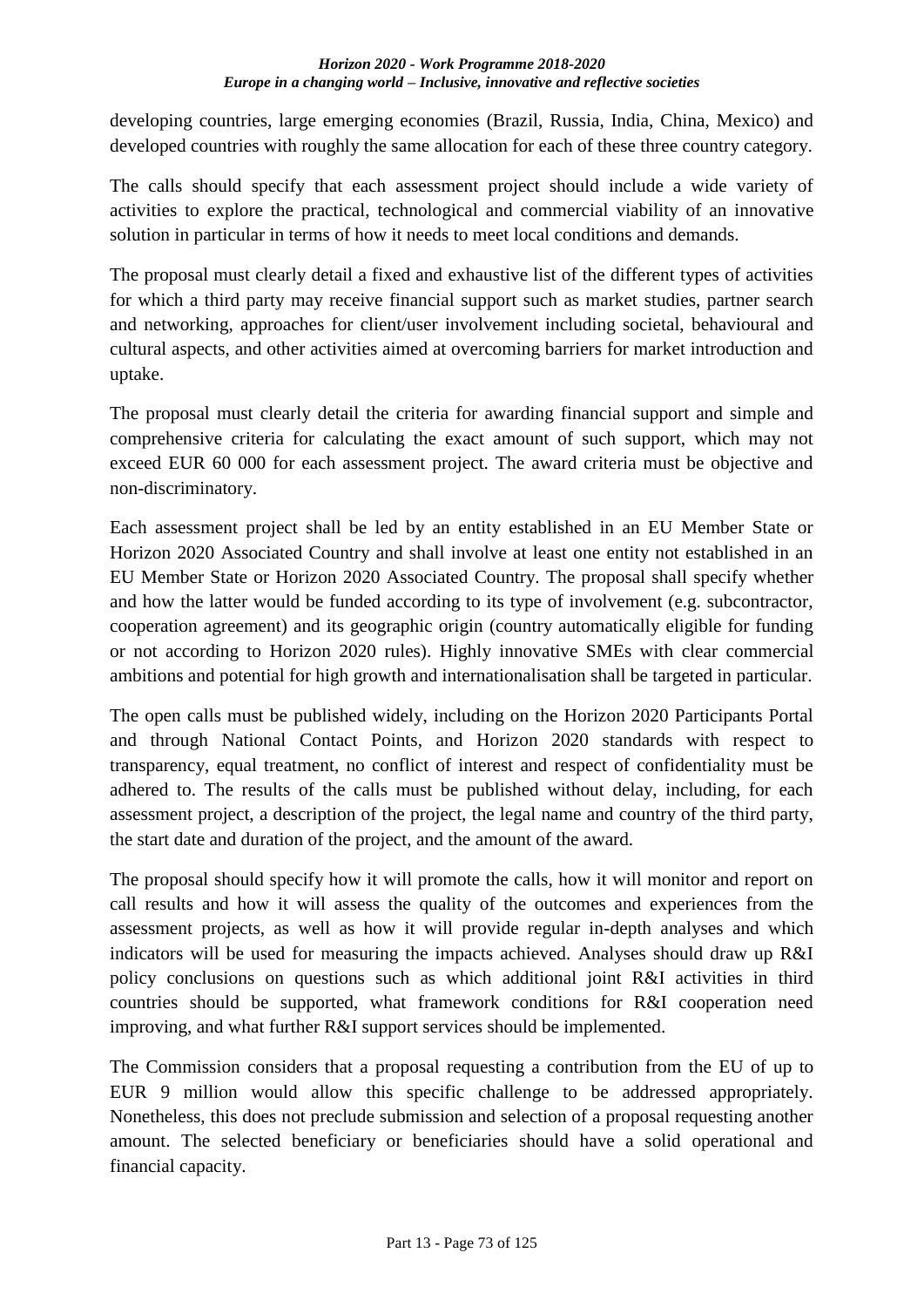developing countries, large emerging economies (Brazil, Russia, India, China, Mexico) and developed countries with roughly the same allocation for each of these three country category.

The calls should specify that each assessment project should include a wide variety of activities to explore the practical, technological and commercial viability of an innovative solution in particular in terms of how it needs to meet local conditions and demands.

The proposal must clearly detail a fixed and exhaustive list of the different types of activities for which a third party may receive financial support such as market studies, partner search and networking, approaches for client/user involvement including societal, behavioural and cultural aspects, and other activities aimed at overcoming barriers for market introduction and uptake.

The proposal must clearly detail the criteria for awarding financial support and simple and comprehensive criteria for calculating the exact amount of such support, which may not exceed EUR 60 000 for each assessment project. The award criteria must be objective and non-discriminatory.

Each assessment project shall be led by an entity established in an EU Member State or Horizon 2020 Associated Country and shall involve at least one entity not established in an EU Member State or Horizon 2020 Associated Country. The proposal shall specify whether and how the latter would be funded according to its type of involvement (e.g. subcontractor, cooperation agreement) and its geographic origin (country automatically eligible for funding or not according to Horizon 2020 rules). Highly innovative SMEs with clear commercial ambitions and potential for high growth and internationalisation shall be targeted in particular.

The open calls must be published widely, including on the Horizon 2020 Participants Portal and through National Contact Points, and Horizon 2020 standards with respect to transparency, equal treatment, no conflict of interest and respect of confidentiality must be adhered to. The results of the calls must be published without delay, including, for each assessment project, a description of the project, the legal name and country of the third party, the start date and duration of the project, and the amount of the award.

The proposal should specify how it will promote the calls, how it will monitor and report on call results and how it will assess the quality of the outcomes and experiences from the assessment projects, as well as how it will provide regular in-depth analyses and which indicators will be used for measuring the impacts achieved. Analyses should draw up R&I policy conclusions on questions such as which additional joint R&I activities in third countries should be supported, what framework conditions for R&I cooperation need improving, and what further R&I support services should be implemented.

The Commission considers that a proposal requesting a contribution from the EU of up to EUR 9 million would allow this specific challenge to be addressed appropriately. Nonetheless, this does not preclude submission and selection of a proposal requesting another amount. The selected beneficiary or beneficiaries should have a solid operational and financial capacity.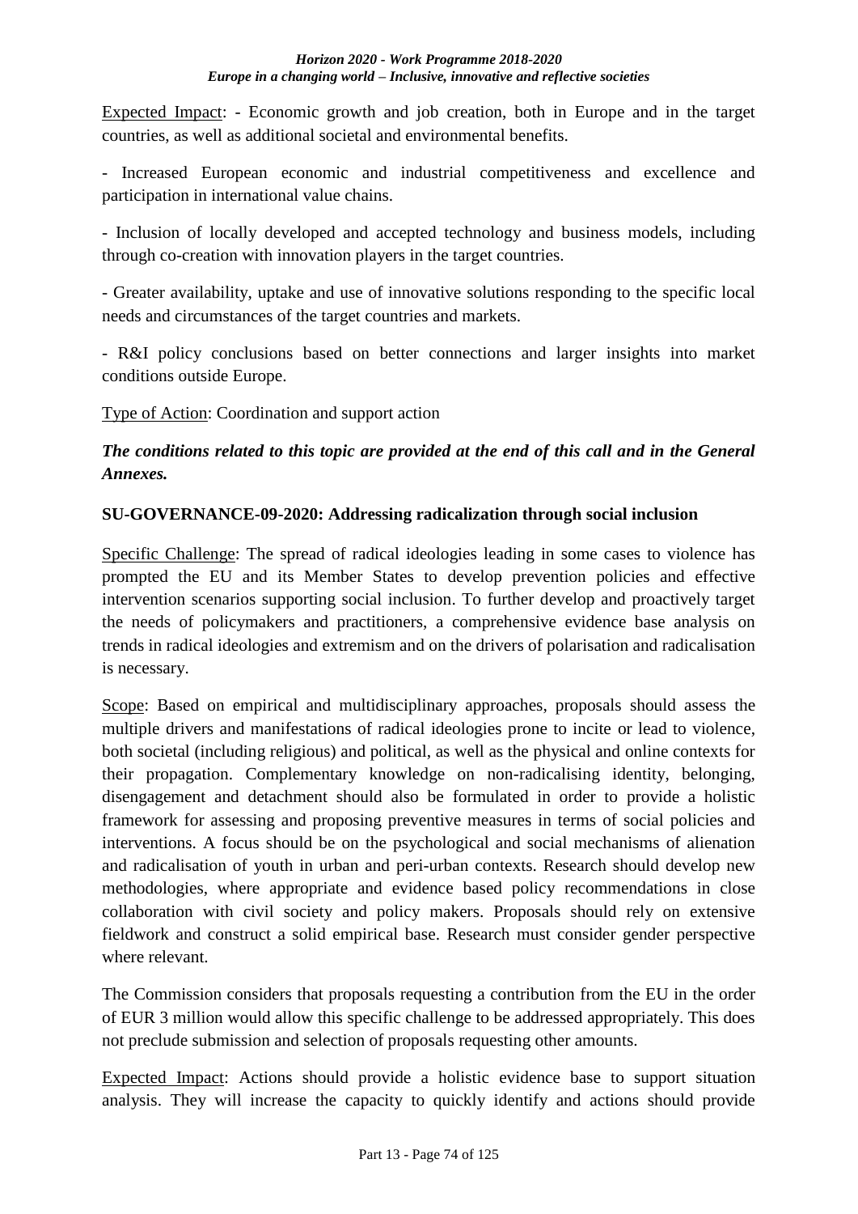Expected Impact: - Economic growth and job creation, both in Europe and in the target countries, as well as additional societal and environmental benefits.

- Increased European economic and industrial competitiveness and excellence and participation in international value chains.

- Inclusion of locally developed and accepted technology and business models, including through co-creation with innovation players in the target countries.

- Greater availability, uptake and use of innovative solutions responding to the specific local needs and circumstances of the target countries and markets.

- R&I policy conclusions based on better connections and larger insights into market conditions outside Europe.

Type of Action: Coordination and support action

***The conditions related to this topic are provided at the end of this call and in the General Annexes.***

**SU-GOVERNANCE-09-2020: Addressing radicalization through social inclusion**

Specific Challenge: The spread of radical ideologies leading in some cases to violence has prompted the EU and its Member States to develop prevention policies and effective intervention scenarios supporting social inclusion. To further develop and proactively target the needs of policymakers and practitioners, a comprehensive evidence base analysis on trends in radical ideologies and extremism and on the drivers of polarisation and radicalisation is necessary.

Scope: Based on empirical and multidisciplinary approaches, proposals should assess the multiple drivers and manifestations of radical ideologies prone to incite or lead to violence, both societal (including religious) and political, as well as the physical and online contexts for their propagation. Complementary knowledge on non-radicalising identity, belonging, disengagement and detachment should also be formulated in order to provide a holistic framework for assessing and proposing preventive measures in terms of social policies and interventions. A focus should be on the psychological and social mechanisms of alienation and radicalisation of youth in urban and peri-urban contexts. Research should develop new methodologies, where appropriate and evidence based policy recommendations in close collaboration with civil society and policy makers. Proposals should rely on extensive fieldwork and construct a solid empirical base. Research must consider gender perspective where relevant.

The Commission considers that proposals requesting a contribution from the EU in the order of EUR 3 million would allow this specific challenge to be addressed appropriately. This does not preclude submission and selection of proposals requesting other amounts.

Expected Impact: Actions should provide a holistic evidence base to support situation analysis. They will increase the capacity to quickly identify and actions should provide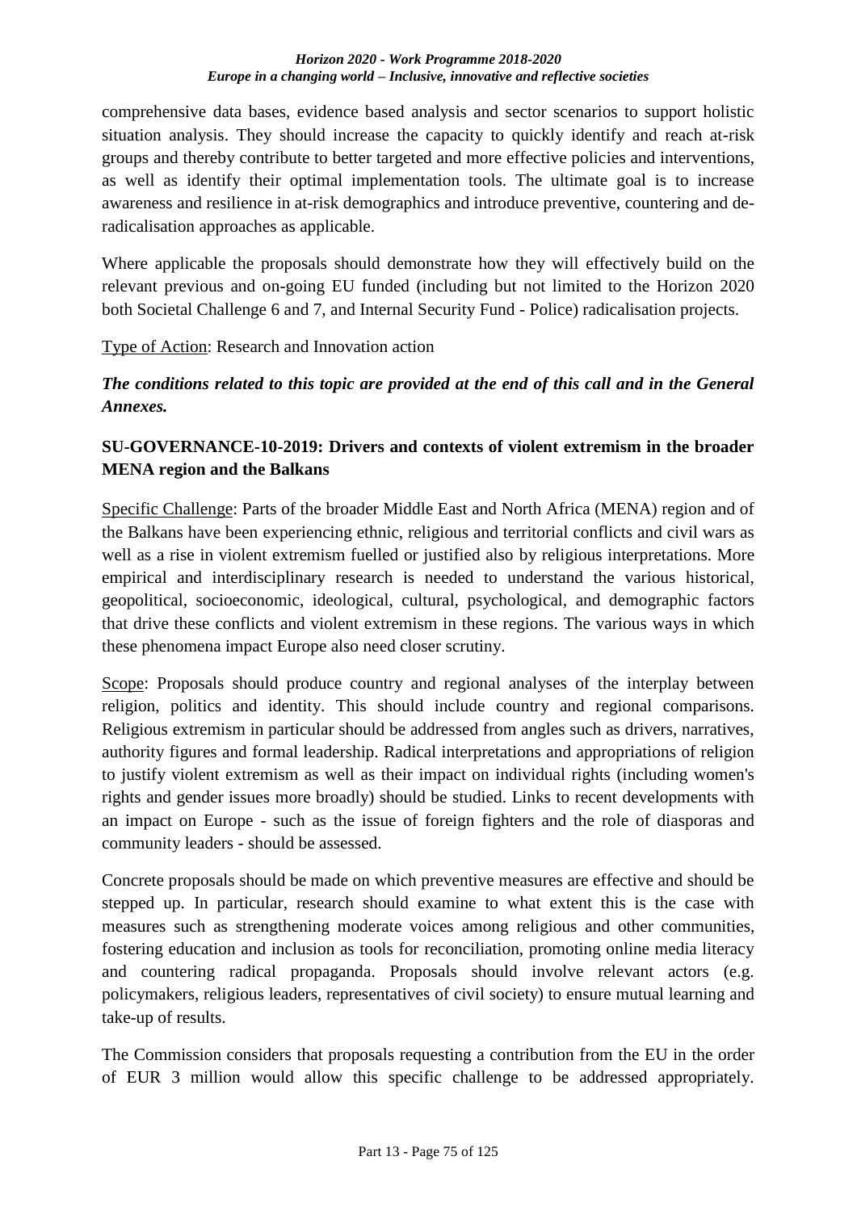comprehensive data bases, evidence based analysis and sector scenarios to support holistic situation analysis. They should increase the capacity to quickly identify and reach at-risk groups and thereby contribute to better targeted and more effective policies and interventions, as well as identify their optimal implementation tools. The ultimate goal is to increase awareness and resilience in at-risk demographics and introduce preventive, countering and de-radicalisation approaches as applicable.

Where applicable the proposals should demonstrate how they will effectively build on the relevant previous and on-going EU funded (including but not limited to the Horizon 2020 both Societal Challenge 6 and 7, and Internal Security Fund - Police) radicalisation projects.

Type of Action: Research and Innovation action

***The conditions related to this topic are provided at the end of this call and in the General Annexes.***

**SU-GOVERNANCE-10-2019: Drivers and contexts of violent extremism in the broader MENA region and the Balkans**

Specific Challenge: Parts of the broader Middle East and North Africa (MENA) region and of the Balkans have been experiencing ethnic, religious and territorial conflicts and civil wars as well as a rise in violent extremism fuelled or justified also by religious interpretations. More empirical and interdisciplinary research is needed to understand the various historical, geopolitical, socioeconomic, ideological, cultural, psychological, and demographic factors that drive these conflicts and violent extremism in these regions. The various ways in which these phenomena impact Europe also need closer scrutiny.

Scope: Proposals should produce country and regional analyses of the interplay between religion, politics and identity. This should include country and regional comparisons. Religious extremism in particular should be addressed from angles such as drivers, narratives, authority figures and formal leadership. Radical interpretations and appropriations of religion to justify violent extremism as well as their impact on individual rights (including women's rights and gender issues more broadly) should be studied. Links to recent developments with an impact on Europe - such as the issue of foreign fighters and the role of diasporas and community leaders - should be assessed.

Concrete proposals should be made on which preventive measures are effective and should be stepped up. In particular, research should examine to what extent this is the case with measures such as strengthening moderate voices among religious and other communities, fostering education and inclusion as tools for reconciliation, promoting online media literacy and countering radical propaganda. Proposals should involve relevant actors (e.g. policymakers, religious leaders, representatives of civil society) to ensure mutual learning and take-up of results.

The Commission considers that proposals requesting a contribution from the EU in the order of EUR 3 million would allow this specific challenge to be addressed appropriately.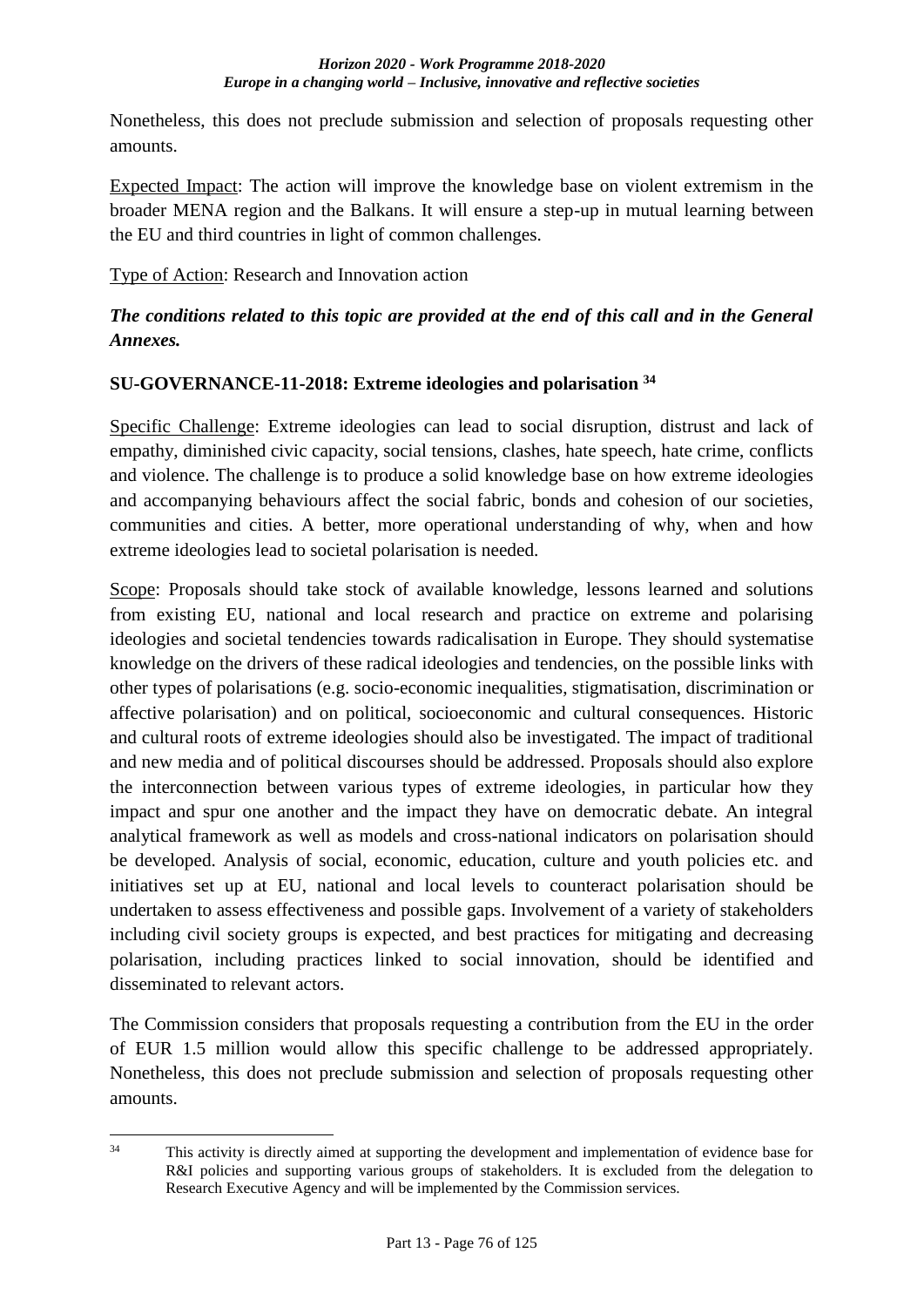Nonetheless, this does not preclude submission and selection of proposals requesting other amounts.

Expected Impact: The action will improve the knowledge base on violent extremism in the broader MENA region and the Balkans. It will ensure a step-up in mutual learning between the EU and third countries in light of common challenges.

Type of Action: Research and Innovation action

***The conditions related to this topic are provided at the end of this call and in the General Annexes.***

### SU-GOVERNANCE-11-2018: Extreme ideologies and polarisation [34]

Specific Challenge: Extreme ideologies can lead to social disruption, distrust and lack of empathy, diminished civic capacity, social tensions, clashes, hate speech, hate crime, conflicts and violence. The challenge is to produce a solid knowledge base on how extreme ideologies and accompanying behaviours affect the social fabric, bonds and cohesion of our societies, communities and cities. A better, more operational understanding of why, when and how extreme ideologies lead to societal polarisation is needed.

Scope: Proposals should take stock of available knowledge, lessons learned and solutions from existing EU, national and local research and practice on extreme and polarising ideologies and societal tendencies towards radicalisation in Europe. They should systematise knowledge on the drivers of these radical ideologies and tendencies, on the possible links with other types of polarisations (e.g. socio-economic inequalities, stigmatisation, discrimination or affective polarisation) and on political, socioeconomic and cultural consequences. Historic and cultural roots of extreme ideologies should also be investigated. The impact of traditional and new media and of political discourses should be addressed. Proposals should also explore the interconnection between various types of extreme ideologies, in particular how they impact and spur one another and the impact they have on democratic debate. An integral analytical framework as well as models and cross-national indicators on polarisation should be developed. Analysis of social, economic, education, culture and youth policies etc. and initiatives set up at EU, national and local levels to counteract polarisation should be undertaken to assess effectiveness and possible gaps. Involvement of a variety of stakeholders including civil society groups is expected, and best practices for mitigating and decreasing polarisation, including practices linked to social innovation, should be identified and disseminated to relevant actors.

The Commission considers that proposals requesting a contribution from the EU in the order of EUR 1.5 million would allow this specific challenge to be addressed appropriately. Nonetheless, this does not preclude submission and selection of proposals requesting other amounts.

---

[34] This activity is directly aimed at supporting the development and implementation of evidence base for R&I policies and supporting various groups of stakeholders. It is excluded from the delegation to Research Executive Agency and will be implemented by the Commission services.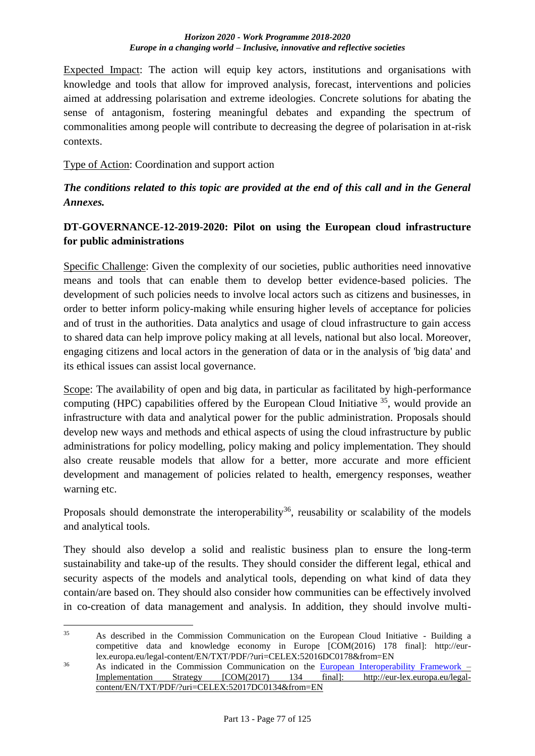Expected Impact: The action will equip key actors, institutions and organisations with knowledge and tools that allow for improved analysis, forecast, interventions and policies aimed at addressing polarisation and extreme ideologies. Concrete solutions for abating the sense of antagonism, fostering meaningful debates and expanding the spectrum of commonalities among people will contribute to decreasing the degree of polarisation in at-risk contexts.

Type of Action: Coordination and support action

***The conditions related to this topic are provided at the end of this call and in the General Annexes.***

**DT-GOVERNANCE-12-2019-2020: Pilot on using the European cloud infrastructure for public administrations**

Specific Challenge: Given the complexity of our societies, public authorities need innovative means and tools that can enable them to develop better evidence-based policies. The development of such policies needs to involve local actors such as citizens and businesses, in order to better inform policy-making while ensuring higher levels of acceptance for policies and of trust in the authorities. Data analytics and usage of cloud infrastructure to gain access to shared data can help improve policy making at all levels, national but also local. Moreover, engaging citizens and local actors in the generation of data or in the analysis of 'big data' and its ethical issues can assist local governance.

Scope: The availability of open and big data, in particular as facilitated by high-performance computing (HPC) capabilities offered by the European Cloud Initiative [35], would provide an infrastructure with data and analytical power for the public administration. Proposals should develop new ways and methods and ethical aspects of using the cloud infrastructure by public administrations for policy modelling, policy making and policy implementation. They should also create reusable models that allow for a better, more accurate and more efficient development and management of policies related to health, emergency responses, weather warning etc.

Proposals should demonstrate the interoperability[36], reusability or scalability of the models and analytical tools.

They should also develop a solid and realistic business plan to ensure the long-term sustainability and take-up of the results. They should consider the different legal, ethical and security aspects of the models and analytical tools, depending on what kind of data they contain/are based on. They should also consider how communities can be effectively involved in co-creation of data management and analysis. In addition, they should involve multi-

---

[35] As described in the Commission Communication on the European Cloud Initiative - Building a competitive data and knowledge economy in Europe [COM(2016) 178 final]: http://eur-lex.europa.eu/legal-content/EN/TXT/PDF/?uri=CELEX:52016DC0178&from=EN

[36] As indicated in the Commission Communication on the European Interoperability Framework – Implementation Strategy [COM(2017) 134 final]: http://eur-lex.europa.eu/legal-content/EN/TXT/PDF/?uri=CELEX:52017DC0134&from=EN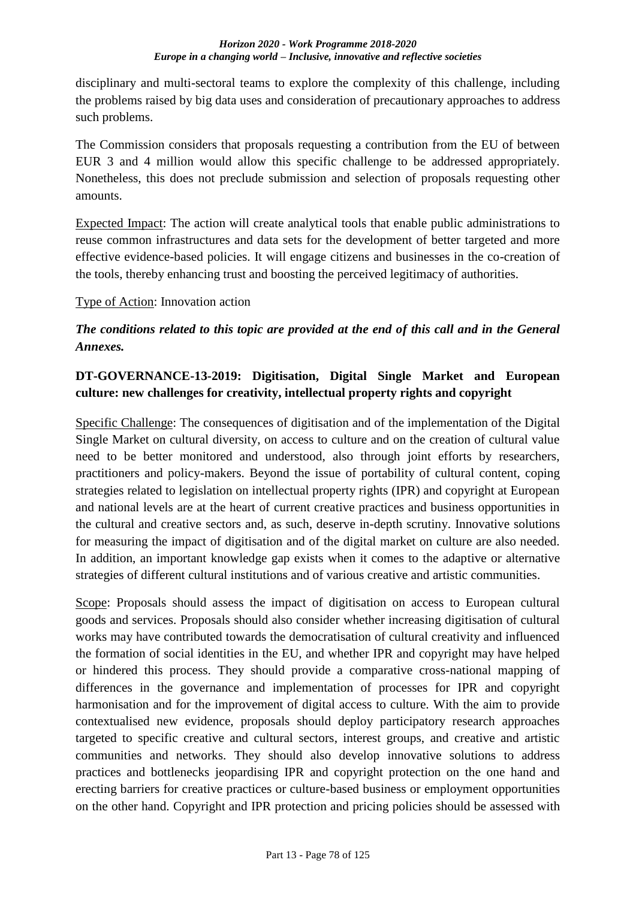disciplinary and multi-sectoral teams to explore the complexity of this challenge, including the problems raised by big data uses and consideration of precautionary approaches to address such problems.

The Commission considers that proposals requesting a contribution from the EU of between EUR 3 and 4 million would allow this specific challenge to be addressed appropriately. Nonetheless, this does not preclude submission and selection of proposals requesting other amounts.

Expected Impact: The action will create analytical tools that enable public administrations to reuse common infrastructures and data sets for the development of better targeted and more effective evidence-based policies. It will engage citizens and businesses in the co-creation of the tools, thereby enhancing trust and boosting the perceived legitimacy of authorities.

Type of Action: Innovation action

***The conditions related to this topic are provided at the end of this call and in the General Annexes.***

**DT-GOVERNANCE-13-2019: Digitisation, Digital Single Market and European culture: new challenges for creativity, intellectual property rights and copyright**

Specific Challenge: The consequences of digitisation and of the implementation of the Digital Single Market on cultural diversity, on access to culture and on the creation of cultural value need to be better monitored and understood, also through joint efforts by researchers, practitioners and policy-makers. Beyond the issue of portability of cultural content, coping strategies related to legislation on intellectual property rights (IPR) and copyright at European and national levels are at the heart of current creative practices and business opportunities in the cultural and creative sectors and, as such, deserve in-depth scrutiny. Innovative solutions for measuring the impact of digitisation and of the digital market on culture are also needed. In addition, an important knowledge gap exists when it comes to the adaptive or alternative strategies of different cultural institutions and of various creative and artistic communities.

Scope: Proposals should assess the impact of digitisation on access to European cultural goods and services. Proposals should also consider whether increasing digitisation of cultural works may have contributed towards the democratisation of cultural creativity and influenced the formation of social identities in the EU, and whether IPR and copyright may have helped or hindered this process. They should provide a comparative cross-national mapping of differences in the governance and implementation of processes for IPR and copyright harmonisation and for the improvement of digital access to culture. With the aim to provide contextualised new evidence, proposals should deploy participatory research approaches targeted to specific creative and cultural sectors, interest groups, and creative and artistic communities and networks. They should also develop innovative solutions to address practices and bottlenecks jeopardising IPR and copyright protection on the one hand and erecting barriers for creative practices or culture-based business or employment opportunities on the other hand. Copyright and IPR protection and pricing policies should be assessed with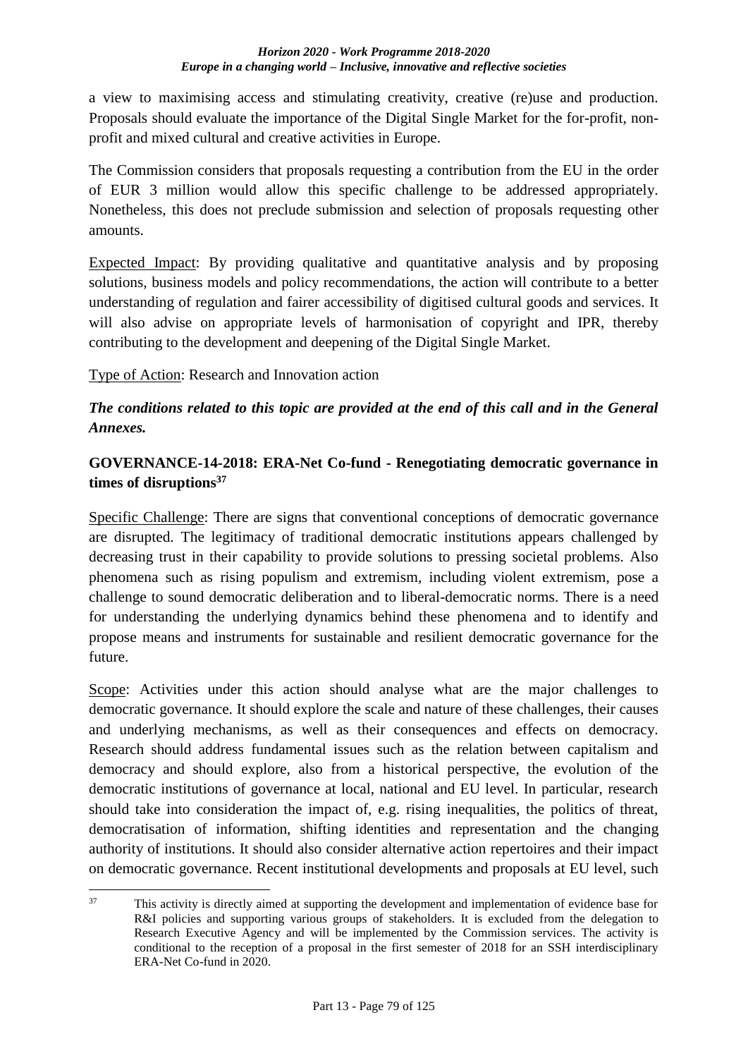a view to maximising access and stimulating creativity, creative (re)use and production. Proposals should evaluate the importance of the Digital Single Market for the for-profit, non-profit and mixed cultural and creative activities in Europe.

The Commission considers that proposals requesting a contribution from the EU in the order of EUR 3 million would allow this specific challenge to be addressed appropriately. Nonetheless, this does not preclude submission and selection of proposals requesting other amounts.

Expected Impact: By providing qualitative and quantitative analysis and by proposing solutions, business models and policy recommendations, the action will contribute to a better understanding of regulation and fairer accessibility of digitised cultural goods and services. It will also advise on appropriate levels of harmonisation of copyright and IPR, thereby contributing to the development and deepening of the Digital Single Market.

Type of Action: Research and Innovation action

***The conditions related to this topic are provided at the end of this call and in the General Annexes.***

### GOVERNANCE-14-2018: ERA-Net Co-fund - Renegotiating democratic governance in times of disruptions[37]

Specific Challenge: There are signs that conventional conceptions of democratic governance are disrupted. The legitimacy of traditional democratic institutions appears challenged by decreasing trust in their capability to provide solutions to pressing societal problems. Also phenomena such as rising populism and extremism, including violent extremism, pose a challenge to sound democratic deliberation and to liberal-democratic norms. There is a need for understanding the underlying dynamics behind these phenomena and to identify and propose means and instruments for sustainable and resilient democratic governance for the future.

Scope: Activities under this action should analyse what are the major challenges to democratic governance. It should explore the scale and nature of these challenges, their causes and underlying mechanisms, as well as their consequences and effects on democracy. Research should address fundamental issues such as the relation between capitalism and democracy and should explore, also from a historical perspective, the evolution of the democratic institutions of governance at local, national and EU level. In particular, research should take into consideration the impact of, e.g. rising inequalities, the politics of threat, democratisation of information, shifting identities and representation and the changing authority of institutions. It should also consider alternative action repertoires and their impact on democratic governance. Recent institutional developments and proposals at EU level, such

[37] This activity is directly aimed at supporting the development and implementation of evidence base for R&I policies and supporting various groups of stakeholders. It is excluded from the delegation to Research Executive Agency and will be implemented by the Commission services. The activity is conditional to the reception of a proposal in the first semester of 2018 for an SSH interdisciplinary ERA-Net Co-fund in 2020.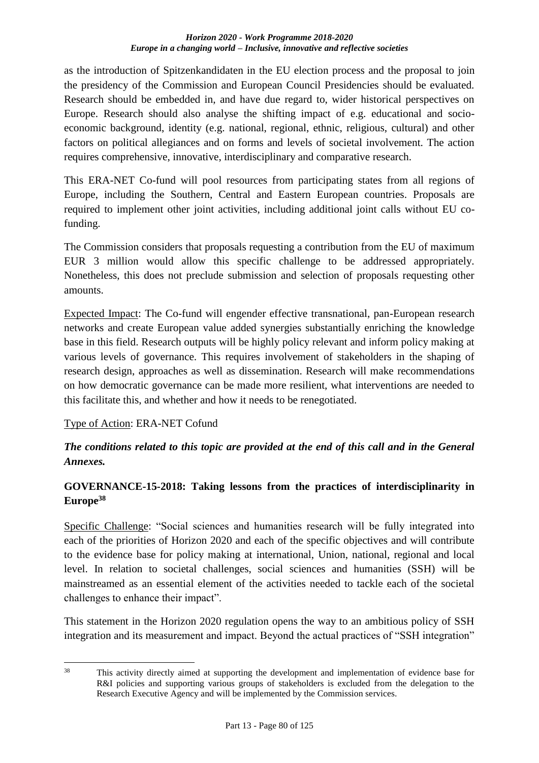as the introduction of Spitzenkandidaten in the EU election process and the proposal to join the presidency of the Commission and European Council Presidencies should be evaluated. Research should be embedded in, and have due regard to, wider historical perspectives on Europe. Research should also analyse the shifting impact of e.g. educational and socio-economic background, identity (e.g. national, regional, ethnic, religious, cultural) and other factors on political allegiances and on forms and levels of societal involvement. The action requires comprehensive, innovative, interdisciplinary and comparative research.

This ERA-NET Co-fund will pool resources from participating states from all regions of Europe, including the Southern, Central and Eastern European countries. Proposals are required to implement other joint activities, including additional joint calls without EU co-funding.

The Commission considers that proposals requesting a contribution from the EU of maximum EUR 3 million would allow this specific challenge to be addressed appropriately. Nonetheless, this does not preclude submission and selection of proposals requesting other amounts.

Expected Impact: The Co-fund will engender effective transnational, pan-European research networks and create European value added synergies substantially enriching the knowledge base in this field. Research outputs will be highly policy relevant and inform policy making at various levels of governance. This requires involvement of stakeholders in the shaping of research design, approaches as well as dissemination. Research will make recommendations on how democratic governance can be made more resilient, what interventions are needed to this facilitate this, and whether and how it needs to be renegotiated.

Type of Action: ERA-NET Cofund

***The conditions related to this topic are provided at the end of this call and in the General Annexes.***

**GOVERNANCE-15-2018: Taking lessons from the practices of interdisciplinarity in Europe[38]**

Specific Challenge: "Social sciences and humanities research will be fully integrated into each of the priorities of Horizon 2020 and each of the specific objectives and will contribute to the evidence base for policy making at international, Union, national, regional and local level. In relation to societal challenges, social sciences and humanities (SSH) will be mainstreamed as an essential element of the activities needed to tackle each of the societal challenges to enhance their impact".

This statement in the Horizon 2020 regulation opens the way to an ambitious policy of SSH integration and its measurement and impact. Beyond the actual practices of "SSH integration"

[38] This activity directly aimed at supporting the development and implementation of evidence base for R&I policies and supporting various groups of stakeholders is excluded from the delegation to the Research Executive Agency and will be implemented by the Commission services.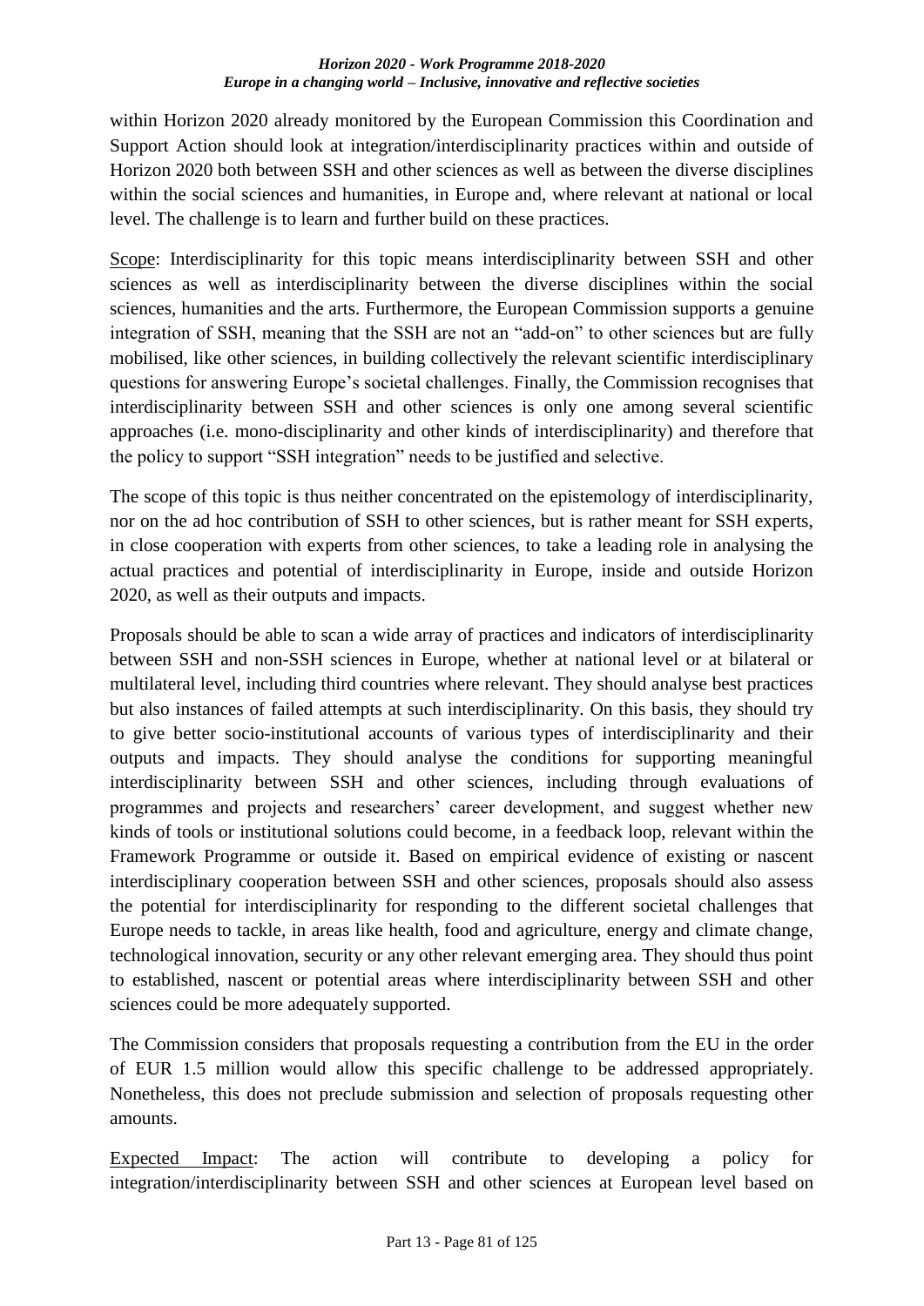within Horizon 2020 already monitored by the European Commission this Coordination and Support Action should look at integration/interdisciplinarity practices within and outside of Horizon 2020 both between SSH and other sciences as well as between the diverse disciplines within the social sciences and humanities, in Europe and, where relevant at national or local level. The challenge is to learn and further build on these practices.

Scope: Interdisciplinarity for this topic means interdisciplinarity between SSH and other sciences as well as interdisciplinarity between the diverse disciplines within the social sciences, humanities and the arts. Furthermore, the European Commission supports a genuine integration of SSH, meaning that the SSH are not an "add-on" to other sciences but are fully mobilised, like other sciences, in building collectively the relevant scientific interdisciplinary questions for answering Europe's societal challenges. Finally, the Commission recognises that interdisciplinarity between SSH and other sciences is only one among several scientific approaches (i.e. mono-disciplinarity and other kinds of interdisciplinarity) and therefore that the policy to support "SSH integration" needs to be justified and selective.

The scope of this topic is thus neither concentrated on the epistemology of interdisciplinarity, nor on the ad hoc contribution of SSH to other sciences, but is rather meant for SSH experts, in close cooperation with experts from other sciences, to take a leading role in analysing the actual practices and potential of interdisciplinarity in Europe, inside and outside Horizon 2020, as well as their outputs and impacts.

Proposals should be able to scan a wide array of practices and indicators of interdisciplinarity between SSH and non-SSH sciences in Europe, whether at national level or at bilateral or multilateral level, including third countries where relevant. They should analyse best practices but also instances of failed attempts at such interdisciplinarity. On this basis, they should try to give better socio-institutional accounts of various types of interdisciplinarity and their outputs and impacts. They should analyse the conditions for supporting meaningful interdisciplinarity between SSH and other sciences, including through evaluations of programmes and projects and researchers' career development, and suggest whether new kinds of tools or institutional solutions could become, in a feedback loop, relevant within the Framework Programme or outside it. Based on empirical evidence of existing or nascent interdisciplinary cooperation between SSH and other sciences, proposals should also assess the potential for interdisciplinarity for responding to the different societal challenges that Europe needs to tackle, in areas like health, food and agriculture, energy and climate change, technological innovation, security or any other relevant emerging area. They should thus point to established, nascent or potential areas where interdisciplinarity between SSH and other sciences could be more adequately supported.

The Commission considers that proposals requesting a contribution from the EU in the order of EUR 1.5 million would allow this specific challenge to be addressed appropriately. Nonetheless, this does not preclude submission and selection of proposals requesting other amounts.

Expected Impact: The action will contribute to developing a policy for integration/interdisciplinarity between SSH and other sciences at European level based on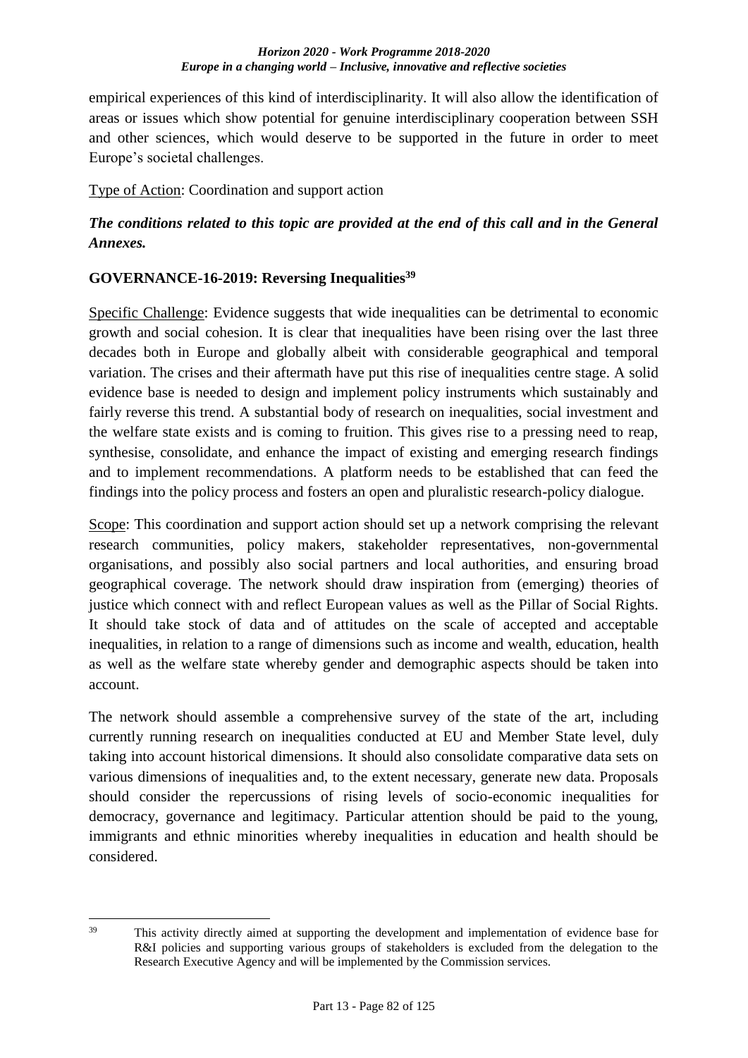empirical experiences of this kind of interdisciplinarity. It will also allow the identification of areas or issues which show potential for genuine interdisciplinary cooperation between SSH and other sciences, which would deserve to be supported in the future in order to meet Europe's societal challenges.

Type of Action: Coordination and support action

***The conditions related to this topic are provided at the end of this call and in the General Annexes.***

**GOVERNANCE-16-2019: Reversing Inequalities[39]**

Specific Challenge: Evidence suggests that wide inequalities can be detrimental to economic growth and social cohesion. It is clear that inequalities have been rising over the last three decades both in Europe and globally albeit with considerable geographical and temporal variation. The crises and their aftermath have put this rise of inequalities centre stage. A solid evidence base is needed to design and implement policy instruments which sustainably and fairly reverse this trend. A substantial body of research on inequalities, social investment and the welfare state exists and is coming to fruition. This gives rise to a pressing need to reap, synthesise, consolidate, and enhance the impact of existing and emerging research findings and to implement recommendations. A platform needs to be established that can feed the findings into the policy process and fosters an open and pluralistic research-policy dialogue.

Scope: This coordination and support action should set up a network comprising the relevant research communities, policy makers, stakeholder representatives, non-governmental organisations, and possibly also social partners and local authorities, and ensuring broad geographical coverage. The network should draw inspiration from (emerging) theories of justice which connect with and reflect European values as well as the Pillar of Social Rights. It should take stock of data and of attitudes on the scale of accepted and acceptable inequalities, in relation to a range of dimensions such as income and wealth, education, health as well as the welfare state whereby gender and demographic aspects should be taken into account.

The network should assemble a comprehensive survey of the state of the art, including currently running research on inequalities conducted at EU and Member State level, duly taking into account historical dimensions. It should also consolidate comparative data sets on various dimensions of inequalities and, to the extent necessary, generate new data. Proposals should consider the repercussions of rising levels of socio-economic inequalities for democracy, governance and legitimacy. Particular attention should be paid to the young, immigrants and ethnic minorities whereby inequalities in education and health should be considered.

---

[39] This activity directly aimed at supporting the development and implementation of evidence base for R&I policies and supporting various groups of stakeholders is excluded from the delegation to the Research Executive Agency and will be implemented by the Commission services.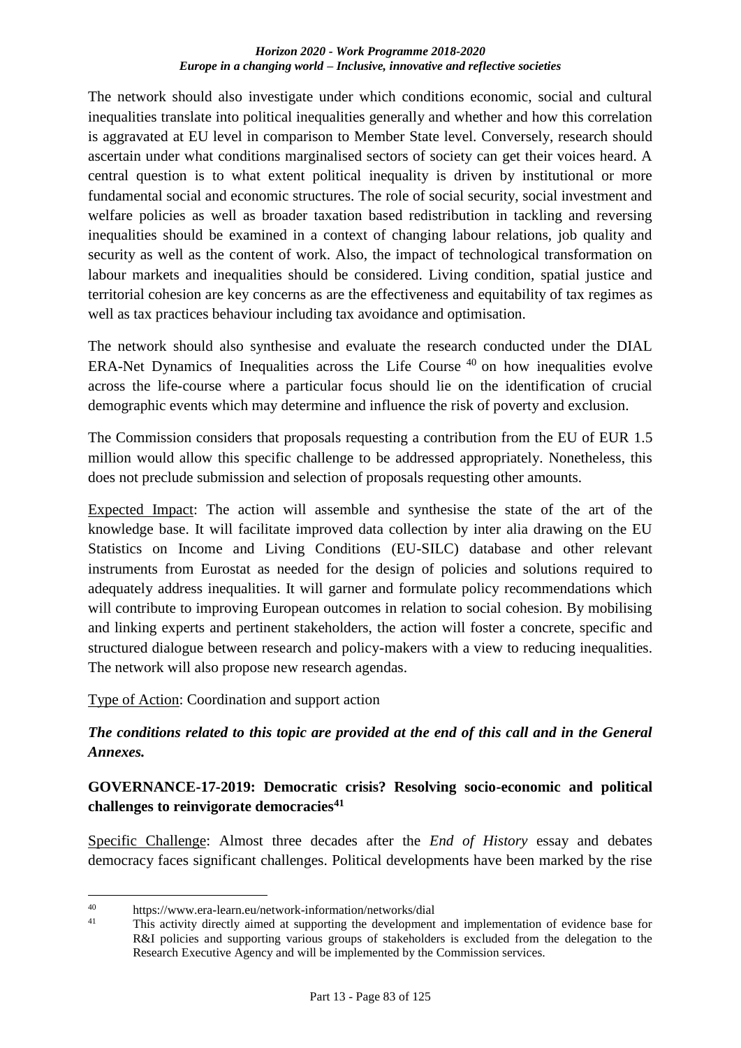The network should also investigate under which conditions economic, social and cultural inequalities translate into political inequalities generally and whether and how this correlation is aggravated at EU level in comparison to Member State level. Conversely, research should ascertain under what conditions marginalised sectors of society can get their voices heard. A central question is to what extent political inequality is driven by institutional or more fundamental social and economic structures. The role of social security, social investment and welfare policies as well as broader taxation based redistribution in tackling and reversing inequalities should be examined in a context of changing labour relations, job quality and security as well as the content of work. Also, the impact of technological transformation on labour markets and inequalities should be considered. Living condition, spatial justice and territorial cohesion are key concerns as are the effectiveness and equitability of tax regimes as well as tax practices behaviour including tax avoidance and optimisation.

The network should also synthesise and evaluate the research conducted under the DIAL ERA-Net Dynamics of Inequalities across the Life Course [40] on how inequalities evolve across the life-course where a particular focus should lie on the identification of crucial demographic events which may determine and influence the risk of poverty and exclusion.

The Commission considers that proposals requesting a contribution from the EU of EUR 1.5 million would allow this specific challenge to be addressed appropriately. Nonetheless, this does not preclude submission and selection of proposals requesting other amounts.

Expected Impact: The action will assemble and synthesise the state of the art of the knowledge base. It will facilitate improved data collection by inter alia drawing on the EU Statistics on Income and Living Conditions (EU-SILC) database and other relevant instruments from Eurostat as needed for the design of policies and solutions required to adequately address inequalities. It will garner and formulate policy recommendations which will contribute to improving European outcomes in relation to social cohesion. By mobilising and linking experts and pertinent stakeholders, the action will foster a concrete, specific and structured dialogue between research and policy-makers with a view to reducing inequalities. The network will also propose new research agendas.

Type of Action: Coordination and support action

***The conditions related to this topic are provided at the end of this call and in the General Annexes.***

**GOVERNANCE-17-2019: Democratic crisis? Resolving socio-economic and political challenges to reinvigorate democracies[41]**

Specific Challenge: Almost three decades after the *End of History* essay and debates democracy faces significant challenges. Political developments have been marked by the rise

[40] https://www.era-learn.eu/network-information/networks/dial

[41] This activity directly aimed at supporting the development and implementation of evidence base for R&I policies and supporting various groups of stakeholders is excluded from the delegation to the Research Executive Agency and will be implemented by the Commission services.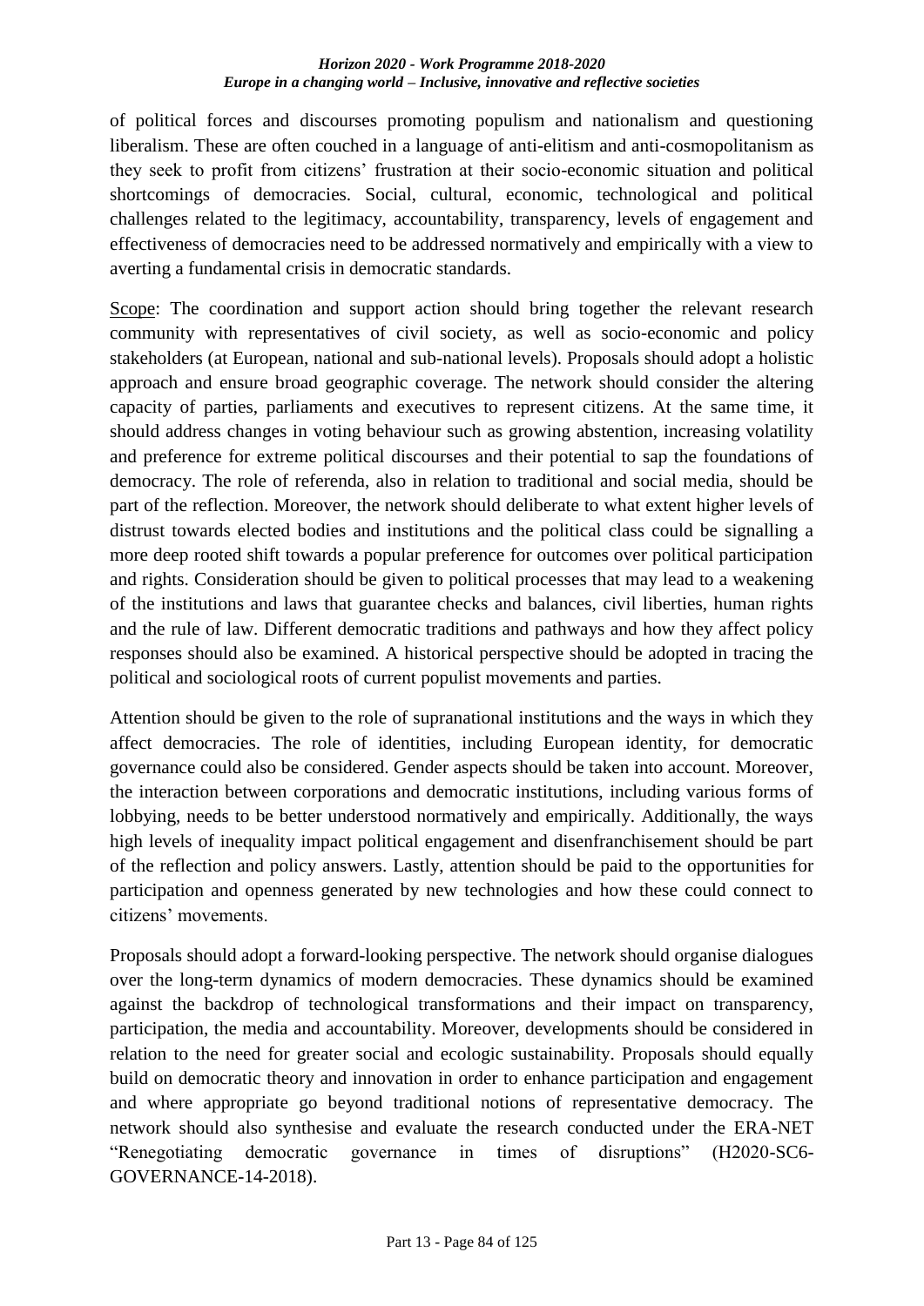of political forces and discourses promoting populism and nationalism and questioning liberalism. These are often couched in a language of anti-elitism and anti-cosmopolitanism as they seek to profit from citizens' frustration at their socio-economic situation and political shortcomings of democracies. Social, cultural, economic, technological and political challenges related to the legitimacy, accountability, transparency, levels of engagement and effectiveness of democracies need to be addressed normatively and empirically with a view to averting a fundamental crisis in democratic standards.

Scope: The coordination and support action should bring together the relevant research community with representatives of civil society, as well as socio-economic and policy stakeholders (at European, national and sub-national levels). Proposals should adopt a holistic approach and ensure broad geographic coverage. The network should consider the altering capacity of parties, parliaments and executives to represent citizens. At the same time, it should address changes in voting behaviour such as growing abstention, increasing volatility and preference for extreme political discourses and their potential to sap the foundations of democracy. The role of referenda, also in relation to traditional and social media, should be part of the reflection. Moreover, the network should deliberate to what extent higher levels of distrust towards elected bodies and institutions and the political class could be signalling a more deep rooted shift towards a popular preference for outcomes over political participation and rights. Consideration should be given to political processes that may lead to a weakening of the institutions and laws that guarantee checks and balances, civil liberties, human rights and the rule of law. Different democratic traditions and pathways and how they affect policy responses should also be examined. A historical perspective should be adopted in tracing the political and sociological roots of current populist movements and parties.

Attention should be given to the role of supranational institutions and the ways in which they affect democracies. The role of identities, including European identity, for democratic governance could also be considered. Gender aspects should be taken into account. Moreover, the interaction between corporations and democratic institutions, including various forms of lobbying, needs to be better understood normatively and empirically. Additionally, the ways high levels of inequality impact political engagement and disenfranchisement should be part of the reflection and policy answers. Lastly, attention should be paid to the opportunities for participation and openness generated by new technologies and how these could connect to citizens' movements.

Proposals should adopt a forward-looking perspective. The network should organise dialogues over the long-term dynamics of modern democracies. These dynamics should be examined against the backdrop of technological transformations and their impact on transparency, participation, the media and accountability. Moreover, developments should be considered in relation to the need for greater social and ecologic sustainability. Proposals should equally build on democratic theory and innovation in order to enhance participation and engagement and where appropriate go beyond traditional notions of representative democracy. The network should also synthesise and evaluate the research conducted under the ERA-NET "Renegotiating democratic governance in times of disruptions" (H2020-SC6-GOVERNANCE-14-2018).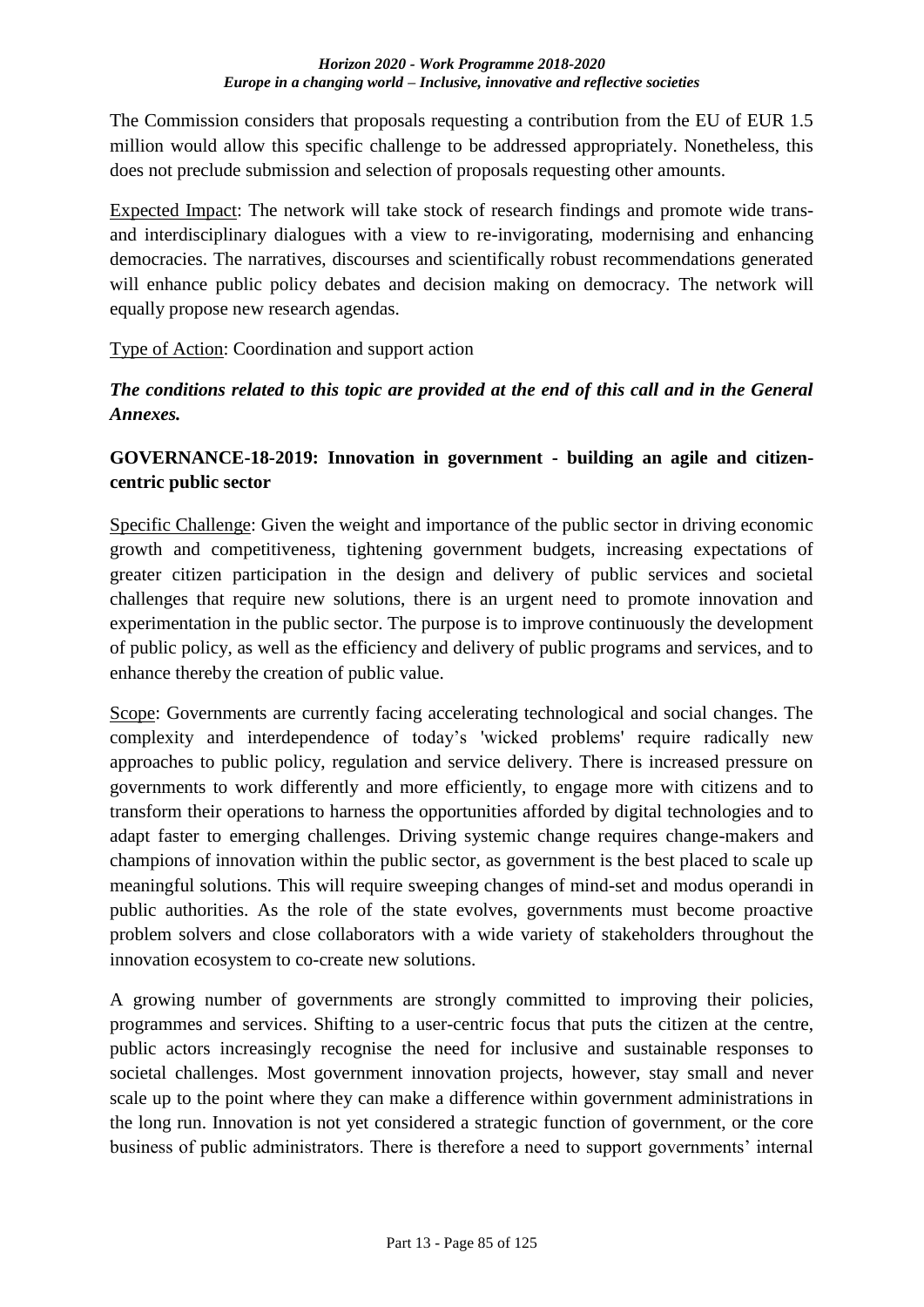The Commission considers that proposals requesting a contribution from the EU of EUR 1.5 million would allow this specific challenge to be addressed appropriately. Nonetheless, this does not preclude submission and selection of proposals requesting other amounts.

Expected Impact: The network will take stock of research findings and promote wide trans- and interdisciplinary dialogues with a view to re-invigorating, modernising and enhancing democracies. The narratives, discourses and scientifically robust recommendations generated will enhance public policy debates and decision making on democracy. The network will equally propose new research agendas.

Type of Action: Coordination and support action

***The conditions related to this topic are provided at the end of this call and in the General Annexes.***

**GOVERNANCE-18-2019: Innovation in government - building an agile and citizen-centric public sector**

Specific Challenge: Given the weight and importance of the public sector in driving economic growth and competitiveness, tightening government budgets, increasing expectations of greater citizen participation in the design and delivery of public services and societal challenges that require new solutions, there is an urgent need to promote innovation and experimentation in the public sector. The purpose is to improve continuously the development of public policy, as well as the efficiency and delivery of public programs and services, and to enhance thereby the creation of public value.

Scope: Governments are currently facing accelerating technological and social changes. The complexity and interdependence of today's 'wicked problems' require radically new approaches to public policy, regulation and service delivery. There is increased pressure on governments to work differently and more efficiently, to engage more with citizens and to transform their operations to harness the opportunities afforded by digital technologies and to adapt faster to emerging challenges. Driving systemic change requires change-makers and champions of innovation within the public sector, as government is the best placed to scale up meaningful solutions. This will require sweeping changes of mind-set and modus operandi in public authorities. As the role of the state evolves, governments must become proactive problem solvers and close collaborators with a wide variety of stakeholders throughout the innovation ecosystem to co-create new solutions.

A growing number of governments are strongly committed to improving their policies, programmes and services. Shifting to a user-centric focus that puts the citizen at the centre, public actors increasingly recognise the need for inclusive and sustainable responses to societal challenges. Most government innovation projects, however, stay small and never scale up to the point where they can make a difference within government administrations in the long run. Innovation is not yet considered a strategic function of government, or the core business of public administrators. There is therefore a need to support governments' internal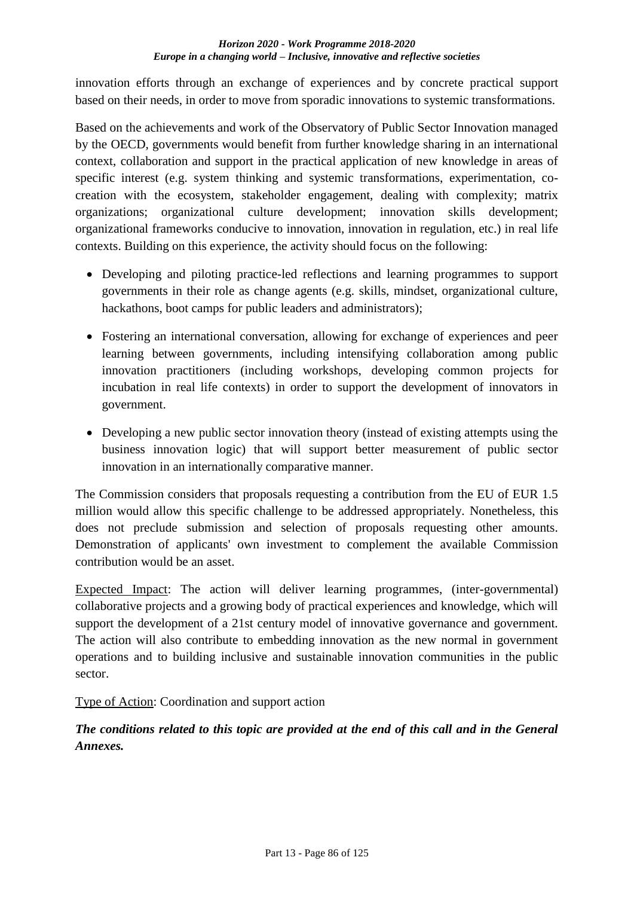innovation efforts through an exchange of experiences and by concrete practical support based on their needs, in order to move from sporadic innovations to systemic transformations.

Based on the achievements and work of the Observatory of Public Sector Innovation managed by the OECD, governments would benefit from further knowledge sharing in an international context, collaboration and support in the practical application of new knowledge in areas of specific interest (e.g. system thinking and systemic transformations, experimentation, co-creation with the ecosystem, stakeholder engagement, dealing with complexity; matrix organizations; organizational culture development; innovation skills development; organizational frameworks conducive to innovation, innovation in regulation, etc.) in real life contexts. Building on this experience, the activity should focus on the following:

- Developing and piloting practice-led reflections and learning programmes to support governments in their role as change agents (e.g. skills, mindset, organizational culture, hackathons, boot camps for public leaders and administrators);
- Fostering an international conversation, allowing for exchange of experiences and peer learning between governments, including intensifying collaboration among public innovation practitioners (including workshops, developing common projects for incubation in real life contexts) in order to support the development of innovators in government.
- Developing a new public sector innovation theory (instead of existing attempts using the business innovation logic) that will support better measurement of public sector innovation in an internationally comparative manner.

The Commission considers that proposals requesting a contribution from the EU of EUR 1.5 million would allow this specific challenge to be addressed appropriately. Nonetheless, this does not preclude submission and selection of proposals requesting other amounts. Demonstration of applicants' own investment to complement the available Commission contribution would be an asset.

Expected Impact: The action will deliver learning programmes, (inter-governmental) collaborative projects and a growing body of practical experiences and knowledge, which will support the development of a 21st century model of innovative governance and government. The action will also contribute to embedding innovation as the new normal in government operations and to building inclusive and sustainable innovation communities in the public sector.

Type of Action: Coordination and support action

***The conditions related to this topic are provided at the end of this call and in the General Annexes.***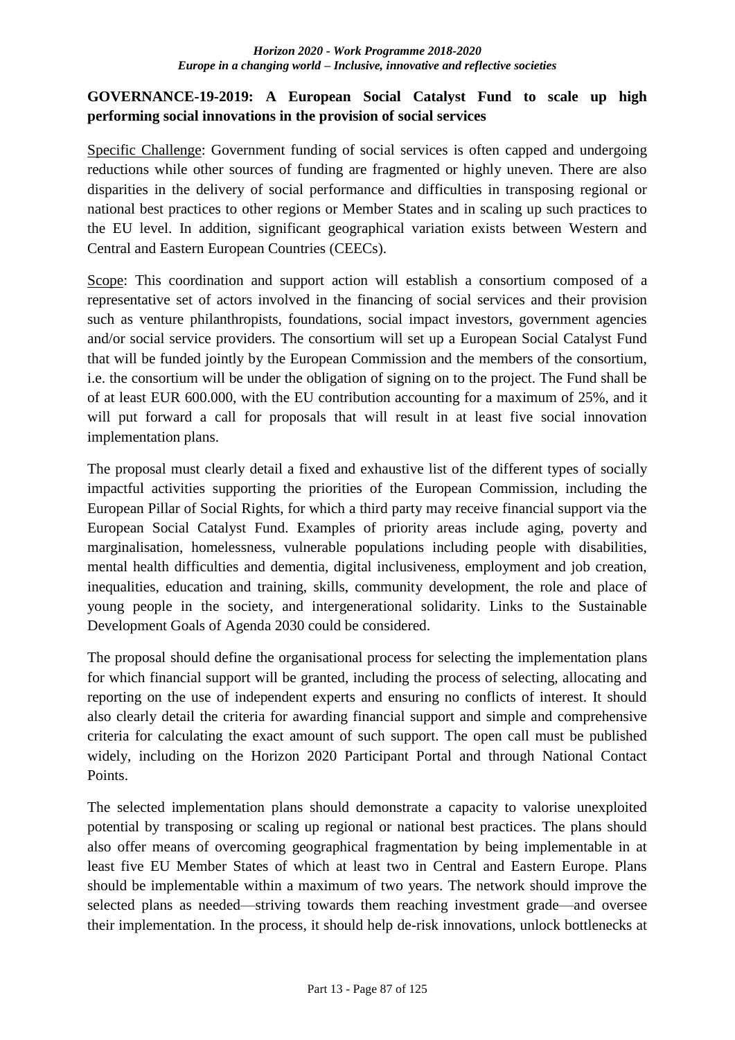**GOVERNANCE-19-2019: A European Social Catalyst Fund to scale up high performing social innovations in the provision of social services**

Specific Challenge: Government funding of social services is often capped and undergoing reductions while other sources of funding are fragmented or highly uneven. There are also disparities in the delivery of social performance and difficulties in transposing regional or national best practices to other regions or Member States and in scaling up such practices to the EU level. In addition, significant geographical variation exists between Western and Central and Eastern European Countries (CEECs).

Scope: This coordination and support action will establish a consortium composed of a representative set of actors involved in the financing of social services and their provision such as venture philanthropists, foundations, social impact investors, government agencies and/or social service providers. The consortium will set up a European Social Catalyst Fund that will be funded jointly by the European Commission and the members of the consortium, i.e. the consortium will be under the obligation of signing on to the project. The Fund shall be of at least EUR 600.000, with the EU contribution accounting for a maximum of 25%, and it will put forward a call for proposals that will result in at least five social innovation implementation plans.

The proposal must clearly detail a fixed and exhaustive list of the different types of socially impactful activities supporting the priorities of the European Commission, including the European Pillar of Social Rights, for which a third party may receive financial support via the European Social Catalyst Fund. Examples of priority areas include aging, poverty and marginalisation, homelessness, vulnerable populations including people with disabilities, mental health difficulties and dementia, digital inclusiveness, employment and job creation, inequalities, education and training, skills, community development, the role and place of young people in the society, and intergenerational solidarity. Links to the Sustainable Development Goals of Agenda 2030 could be considered.

The proposal should define the organisational process for selecting the implementation plans for which financial support will be granted, including the process of selecting, allocating and reporting on the use of independent experts and ensuring no conflicts of interest. It should also clearly detail the criteria for awarding financial support and simple and comprehensive criteria for calculating the exact amount of such support. The open call must be published widely, including on the Horizon 2020 Participant Portal and through National Contact Points.

The selected implementation plans should demonstrate a capacity to valorise unexploited potential by transposing or scaling up regional or national best practices. The plans should also offer means of overcoming geographical fragmentation by being implementable in at least five EU Member States of which at least two in Central and Eastern Europe. Plans should be implementable within a maximum of two years. The network should improve the selected plans as needed—striving towards them reaching investment grade—and oversee their implementation. In the process, it should help de-risk innovations, unlock bottlenecks at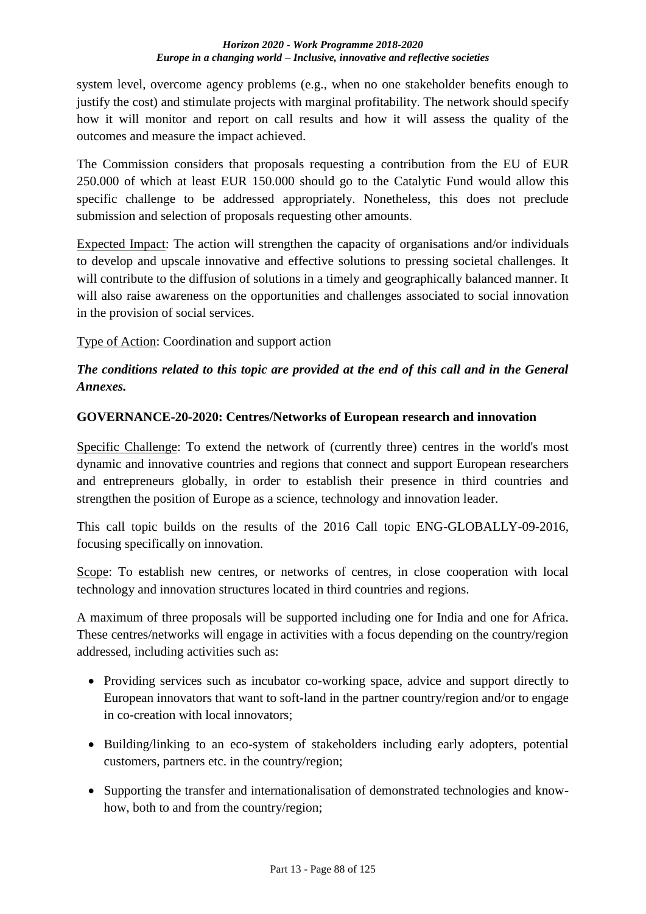system level, overcome agency problems (e.g., when no one stakeholder benefits enough to justify the cost) and stimulate projects with marginal profitability. The network should specify how it will monitor and report on call results and how it will assess the quality of the outcomes and measure the impact achieved.

The Commission considers that proposals requesting a contribution from the EU of EUR 250.000 of which at least EUR 150.000 should go to the Catalytic Fund would allow this specific challenge to be addressed appropriately. Nonetheless, this does not preclude submission and selection of proposals requesting other amounts.

Expected Impact: The action will strengthen the capacity of organisations and/or individuals to develop and upscale innovative and effective solutions to pressing societal challenges. It will contribute to the diffusion of solutions in a timely and geographically balanced manner. It will also raise awareness on the opportunities and challenges associated to social innovation in the provision of social services.

Type of Action: Coordination and support action

***The conditions related to this topic are provided at the end of this call and in the General Annexes.***

**GOVERNANCE-20-2020: Centres/Networks of European research and innovation**

Specific Challenge: To extend the network of (currently three) centres in the world's most dynamic and innovative countries and regions that connect and support European researchers and entrepreneurs globally, in order to establish their presence in third countries and strengthen the position of Europe as a science, technology and innovation leader.

This call topic builds on the results of the 2016 Call topic ENG-GLOBALLY-09-2016, focusing specifically on innovation.

Scope: To establish new centres, or networks of centres, in close cooperation with local technology and innovation structures located in third countries and regions.

A maximum of three proposals will be supported including one for India and one for Africa. These centres/networks will engage in activities with a focus depending on the country/region addressed, including activities such as:

- Providing services such as incubator co-working space, advice and support directly to European innovators that want to soft-land in the partner country/region and/or to engage in co-creation with local innovators;
- Building/linking to an eco-system of stakeholders including early adopters, potential customers, partners etc. in the country/region;
- Supporting the transfer and internationalisation of demonstrated technologies and know-how, both to and from the country/region;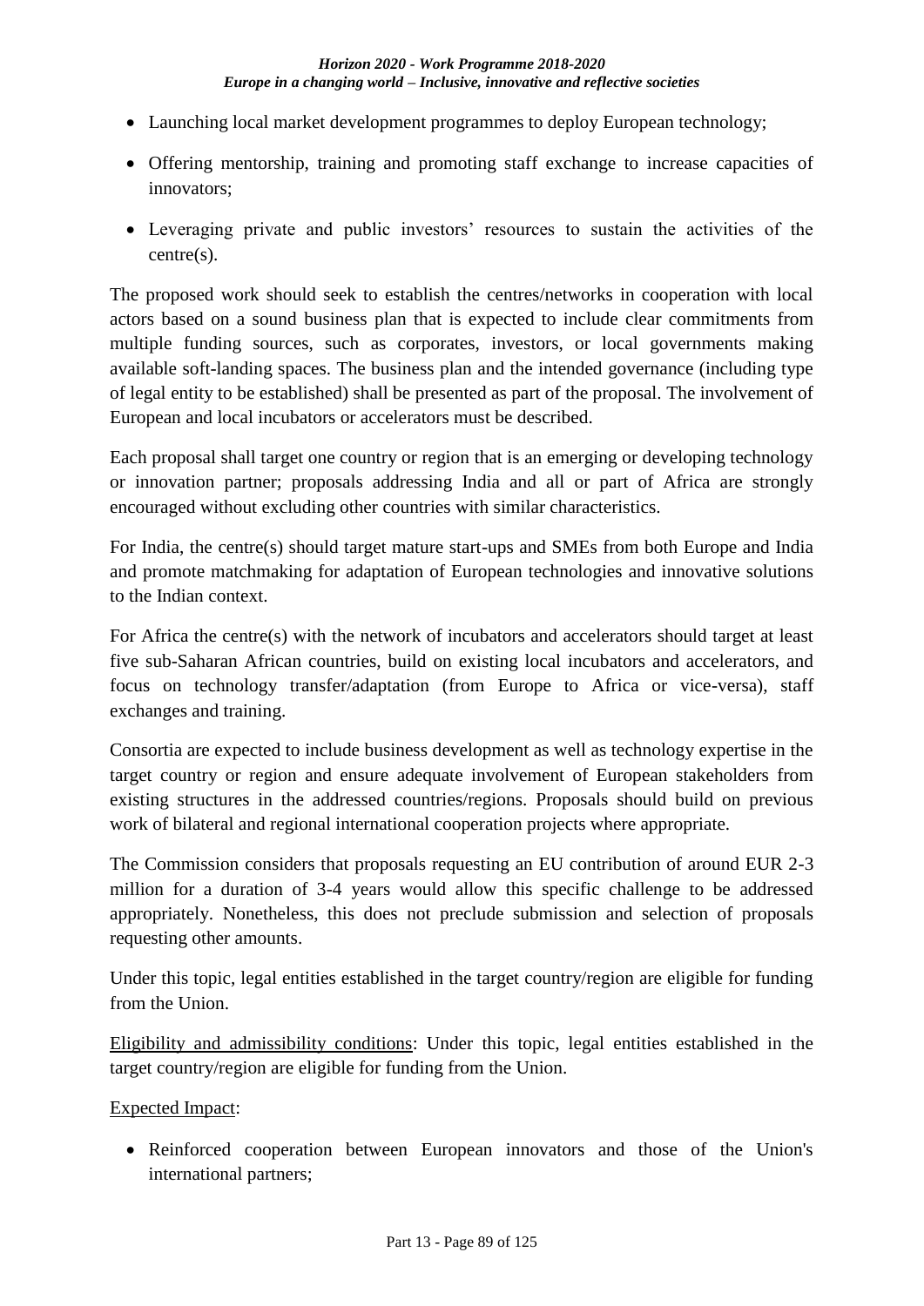- Launching local market development programmes to deploy European technology;
- Offering mentorship, training and promoting staff exchange to increase capacities of innovators;
- Leveraging private and public investors' resources to sustain the activities of the centre(s).

The proposed work should seek to establish the centres/networks in cooperation with local actors based on a sound business plan that is expected to include clear commitments from multiple funding sources, such as corporates, investors, or local governments making available soft-landing spaces. The business plan and the intended governance (including type of legal entity to be established) shall be presented as part of the proposal. The involvement of European and local incubators or accelerators must be described.

Each proposal shall target one country or region that is an emerging or developing technology or innovation partner; proposals addressing India and all or part of Africa are strongly encouraged without excluding other countries with similar characteristics.

For India, the centre(s) should target mature start-ups and SMEs from both Europe and India and promote matchmaking for adaptation of European technologies and innovative solutions to the Indian context.

For Africa the centre(s) with the network of incubators and accelerators should target at least five sub-Saharan African countries, build on existing local incubators and accelerators, and focus on technology transfer/adaptation (from Europe to Africa or vice-versa), staff exchanges and training.

Consortia are expected to include business development as well as technology expertise in the target country or region and ensure adequate involvement of European stakeholders from existing structures in the addressed countries/regions. Proposals should build on previous work of bilateral and regional international cooperation projects where appropriate.

The Commission considers that proposals requesting an EU contribution of around EUR 2-3 million for a duration of 3-4 years would allow this specific challenge to be addressed appropriately. Nonetheless, this does not preclude submission and selection of proposals requesting other amounts.

Under this topic, legal entities established in the target country/region are eligible for funding from the Union.

Eligibility and admissibility conditions: Under this topic, legal entities established in the target country/region are eligible for funding from the Union.

Expected Impact:

- Reinforced cooperation between European innovators and those of the Union's international partners;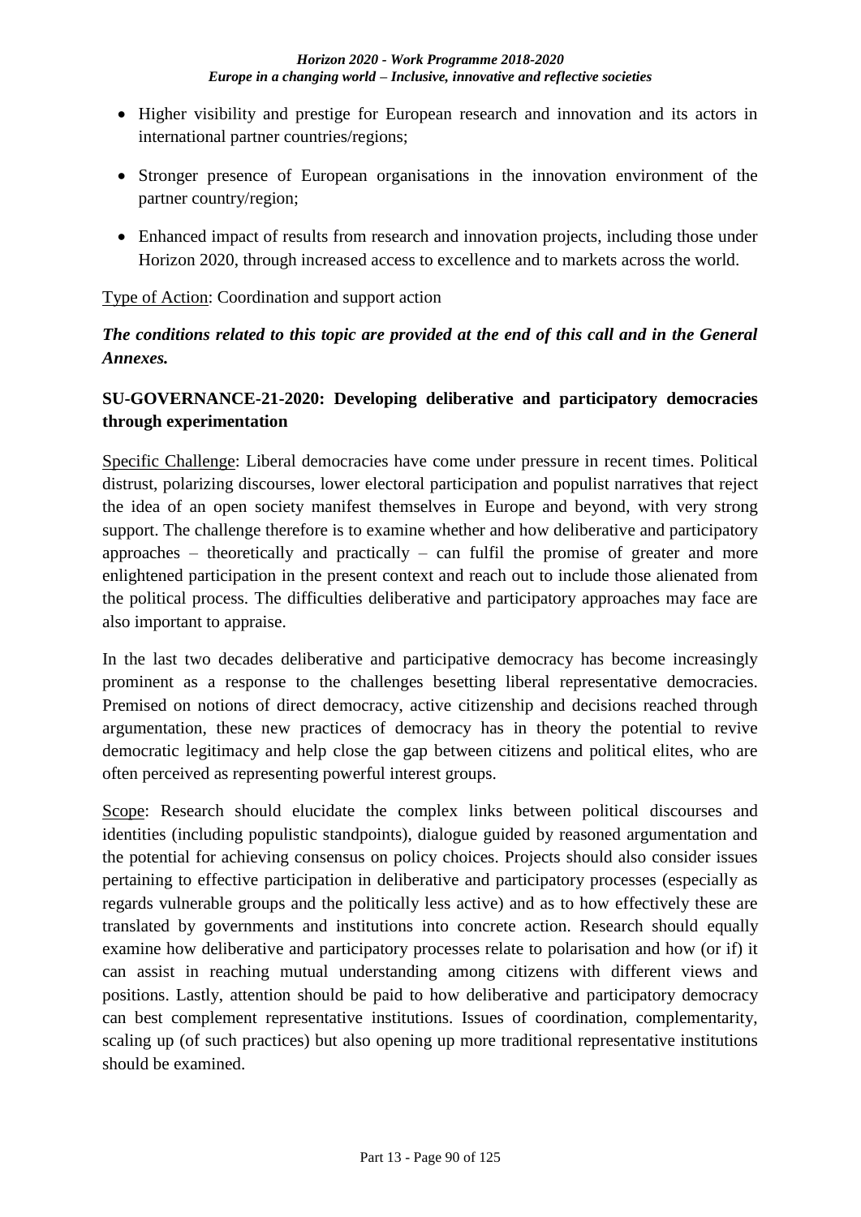- Higher visibility and prestige for European research and innovation and its actors in international partner countries/regions;
- Stronger presence of European organisations in the innovation environment of the partner country/region;
- Enhanced impact of results from research and innovation projects, including those under Horizon 2020, through increased access to excellence and to markets across the world.

Type of Action: Coordination and support action

***The conditions related to this topic are provided at the end of this call and in the General Annexes.***

### SU-GOVERNANCE-21-2020: Developing deliberative and participatory democracies through experimentation

Specific Challenge: Liberal democracies have come under pressure in recent times. Political distrust, polarizing discourses, lower electoral participation and populist narratives that reject the idea of an open society manifest themselves in Europe and beyond, with very strong support. The challenge therefore is to examine whether and how deliberative and participatory approaches – theoretically and practically – can fulfil the promise of greater and more enlightened participation in the present context and reach out to include those alienated from the political process. The difficulties deliberative and participatory approaches may face are also important to appraise.

In the last two decades deliberative and participative democracy has become increasingly prominent as a response to the challenges besetting liberal representative democracies. Premised on notions of direct democracy, active citizenship and decisions reached through argumentation, these new practices of democracy has in theory the potential to revive democratic legitimacy and help close the gap between citizens and political elites, who are often perceived as representing powerful interest groups.

Scope: Research should elucidate the complex links between political discourses and identities (including populistic standpoints), dialogue guided by reasoned argumentation and the potential for achieving consensus on policy choices. Projects should also consider issues pertaining to effective participation in deliberative and participatory processes (especially as regards vulnerable groups and the politically less active) and as to how effectively these are translated by governments and institutions into concrete action. Research should equally examine how deliberative and participatory processes relate to polarisation and how (or if) it can assist in reaching mutual understanding among citizens with different views and positions. Lastly, attention should be paid to how deliberative and participatory democracy can best complement representative institutions. Issues of coordination, complementarity, scaling up (of such practices) but also opening up more traditional representative institutions should be examined.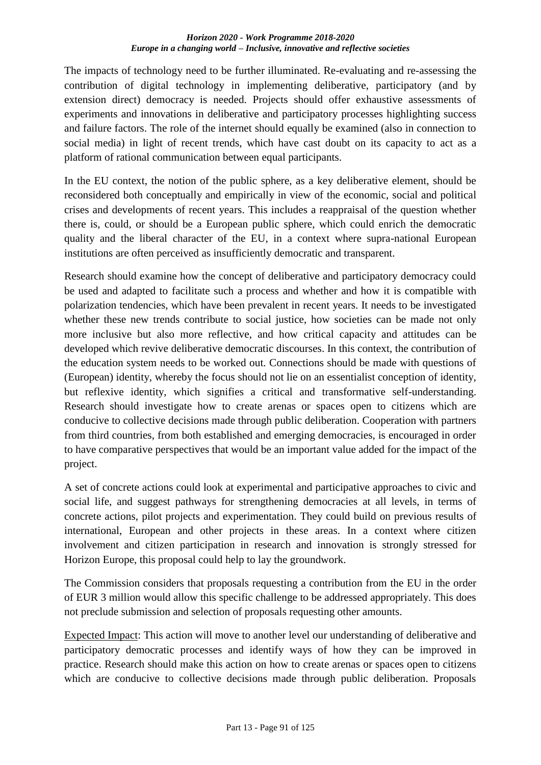The impacts of technology need to be further illuminated. Re-evaluating and re-assessing the contribution of digital technology in implementing deliberative, participatory (and by extension direct) democracy is needed. Projects should offer exhaustive assessments of experiments and innovations in deliberative and participatory processes highlighting success and failure factors. The role of the internet should equally be examined (also in connection to social media) in light of recent trends, which have cast doubt on its capacity to act as a platform of rational communication between equal participants.

In the EU context, the notion of the public sphere, as a key deliberative element, should be reconsidered both conceptually and empirically in view of the economic, social and political crises and developments of recent years. This includes a reappraisal of the question whether there is, could, or should be a European public sphere, which could enrich the democratic quality and the liberal character of the EU, in a context where supra-national European institutions are often perceived as insufficiently democratic and transparent.

Research should examine how the concept of deliberative and participatory democracy could be used and adapted to facilitate such a process and whether and how it is compatible with polarization tendencies, which have been prevalent in recent years. It needs to be investigated whether these new trends contribute to social justice, how societies can be made not only more inclusive but also more reflective, and how critical capacity and attitudes can be developed which revive deliberative democratic discourses. In this context, the contribution of the education system needs to be worked out. Connections should be made with questions of (European) identity, whereby the focus should not lie on an essentialist conception of identity, but reflexive identity, which signifies a critical and transformative self-understanding. Research should investigate how to create arenas or spaces open to citizens which are conducive to collective decisions made through public deliberation. Cooperation with partners from third countries, from both established and emerging democracies, is encouraged in order to have comparative perspectives that would be an important value added for the impact of the project.

A set of concrete actions could look at experimental and participative approaches to civic and social life, and suggest pathways for strengthening democracies at all levels, in terms of concrete actions, pilot projects and experimentation. They could build on previous results of international, European and other projects in these areas. In a context where citizen involvement and citizen participation in research and innovation is strongly stressed for Horizon Europe, this proposal could help to lay the groundwork.

The Commission considers that proposals requesting a contribution from the EU in the order of EUR 3 million would allow this specific challenge to be addressed appropriately. This does not preclude submission and selection of proposals requesting other amounts.

Expected Impact: This action will move to another level our understanding of deliberative and participatory democratic processes and identify ways of how they can be improved in practice. Research should make this action on how to create arenas or spaces open to citizens which are conducive to collective decisions made through public deliberation. Proposals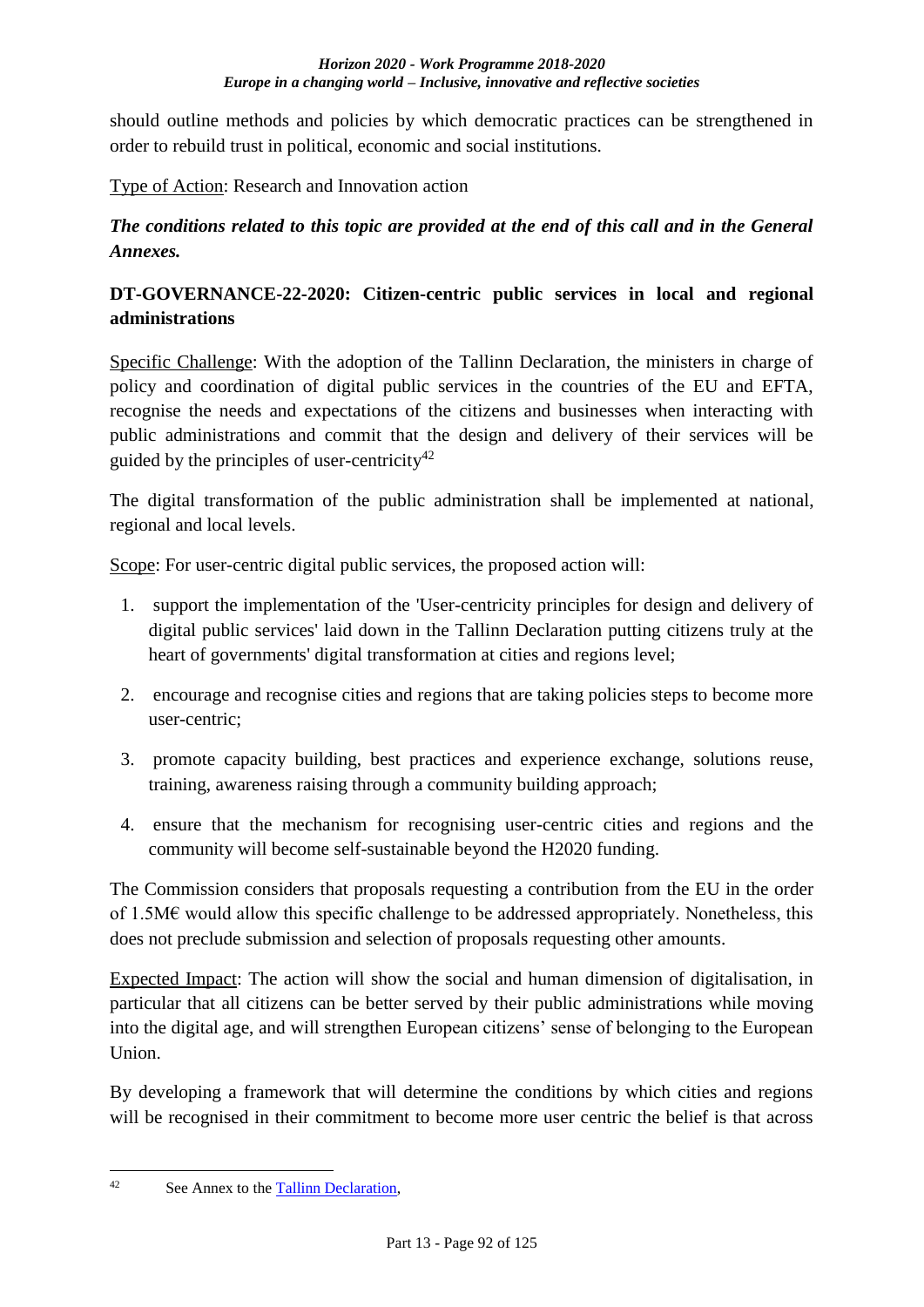should outline methods and policies by which democratic practices can be strengthened in order to rebuild trust in political, economic and social institutions.

Type of Action: Research and Innovation action

***The conditions related to this topic are provided at the end of this call and in the General Annexes.***

**DT-GOVERNANCE-22-2020: Citizen-centric public services in local and regional administrations**

Specific Challenge: With the adoption of the Tallinn Declaration, the ministers in charge of policy and coordination of digital public services in the countries of the EU and EFTA, recognise the needs and expectations of the citizens and businesses when interacting with public administrations and commit that the design and delivery of their services will be guided by the principles of user-centricity[42]

The digital transformation of the public administration shall be implemented at national, regional and local levels.

Scope: For user-centric digital public services, the proposed action will:

1. support the implementation of the 'User-centricity principles for design and delivery of digital public services' laid down in the Tallinn Declaration putting citizens truly at the heart of governments' digital transformation at cities and regions level;
2. encourage and recognise cities and regions that are taking policies steps to become more user-centric;
3. promote capacity building, best practices and experience exchange, solutions reuse, training, awareness raising through a community building approach;
4. ensure that the mechanism for recognising user-centric cities and regions and the community will become self-sustainable beyond the H2020 funding.

The Commission considers that proposals requesting a contribution from the EU in the order of 1.5M€ would allow this specific challenge to be addressed appropriately. Nonetheless, this does not preclude submission and selection of proposals requesting other amounts.

Expected Impact: The action will show the social and human dimension of digitalisation, in particular that all citizens can be better served by their public administrations while moving into the digital age, and will strengthen European citizens' sense of belonging to the European Union.

By developing a framework that will determine the conditions by which cities and regions will be recognised in their commitment to become more user centric the belief is that across

[42] See Annex to the Tallinn Declaration,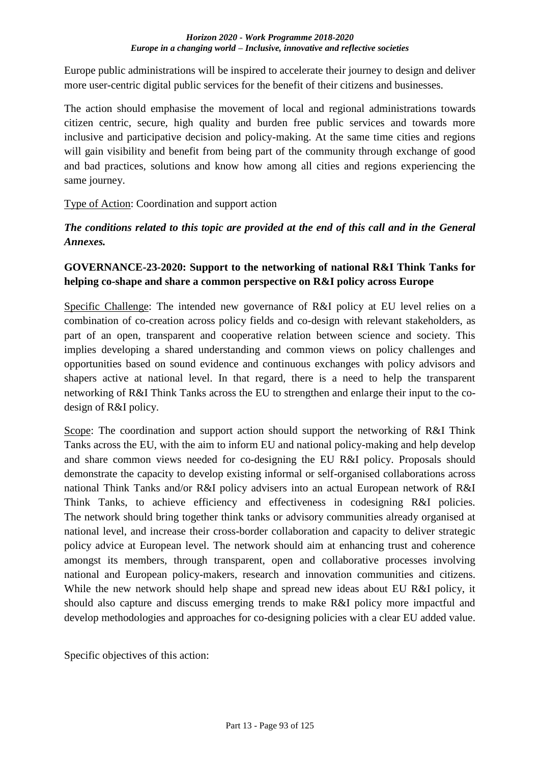Europe public administrations will be inspired to accelerate their journey to design and deliver more user-centric digital public services for the benefit of their citizens and businesses.

The action should emphasise the movement of local and regional administrations towards citizen centric, secure, high quality and burden free public services and towards more inclusive and participative decision and policy-making. At the same time cities and regions will gain visibility and benefit from being part of the community through exchange of good and bad practices, solutions and know how among all cities and regions experiencing the same journey.

Type of Action: Coordination and support action

***The conditions related to this topic are provided at the end of this call and in the General Annexes.***

**GOVERNANCE-23-2020: Support to the networking of national R&I Think Tanks for helping co-shape and share a common perspective on R&I policy across Europe**

Specific Challenge: The intended new governance of R&I policy at EU level relies on a combination of co-creation across policy fields and co-design with relevant stakeholders, as part of an open, transparent and cooperative relation between science and society. This implies developing a shared understanding and common views on policy challenges and opportunities based on sound evidence and continuous exchanges with policy advisors and shapers active at national level. In that regard, there is a need to help the transparent networking of R&I Think Tanks across the EU to strengthen and enlarge their input to the co-design of R&I policy.

Scope: The coordination and support action should support the networking of R&I Think Tanks across the EU, with the aim to inform EU and national policy-making and help develop and share common views needed for co-designing the EU R&I policy. Proposals should demonstrate the capacity to develop existing informal or self-organised collaborations across national Think Tanks and/or R&I policy advisers into an actual European network of R&I Think Tanks, to achieve efficiency and effectiveness in codesigning R&I policies. The network should bring together think tanks or advisory communities already organised at national level, and increase their cross-border collaboration and capacity to deliver strategic policy advice at European level. The network should aim at enhancing trust and coherence amongst its members, through transparent, open and collaborative processes involving national and European policy-makers, research and innovation communities and citizens. While the new network should help shape and spread new ideas about EU R&I policy, it should also capture and discuss emerging trends to make R&I policy more impactful and develop methodologies and approaches for co-designing policies with a clear EU added value.

Specific objectives of this action: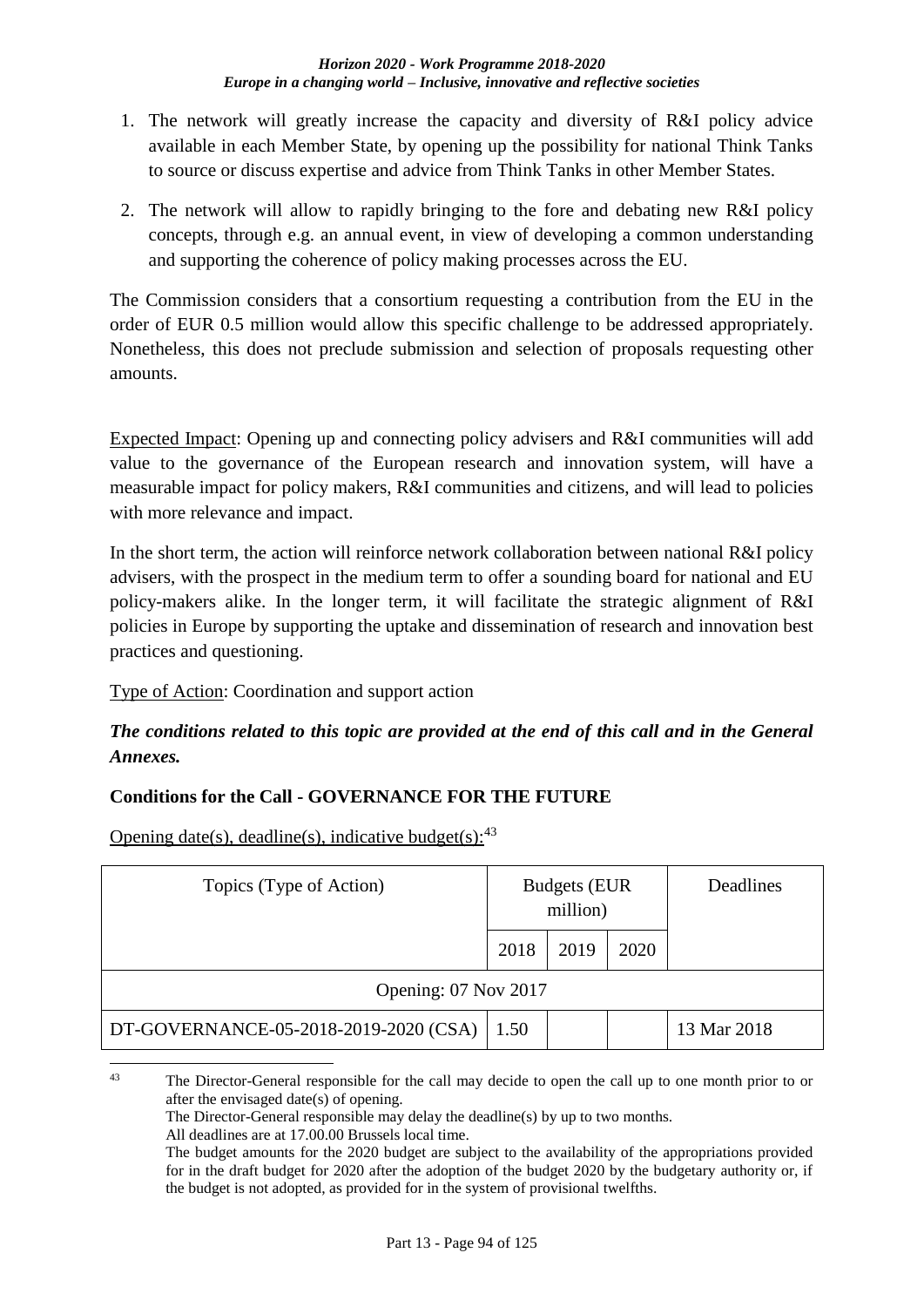1. The network will greatly increase the capacity and diversity of R&I policy advice available in each Member State, by opening up the possibility for national Think Tanks to source or discuss expertise and advice from Think Tanks in other Member States.

2. The network will allow to rapidly bringing to the fore and debating new R&I policy concepts, through e.g. an annual event, in view of developing a common understanding and supporting the coherence of policy making processes across the EU.

The Commission considers that a consortium requesting a contribution from the EU in the order of EUR 0.5 million would allow this specific challenge to be addressed appropriately. Nonetheless, this does not preclude submission and selection of proposals requesting other amounts.

Expected Impact: Opening up and connecting policy advisers and R&I communities will add value to the governance of the European research and innovation system, will have a measurable impact for policy makers, R&I communities and citizens, and will lead to policies with more relevance and impact.

In the short term, the action will reinforce network collaboration between national R&I policy advisers, with the prospect in the medium term to offer a sounding board for national and EU policy-makers alike. In the longer term, it will facilitate the strategic alignment of R&I policies in Europe by supporting the uptake and dissemination of research and innovation best practices and questioning.

Type of Action: Coordination and support action

***The conditions related to this topic are provided at the end of this call and in the General Annexes.***

**Conditions for the Call - GOVERNANCE FOR THE FUTURE**

Opening date(s), deadline(s), indicative budget(s):[43]

| Topics (Type of Action) | Budgets (EUR million) | | | Deadlines |
|---|---|---|---|---|
| | 2018 | 2019 | 2020 | |
| Opening: 07 Nov 2017 | | | | |
| DT-GOVERNANCE-05-2018-2019-2020 (CSA) | 1.50 | | | 13 Mar 2018 |

[43] The Director-General responsible for the call may decide to open the call up to one month prior to or after the envisaged date(s) of opening.
The Director-General responsible may delay the deadline(s) by up to two months.
All deadlines are at 17.00.00 Brussels local time.
The budget amounts for the 2020 budget are subject to the availability of the appropriations provided for in the draft budget for 2020 after the adoption of the budget 2020 by the budgetary authority or, if the budget is not adopted, as provided for in the system of provisional twelfths.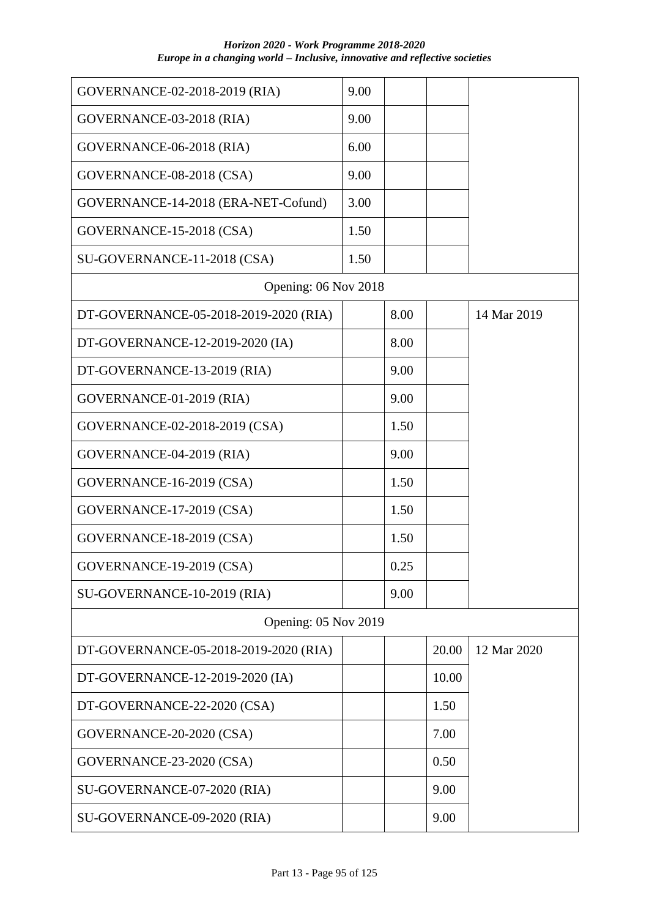| | | | | |
|---|---|---|---|---|
| GOVERNANCE-02-2018-2019 (RIA) | 9.00 | | | |
| GOVERNANCE-03-2018 (RIA) | 9.00 | | | |
| GOVERNANCE-06-2018 (RIA) | 6.00 | | | |
| GOVERNANCE-08-2018 (CSA) | 9.00 | | | |
| GOVERNANCE-14-2018 (ERA-NET-Cofund) | 3.00 | | | |
| GOVERNANCE-15-2018 (CSA) | 1.50 | | | |
| SU-GOVERNANCE-11-2018 (CSA) | 1.50 | | | |
| Opening: 06 Nov 2018 | | | | |
| DT-GOVERNANCE-05-2018-2019-2020 (RIA) | | 8.00 | | 14 Mar 2019 |
| DT-GOVERNANCE-12-2019-2020 (IA) | | 8.00 | | |
| DT-GOVERNANCE-13-2019 (RIA) | | 9.00 | | |
| GOVERNANCE-01-2019 (RIA) | | 9.00 | | |
| GOVERNANCE-02-2018-2019 (CSA) | | 1.50 | | |
| GOVERNANCE-04-2019 (RIA) | | 9.00 | | |
| GOVERNANCE-16-2019 (CSA) | | 1.50 | | |
| GOVERNANCE-17-2019 (CSA) | | 1.50 | | |
| GOVERNANCE-18-2019 (CSA) | | 1.50 | | |
| GOVERNANCE-19-2019 (CSA) | | 0.25 | | |
| SU-GOVERNANCE-10-2019 (RIA) | | 9.00 | | |
| Opening: 05 Nov 2019 | | | | |
| DT-GOVERNANCE-05-2018-2019-2020 (RIA) | | | 20.00 | 12 Mar 2020 |
| DT-GOVERNANCE-12-2019-2020 (IA) | | | 10.00 | |
| DT-GOVERNANCE-22-2020 (CSA) | | | 1.50 | |
| GOVERNANCE-20-2020 (CSA) | | | 7.00 | |
| GOVERNANCE-23-2020 (CSA) | | | 0.50 | |
| SU-GOVERNANCE-07-2020 (RIA) | | | 9.00 | |
| SU-GOVERNANCE-09-2020 (RIA) | | | 9.00 | |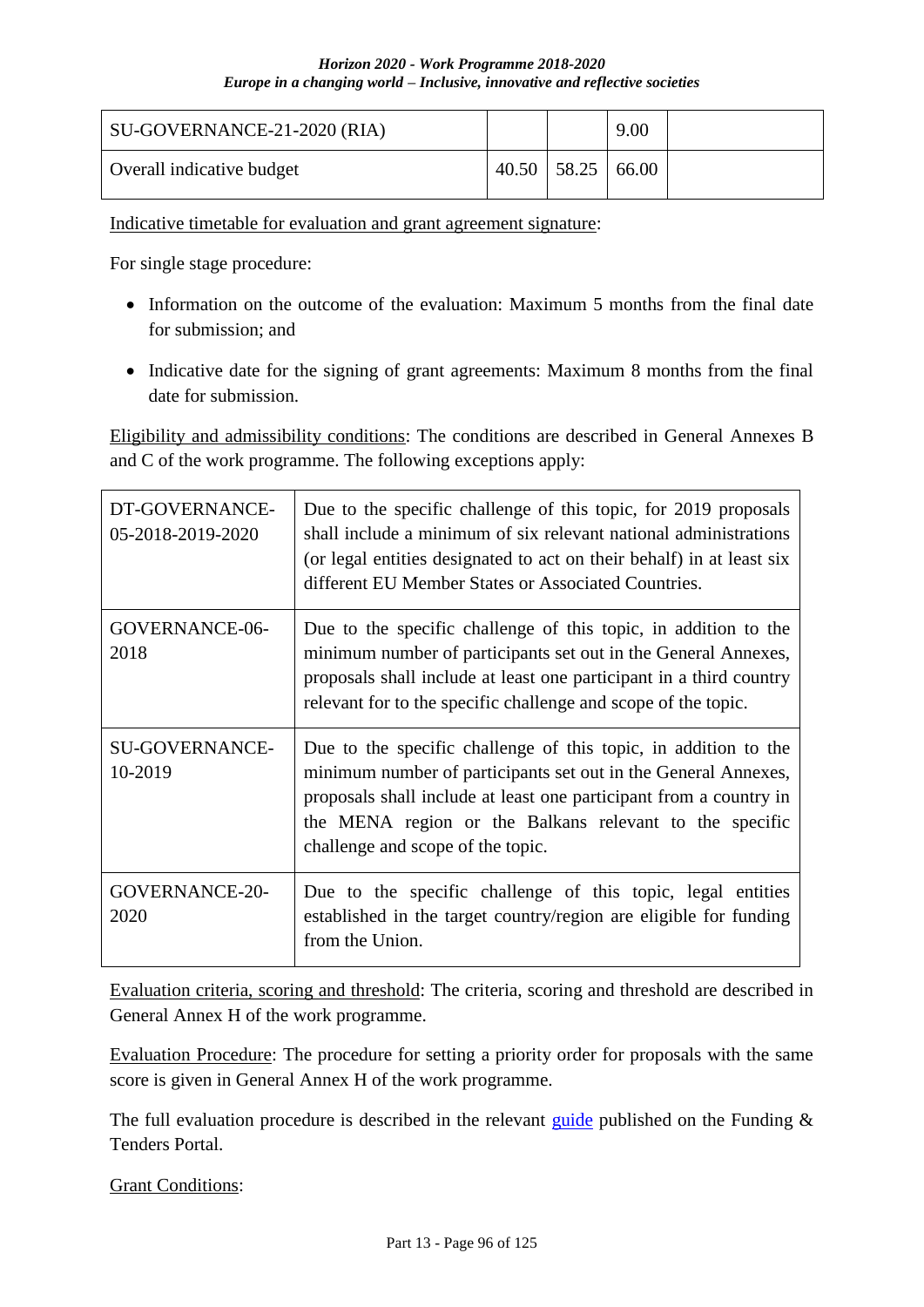| SU-GOVERNANCE-21-2020 (RIA) | | | 9.00 | |
|---|---|---|---|---|
| Overall indicative budget | 40.50 | 58.25 | 66.00 | |

Indicative timetable for evaluation and grant agreement signature:

For single stage procedure:

- Information on the outcome of the evaluation: Maximum 5 months from the final date for submission; and
- Indicative date for the signing of grant agreements: Maximum 8 months from the final date for submission.

Eligibility and admissibility conditions: The conditions are described in General Annexes B and C of the work programme. The following exceptions apply:

| | |
|---|---|
| DT-GOVERNANCE-05-2018-2019-2020 | Due to the specific challenge of this topic, for 2019 proposals shall include a minimum of six relevant national administrations (or legal entities designated to act on their behalf) in at least six different EU Member States or Associated Countries. |
| GOVERNANCE-06-2018 | Due to the specific challenge of this topic, in addition to the minimum number of participants set out in the General Annexes, proposals shall include at least one participant in a third country relevant for to the specific challenge and scope of the topic. |
| SU-GOVERNANCE-10-2019 | Due to the specific challenge of this topic, in addition to the minimum number of participants set out in the General Annexes, proposals shall include at least one participant from a country in the MENA region or the Balkans relevant to the specific challenge and scope of the topic. |
| GOVERNANCE-20-2020 | Due to the specific challenge of this topic, legal entities established in the target country/region are eligible for funding from the Union. |

Evaluation criteria, scoring and threshold: The criteria, scoring and threshold are described in General Annex H of the work programme.

Evaluation Procedure: The procedure for setting a priority order for proposals with the same score is given in General Annex H of the work programme.

The full evaluation procedure is described in the relevant guide published on the Funding & Tenders Portal.

Grant Conditions: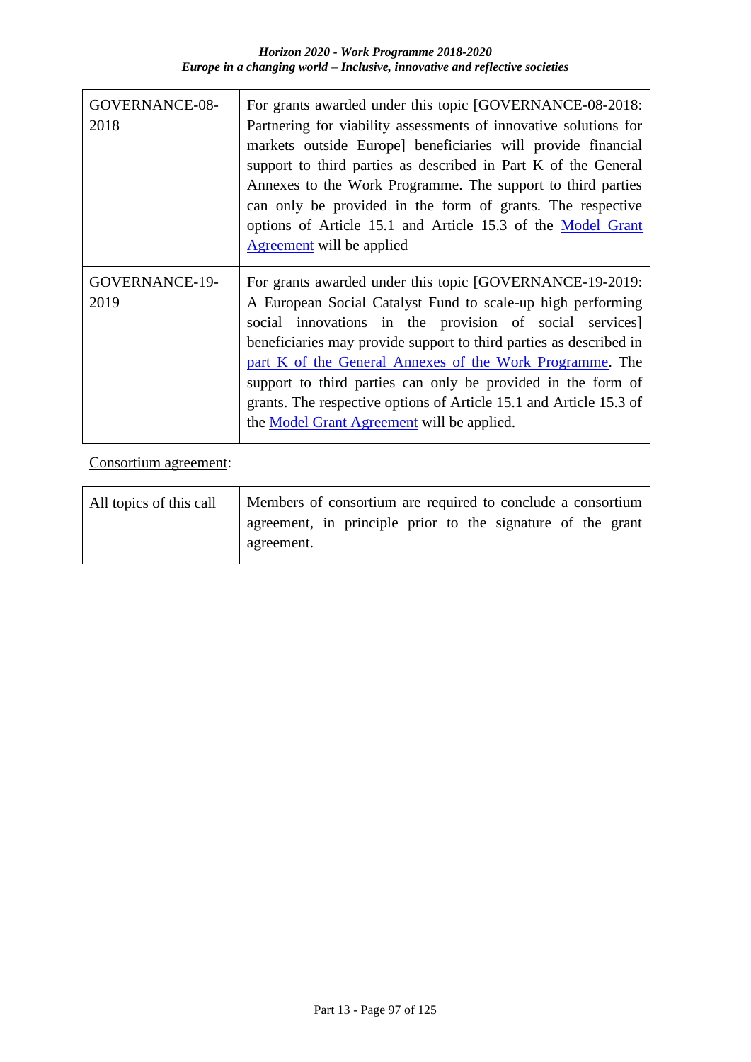| | |
|---|---|
| GOVERNANCE-08-2018 | For grants awarded under this topic [GOVERNANCE-08-2018: Partnering for viability assessments of innovative solutions for markets outside Europe] beneficiaries will provide financial support to third parties as described in Part K of the General Annexes to the Work Programme. The support to third parties can only be provided in the form of grants. The respective options of Article 15.1 and Article 15.3 of the Model Grant Agreement will be applied |
| GOVERNANCE-19-2019 | For grants awarded under this topic [GOVERNANCE-19-2019: A European Social Catalyst Fund to scale-up high performing social innovations in the provision of social services] beneficiaries may provide support to third parties as described in part K of the General Annexes of the Work Programme. The support to third parties can only be provided in the form of grants. The respective options of Article 15.1 and Article 15.3 of the Model Grant Agreement will be applied. |

Consortium agreement:

| | |
|---|---|
| All topics of this call | Members of consortium are required to conclude a consortium agreement, in principle prior to the signature of the grant agreement. |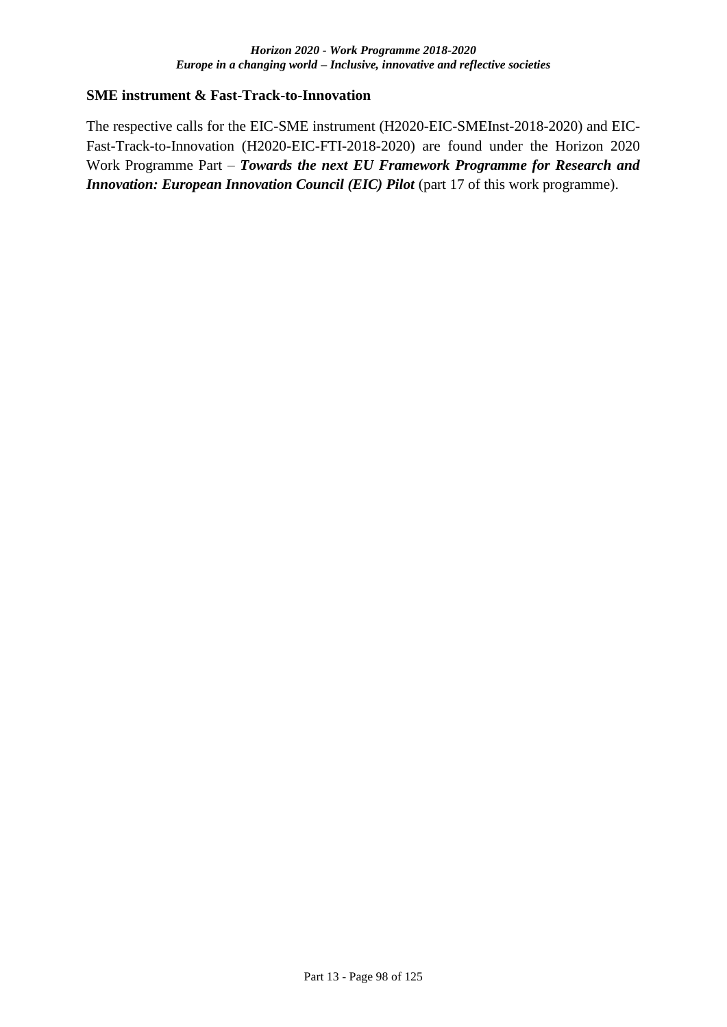**SME instrument & Fast-Track-to-Innovation**

The respective calls for the EIC-SME instrument (H2020-EIC-SMEInst-2018-2020) and EIC-Fast-Track-to-Innovation (H2020-EIC-FTI-2018-2020) are found under the Horizon 2020 Work Programme Part – ***Towards the next EU Framework Programme for Research and Innovation: European Innovation Council (EIC) Pilot*** (part 17 of this work programme).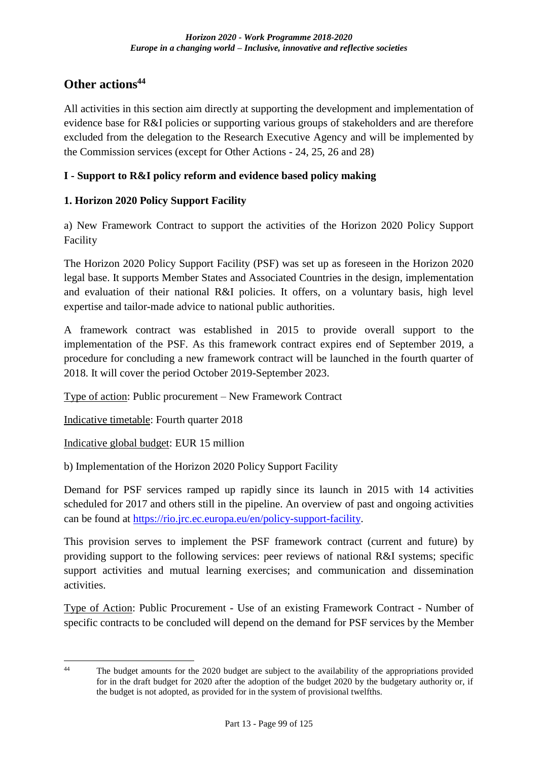## Other actions[44]

All activities in this section aim directly at supporting the development and implementation of evidence base for R&I policies or supporting various groups of stakeholders and are therefore excluded from the delegation to the Research Executive Agency and will be implemented by the Commission services (except for Other Actions - 24, 25, 26 and 28)

### I - Support to R&I policy reform and evidence based policy making

#### 1. Horizon 2020 Policy Support Facility

a) New Framework Contract to support the activities of the Horizon 2020 Policy Support Facility

The Horizon 2020 Policy Support Facility (PSF) was set up as foreseen in the Horizon 2020 legal base. It supports Member States and Associated Countries in the design, implementation and evaluation of their national R&I policies. It offers, on a voluntary basis, high level expertise and tailor-made advice to national public authorities.

A framework contract was established in 2015 to provide overall support to the implementation of the PSF. As this framework contract expires end of September 2019, a procedure for concluding a new framework contract will be launched in the fourth quarter of 2018. It will cover the period October 2019-September 2023.

Type of action: Public procurement – New Framework Contract

Indicative timetable: Fourth quarter 2018

Indicative global budget: EUR 15 million

b) Implementation of the Horizon 2020 Policy Support Facility

Demand for PSF services ramped up rapidly since its launch in 2015 with 14 activities scheduled for 2017 and others still in the pipeline. An overview of past and ongoing activities can be found at https://rio.jrc.ec.europa.eu/en/policy-support-facility.

This provision serves to implement the PSF framework contract (current and future) by providing support to the following services: peer reviews of national R&I systems; specific support activities and mutual learning exercises; and communication and dissemination activities.

Type of Action: Public Procurement - Use of an existing Framework Contract - Number of specific contracts to be concluded will depend on the demand for PSF services by the Member

[44] The budget amounts for the 2020 budget are subject to the availability of the appropriations provided for in the draft budget for 2020 after the adoption of the budget 2020 by the budgetary authority or, if the budget is not adopted, as provided for in the system of provisional twelfths.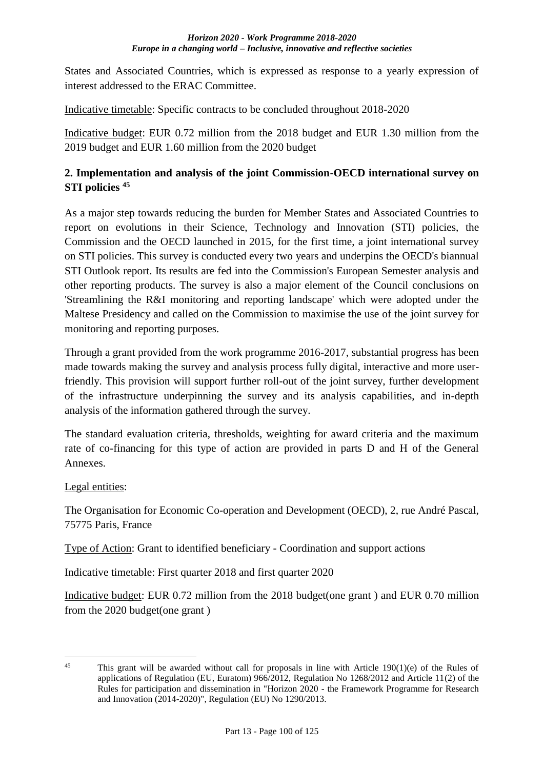States and Associated Countries, which is expressed as response to a yearly expression of interest addressed to the ERAC Committee.

Indicative timetable: Specific contracts to be concluded throughout 2018-2020

Indicative budget: EUR 0.72 million from the 2018 budget and EUR 1.30 million from the 2019 budget and EUR 1.60 million from the 2020 budget

## 2. Implementation and analysis of the joint Commission-OECD international survey on STI policies [45]

As a major step towards reducing the burden for Member States and Associated Countries to report on evolutions in their Science, Technology and Innovation (STI) policies, the Commission and the OECD launched in 2015, for the first time, a joint international survey on STI policies. This survey is conducted every two years and underpins the OECD's biannual STI Outlook report. Its results are fed into the Commission's European Semester analysis and other reporting products. The survey is also a major element of the Council conclusions on 'Streamlining the R&I monitoring and reporting landscape' which were adopted under the Maltese Presidency and called on the Commission to maximise the use of the joint survey for monitoring and reporting purposes.

Through a grant provided from the work programme 2016-2017, substantial progress has been made towards making the survey and analysis process fully digital, interactive and more user-friendly. This provision will support further roll-out of the joint survey, further development of the infrastructure underpinning the survey and its analysis capabilities, and in-depth analysis of the information gathered through the survey.

The standard evaluation criteria, thresholds, weighting for award criteria and the maximum rate of co-financing for this type of action are provided in parts D and H of the General Annexes.

Legal entities:

The Organisation for Economic Co-operation and Development (OECD), 2, rue André Pascal, 75775 Paris, France

Type of Action: Grant to identified beneficiary - Coordination and support actions

Indicative timetable: First quarter 2018 and first quarter 2020

Indicative budget: EUR 0.72 million from the 2018 budget(one grant ) and EUR 0.70 million from the 2020 budget(one grant )

---

[45] This grant will be awarded without call for proposals in line with Article 190(1)(e) of the Rules of applications of Regulation (EU, Euratom) 966/2012, Regulation No 1268/2012 and Article 11(2) of the Rules for participation and dissemination in "Horizon 2020 - the Framework Programme for Research and Innovation (2014-2020)", Regulation (EU) No 1290/2013.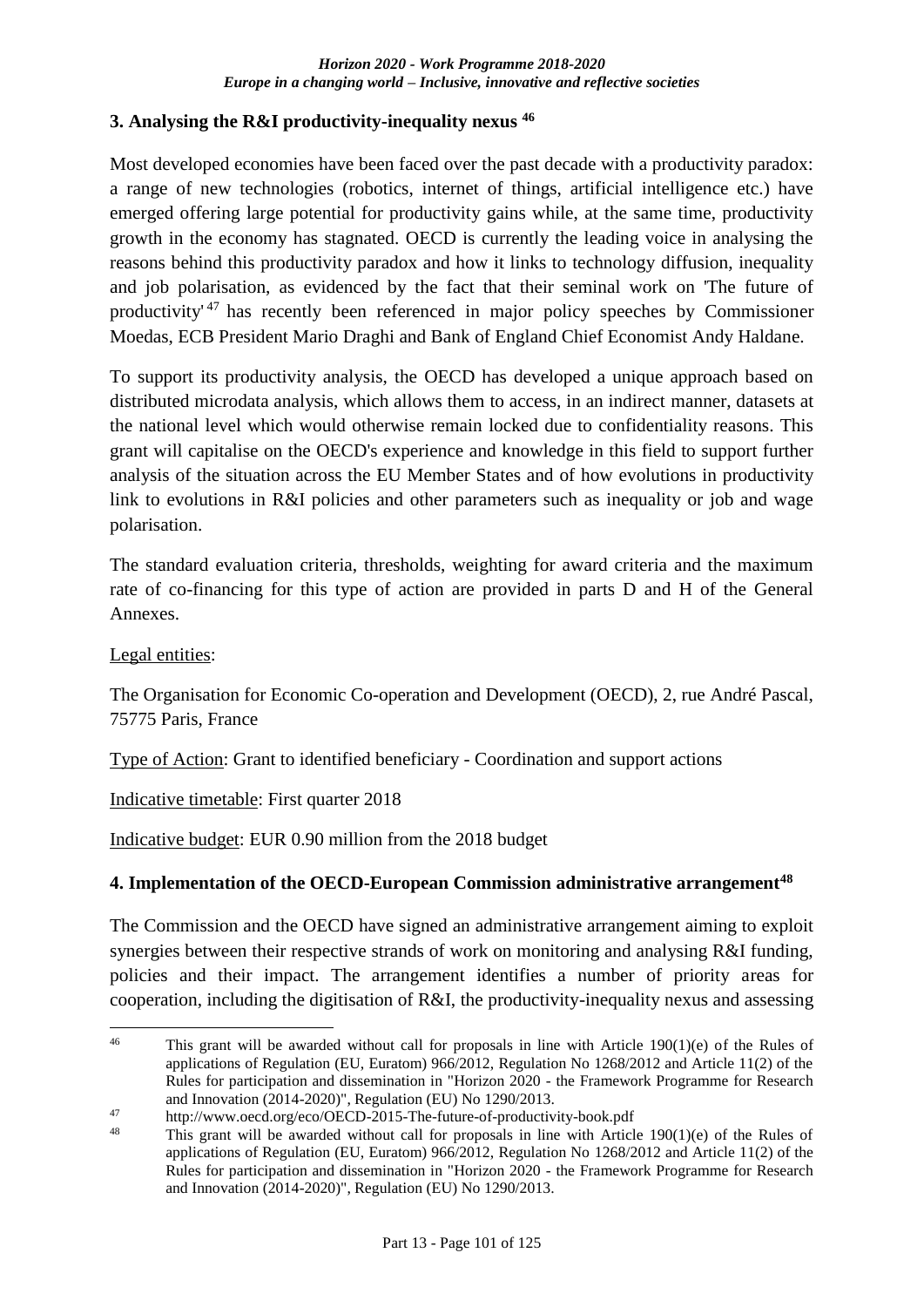### 3. Analysing the R&I productivity-inequality nexus [46]

Most developed economies have been faced over the past decade with a productivity paradox: a range of new technologies (robotics, internet of things, artificial intelligence etc.) have emerged offering large potential for productivity gains while, at the same time, productivity growth in the economy has stagnated. OECD is currently the leading voice in analysing the reasons behind this productivity paradox and how it links to technology diffusion, inequality and job polarisation, as evidenced by the fact that their seminal work on 'The future of productivity' [47] has recently been referenced in major policy speeches by Commissioner Moedas, ECB President Mario Draghi and Bank of England Chief Economist Andy Haldane.

To support its productivity analysis, the OECD has developed a unique approach based on distributed microdata analysis, which allows them to access, in an indirect manner, datasets at the national level which would otherwise remain locked due to confidentiality reasons. This grant will capitalise on the OECD's experience and knowledge in this field to support further analysis of the situation across the EU Member States and of how evolutions in productivity link to evolutions in R&I policies and other parameters such as inequality or job and wage polarisation.

The standard evaluation criteria, thresholds, weighting for award criteria and the maximum rate of co-financing for this type of action are provided in parts D and H of the General Annexes.

Legal entities:

The Organisation for Economic Co-operation and Development (OECD), 2, rue André Pascal, 75775 Paris, France

Type of Action: Grant to identified beneficiary - Coordination and support actions

Indicative timetable: First quarter 2018

Indicative budget: EUR 0.90 million from the 2018 budget

### 4. Implementation of the OECD-European Commission administrative arrangement[48]

The Commission and the OECD have signed an administrative arrangement aiming to exploit synergies between their respective strands of work on monitoring and analysing R&I funding, policies and their impact. The arrangement identifies a number of priority areas for cooperation, including the digitisation of R&I, the productivity-inequality nexus and assessing

---

[46] This grant will be awarded without call for proposals in line with Article 190(1)(e) of the Rules of applications of Regulation (EU, Euratom) 966/2012, Regulation No 1268/2012 and Article 11(2) of the Rules for participation and dissemination in "Horizon 2020 - the Framework Programme for Research and Innovation (2014-2020)", Regulation (EU) No 1290/2013.

[47] http://www.oecd.org/eco/OECD-2015-The-future-of-productivity-book.pdf

[48] This grant will be awarded without call for proposals in line with Article 190(1)(e) of the Rules of applications of Regulation (EU, Euratom) 966/2012, Regulation No 1268/2012 and Article 11(2) of the Rules for participation and dissemination in "Horizon 2020 - the Framework Programme for Research and Innovation (2014-2020)", Regulation (EU) No 1290/2013.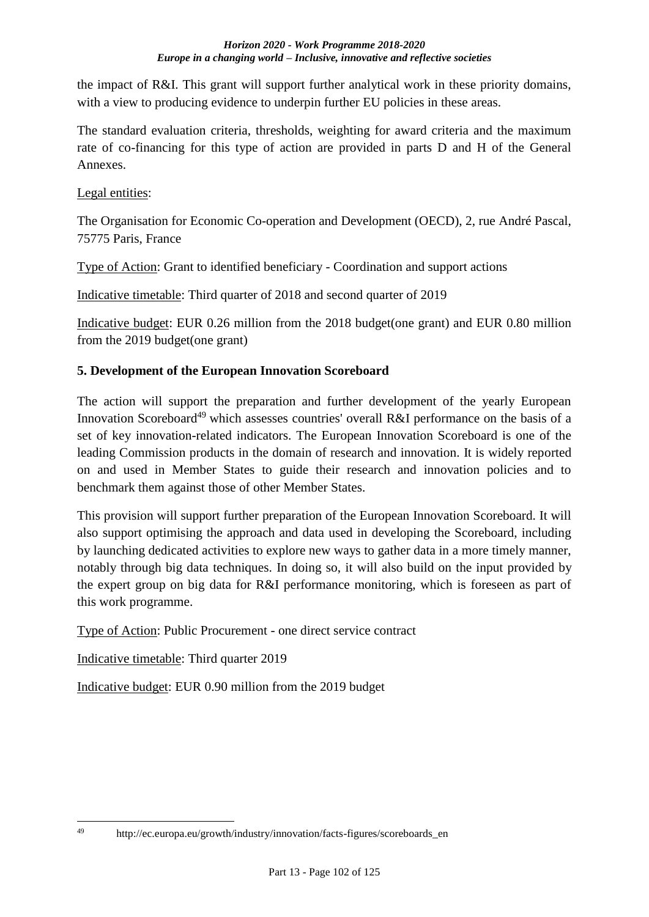the impact of R&I. This grant will support further analytical work in these priority domains, with a view to producing evidence to underpin further EU policies in these areas.

The standard evaluation criteria, thresholds, weighting for award criteria and the maximum rate of co-financing for this type of action are provided in parts D and H of the General Annexes.

Legal entities:

The Organisation for Economic Co-operation and Development (OECD), 2, rue André Pascal, 75775 Paris, France

Type of Action: Grant to identified beneficiary - Coordination and support actions

Indicative timetable: Third quarter of 2018 and second quarter of 2019

Indicative budget: EUR 0.26 million from the 2018 budget(one grant) and EUR 0.80 million from the 2019 budget(one grant)

**5. Development of the European Innovation Scoreboard**

The action will support the preparation and further development of the yearly European Innovation Scoreboard[49] which assesses countries' overall R&I performance on the basis of a set of key innovation-related indicators. The European Innovation Scoreboard is one of the leading Commission products in the domain of research and innovation. It is widely reported on and used in Member States to guide their research and innovation policies and to benchmark them against those of other Member States.

This provision will support further preparation of the European Innovation Scoreboard. It will also support optimising the approach and data used in developing the Scoreboard, including by launching dedicated activities to explore new ways to gather data in a more timely manner, notably through big data techniques. In doing so, it will also build on the input provided by the expert group on big data for R&I performance monitoring, which is foreseen as part of this work programme.

Type of Action: Public Procurement - one direct service contract

Indicative timetable: Third quarter 2019

Indicative budget: EUR 0.90 million from the 2019 budget

[49] http://ec.europa.eu/growth/industry/innovation/facts-figures/scoreboards_en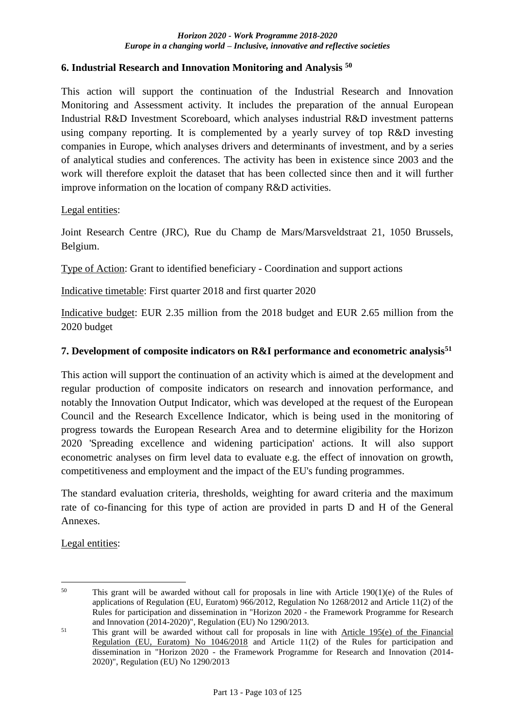### 6. Industrial Research and Innovation Monitoring and Analysis [50]

This action will support the continuation of the Industrial Research and Innovation Monitoring and Assessment activity. It includes the preparation of the annual European Industrial R&D Investment Scoreboard, which analyses industrial R&D investment patterns using company reporting. It is complemented by a yearly survey of top R&D investing companies in Europe, which analyses drivers and determinants of investment, and by a series of analytical studies and conferences. The activity has been in existence since 2003 and the work will therefore exploit the dataset that has been collected since then and it will further improve information on the location of company R&D activities.

Legal entities:

Joint Research Centre (JRC), Rue du Champ de Mars/Marsveldstraat 21, 1050 Brussels, Belgium.

Type of Action: Grant to identified beneficiary - Coordination and support actions

Indicative timetable: First quarter 2018 and first quarter 2020

Indicative budget: EUR 2.35 million from the 2018 budget and EUR 2.65 million from the 2020 budget

### 7. Development of composite indicators on R&I performance and econometric analysis[51]

This action will support the continuation of an activity which is aimed at the development and regular production of composite indicators on research and innovation performance, and notably the Innovation Output Indicator, which was developed at the request of the European Council and the Research Excellence Indicator, which is being used in the monitoring of progress towards the European Research Area and to determine eligibility for the Horizon 2020 'Spreading excellence and widening participation' actions. It will also support econometric analyses on firm level data to evaluate e.g. the effect of innovation on growth, competitiveness and employment and the impact of the EU's funding programmes.

The standard evaluation criteria, thresholds, weighting for award criteria and the maximum rate of co-financing for this type of action are provided in parts D and H of the General Annexes.

Legal entities:

---

[50] This grant will be awarded without call for proposals in line with Article 190(1)(e) of the Rules of applications of Regulation (EU, Euratom) 966/2012, Regulation No 1268/2012 and Article 11(2) of the Rules for participation and dissemination in "Horizon 2020 - the Framework Programme for Research and Innovation (2014-2020)", Regulation (EU) No 1290/2013.

[51] This grant will be awarded without call for proposals in line with Article 195(e) of the Financial Regulation (EU, Euratom) No 1046/2018 and Article 11(2) of the Rules for participation and dissemination in "Horizon 2020 - the Framework Programme for Research and Innovation (2014-2020)", Regulation (EU) No 1290/2013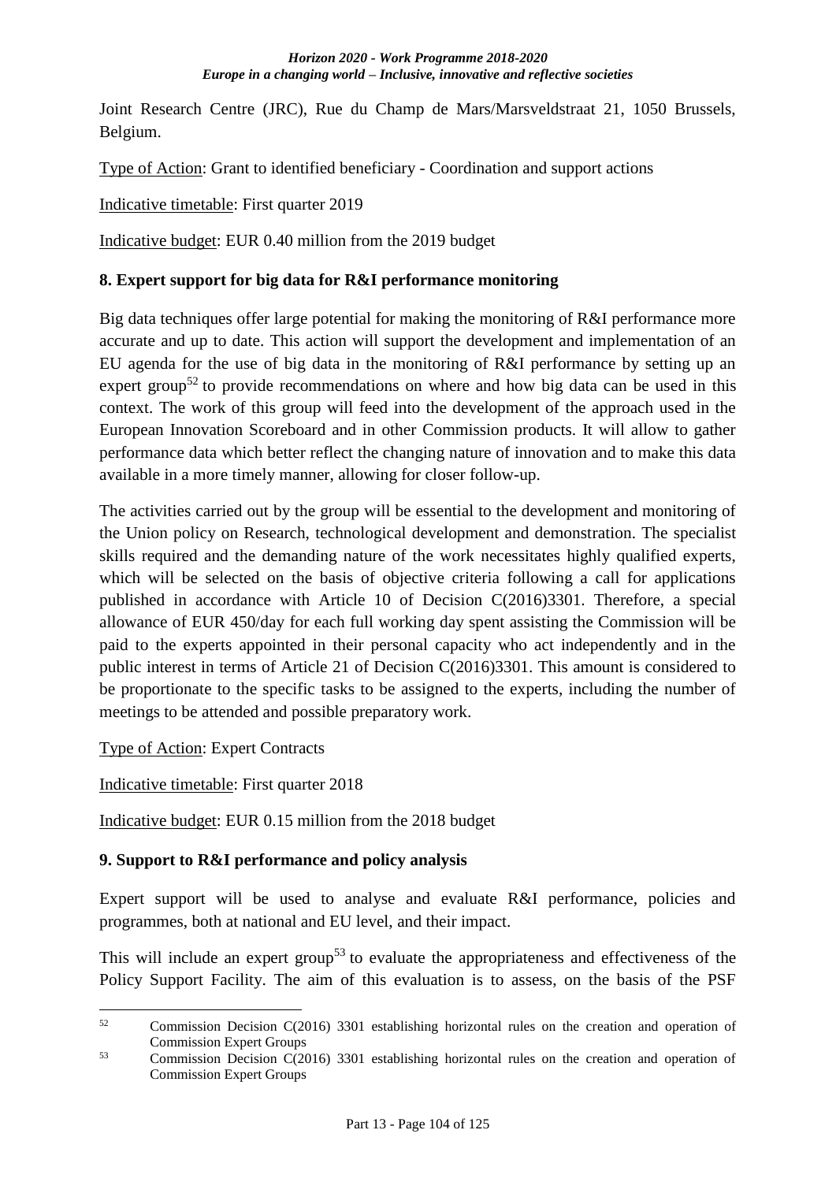Joint Research Centre (JRC), Rue du Champ de Mars/Marsveldstraat 21, 1050 Brussels, Belgium.

Type of Action: Grant to identified beneficiary - Coordination and support actions

Indicative timetable: First quarter 2019

Indicative budget: EUR 0.40 million from the 2019 budget

### 8. Expert support for big data for R&I performance monitoring

Big data techniques offer large potential for making the monitoring of R&I performance more accurate and up to date. This action will support the development and implementation of an EU agenda for the use of big data in the monitoring of R&I performance by setting up an expert group[52] to provide recommendations on where and how big data can be used in this context. The work of this group will feed into the development of the approach used in the European Innovation Scoreboard and in other Commission products. It will allow to gather performance data which better reflect the changing nature of innovation and to make this data available in a more timely manner, allowing for closer follow-up.

The activities carried out by the group will be essential to the development and monitoring of the Union policy on Research, technological development and demonstration. The specialist skills required and the demanding nature of the work necessitates highly qualified experts, which will be selected on the basis of objective criteria following a call for applications published in accordance with Article 10 of Decision C(2016)3301. Therefore, a special allowance of EUR 450/day for each full working day spent assisting the Commission will be paid to the experts appointed in their personal capacity who act independently and in the public interest in terms of Article 21 of Decision C(2016)3301. This amount is considered to be proportionate to the specific tasks to be assigned to the experts, including the number of meetings to be attended and possible preparatory work.

Type of Action: Expert Contracts

Indicative timetable: First quarter 2018

Indicative budget: EUR 0.15 million from the 2018 budget

### 9. Support to R&I performance and policy analysis

Expert support will be used to analyse and evaluate R&I performance, policies and programmes, both at national and EU level, and their impact.

This will include an expert group[53] to evaluate the appropriateness and effectiveness of the Policy Support Facility. The aim of this evaluation is to assess, on the basis of the PSF

---

[52] Commission Decision C(2016) 3301 establishing horizontal rules on the creation and operation of Commission Expert Groups

[53] Commission Decision C(2016) 3301 establishing horizontal rules on the creation and operation of Commission Expert Groups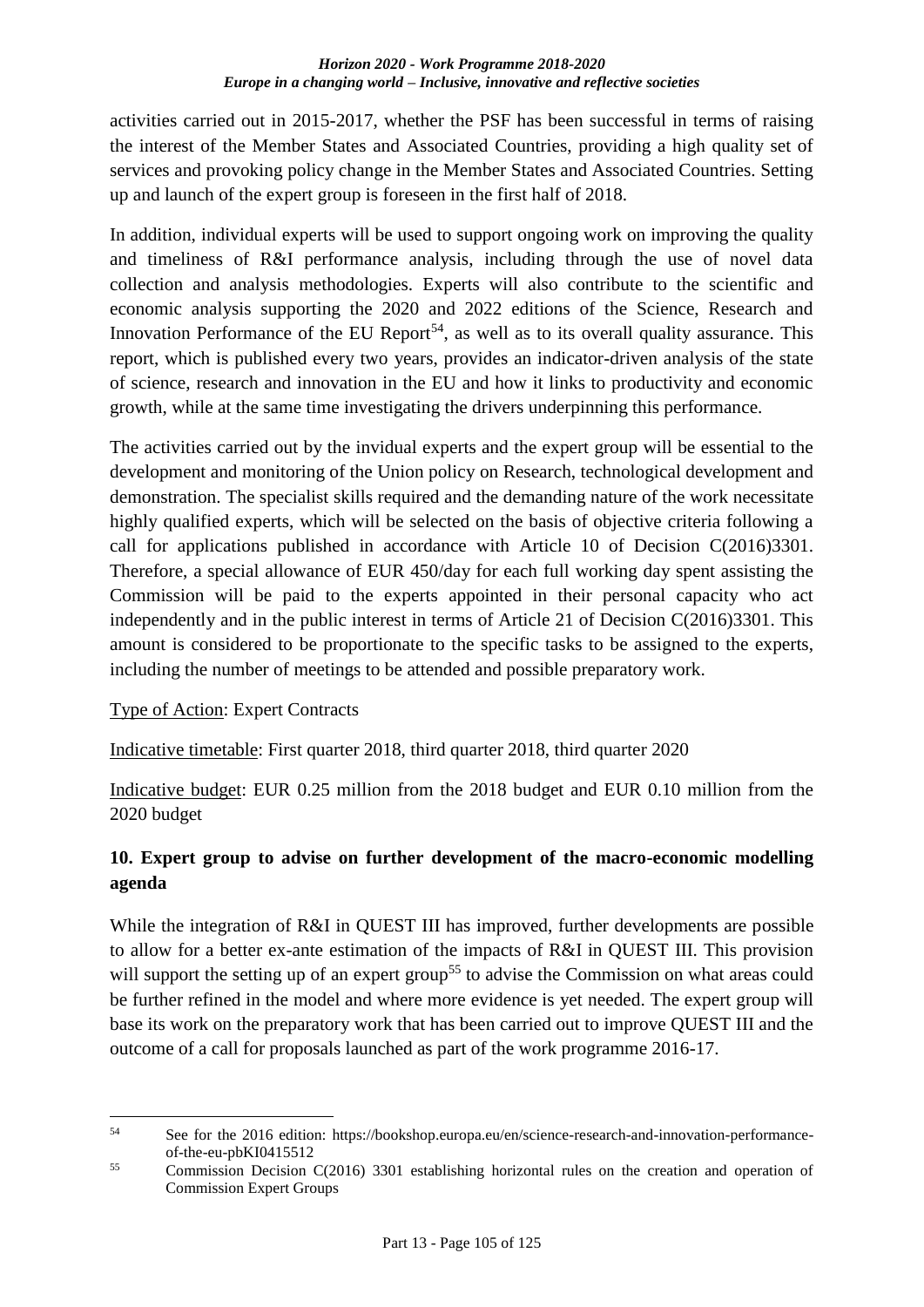activities carried out in 2015-2017, whether the PSF has been successful in terms of raising the interest of the Member States and Associated Countries, providing a high quality set of services and provoking policy change in the Member States and Associated Countries. Setting up and launch of the expert group is foreseen in the first half of 2018.

In addition, individual experts will be used to support ongoing work on improving the quality and timeliness of R&I performance analysis, including through the use of novel data collection and analysis methodologies. Experts will also contribute to the scientific and economic analysis supporting the 2020 and 2022 editions of the Science, Research and Innovation Performance of the EU Report[54], as well as to its overall quality assurance. This report, which is published every two years, provides an indicator-driven analysis of the state of science, research and innovation in the EU and how it links to productivity and economic growth, while at the same time investigating the drivers underpinning this performance.

The activities carried out by the invidual experts and the expert group will be essential to the development and monitoring of the Union policy on Research, technological development and demonstration. The specialist skills required and the demanding nature of the work necessitate highly qualified experts, which will be selected on the basis of objective criteria following a call for applications published in accordance with Article 10 of Decision C(2016)3301. Therefore, a special allowance of EUR 450/day for each full working day spent assisting the Commission will be paid to the experts appointed in their personal capacity who act independently and in the public interest in terms of Article 21 of Decision C(2016)3301. This amount is considered to be proportionate to the specific tasks to be assigned to the experts, including the number of meetings to be attended and possible preparatory work.

Type of Action: Expert Contracts

Indicative timetable: First quarter 2018, third quarter 2018, third quarter 2020

Indicative budget: EUR 0.25 million from the 2018 budget and EUR 0.10 million from the 2020 budget

## 10. Expert group to advise on further development of the macro-economic modelling agenda

While the integration of R&I in QUEST III has improved, further developments are possible to allow for a better ex-ante estimation of the impacts of R&I in QUEST III. This provision will support the setting up of an expert group[55] to advise the Commission on what areas could be further refined in the model and where more evidence is yet needed. The expert group will base its work on the preparatory work that has been carried out to improve QUEST III and the outcome of a call for proposals launched as part of the work programme 2016-17.

---

[54] See for the 2016 edition: https://bookshop.europa.eu/en/science-research-and-innovation-performance-of-the-eu-pbKI0415512

[55] Commission Decision C(2016) 3301 establishing horizontal rules on the creation and operation of Commission Expert Groups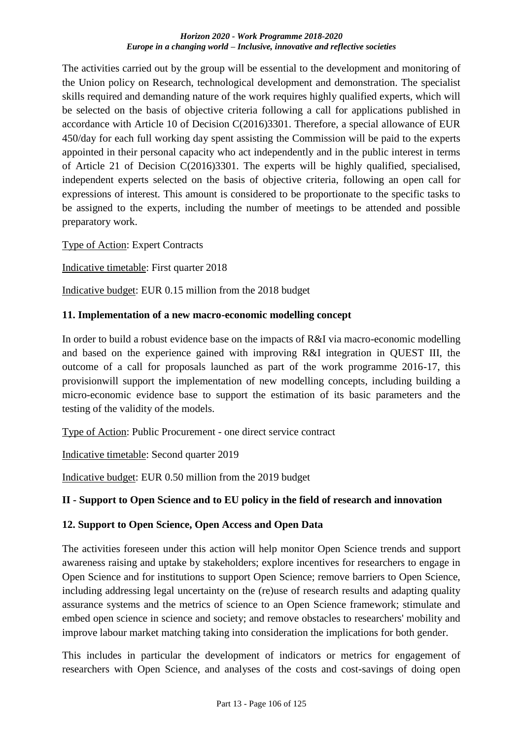The activities carried out by the group will be essential to the development and monitoring of the Union policy on Research, technological development and demonstration. The specialist skills required and demanding nature of the work requires highly qualified experts, which will be selected on the basis of objective criteria following a call for applications published in accordance with Article 10 of Decision C(2016)3301. Therefore, a special allowance of EUR 450/day for each full working day spent assisting the Commission will be paid to the experts appointed in their personal capacity who act independently and in the public interest in terms of Article 21 of Decision C(2016)3301. The experts will be highly qualified, specialised, independent experts selected on the basis of objective criteria, following an open call for expressions of interest. This amount is considered to be proportionate to the specific tasks to be assigned to the experts, including the number of meetings to be attended and possible preparatory work.

Type of Action: Expert Contracts

Indicative timetable: First quarter 2018

Indicative budget: EUR 0.15 million from the 2018 budget

### 11. Implementation of a new macro-economic modelling concept

In order to build a robust evidence base on the impacts of R&I via macro-economic modelling and based on the experience gained with improving R&I integration in QUEST III, the outcome of a call for proposals launched as part of the work programme 2016-17, this provisionwill support the implementation of new modelling concepts, including building a micro-economic evidence base to support the estimation of its basic parameters and the testing of the validity of the models.

Type of Action: Public Procurement - one direct service contract

Indicative timetable: Second quarter 2019

Indicative budget: EUR 0.50 million from the 2019 budget

## II - Support to Open Science and to EU policy in the field of research and innovation

### 12. Support to Open Science, Open Access and Open Data

The activities foreseen under this action will help monitor Open Science trends and support awareness raising and uptake by stakeholders; explore incentives for researchers to engage in Open Science and for institutions to support Open Science; remove barriers to Open Science, including addressing legal uncertainty on the (re)use of research results and adapting quality assurance systems and the metrics of science to an Open Science framework; stimulate and embed open science in science and society; and remove obstacles to researchers' mobility and improve labour market matching taking into consideration the implications for both gender.

This includes in particular the development of indicators or metrics for engagement of researchers with Open Science, and analyses of the costs and cost-savings of doing open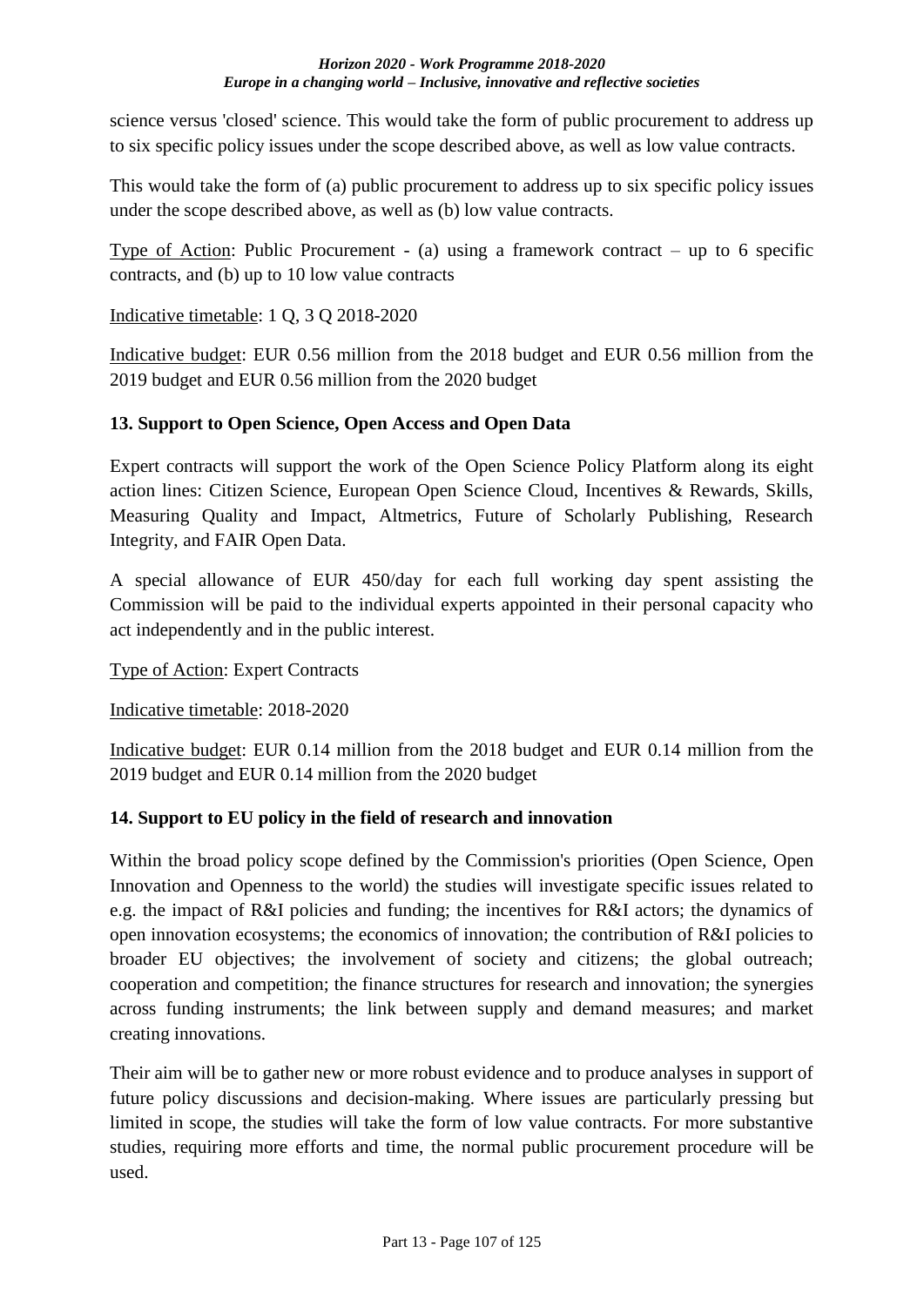science versus 'closed' science. This would take the form of public procurement to address up to six specific policy issues under the scope described above, as well as low value contracts.

This would take the form of (a) public procurement to address up to six specific policy issues under the scope described above, as well as (b) low value contracts.

Type of Action: Public Procurement - (a) using a framework contract – up to 6 specific contracts, and (b) up to 10 low value contracts

Indicative timetable: 1 Q, 3 Q 2018-2020

Indicative budget: EUR 0.56 million from the 2018 budget and EUR 0.56 million from the 2019 budget and EUR 0.56 million from the 2020 budget

**13. Support to Open Science, Open Access and Open Data**

Expert contracts will support the work of the Open Science Policy Platform along its eight action lines: Citizen Science, European Open Science Cloud, Incentives & Rewards, Skills, Measuring Quality and Impact, Altmetrics, Future of Scholarly Publishing, Research Integrity, and FAIR Open Data.

A special allowance of EUR 450/day for each full working day spent assisting the Commission will be paid to the individual experts appointed in their personal capacity who act independently and in the public interest.

Type of Action: Expert Contracts

Indicative timetable: 2018-2020

Indicative budget: EUR 0.14 million from the 2018 budget and EUR 0.14 million from the 2019 budget and EUR 0.14 million from the 2020 budget

**14. Support to EU policy in the field of research and innovation**

Within the broad policy scope defined by the Commission's priorities (Open Science, Open Innovation and Openness to the world) the studies will investigate specific issues related to e.g. the impact of R&I policies and funding; the incentives for R&I actors; the dynamics of open innovation ecosystems; the economics of innovation; the contribution of R&I policies to broader EU objectives; the involvement of society and citizens; the global outreach; cooperation and competition; the finance structures for research and innovation; the synergies across funding instruments; the link between supply and demand measures; and market creating innovations.

Their aim will be to gather new or more robust evidence and to produce analyses in support of future policy discussions and decision-making. Where issues are particularly pressing but limited in scope, the studies will take the form of low value contracts. For more substantive studies, requiring more efforts and time, the normal public procurement procedure will be used.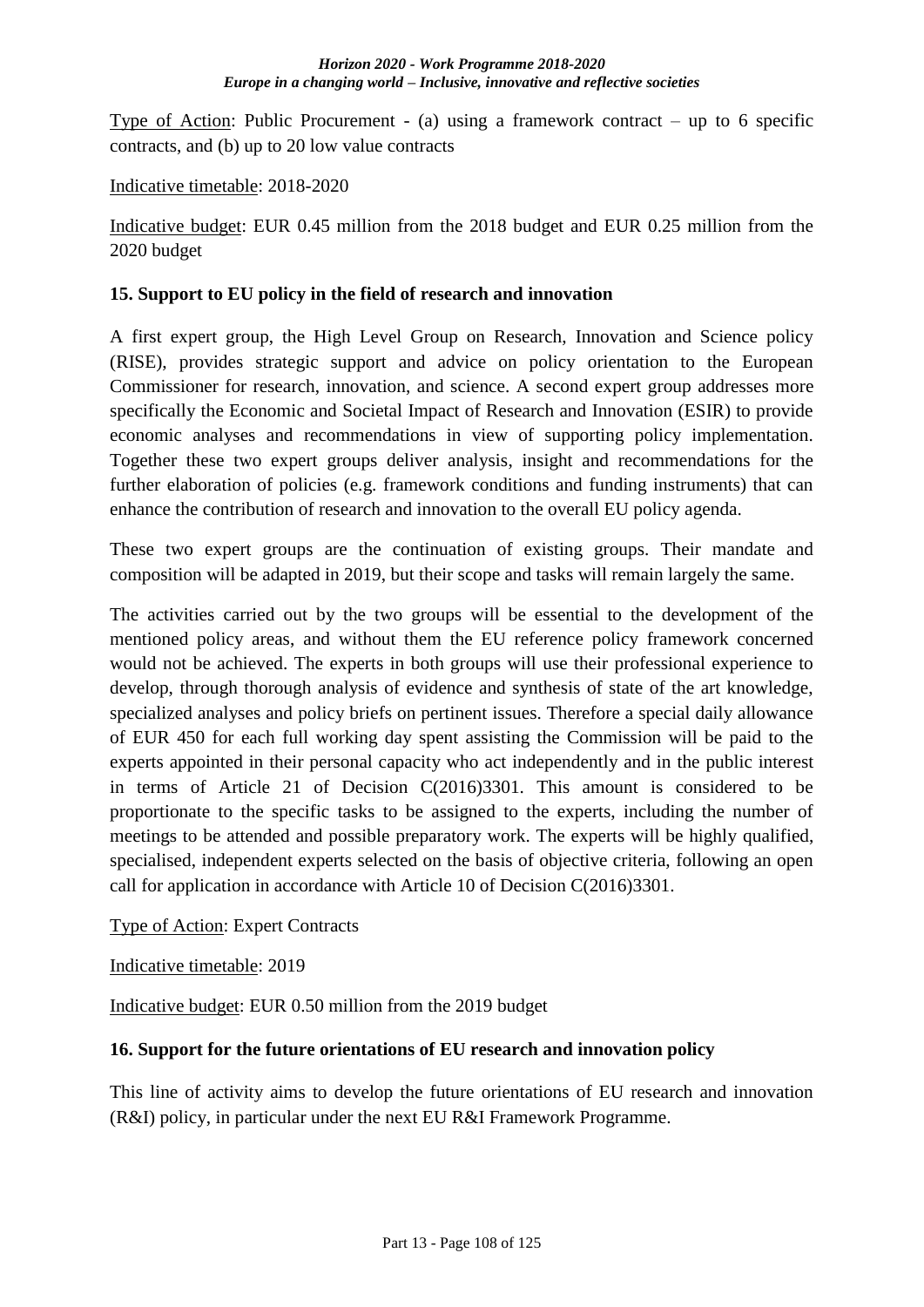Type of Action: Public Procurement - (a) using a framework contract – up to 6 specific contracts, and (b) up to 20 low value contracts

Indicative timetable: 2018-2020

Indicative budget: EUR 0.45 million from the 2018 budget and EUR 0.25 million from the 2020 budget

### 15. Support to EU policy in the field of research and innovation

A first expert group, the High Level Group on Research, Innovation and Science policy (RISE), provides strategic support and advice on policy orientation to the European Commissioner for research, innovation, and science. A second expert group addresses more specifically the Economic and Societal Impact of Research and Innovation (ESIR) to provide economic analyses and recommendations in view of supporting policy implementation. Together these two expert groups deliver analysis, insight and recommendations for the further elaboration of policies (e.g. framework conditions and funding instruments) that can enhance the contribution of research and innovation to the overall EU policy agenda.

These two expert groups are the continuation of existing groups. Their mandate and composition will be adapted in 2019, but their scope and tasks will remain largely the same.

The activities carried out by the two groups will be essential to the development of the mentioned policy areas, and without them the EU reference policy framework concerned would not be achieved. The experts in both groups will use their professional experience to develop, through thorough analysis of evidence and synthesis of state of the art knowledge, specialized analyses and policy briefs on pertinent issues. Therefore a special daily allowance of EUR 450 for each full working day spent assisting the Commission will be paid to the experts appointed in their personal capacity who act independently and in the public interest in terms of Article 21 of Decision C(2016)3301. This amount is considered to be proportionate to the specific tasks to be assigned to the experts, including the number of meetings to be attended and possible preparatory work. The experts will be highly qualified, specialised, independent experts selected on the basis of objective criteria, following an open call for application in accordance with Article 10 of Decision C(2016)3301.

Type of Action: Expert Contracts

Indicative timetable: 2019

Indicative budget: EUR 0.50 million from the 2019 budget

### 16. Support for the future orientations of EU research and innovation policy

This line of activity aims to develop the future orientations of EU research and innovation (R&I) policy, in particular under the next EU R&I Framework Programme.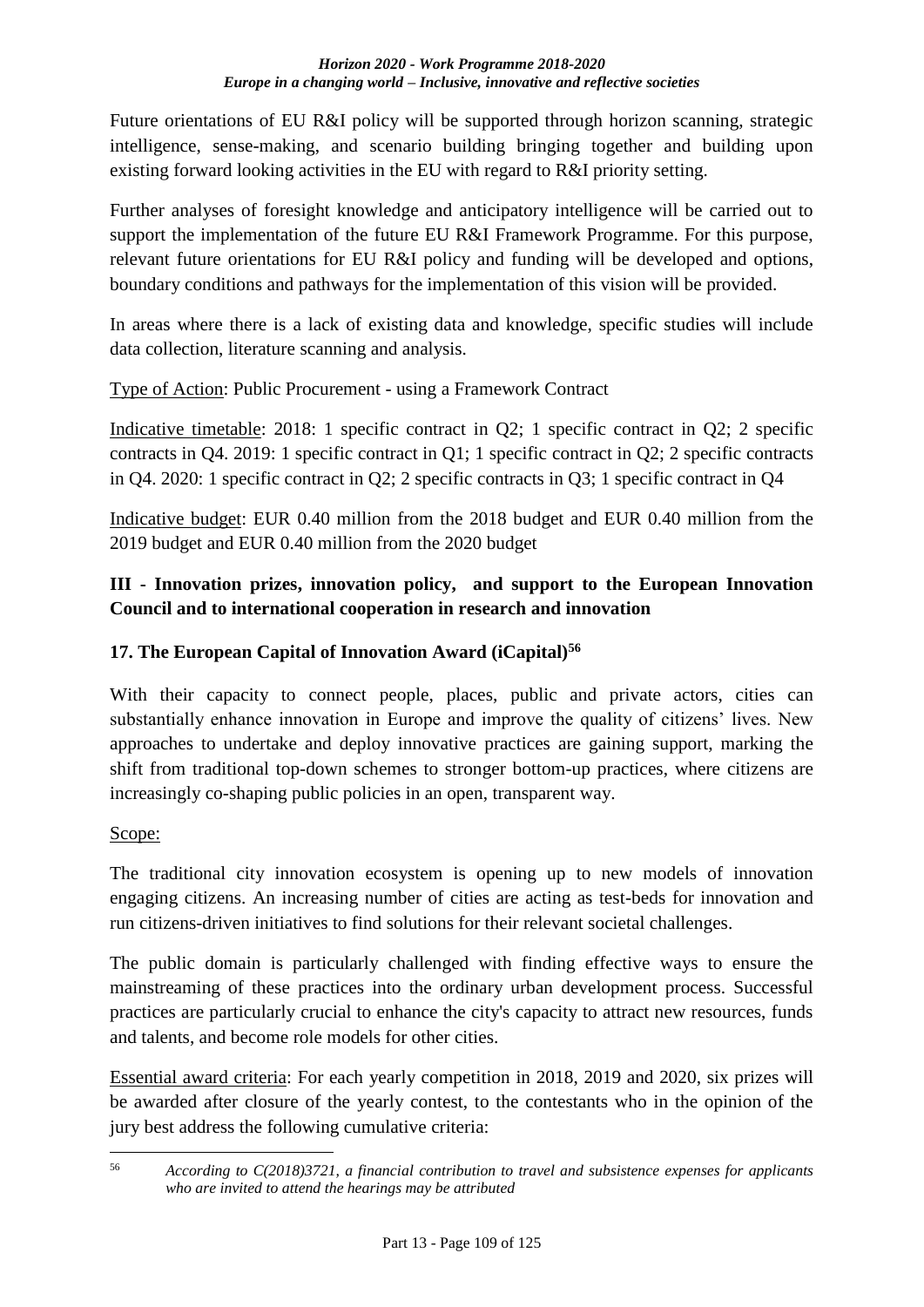Future orientations of EU R&I policy will be supported through horizon scanning, strategic intelligence, sense-making, and scenario building bringing together and building upon existing forward looking activities in the EU with regard to R&I priority setting.

Further analyses of foresight knowledge and anticipatory intelligence will be carried out to support the implementation of the future EU R&I Framework Programme. For this purpose, relevant future orientations for EU R&I policy and funding will be developed and options, boundary conditions and pathways for the implementation of this vision will be provided.

In areas where there is a lack of existing data and knowledge, specific studies will include data collection, literature scanning and analysis.

Type of Action: Public Procurement - using a Framework Contract

Indicative timetable: 2018: 1 specific contract in Q2; 1 specific contract in Q2; 2 specific contracts in Q4. 2019: 1 specific contract in Q1; 1 specific contract in Q2; 2 specific contracts in Q4. 2020: 1 specific contract in Q2; 2 specific contracts in Q3; 1 specific contract in Q4

Indicative budget: EUR 0.40 million from the 2018 budget and EUR 0.40 million from the 2019 budget and EUR 0.40 million from the 2020 budget

## III - Innovation prizes, innovation policy, and support to the European Innovation Council and to international cooperation in research and innovation

### 17. The European Capital of Innovation Award (iCapital)[56]

With their capacity to connect people, places, public and private actors, cities can substantially enhance innovation in Europe and improve the quality of citizens' lives. New approaches to undertake and deploy innovative practices are gaining support, marking the shift from traditional top-down schemes to stronger bottom-up practices, where citizens are increasingly co-shaping public policies in an open, transparent way.

Scope:

The traditional city innovation ecosystem is opening up to new models of innovation engaging citizens. An increasing number of cities are acting as test-beds for innovation and run citizens-driven initiatives to find solutions for their relevant societal challenges.

The public domain is particularly challenged with finding effective ways to ensure the mainstreaming of these practices into the ordinary urban development process. Successful practices are particularly crucial to enhance the city's capacity to attract new resources, funds and talents, and become role models for other cities.

Essential award criteria: For each yearly competition in 2018, 2019 and 2020, six prizes will be awarded after closure of the yearly contest, to the contestants who in the opinion of the jury best address the following cumulative criteria:

---

[56] *According to C(2018)3721, a financial contribution to travel and subsistence expenses for applicants who are invited to attend the hearings may be attributed*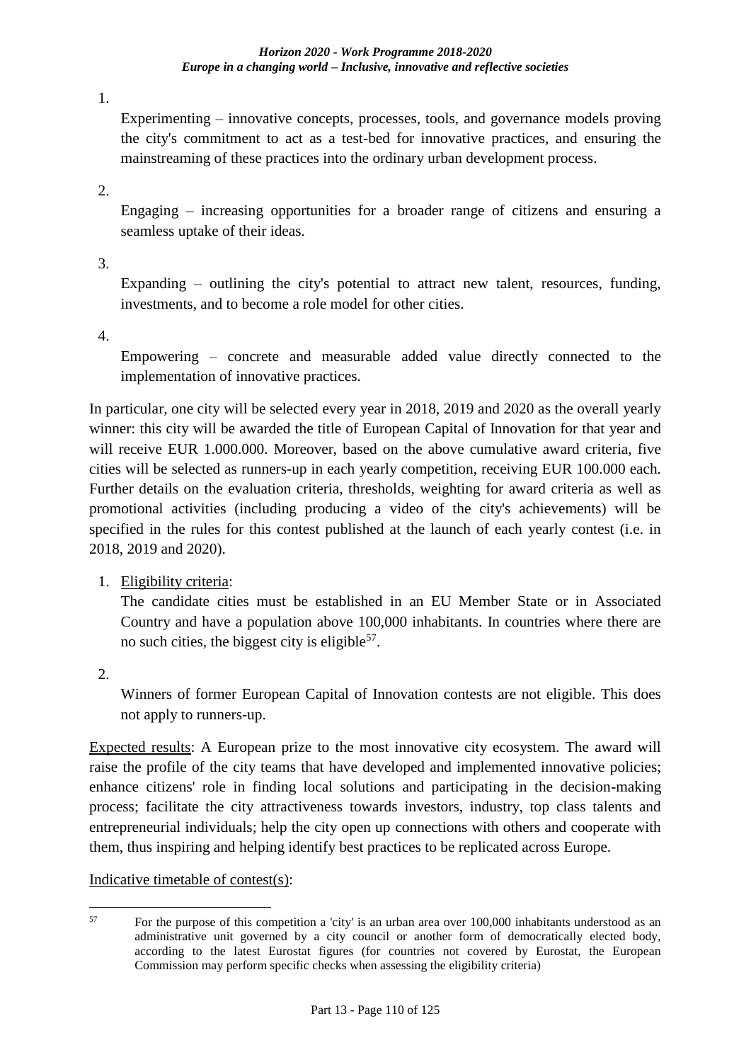1. Experimenting – innovative concepts, processes, tools, and governance models proving the city's commitment to act as a test-bed for innovative practices, and ensuring the mainstreaming of these practices into the ordinary urban development process.

2. Engaging – increasing opportunities for a broader range of citizens and ensuring a seamless uptake of their ideas.

3. Expanding – outlining the city's potential to attract new talent, resources, funding, investments, and to become a role model for other cities.

4. Empowering – concrete and measurable added value directly connected to the implementation of innovative practices.

In particular, one city will be selected every year in 2018, 2019 and 2020 as the overall yearly winner: this city will be awarded the title of European Capital of Innovation for that year and will receive EUR 1.000.000. Moreover, based on the above cumulative award criteria, five cities will be selected as runners-up in each yearly competition, receiving EUR 100.000 each. Further details on the evaluation criteria, thresholds, weighting for award criteria as well as promotional activities (including producing a video of the city's achievements) will be specified in the rules for this contest published at the launch of each yearly contest (i.e. in 2018, 2019 and 2020).

1. Eligibility criteria:
   The candidate cities must be established in an EU Member State or in Associated Country and have a population above 100,000 inhabitants. In countries where there are no such cities, the biggest city is eligible[57].

2. Winners of former European Capital of Innovation contests are not eligible. This does not apply to runners-up.

Expected results: A European prize to the most innovative city ecosystem. The award will raise the profile of the city teams that have developed and implemented innovative policies; enhance citizens' role in finding local solutions and participating in the decision-making process; facilitate the city attractiveness towards investors, industry, top class talents and entrepreneurial individuals; help the city open up connections with others and cooperate with them, thus inspiring and helping identify best practices to be replicated across Europe.

Indicative timetable of contest(s):

[57] For the purpose of this competition a 'city' is an urban area over 100,000 inhabitants understood as an administrative unit governed by a city council or another form of democratically elected body, according to the latest Eurostat figures (for countries not covered by Eurostat, the European Commission may perform specific checks when assessing the eligibility criteria)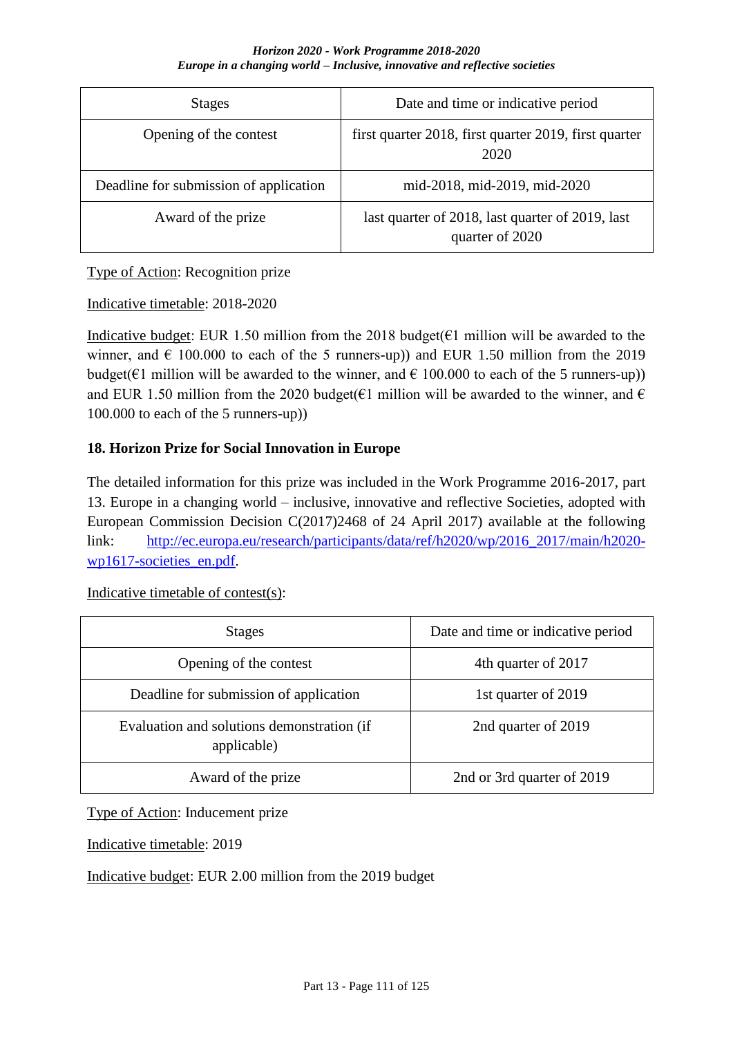| Stages | Date and time or indicative period |
|---|---|
| Opening of the contest | first quarter 2018, first quarter 2019, first quarter 2020 |
| Deadline for submission of application | mid-2018, mid-2019, mid-2020 |
| Award of the prize | last quarter of 2018, last quarter of 2019, last quarter of 2020 |

Type of Action: Recognition prize

Indicative timetable: 2018-2020

Indicative budget: EUR 1.50 million from the 2018 budget(€1 million will be awarded to the winner, and € 100.000 to each of the 5 runners-up)) and EUR 1.50 million from the 2019 budget(€1 million will be awarded to the winner, and € 100.000 to each of the 5 runners-up)) and EUR 1.50 million from the 2020 budget(€1 million will be awarded to the winner, and € 100.000 to each of the 5 runners-up))

### 18. Horizon Prize for Social Innovation in Europe

The detailed information for this prize was included in the Work Programme 2016-2017, part 13. Europe in a changing world – inclusive, innovative and reflective Societies, adopted with European Commission Decision C(2017)2468 of 24 April 2017) available at the following link: http://ec.europa.eu/research/participants/data/ref/h2020/wp/2016_2017/main/h2020-wp1617-societies_en.pdf.

Indicative timetable of contest(s):

| Stages | Date and time or indicative period |
|---|---|
| Opening of the contest | 4th quarter of 2017 |
| Deadline for submission of application | 1st quarter of 2019 |
| Evaluation and solutions demonstration (if applicable) | 2nd quarter of 2019 |
| Award of the prize | 2nd or 3rd quarter of 2019 |

Type of Action: Inducement prize

Indicative timetable: 2019

Indicative budget: EUR 2.00 million from the 2019 budget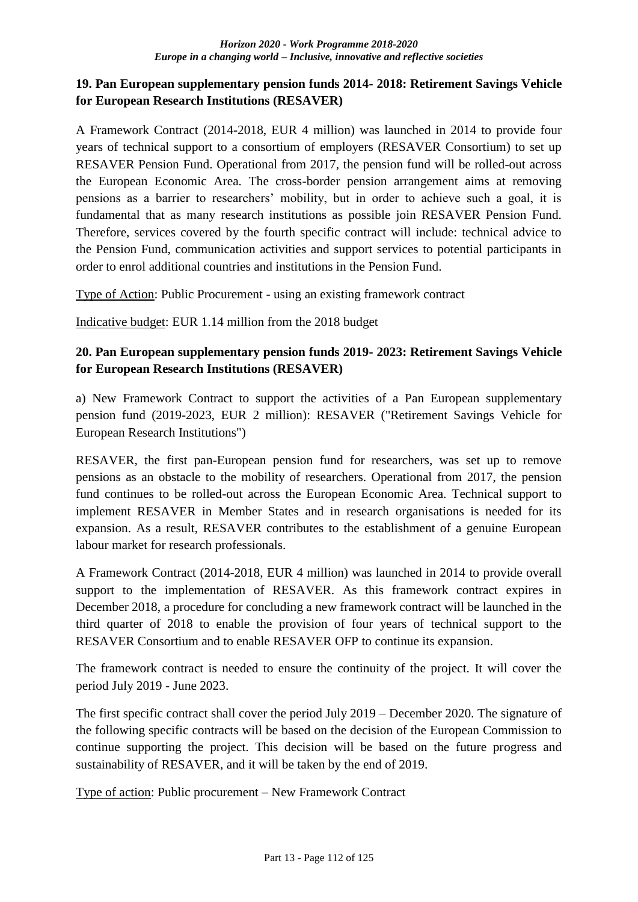### 19. Pan European supplementary pension funds 2014- 2018: Retirement Savings Vehicle for European Research Institutions (RESAVER)

A Framework Contract (2014-2018, EUR 4 million) was launched in 2014 to provide four years of technical support to a consortium of employers (RESAVER Consortium) to set up RESAVER Pension Fund. Operational from 2017, the pension fund will be rolled-out across the European Economic Area. The cross-border pension arrangement aims at removing pensions as a barrier to researchers' mobility, but in order to achieve such a goal, it is fundamental that as many research institutions as possible join RESAVER Pension Fund. Therefore, services covered by the fourth specific contract will include: technical advice to the Pension Fund, communication activities and support services to potential participants in order to enrol additional countries and institutions in the Pension Fund.

Type of Action: Public Procurement - using an existing framework contract

Indicative budget: EUR 1.14 million from the 2018 budget

### 20. Pan European supplementary pension funds 2019- 2023: Retirement Savings Vehicle for European Research Institutions (RESAVER)

a) New Framework Contract to support the activities of a Pan European supplementary pension fund (2019-2023, EUR 2 million): RESAVER ("Retirement Savings Vehicle for European Research Institutions")

RESAVER, the first pan-European pension fund for researchers, was set up to remove pensions as an obstacle to the mobility of researchers. Operational from 2017, the pension fund continues to be rolled-out across the European Economic Area. Technical support to implement RESAVER in Member States and in research organisations is needed for its expansion. As a result, RESAVER contributes to the establishment of a genuine European labour market for research professionals.

A Framework Contract (2014-2018, EUR 4 million) was launched in 2014 to provide overall support to the implementation of RESAVER. As this framework contract expires in December 2018, a procedure for concluding a new framework contract will be launched in the third quarter of 2018 to enable the provision of four years of technical support to the RESAVER Consortium and to enable RESAVER OFP to continue its expansion.

The framework contract is needed to ensure the continuity of the project. It will cover the period July 2019 - June 2023.

The first specific contract shall cover the period July 2019 – December 2020. The signature of the following specific contracts will be based on the decision of the European Commission to continue supporting the project. This decision will be based on the future progress and sustainability of RESAVER, and it will be taken by the end of 2019.

Type of action: Public procurement – New Framework Contract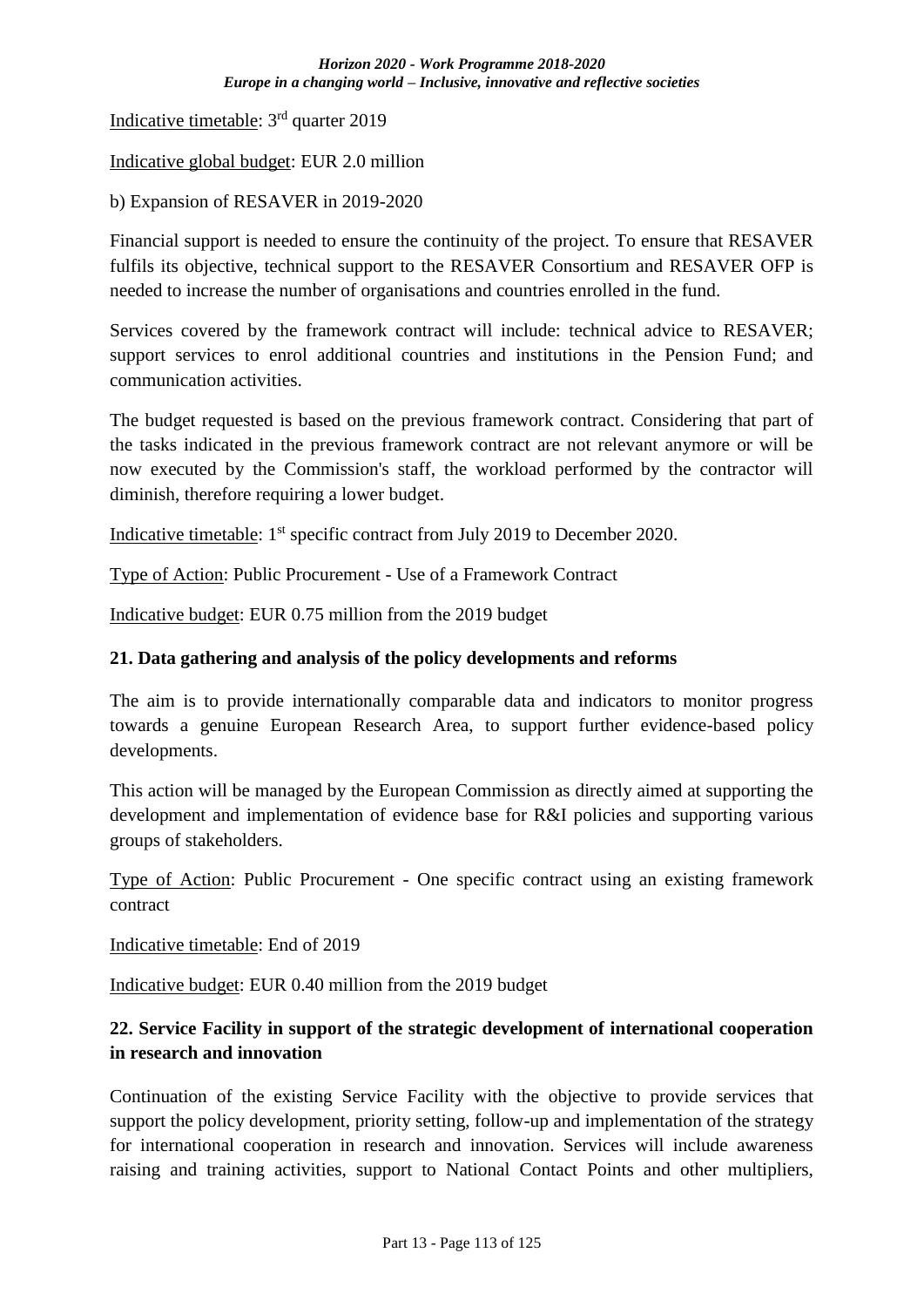Indicative timetable: 3rd quarter 2019

Indicative global budget: EUR 2.0 million

b) Expansion of RESAVER in 2019-2020

Financial support is needed to ensure the continuity of the project. To ensure that RESAVER fulfils its objective, technical support to the RESAVER Consortium and RESAVER OFP is needed to increase the number of organisations and countries enrolled in the fund.

Services covered by the framework contract will include: technical advice to RESAVER; support services to enrol additional countries and institutions in the Pension Fund; and communication activities.

The budget requested is based on the previous framework contract. Considering that part of the tasks indicated in the previous framework contract are not relevant anymore or will be now executed by the Commission's staff, the workload performed by the contractor will diminish, therefore requiring a lower budget.

Indicative timetable: 1st specific contract from July 2019 to December 2020.

Type of Action: Public Procurement - Use of a Framework Contract

Indicative budget: EUR 0.75 million from the 2019 budget

**21. Data gathering and analysis of the policy developments and reforms**

The aim is to provide internationally comparable data and indicators to monitor progress towards a genuine European Research Area, to support further evidence-based policy developments.

This action will be managed by the European Commission as directly aimed at supporting the development and implementation of evidence base for R&I policies and supporting various groups of stakeholders.

Type of Action: Public Procurement - One specific contract using an existing framework contract

Indicative timetable: End of 2019

Indicative budget: EUR 0.40 million from the 2019 budget

**22. Service Facility in support of the strategic development of international cooperation in research and innovation**

Continuation of the existing Service Facility with the objective to provide services that support the policy development, priority setting, follow-up and implementation of the strategy for international cooperation in research and innovation. Services will include awareness raising and training activities, support to National Contact Points and other multipliers,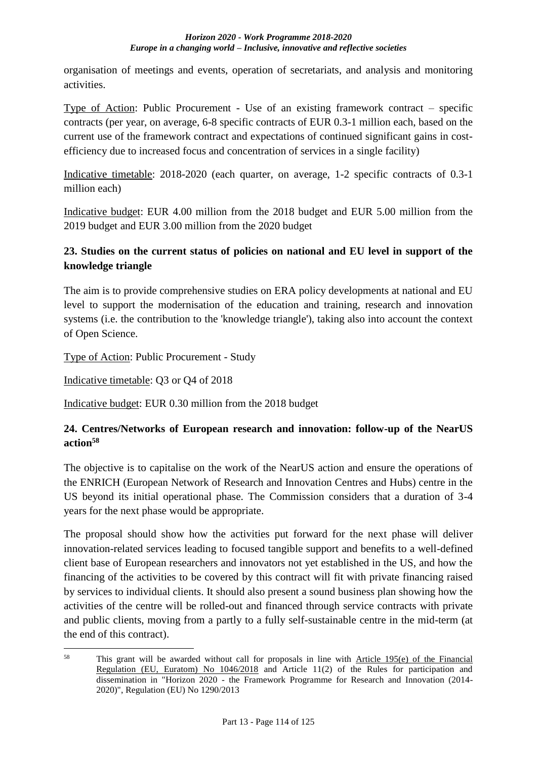organisation of meetings and events, operation of secretariats, and analysis and monitoring activities.

Type of Action: Public Procurement - Use of an existing framework contract – specific contracts (per year, on average, 6-8 specific contracts of EUR 0.3-1 million each, based on the current use of the framework contract and expectations of continued significant gains in cost-efficiency due to increased focus and concentration of services in a single facility)

Indicative timetable: 2018-2020 (each quarter, on average, 1-2 specific contracts of 0.3-1 million each)

Indicative budget: EUR 4.00 million from the 2018 budget and EUR 5.00 million from the 2019 budget and EUR 3.00 million from the 2020 budget

### 23. Studies on the current status of policies on national and EU level in support of the knowledge triangle

The aim is to provide comprehensive studies on ERA policy developments at national and EU level to support the modernisation of the education and training, research and innovation systems (i.e. the contribution to the 'knowledge triangle'), taking also into account the context of Open Science.

Type of Action: Public Procurement - Study

Indicative timetable: Q3 or Q4 of 2018

Indicative budget: EUR 0.30 million from the 2018 budget

### 24. Centres/Networks of European research and innovation: follow-up of the NearUS action[58]

The objective is to capitalise on the work of the NearUS action and ensure the operations of the ENRICH (European Network of Research and Innovation Centres and Hubs) centre in the US beyond its initial operational phase. The Commission considers that a duration of 3-4 years for the next phase would be appropriate.

The proposal should show how the activities put forward for the next phase will deliver innovation-related services leading to focused tangible support and benefits to a well-defined client base of European researchers and innovators not yet established in the US, and how the financing of the activities to be covered by this contract will fit with private financing raised by services to individual clients. It should also present a sound business plan showing how the activities of the centre will be rolled-out and financed through service contracts with private and public clients, moving from a partly to a fully self-sustainable centre in the mid-term (at the end of this contract).

[58] This grant will be awarded without call for proposals in line with Article 195(e) of the Financial Regulation (EU, Euratom) No 1046/2018 and Article 11(2) of the Rules for participation and dissemination in "Horizon 2020 - the Framework Programme for Research and Innovation (2014-2020)", Regulation (EU) No 1290/2013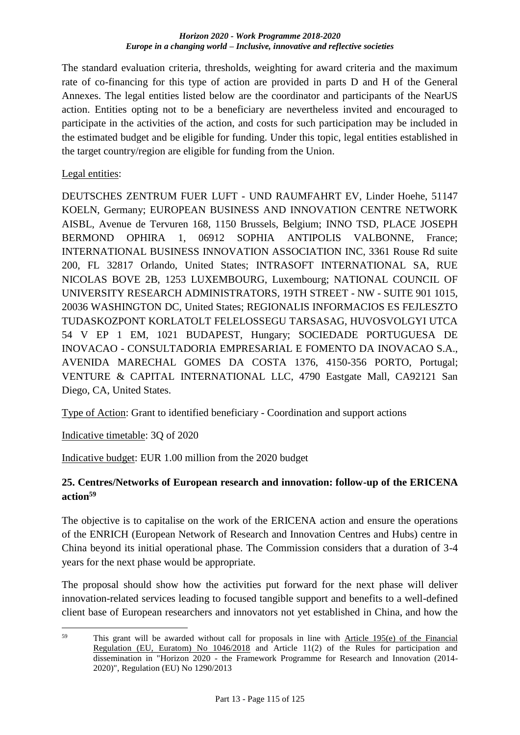The standard evaluation criteria, thresholds, weighting for award criteria and the maximum rate of co-financing for this type of action are provided in parts D and H of the General Annexes. The legal entities listed below are the coordinator and participants of the NearUS action. Entities opting not to be a beneficiary are nevertheless invited and encouraged to participate in the activities of the action, and costs for such participation may be included in the estimated budget and be eligible for funding. Under this topic, legal entities established in the target country/region are eligible for funding from the Union.

Legal entities:

DEUTSCHES ZENTRUM FUER LUFT - UND RAUMFAHRT EV, Linder Hoehe, 51147 KOELN, Germany; EUROPEAN BUSINESS AND INNOVATION CENTRE NETWORK AISBL, Avenue de Tervuren 168, 1150 Brussels, Belgium; INNO TSD, PLACE JOSEPH BERMOND OPHIRA 1, 06912 SOPHIA ANTIPOLIS VALBONNE, France; INTERNATIONAL BUSINESS INNOVATION ASSOCIATION INC, 3361 Rouse Rd suite 200, FL 32817 Orlando, United States; INTRASOFT INTERNATIONAL SA, RUE NICOLAS BOVE 2B, 1253 LUXEMBOURG, Luxembourg; NATIONAL COUNCIL OF UNIVERSITY RESEARCH ADMINISTRATORS, 19TH STREET - NW - SUITE 901 1015, 20036 WASHINGTON DC, United States; REGIONALIS INFORMACIOS ES FEJLESZTO TUDASKOZPONT KORLATOLT FELELOSSEGU TARSASAG, HUVOSVOLGYI UTCA 54 V EP 1 EM, 1021 BUDAPEST, Hungary; SOCIEDADE PORTUGUESA DE INOVACAO - CONSULTADORIA EMPRESARIAL E FOMENTO DA INOVACAO S.A., AVENIDA MARECHAL GOMES DA COSTA 1376, 4150-356 PORTO, Portugal; VENTURE & CAPITAL INTERNATIONAL LLC, 4790 Eastgate Mall, CA92121 San Diego, CA, United States.

Type of Action: Grant to identified beneficiary - Coordination and support actions

Indicative timetable: 3Q of 2020

Indicative budget: EUR 1.00 million from the 2020 budget

## 25. Centres/Networks of European research and innovation: follow-up of the ERICENA action[59]

The objective is to capitalise on the work of the ERICENA action and ensure the operations of the ENRICH (European Network of Research and Innovation Centres and Hubs) centre in China beyond its initial operational phase. The Commission considers that a duration of 3-4 years for the next phase would be appropriate.

The proposal should show how the activities put forward for the next phase will deliver innovation-related services leading to focused tangible support and benefits to a well-defined client base of European researchers and innovators not yet established in China, and how the

---

[59] This grant will be awarded without call for proposals in line with Article 195(e) of the Financial Regulation (EU, Euratom) No 1046/2018 and Article 11(2) of the Rules for participation and dissemination in "Horizon 2020 - the Framework Programme for Research and Innovation (2014-2020)", Regulation (EU) No 1290/2013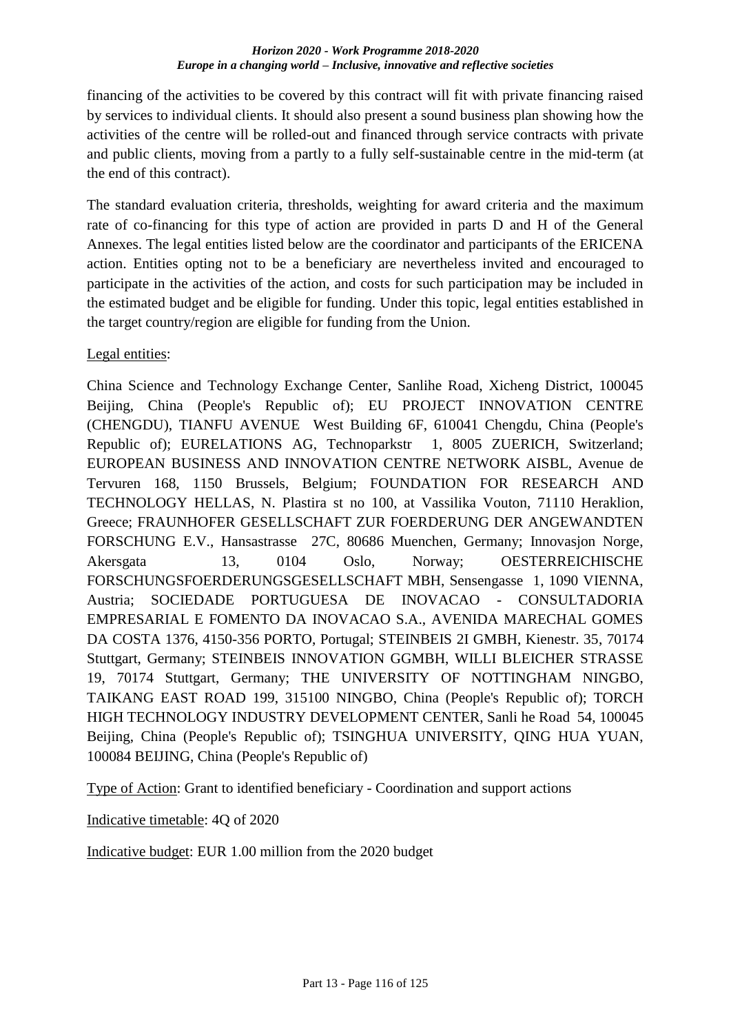financing of the activities to be covered by this contract will fit with private financing raised by services to individual clients. It should also present a sound business plan showing how the activities of the centre will be rolled-out and financed through service contracts with private and public clients, moving from a partly to a fully self-sustainable centre in the mid-term (at the end of this contract).

The standard evaluation criteria, thresholds, weighting for award criteria and the maximum rate of co-financing for this type of action are provided in parts D and H of the General Annexes. The legal entities listed below are the coordinator and participants of the ERICENA action. Entities opting not to be a beneficiary are nevertheless invited and encouraged to participate in the activities of the action, and costs for such participation may be included in the estimated budget and be eligible for funding. Under this topic, legal entities established in the target country/region are eligible for funding from the Union.

Legal entities:

China Science and Technology Exchange Center, Sanlihe Road, Xicheng District, 100045 Beijing, China (People's Republic of); EU PROJECT INNOVATION CENTRE (CHENGDU), TIANFU AVENUE West Building 6F, 610041 Chengdu, China (People's Republic of); EURELATIONS AG, Technoparkstr 1, 8005 ZUERICH, Switzerland; EUROPEAN BUSINESS AND INNOVATION CENTRE NETWORK AISBL, Avenue de Tervuren 168, 1150 Brussels, Belgium; FOUNDATION FOR RESEARCH AND TECHNOLOGY HELLAS, N. Plastira st no 100, at Vassilika Vouton, 71110 Heraklion, Greece; FRAUNHOFER GESELLSCHAFT ZUR FOERDERUNG DER ANGEWANDTEN FORSCHUNG E.V., Hansastrasse 27C, 80686 Muenchen, Germany; Innovasjon Norge, Akersgata 13, 0104 Oslo, Norway; OESTERREICHISCHE FORSCHUNGSFOERDERUNGSGESELLSCHAFT MBH, Sensengasse 1, 1090 VIENNA, Austria; SOCIEDADE PORTUGUESA DE INOVACAO - CONSULTADORIA EMPRESARIAL E FOMENTO DA INOVACAO S.A., AVENIDA MARECHAL GOMES DA COSTA 1376, 4150-356 PORTO, Portugal; STEINBEIS 2I GMBH, Kienestr. 35, 70174 Stuttgart, Germany; STEINBEIS INNOVATION GGMBH, WILLI BLEICHER STRASSE 19, 70174 Stuttgart, Germany; THE UNIVERSITY OF NOTTINGHAM NINGBO, TAIKANG EAST ROAD 199, 315100 NINGBO, China (People's Republic of); TORCH HIGH TECHNOLOGY INDUSTRY DEVELOPMENT CENTER, Sanli he Road 54, 100045 Beijing, China (People's Republic of); TSINGHUA UNIVERSITY, QING HUA YUAN, 100084 BEIJING, China (People's Republic of)

Type of Action: Grant to identified beneficiary - Coordination and support actions

Indicative timetable: 4Q of 2020

Indicative budget: EUR 1.00 million from the 2020 budget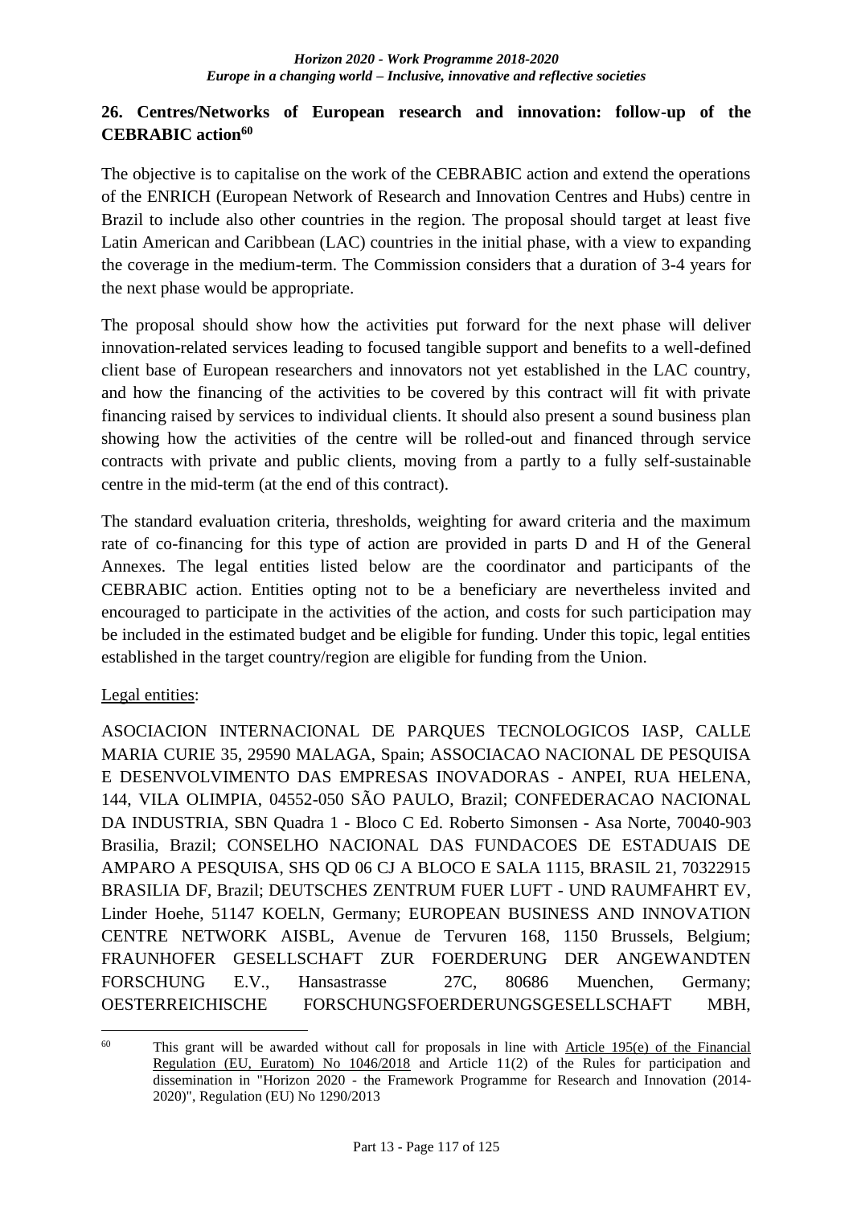## 26. Centres/Networks of European research and innovation: follow-up of the CEBRABIC action[60]

The objective is to capitalise on the work of the CEBRABIC action and extend the operations of the ENRICH (European Network of Research and Innovation Centres and Hubs) centre in Brazil to include also other countries in the region. The proposal should target at least five Latin American and Caribbean (LAC) countries in the initial phase, with a view to expanding the coverage in the medium-term. The Commission considers that a duration of 3-4 years for the next phase would be appropriate.

The proposal should show how the activities put forward for the next phase will deliver innovation-related services leading to focused tangible support and benefits to a well-defined client base of European researchers and innovators not yet established in the LAC country, and how the financing of the activities to be covered by this contract will fit with private financing raised by services to individual clients. It should also present a sound business plan showing how the activities of the centre will be rolled-out and financed through service contracts with private and public clients, moving from a partly to a fully self-sustainable centre in the mid-term (at the end of this contract).

The standard evaluation criteria, thresholds, weighting for award criteria and the maximum rate of co-financing for this type of action are provided in parts D and H of the General Annexes. The legal entities listed below are the coordinator and participants of the CEBRABIC action. Entities opting not to be a beneficiary are nevertheless invited and encouraged to participate in the activities of the action, and costs for such participation may be included in the estimated budget and be eligible for funding. Under this topic, legal entities established in the target country/region are eligible for funding from the Union.

Legal entities:

ASOCIACION INTERNACIONAL DE PARQUES TECNOLOGICOS IASP, CALLE MARIA CURIE 35, 29590 MALAGA, Spain; ASSOCIACAO NACIONAL DE PESQUISA E DESENVOLVIMENTO DAS EMPRESAS INOVADORAS - ANPEI, RUA HELENA, 144, VILA OLIMPIA, 04552-050 SÃO PAULO, Brazil; CONFEDERACAO NACIONAL DA INDUSTRIA, SBN Quadra 1 - Bloco C Ed. Roberto Simonsen - Asa Norte, 70040-903 Brasilia, Brazil; CONSELHO NACIONAL DAS FUNDACOES DE ESTADUAIS DE AMPARO A PESQUISA, SHS QD 06 CJ A BLOCO E SALA 1115, BRASIL 21, 70322915 BRASILIA DF, Brazil; DEUTSCHES ZENTRUM FUER LUFT - UND RAUMFAHRT EV, Linder Hoehe, 51147 KOELN, Germany; EUROPEAN BUSINESS AND INNOVATION CENTRE NETWORK AISBL, Avenue de Tervuren 168, 1150 Brussels, Belgium; FRAUNHOFER GESELLSCHAFT ZUR FOERDERUNG DER ANGEWANDTEN FORSCHUNG E.V., Hansastrasse 27C, 80686 Muenchen, Germany; OESTERREICHISCHE FORSCHUNGSFOERDERUNGSGESELLSCHAFT MBH,

[60] This grant will be awarded without call for proposals in line with Article 195(e) of the Financial Regulation (EU, Euratom) No 1046/2018 and Article 11(2) of the Rules for participation and dissemination in "Horizon 2020 - the Framework Programme for Research and Innovation (2014-2020)", Regulation (EU) No 1290/2013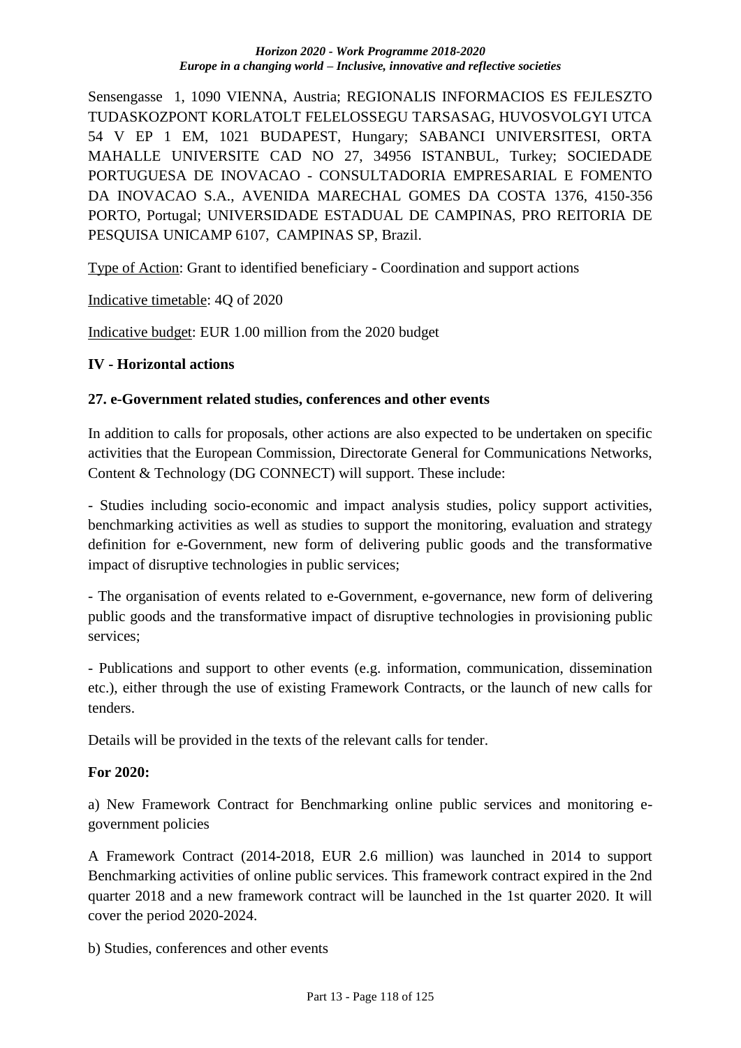Sensengasse 1, 1090 VIENNA, Austria; REGIONALIS INFORMACIOS ES FEJLESZTO TUDASKOZPONT KORLATOLT FELELOSSEGU TARSASAG, HUVOSVOLGYI UTCA 54 V EP 1 EM, 1021 BUDAPEST, Hungary; SABANCI UNIVERSITESI, ORTA MAHALLE UNIVERSITE CAD NO 27, 34956 ISTANBUL, Turkey; SOCIEDADE PORTUGUESA DE INOVACAO - CONSULTADORIA EMPRESARIAL E FOMENTO DA INOVACAO S.A., AVENIDA MARECHAL GOMES DA COSTA 1376, 4150-356 PORTO, Portugal; UNIVERSIDADE ESTADUAL DE CAMPINAS, PRO REITORIA DE PESQUISA UNICAMP 6107, CAMPINAS SP, Brazil.

Type of Action: Grant to identified beneficiary - Coordination and support actions

Indicative timetable: 4Q of 2020

Indicative budget: EUR 1.00 million from the 2020 budget

## IV - Horizontal actions

### 27. e-Government related studies, conferences and other events

In addition to calls for proposals, other actions are also expected to be undertaken on specific activities that the European Commission, Directorate General for Communications Networks, Content & Technology (DG CONNECT) will support. These include:

- Studies including socio-economic and impact analysis studies, policy support activities, benchmarking activities as well as studies to support the monitoring, evaluation and strategy definition for e-Government, new form of delivering public goods and the transformative impact of disruptive technologies in public services;

- The organisation of events related to e-Government, e-governance, new form of delivering public goods and the transformative impact of disruptive technologies in provisioning public services;

- Publications and support to other events (e.g. information, communication, dissemination etc.), either through the use of existing Framework Contracts, or the launch of new calls for tenders.

Details will be provided in the texts of the relevant calls for tender.

**For 2020:**

a) New Framework Contract for Benchmarking online public services and monitoring e-government policies

A Framework Contract (2014-2018, EUR 2.6 million) was launched in 2014 to support Benchmarking activities of online public services. This framework contract expired in the 2nd quarter 2018 and a new framework contract will be launched in the 1st quarter 2020. It will cover the period 2020-2024.

b) Studies, conferences and other events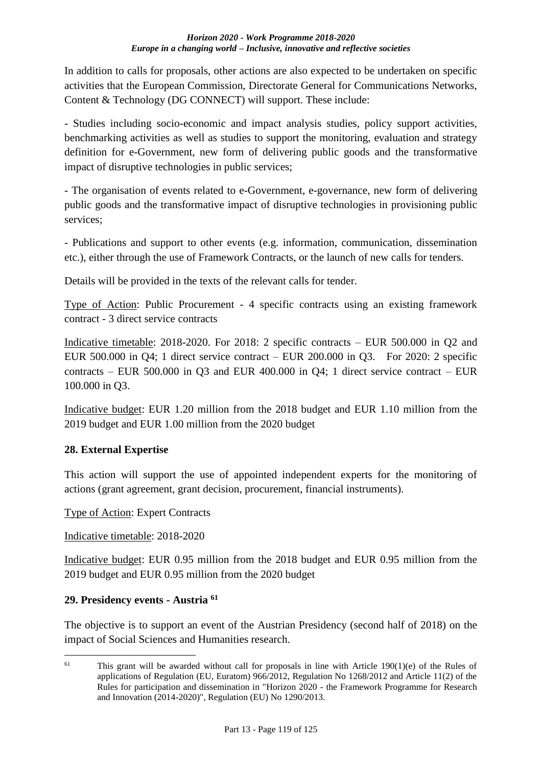In addition to calls for proposals, other actions are also expected to be undertaken on specific activities that the European Commission, Directorate General for Communications Networks, Content & Technology (DG CONNECT) will support. These include:

- Studies including socio-economic and impact analysis studies, policy support activities, benchmarking activities as well as studies to support the monitoring, evaluation and strategy definition for e-Government, new form of delivering public goods and the transformative impact of disruptive technologies in public services;

- The organisation of events related to e-Government, e-governance, new form of delivering public goods and the transformative impact of disruptive technologies in provisioning public services;

- Publications and support to other events (e.g. information, communication, dissemination etc.), either through the use of Framework Contracts, or the launch of new calls for tenders.

Details will be provided in the texts of the relevant calls for tender.

Type of Action: Public Procurement - 4 specific contracts using an existing framework contract - 3 direct service contracts

Indicative timetable: 2018-2020. For 2018: 2 specific contracts – EUR 500.000 in Q2 and EUR 500.000 in Q4; 1 direct service contract – EUR 200.000 in Q3. For 2020: 2 specific contracts – EUR 500.000 in Q3 and EUR 400.000 in Q4; 1 direct service contract – EUR 100.000 in Q3.

Indicative budget: EUR 1.20 million from the 2018 budget and EUR 1.10 million from the 2019 budget and EUR 1.00 million from the 2020 budget

### 28. External Expertise

This action will support the use of appointed independent experts for the monitoring of actions (grant agreement, grant decision, procurement, financial instruments).

Type of Action: Expert Contracts

Indicative timetable: 2018-2020

Indicative budget: EUR 0.95 million from the 2018 budget and EUR 0.95 million from the 2019 budget and EUR 0.95 million from the 2020 budget

### 29. Presidency events - Austria [61]

The objective is to support an event of the Austrian Presidency (second half of 2018) on the impact of Social Sciences and Humanities research.

[61] This grant will be awarded without call for proposals in line with Article 190(1)(e) of the Rules of applications of Regulation (EU, Euratom) 966/2012, Regulation No 1268/2012 and Article 11(2) of the Rules for participation and dissemination in "Horizon 2020 - the Framework Programme for Research and Innovation (2014-2020)", Regulation (EU) No 1290/2013.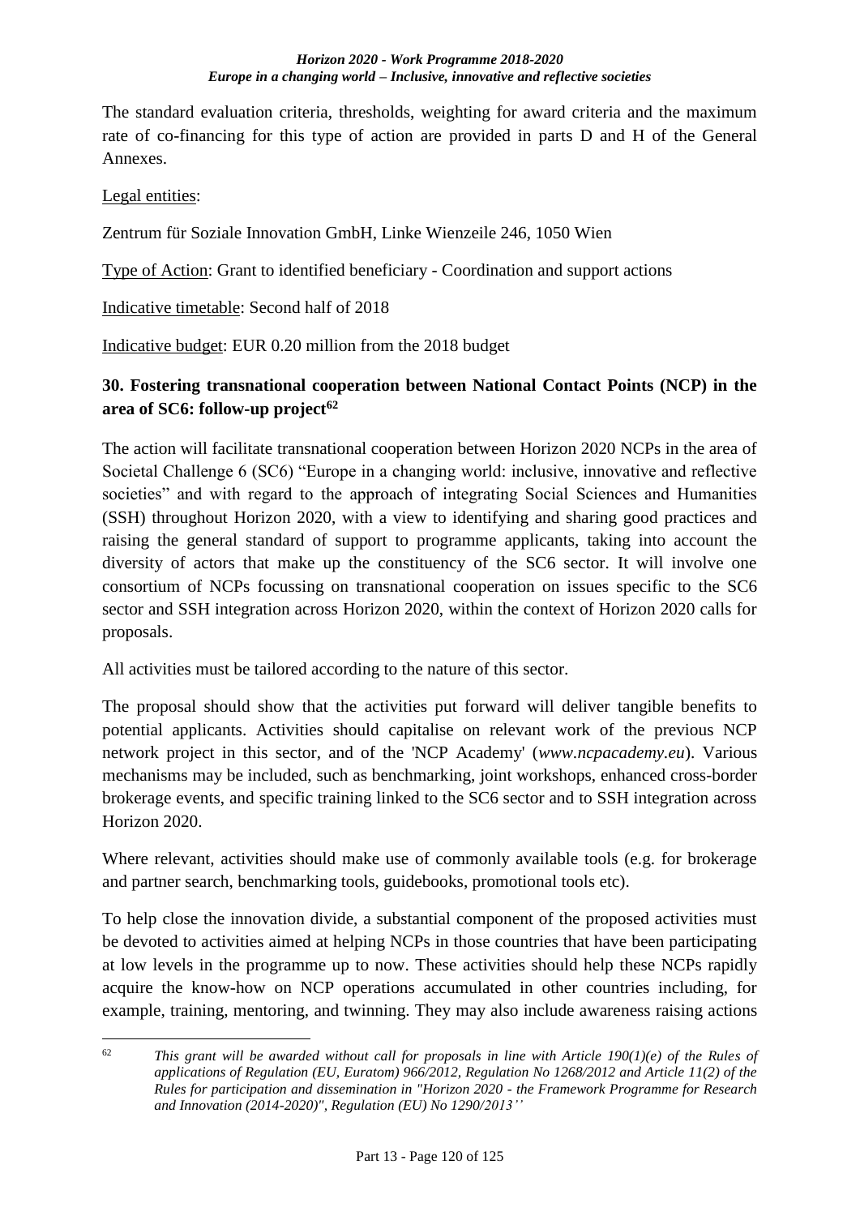The standard evaluation criteria, thresholds, weighting for award criteria and the maximum rate of co-financing for this type of action are provided in parts D and H of the General Annexes.

Legal entities:

Zentrum für Soziale Innovation GmbH, Linke Wienzeile 246, 1050 Wien

Type of Action: Grant to identified beneficiary - Coordination and support actions

Indicative timetable: Second half of 2018

Indicative budget: EUR 0.20 million from the 2018 budget

### 30. Fostering transnational cooperation between National Contact Points (NCP) in the area of SC6: follow-up project[62]

The action will facilitate transnational cooperation between Horizon 2020 NCPs in the area of Societal Challenge 6 (SC6) "Europe in a changing world: inclusive, innovative and reflective societies" and with regard to the approach of integrating Social Sciences and Humanities (SSH) throughout Horizon 2020, with a view to identifying and sharing good practices and raising the general standard of support to programme applicants, taking into account the diversity of actors that make up the constituency of the SC6 sector. It will involve one consortium of NCPs focussing on transnational cooperation on issues specific to the SC6 sector and SSH integration across Horizon 2020, within the context of Horizon 2020 calls for proposals.

All activities must be tailored according to the nature of this sector.

The proposal should show that the activities put forward will deliver tangible benefits to potential applicants. Activities should capitalise on relevant work of the previous NCP network project in this sector, and of the 'NCP Academy' (*www.ncpacademy.eu*). Various mechanisms may be included, such as benchmarking, joint workshops, enhanced cross-border brokerage events, and specific training linked to the SC6 sector and to SSH integration across Horizon 2020.

Where relevant, activities should make use of commonly available tools (e.g. for brokerage and partner search, benchmarking tools, guidebooks, promotional tools etc).

To help close the innovation divide, a substantial component of the proposed activities must be devoted to activities aimed at helping NCPs in those countries that have been participating at low levels in the programme up to now. These activities should help these NCPs rapidly acquire the know-how on NCP operations accumulated in other countries including, for example, training, mentoring, and twinning. They may also include awareness raising actions

[62] *This grant will be awarded without call for proposals in line with Article 190(1)(e) of the Rules of applications of Regulation (EU, Euratom) 966/2012, Regulation No 1268/2012 and Article 11(2) of the Rules for participation and dissemination in "Horizon 2020 - the Framework Programme for Research and Innovation (2014-2020)", Regulation (EU) No 1290/2013''*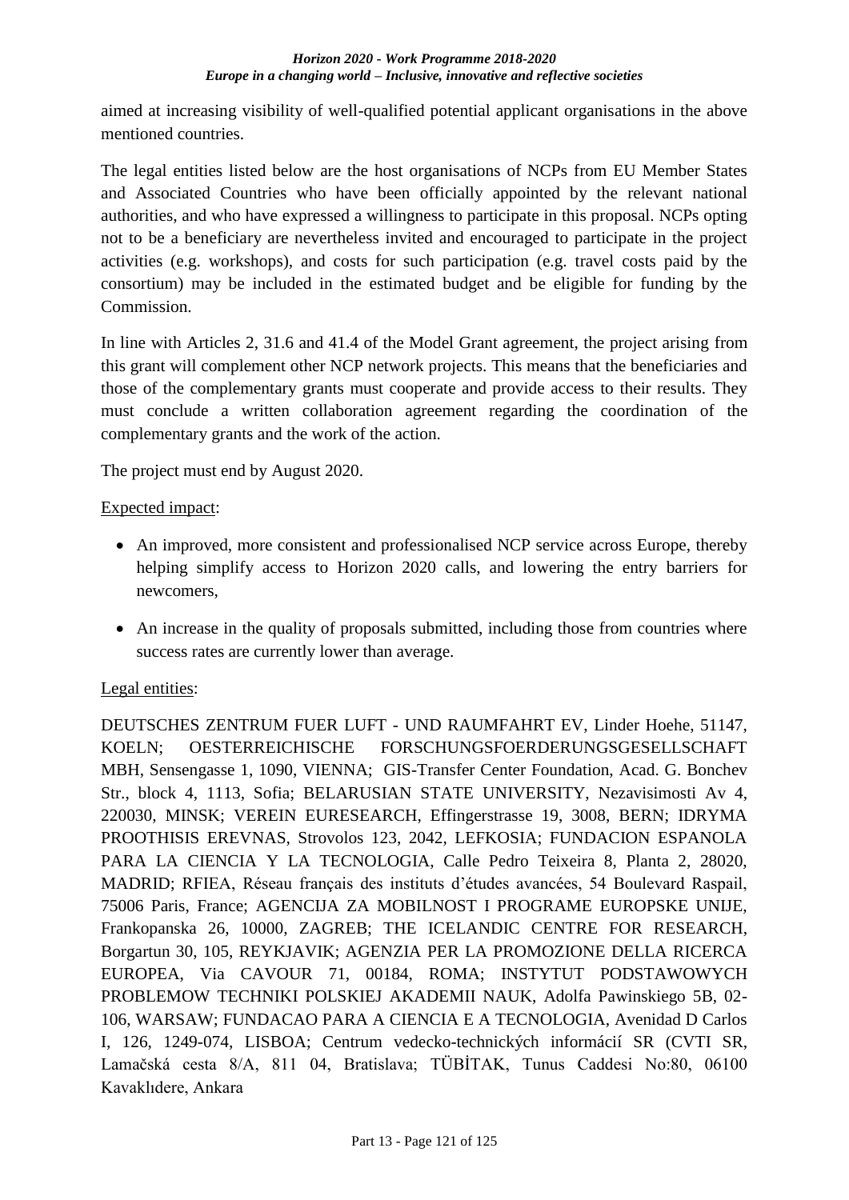aimed at increasing visibility of well-qualified potential applicant organisations in the above mentioned countries.

The legal entities listed below are the host organisations of NCPs from EU Member States and Associated Countries who have been officially appointed by the relevant national authorities, and who have expressed a willingness to participate in this proposal. NCPs opting not to be a beneficiary are nevertheless invited and encouraged to participate in the project activities (e.g. workshops), and costs for such participation (e.g. travel costs paid by the consortium) may be included in the estimated budget and be eligible for funding by the Commission.

In line with Articles 2, 31.6 and 41.4 of the Model Grant agreement, the project arising from this grant will complement other NCP network projects. This means that the beneficiaries and those of the complementary grants must cooperate and provide access to their results. They must conclude a written collaboration agreement regarding the coordination of the complementary grants and the work of the action.

The project must end by August 2020.

Expected impact:

- An improved, more consistent and professionalised NCP service across Europe, thereby helping simplify access to Horizon 2020 calls, and lowering the entry barriers for newcomers,
- An increase in the quality of proposals submitted, including those from countries where success rates are currently lower than average.

Legal entities:

DEUTSCHES ZENTRUM FUER LUFT - UND RAUMFAHRT EV, Linder Hoehe, 51147, KOELN; OESTERREICHISCHE FORSCHUNGSFOERDERUNGSGESELLSCHAFT MBH, Sensengasse 1, 1090, VIENNA; GIS-Transfer Center Foundation, Acad. G. Bonchev Str., block 4, 1113, Sofia; BELARUSIAN STATE UNIVERSITY, Nezavisimosti Av 4, 220030, MINSK; VEREIN EURESEARCH, Effingerstrasse 19, 3008, BERN; IDRYMA PROOTHISIS EREVNAS, Strovolos 123, 2042, LEFKOSIA; FUNDACION ESPANOLA PARA LA CIENCIA Y LA TECNOLOGIA, Calle Pedro Teixeira 8, Planta 2, 28020, MADRID; RFIEA, Réseau français des instituts d'études avancées, 54 Boulevard Raspail, 75006 Paris, France; AGENCIJA ZA MOBILNOST I PROGRAME EUROPSKE UNIJE, Frankopanska 26, 10000, ZAGREB; THE ICELANDIC CENTRE FOR RESEARCH, Borgartun 30, 105, REYKJAVIK; AGENZIA PER LA PROMOZIONE DELLA RICERCA EUROPEA, Via CAVOUR 71, 00184, ROMA; INSTYTUT PODSTAWOWYCH PROBLEMOW TECHNIKI POLSKIEJ AKADEMII NAUK, Adolfa Pawinskiego 5B, 02-106, WARSAW; FUNDACAO PARA A CIENCIA E A TECNOLOGIA, Avenidad D Carlos I, 126, 1249-074, LISBOA; Centrum vedecko-technických informácií SR (CVTI SR, Lamačská cesta 8/A, 811 04, Bratislava; TÜBİTAK, Tunus Caddesi No:80, 06100 Kavaklıdere, Ankara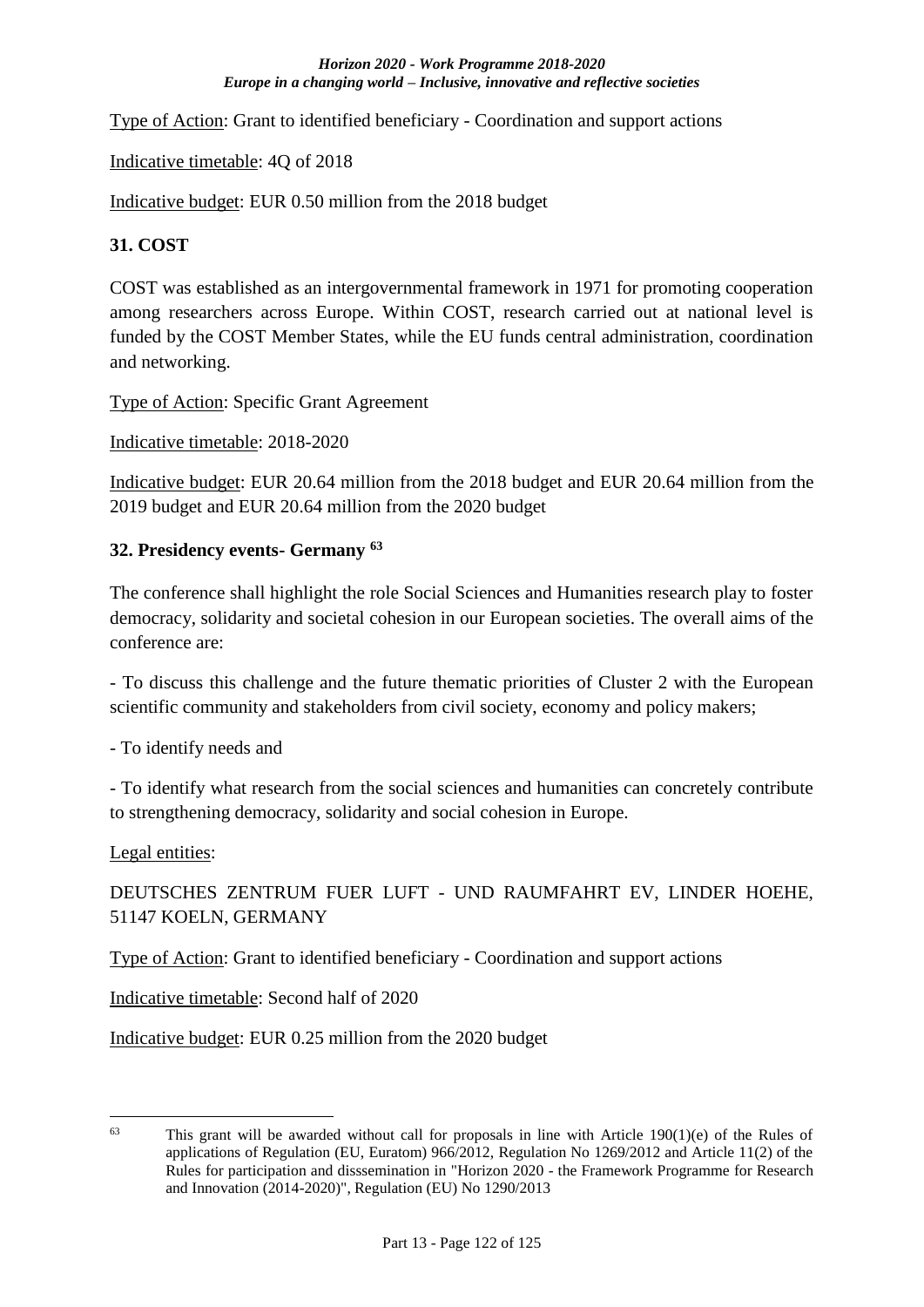Type of Action: Grant to identified beneficiary - Coordination and support actions

Indicative timetable: 4Q of 2018

Indicative budget: EUR 0.50 million from the 2018 budget

### 31. COST

COST was established as an intergovernmental framework in 1971 for promoting cooperation among researchers across Europe. Within COST, research carried out at national level is funded by the COST Member States, while the EU funds central administration, coordination and networking.

Type of Action: Specific Grant Agreement

Indicative timetable: 2018-2020

Indicative budget: EUR 20.64 million from the 2018 budget and EUR 20.64 million from the 2019 budget and EUR 20.64 million from the 2020 budget

### 32. Presidency events- Germany [63]

The conference shall highlight the role Social Sciences and Humanities research play to foster democracy, solidarity and societal cohesion in our European societies. The overall aims of the conference are:

- To discuss this challenge and the future thematic priorities of Cluster 2 with the European scientific community and stakeholders from civil society, economy and policy makers;

- To identify needs and

- To identify what research from the social sciences and humanities can concretely contribute to strengthening democracy, solidarity and social cohesion in Europe.

Legal entities:

DEUTSCHES ZENTRUM FUER LUFT - UND RAUMFAHRT EV, LINDER HOEHE, 51147 KOELN, GERMANY

Type of Action: Grant to identified beneficiary - Coordination and support actions

Indicative timetable: Second half of 2020

Indicative budget: EUR 0.25 million from the 2020 budget

---

[63] This grant will be awarded without call for proposals in line with Article 190(1)(e) of the Rules of applications of Regulation (EU, Euratom) 966/2012, Regulation No 1269/2012 and Article 11(2) of the Rules for participation and disssemination in "Horizon 2020 - the Framework Programme for Research and Innovation (2014-2020)", Regulation (EU) No 1290/2013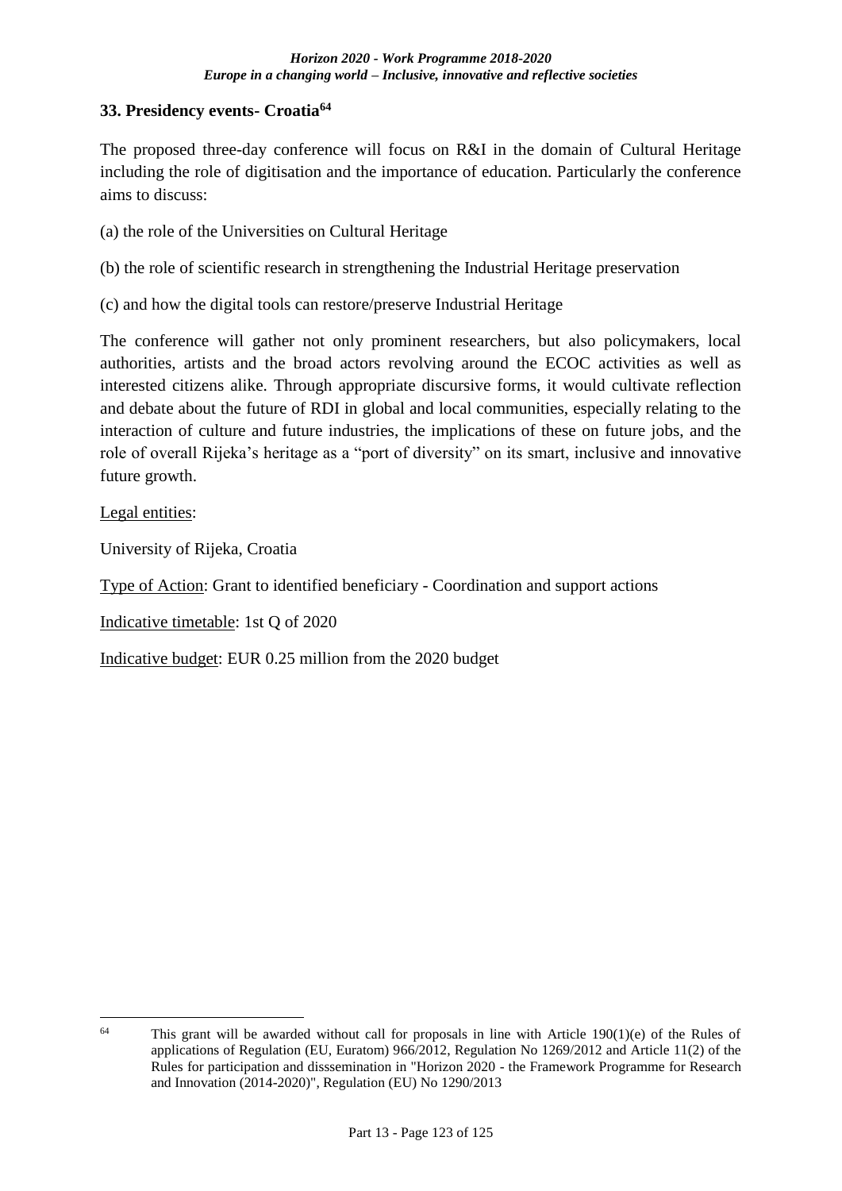## 33. Presidency events- Croatia[64]

The proposed three-day conference will focus on R&I in the domain of Cultural Heritage including the role of digitisation and the importance of education. Particularly the conference aims to discuss:

(a) the role of the Universities on Cultural Heritage

(b) the role of scientific research in strengthening the Industrial Heritage preservation

(c) and how the digital tools can restore/preserve Industrial Heritage

The conference will gather not only prominent researchers, but also policymakers, local authorities, artists and the broad actors revolving around the ECOC activities as well as interested citizens alike. Through appropriate discursive forms, it would cultivate reflection and debate about the future of RDI in global and local communities, especially relating to the interaction of culture and future industries, the implications of these on future jobs, and the role of overall Rijeka's heritage as a "port of diversity" on its smart, inclusive and innovative future growth.

Legal entities:

University of Rijeka, Croatia

Type of Action: Grant to identified beneficiary - Coordination and support actions

Indicative timetable: 1st Q of 2020

Indicative budget: EUR 0.25 million from the 2020 budget

---

[64] This grant will be awarded without call for proposals in line with Article 190(1)(e) of the Rules of applications of Regulation (EU, Euratom) 966/2012, Regulation No 1269/2012 and Article 11(2) of the Rules for participation and disssemination in "Horizon 2020 - the Framework Programme for Research and Innovation (2014-2020)", Regulation (EU) No 1290/2013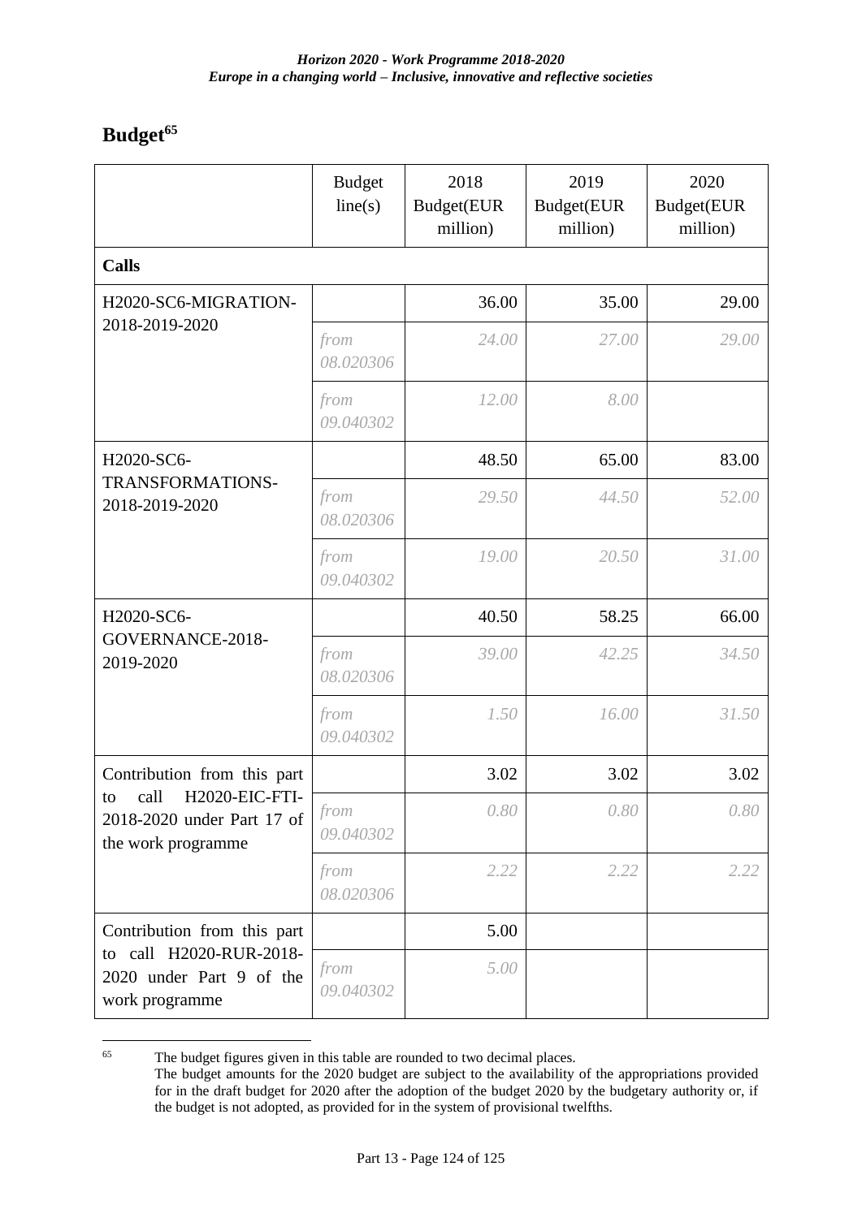# Budget[65]

| | Budget line(s) | 2018 Budget(EUR million) | 2019 Budget(EUR million) | 2020 Budget(EUR million) |
|---|---|---|---|---|
| **Calls** | | | | |
| H2020-SC6-MIGRATION-2018-2019-2020 | | 36.00 | 35.00 | 29.00 |
| | *from 08.020306* | *24.00* | *27.00* | *29.00* |
| | *from 09.040302* | *12.00* | *8.00* | |
| H2020-SC6-TRANSFORMATIONS-2018-2019-2020 | | 48.50 | 65.00 | 83.00 |
| | *from 08.020306* | *29.50* | *44.50* | *52.00* |
| | *from 09.040302* | *19.00* | *20.50* | *31.00* |
| H2020-SC6-GOVERNANCE-2018-2019-2020 | | 40.50 | 58.25 | 66.00 |
| | *from 08.020306* | *39.00* | *42.25* | *34.50* |
| | *from 09.040302* | *1.50* | *16.00* | *31.50* |
| Contribution from this part to call H2020-EIC-FTI-2018-2020 under Part 17 of the work programme | | 3.02 | 3.02 | 3.02 |
| | *from 09.040302* | *0.80* | *0.80* | *0.80* |
| | *from 08.020306* | *2.22* | *2.22* | *2.22* |
| Contribution from this part to call H2020-RUR-2018-2020 under Part 9 of the work programme | | 5.00 | | |
| | *from 09.040302* | *5.00* | | |

[65] The budget figures given in this table are rounded to two decimal places.
The budget amounts for the 2020 budget are subject to the availability of the appropriations provided for in the draft budget for 2020 after the adoption of the budget 2020 by the budgetary authority or, if the budget is not adopted, as provided for in the system of provisional twelfths.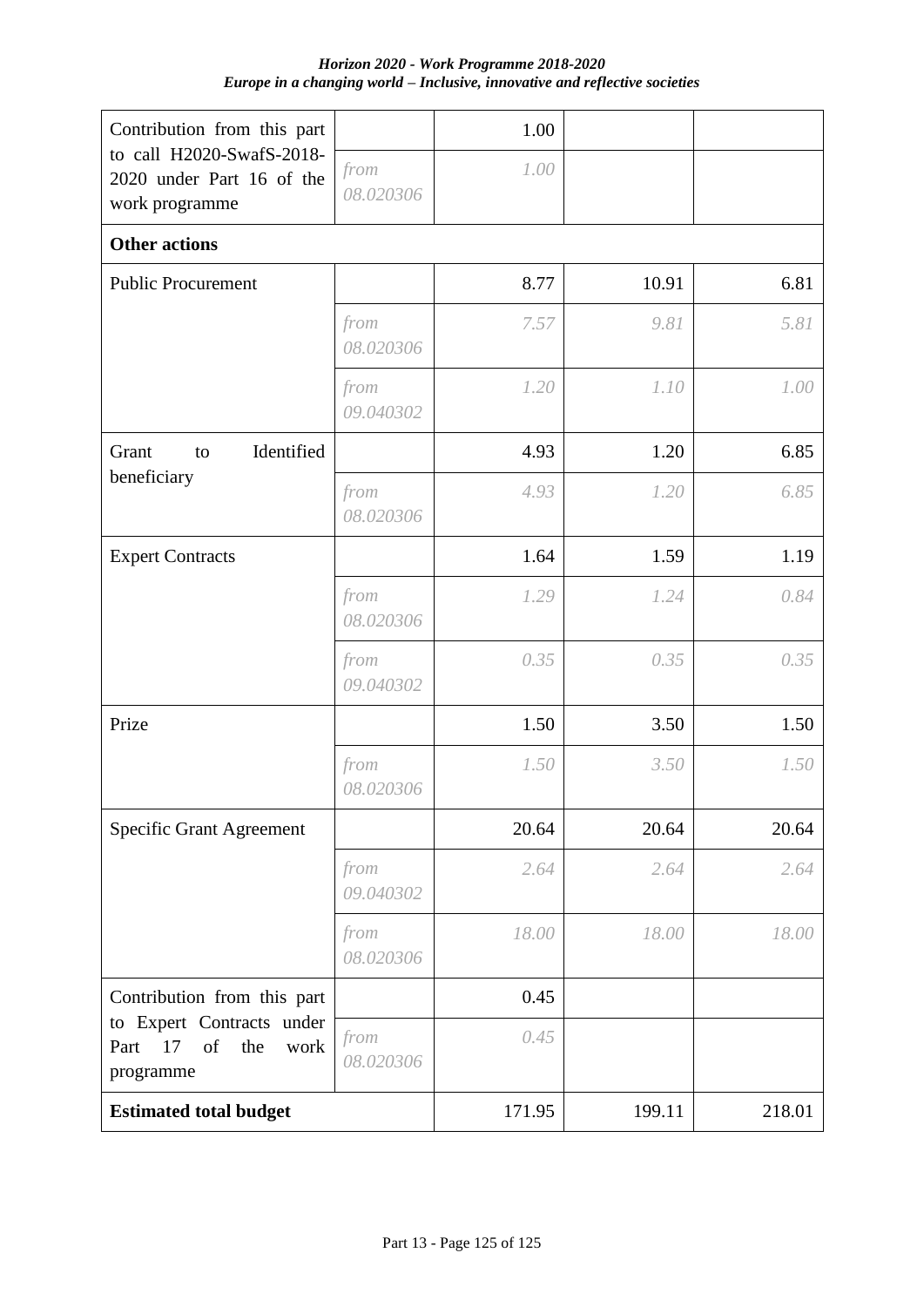| | | | | |
|---|---|---|---|---|
| Contribution from this part to call H2020-SwafS-2018-2020 under Part 16 of the work programme | | 1.00 | | |
| | *from 08.020306* | *1.00* | | |
| **Other actions** | | | | |
| Public Procurement | | 8.77 | 10.91 | 6.81 |
| | *from 08.020306* | *7.57* | *9.81* | *5.81* |
| | *from 09.040302* | *1.20* | *1.10* | *1.00* |
| Grant to Identified beneficiary | | 4.93 | 1.20 | 6.85 |
| | *from 08.020306* | *4.93* | *1.20* | *6.85* |
| Expert Contracts | | 1.64 | 1.59 | 1.19 |
| | *from 08.020306* | *1.29* | *1.24* | *0.84* |
| | *from 09.040302* | *0.35* | *0.35* | *0.35* |
| Prize | | 1.50 | 3.50 | 1.50 |
| | *from 08.020306* | *1.50* | *3.50* | *1.50* |
| Specific Grant Agreement | | 20.64 | 20.64 | 20.64 |
| | *from 09.040302* | *2.64* | *2.64* | *2.64* |
| | *from 08.020306* | *18.00* | *18.00* | *18.00* |
| Contribution from this part to Expert Contracts under Part 17 of the work programme | | 0.45 | | |
| | *from 08.020306* | *0.45* | | |
| **Estimated total budget** | | 171.95 | 199.11 | 218.01 |